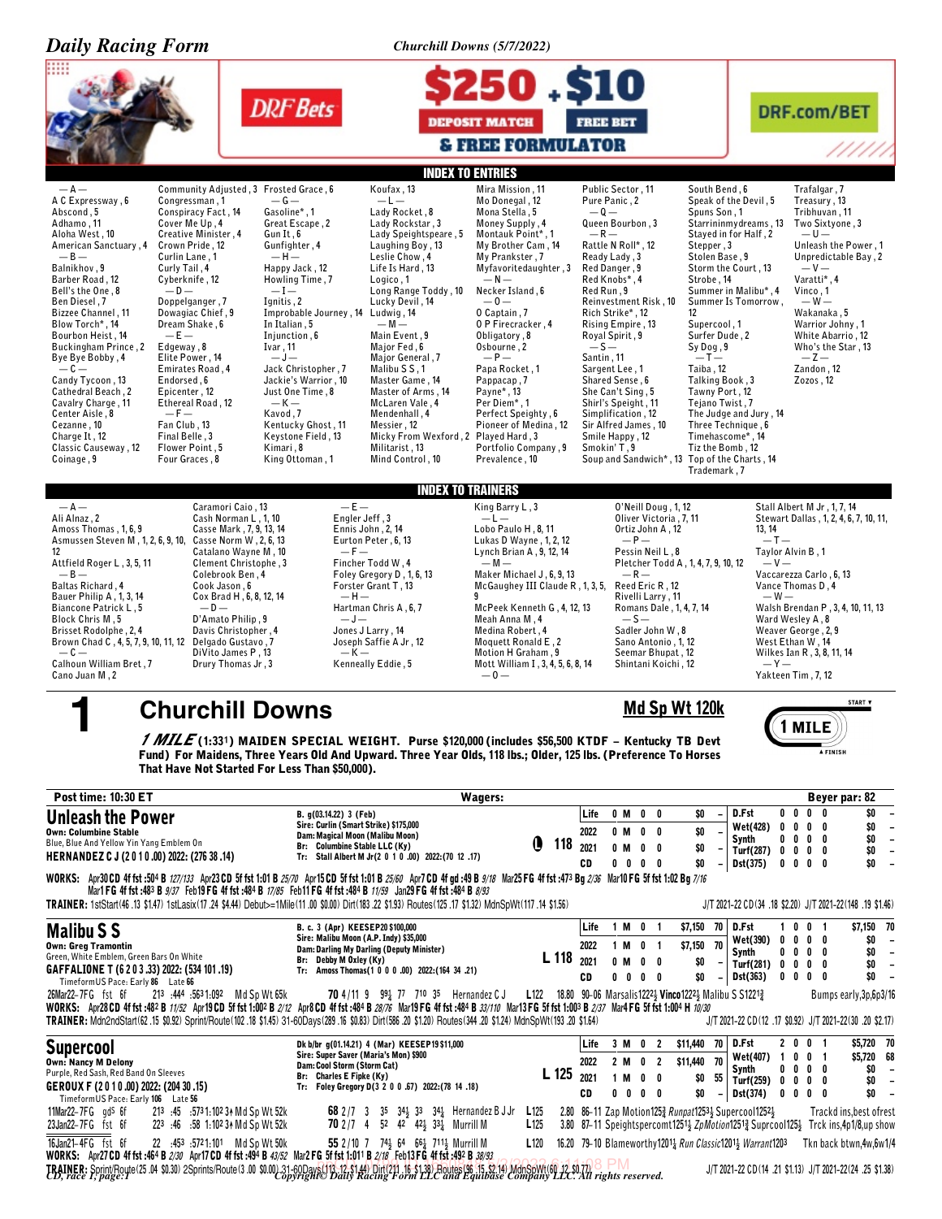# Daily Racing Form

**Churchill Downs (5/7/2022)**

DRF Bets — $250 DEPOSIT MATCH + $10 FREE BET & FREE FORMULATOR — DRF.com/BET

## INDEX TO ENTRIES

— A —
A C Expressway, 6
Abscond, 5
Adhamo, 11
Aloha West, 10
American Sanctuary, 4
— B —
Balnikhov, 9
Barber Road, 12
Bell's the One, 8
Ben Diesel, 7
Bizzee Channel, 11
Blow Torch*, 14
Bourbon Heist, 14
Buckingham Prince, 2
Bye Bye Bobby, 4
— C —
Candy Tycoon, 13
Cathedral Beach, 2
Cavalry Charge, 11
Center Aisle, 8
Cezanne, 10
Charge It, 12
Classic Causeway, 12
Coinage, 9
Community Adjusted, 3
Congressman, 1
Conspiracy Fact, 14
Cover Me Up, 4
Creative Minister, 4
Crown Pride, 12
Curlin Lane, 1
Curly Tail, 4
Cyberknife, 12
— D —
Doppelganger, 7
Dowagiac Chief, 9
Dream Shake, 6
— E —
Edgeway, 8
Elite Power, 14
Emirates Road, 4
Endorsed, 6
Epicenter, 12
Ethereal Road, 12
— F —
Fan Club, 13
Final Belle, 3
Flower Point, 5
Four Graces, 8
Frosted Grace, 6
— G —
Gasoline*, 1
Great Escape, 2
Gun It, 6
Gunfighter, 4
— H —
Happy Jack, 12
Howling Time, 7
— I —
Ignitis, 2
Improbable Journey, 14
In Italian, 5
Injunction, 6
Ivar, 11
— J —
Jack Christopher, 7
Jackie's Warrior, 10
Just One Time, 8
— K —
Kavod, 7
Kentucky Ghost, 11
Keystone Field, 13
Kimari, 8
King Ottoman, 1
Koufax, 13
— L —
Lady Rocket, 8
Lady Rockstar, 3
Lady Speightspeare, 5
Laughing Boy, 13
Leslie Chow, 4
Life Is Hard, 13
Logico, 1
Long Range Toddy, 10
Lucky Devil, 14
Ludwig, 14
— M —
Main Event, 9
Major Fed, 6
Major General, 7
Malibu S S, 1
Master Game, 14
Master of Arms, 14
McLaren Vale, 4
Mendenhall, 4
Messier, 12
Micky From Wexford, 2
Militarist, 13
Mind Control, 10
Mira Mission, 11
Mo Donegal, 12
Mona Stella, 5
Money Supply, 4
Montauk Point*, 1
My Brother Cam, 14
My Prankster, 7
Myfavoritedaughter, 3
— N —
Necker Island, 6
— O —
O Captain, 7
O P Firecracker, 4
Obligatory, 8
Osbourne, 2
— P —
Papa Rocket, 1
Pappacap, 7
Payne*, 13
Per Diem*, 1
Perfect Speighty, 6
Pioneer of Medina, 12
Played Hard, 3
Portfolio Company, 9
Prevalence, 10
Public Sector, 11
Pure Panic, 2
— Q —
Queen Bourbon, 3
— R —
Rattle N Roll*, 12
Ready Lady, 3
Red Danger, 9
Red Knobs*, 4
Red Run, 9
Reinvestment Risk, 10
Rich Strike*, 12
Rising Empire, 13
Royal Spirit, 9
— S —
Santin, 11
Sargent Lee, 1
Shared Sense, 6
She Can't Sing, 5
Shirl's Speight, 11
Simplification, 12
Sir Alfred James, 10
Smile Happy, 12
Smokin' T, 9
Soup and Sandwich*, 13
South Bend, 6
Speak of the Devil, 5
Spuns Son, 1
Starrininmydreams, 13
Stayed in for Half, 2
Stepper, 3
Stolen Base, 9
Storm the Court, 13
Strobe, 14
Summer in Malibu*, 4
Summer Is Tomorrow, 12
Supercool, 1
Surfer Dude, 2
Sy Dog, 9
— T —
Taiba, 12
Talking Book, 3
Tawny Port, 12
Tejano Twist, 7
The Judge and Jury, 14
Three Technique, 6
Timehascome*, 14
Tiz the Bomb, 12
Top of the Charts, 14
Trademark, 7
Trafalgar, 7
Treasury, 13
Tribhuvan, 11
Two Sixtyone, 3
— U —
Unleash the Power, 1
Unpredictable Bay, 2
— V —
Varatti*, 4
Vinco, 1
— W —
Wakanaka, 5
Warrior Johny, 1
White Abarrio, 12
Who's the Star, 13
— Z —
Zandon, 12
Zozos, 12

## INDEX TO TRAINERS

— A —
Ali Alnaz, 2
Amoss Thomas, 1, 6, 9
Asmussen Steven M, 1, 2, 6, 9, 10, 12
Attfield Roger L, 3, 5, 11
— B —
Baltas Richard, 4
Bauer Philip A, 1, 3, 14
Biancone Patrick L, 5
Block Chris M, 5
Brisset Rodolphe, 2, 4
Brown Chad C, 4, 5, 7, 9, 10, 11, 12
— C —
Calhoun William Bret, 7
Cano Juan M, 2
Caramori Caio, 13
Cash Norman L, 1, 10
Casse Mark, 7, 9, 13, 14
Casse Norm W, 2, 6, 13
Catalano Wayne M, 10
Clement Christophe, 3
Colebrook Ben, 4
Cook Jason, 6
Cox Brad H, 6, 8, 12, 14
— D —
D'Amato Philip, 9
Davis Christopher, 4
Delgado Gustavo, 7
DiVito James P, 13
Drury Thomas Jr, 3
— E —
Engler Jeff, 3
Ennis John, 2, 14
Eurton Peter, 6, 13
— F —
Fincher Todd W, 4
Foley Gregory D, 1, 6, 13
Forster Grant T, 13
— H —
Hartman Chris A, 6, 7
— J —
Jones J Larry, 14
Joseph Saffie A Jr, 12
— K —
Kenneally Eddie, 5
King Barry L, 3
— L —
Lobo Paulo H, 8, 11
Lukas D Wayne, 1, 2, 12
Lynch Brian A, 9, 12, 14
— M —
Maker Michael J, 6, 9, 13
McGaughey III Claude R, 1, 3, 5, 9
McPeek Kenneth G, 4, 12, 13
Meah Anna M, 4
Medina Robert, 4
Moquett Ronald E, 2
Motion H Graham, 9
Mott William I, 3, 4, 5, 6, 8, 14
— O —
O'Neill Doug, 1, 12
Oliver Victoria, 7, 11
Ortiz John A, 12
— P —
Pessin Neil L, 8
Pletcher Todd A, 1, 4, 7, 9, 10, 12
— R —
Reed Eric R, 12
Rivelli Larry, 11
Romans Dale, 1, 4, 7, 14
— S —
Sadler John W, 8
Sano Antonio, 1, 12
Seemar Bhupat, 12
Shintani Koichi, 12
Stall Albert M Jr, 1, 7, 14
Stewart Dallas, 1, 2, 4, 6, 7, 10, 11, 13, 14
— T —
Taylor Alvin B, 1
— V —
Vaccarezza Carlo, 6, 13
Vance Thomas D, 4
— W —
Walsh Brendan P, 3, 4, 10, 11, 13
Ward Wesley A, 8
Weaver George, 2, 9
West Ethan W, 14
Wilkes Ian R, 3, 8, 11, 14
— Y —
Yakteen Tim, 7, 12

# 1 Churchill Downs — Md Sp Wt 120k — 1 MILE

***1 MILE*** **(1:33¹) MAIDEN SPECIAL WEIGHT. Purse $120,000 (includes $56,500 KTDF – Kentucky TB Devt Fund) For Maidens, Three Years Old And Upward. Three Year Olds, 118 lbs.; Older, 125 lbs. (Preference To Horses That Have Not Started For Less Than $50,000).**

Post time: 10:30 ET — Wagers: — Beyer par: 82

## Unleash the Power

Own: Columbine Stable — Blue, Blue And Yellow Yin Yang Emblem On
**HERNANDEZ C J (2 0 1 0 .00) 2022: (276 38 .14)**

B. g(03.14.22) 3 (Feb)
Sire: Curlin (Smart Strike) $175,000
Dam: Magical Moon (Malibu Moon)
Br: Columbine Stable LLC (Ky)
Tr: Stall Albert M Jr(2 0 1 0 .00) 2022:(70 12 .17)

Ⓛ 118

| | | | | | | | | | | | | |
|---|---|---|---|---|---|---|---|---|---|---|---|---|
| Life | 0 M 0 0 | $0 | – | D.Fst | 0 0 0 0 | $0 | – |
| 2022 | 0 M 0 0 | $0 | – | Wet(428) | 0 0 0 0 | $0 | – |
| 2021 | 0 M 0 0 | $0 | – | Synth | 0 0 0 0 | $0 | – |
| | | | | Turf(287) | 0 0 0 0 | $0 | – |
| CD | 0 0 0 0 | $0 | – | Dst(375) | 0 0 0 0 | $0 | – |

WORKS: Apr30CD 4f fst :50⁴ B 127/133 Apr23CD 5f fst 1:01 B 25/70 Apr15CD 5f fst 1:01 B 25/60 Apr7CD 4f gd :49 B 9/18 Mar25FG 4f fst :47³ Bg 2/36 Mar10FG 5f fst 1:02 Bg 7/16 Mar1FG 4f fst :48³ B 9/37 Feb19FG 4f fst :48⁴ B 17/85 Feb11FG 4f fst :48⁴ B 11/59 Jan29FG 4f fst :48⁴ B 8/93

TRAINER: 1stStart(46 .13 $1.47) 1stLasix(17 .24 $4.44) Debut>=1Mile(11 .00 $0.00) Dirt(183 .22 $1.93) Routes(125 .17 $1.32) MdnSpWt(117 .14 $1.56) — J/T 2021-22 CD(34 .18 $2.20) J/T 2021-22(148 .19 $1.46)

## Malibu S S

Own: Greg Tramontin — Green, White Emblem, Green Bars On White
**GAFFALIONE T (6 2 0 3 .33) 2022: (534 101 .19)**

B. c. 3 (Apr) KEESEP20 $100,000
Sire: Malibu Moon (A.P. Indy) $35,000
Dam: Darling My Darling (Deputy Minister)
Br: Columbine Stable LLC (Ky)
Tr: Amoss Thomas(1 0 0 0 .00) 2022:(164 34 .21)

L 118

| | | | | | | | | | | | | |
|---|---|---|---|---|---|---|---|---|---|---|---|---|
| Life | 1 M 0 1 | $7,150 | 70 | D.Fst | 1 0 0 1 | $7,150 | 70 |
| 2022 | 1 M 0 1 | $7,150 | 70 | Wet(390) | 0 0 0 0 | $0 | – |
| 2021 | 0 M 0 0 | $0 | – | Synth | 0 0 0 0 | $0 | – |
| | | | | Turf(281) | 0 0 0 0 | $0 | – |
| CD | 0 0 0 0 | $0 | – | Dst(363) | 0 0 0 0 | $0 | – |

TimeformUS Pace: Early 86 Late 66

26Mar22–7FG fst 6f :21³ :44⁴ :56³ 1:09² Md Sp Wt 65k **70** 4/11 9 9⁹½ 7⁷ 7¹⁰ 3⁵ Hernandez C J L122 18.80 90-06 Marsalis1222½ Vinco1222½ Malibu S S1221¾ Bumps early,3p,6p3/16

WORKS: Apr28CD 4f fst :48² B 11/52 Apr19CD 5f fst 1:00² B 2/12 Apr8CD 4f fst :48⁴ B 28/76 Mar19FG 4f fst :48⁴ B 33/110 Mar13FG 5f fst 1:00³ B 2/37 Mar4FG 5f fst 1:00⁴ H 10/30

TRAINER: Mdn2ndStart(62 .15 $0.92) Sprint/Route(102 .18 $1.45) 31-60Days(289 .16 $0.83) Dirt(586 .20 $1.20) Routes(344 .20 $1.24) MdnSpWt(193 .20 $1.64) — J/T 2021-22 CD(12 .17 $0.92) J/T 2021-22(30 .20 $2.17)

## Supercool

Own: Nancy M Delony — Purple, Red Sash, Red Band On Sleeves
**GEROUX F (2 0 1 0 .00) 2022: (204 30 .15)**

Dk b/br g(01.14.21) 4 (Mar) KEESEP19 $11,000
Sire: Super Saver (Maria's Mon) $900
Dam: Cool Storm (Storm Cat)
Br: Charles E Fipke (Ky)
Tr: Foley Gregory D(3 2 0 0 .67) 2022:(78 14 .18)

L 125

| | | | | | | | | | | | | |
|---|---|---|---|---|---|---|---|---|---|---|---|---|
| Life | 3 M 0 2 | $11,440 | 70 | D.Fst | 2 0 0 1 | $5,720 | 70 |
| 2022 | 2 M 0 2 | $11,440 | 70 | Wet(407) | 1 0 0 1 | $5,720 | 68 |
| 2021 | 1 M 0 0 | $0 | 55 | Synth | 0 0 0 0 | $0 | – |
| | | | | Turf(259) | 0 0 0 0 | $0 | – |
| CD | 0 0 0 0 | $0 | – | Dst(374) | 0 0 0 0 | $0 | – |

TimeformUS Pace: Early 106 Late 56

11Mar22–7FG gd⁵ 6f :21³ :45 :57³ 1:10² 3↑ Md Sp Wt 52k **68** 2/7 3 3⁵ 3⁴½ 3³ 3⁴½ Hernandez B J Jr L125 2.80 86-11 Zap Motion125¾ Runpat1253½ Supercool1252½ Trackd ins,best ofrest

23Jan22–7FG fst 6f :22³ :46 :58 1:10² 3↑ Md Sp Wt 52k **70** 2/7 4 5² 4² 4²½ 3³½ Murrill M L125 3.80 87-11 Speightspercomt1251½ ZpMotion1251¾ Supercool125½ Trck ins,4p1/8,up show

16Jan21–4FG fst 6f :22 :45³ :57² 1:10¹ Md Sp Wt 50k **55** 2/10 7 7⁴½ 6⁴ 6⁶½ 7¹¹½ Murrill M L120 16.20 79-10 Blameworthy1201¼ Run Classic1201¾ Warrant1203 Tkn back btwn,4w,6w1/4

WORKS: Apr27CD 4f fst :46⁴ B 2/30 Apr17CD 4f fst :49⁴ B 43/52 Mar2FG 5f fst 1:01¹ B 2/18 Feb13FG 4f fst :49² B 38/93

TRAINER: Sprint/Route(25 .04 $0.30) 2Sprints/Route(3 .00 $0.00) 31-60Days(113 .12 $1.44) Dirt(211 .16 $1.38) Routes(96 .15 $2.14) MdnSpWt(60 .12 $0.77) — J/T 2021-22 CD(14 .21 $1.13) J/T 2021-22(24 .25 $1.38)

Copyright © Daily Racing Form LLC and Equibase Company LLC. All rights reserved.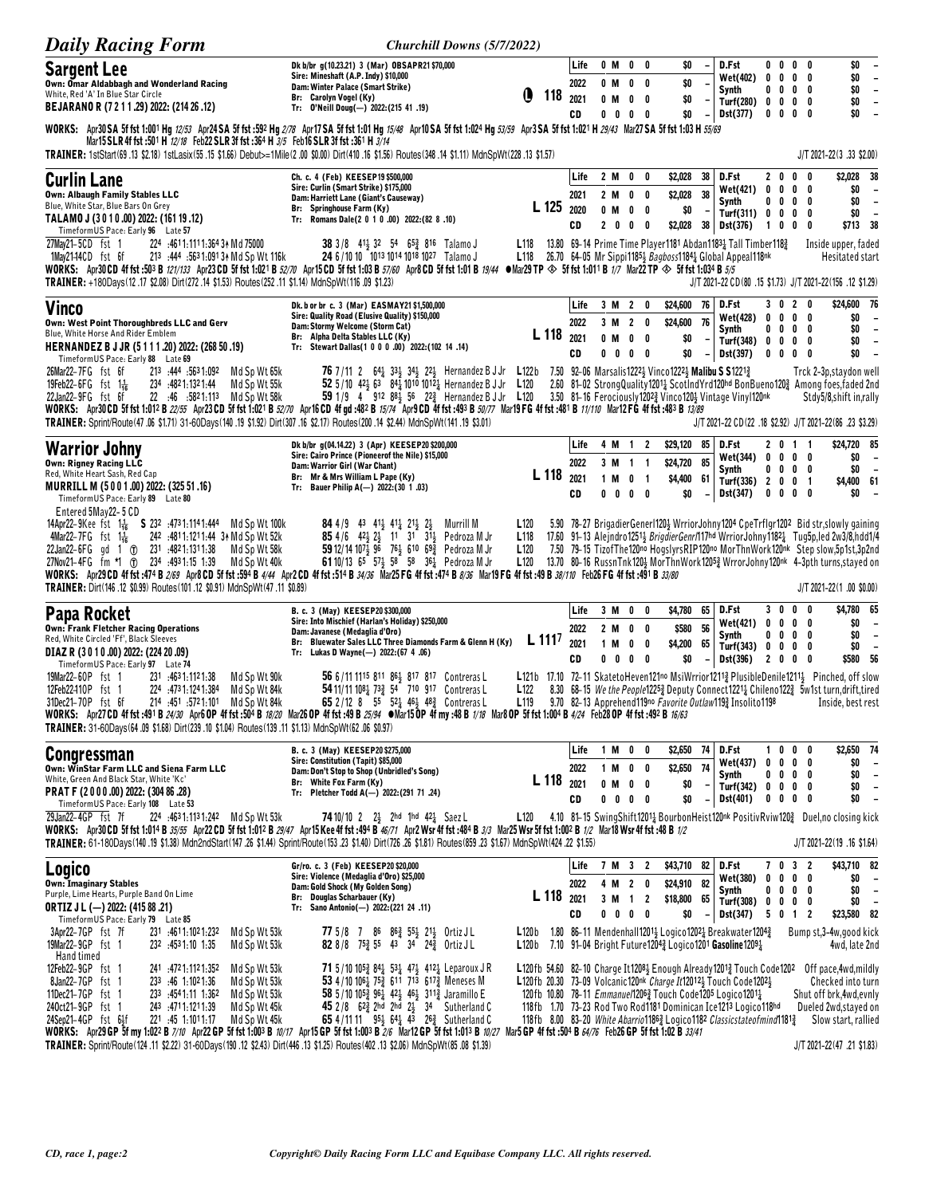**Daily Racing Form** — *Churchill Downs (5/7/2022)*

## Sargent Lee

Own: Omar Aldabbagh and Wonderland Racing
White, Red 'A' In Blue Star Circle
**BEJARANO R (7 2 1 1 .29) 2022: (214 26 .12)**

Dk b/br g(10.23.21) 3 (Mar) OBSAPR21 $70,000
Sire: Mineshaft (A.P. Indy) $10,000
Dam: Winter Palace (Smart Strike)
Br: Carolyn Vogel (Ky)
Tr: O'Neill Doug(—) 2022:(215 41 .19)

L 118

| | | | | | | | | | | | | | |
|---|---|---|---|---|---|---|---|---|---|---|---|---|---|
| Life | 0 M 0 0 | $0 | – | D.Fst | 0 0 0 0 | $0 | – |
| 2022 | 0 M 0 0 | $0 | – | Wet(402) | 0 0 0 0 | $0 | – |
| 2021 | 0 M 0 0 | $0 | – | Synth | 0 0 0 0 | $0 | – |
| CD | 0 0 0 0 | $0 | – | Turf(280) | 0 0 0 0 | $0 | – |
| | | | | Dst(377) | 0 0 0 0 | $0 | – |

WORKS: Apr30 SA 5f fst 1:00¹ Hg 12/53 Apr24 SA 5f fst :59² Hg 2/78 Apr17 SA 5f fst 1:01 Hg 15/48 Apr10 SA 5f fst 1:02⁴ Hg 53/59 Apr3 SA 5f fst 1:02¹ H 29/43 Mar27 SA 5f fst 1:03 H 55/69 Mar15 SLR 4f fst :50¹ H 12/18 Feb22 SLR 3f fst :36⁴ H 3/5 Feb16 SLR 3f fst :36¹ H 3/14

TRAINER: 1stStart(69 .13 $2.18) 1stLasix(55 .15 $1.66) Debut>=1Mile(2 .00 $0.00) Dirt(410 .16 $1.56) Routes(348 .14 $1.11) MdnSpWt(228 .13 $1.57) — J/T 2021-22(3 .33 $2.00)

## Curlin Lane

Own: Albaugh Family Stables LLC
Blue, White Star, Blue Bars On Grey
**TALAMO J (3 0 1 0 .00) 2022: (161 19 .12)**
TimeformUS Pace: Early 96 Late 57

Ch. c. 4 (Feb) KEESEP19 $500,000
Sire: Curlin (Smart Strike) $175,000
Dam: Harriett Lane (Giant's Causeway)
Br: Springhouse Farm (Ky)
Tr: Romans Dale(2 0 1 0 .00) 2022:(82 8 .10)

L 125

| | | | | | | | | |
|---|---|---|---|---|---|---|---|---|
| Life | 2 M 0 0 | $2,028 | 38 | D.Fst | 2 0 0 0 | $2,028 | 38 |
| 2021 | 2 M 0 0 | $2,028 | 38 | Wet(421) | 0 0 0 0 | $0 | – |
| 2020 | 0 M 0 0 | $0 | – | Synth | 0 0 0 0 | $0 | – |
| CD | 2 0 0 0 | $2,028 | 38 | Turf(311) | 0 0 0 0 | $0 | – |
| | | | | Dst(376) | 1 0 0 0 | $713 | 38 |

27May21-5CD fst 1 :22⁴ :46¹1:11¹1:36⁴ 3↑ Md 75000 — **38** 3/8 4¹½ 3² 5⁴ 6⁵¾ 8¹⁶ Talamo J L118 13.80 69-14 Prime Time Player118¹ Abdan118³¼ Tall Timber118¾ Inside upper, faded
1May21-14CD fst 6f :21³ :44⁴ :56³1:09¹ 3↑ Md Sp Wt 116k — **24** 6/10 10 10¹³ 10¹⁴ 10¹⁸ 10²⁷ Talamo J L118 26.70 64-05 Mr Sippi118⁵½ Bagboss118⁴¼ Global Appeal118nk Hesitated start

WORKS: Apr30 CD 4f fst :50³ B 121/133 Apr23 CD 5f fst 1:02¹ B 52/70 Apr15 CD 5f fst 1:03 B 57/60 Apr8 CD 5f fst 1:01 B 19/44 ●Mar29 TP ◈ 5f fst 1:01¹ B 1/7 Mar22 TP ◈ 5f fst 1:03⁴ B 5/5

TRAINER: +180Days(12 .17 $2.08) Dirt(272 .14 $1.53) Routes(252 .11 $1.14) MdnSpWt(116 .09 $1.23) — J/T 2021-22 CD(80 .15 $1.73) J/T 2021-22(156 .12 $1.29)

## Vinco

Own: West Point Thoroughbreds LLC and Gerv
Blue, White Horse And Rider Emblem
**HERNANDEZ B J JR (5 1 1 1 .20) 2022: (268 50 .19)**
TimeformUS Pace: Early 88 Late 69

Dk. b or br c. 3 (Mar) EASMAY21 $1,500,000
Sire: Quality Road (Elusive Quality) $150,000
Dam: Stormy Welcome (Storm Cat)
Br: Alpha Delta Stables LLC (Ky)
Tr: Stewart Dallas(1 0 0 0 .00) 2022:(102 14 .14)

L 118

| | | | | | | | | |
|---|---|---|---|---|---|---|---|---|
| Life | 3 M 2 0 | $24,600 | 76 | D.Fst | 3 0 2 0 | $24,600 | 76 |
| 2022 | 3 M 2 0 | $24,600 | 76 | Wet(428) | 0 0 0 0 | $0 | – |
| 2021 | 0 M 0 0 | $0 | – | Synth | 0 0 0 0 | $0 | – |
| CD | 0 0 0 0 | $0 | – | Turf(348) | 0 0 0 0 | $0 | – |
| | | | | Dst(397) | 0 0 0 0 | $0 | – |

26Mar22-7FG fst 6f :21³ :44⁴ :56³1:09² Md Sp Wt 65k — **76** 7/11 2 6⁴½ 3³½ 3⁴½ 2²½ Hernandez B J Jr L122b 7.50 92-06 Marsalis1222½ Vinco1222½ Malibu S S122¹¾ Trck 2-3p,staydon well
19Feb22-6FG fst 1¹⁄₁₆ :23⁴ :48²1:13²1:44 Md Sp Wt 55k — **52** 5/10 4²½ 6³ 8⁴½ 10¹⁰ 10¹²¼ Hernandez B J Jr L120 2.60 81-02 StrongQuality120¹¼ ScotlndYrd120hd BonBueno120¾ Among foes,faded 2nd
22Jan22-9FG fst 6f :22 :46 :58²1:11³ Md Sp Wt 58k — **59** 1/9 4 9¹² 8⁸½ 5⁶ 2²¾ Hernandez B J Jr L120 3.50 81-16 Ferociously120²¾ Vinco120½ Vintage Vinyl120nk Stdy5/8,shift in,rally

WORKS: Apr30 CD 5f fst 1:01² B 22/55 Apr23 CD 5f fst 1:02¹ B 52/70 Apr16 CD 4f gd :48² B 15/74 Apr9 CD 4f fst :49³ B 50/77 Mar19 FG 4f fst :48¹ B 11/110 Mar12 FG 4f fst :48³ B 13/89

TRAINER: Sprint/Route(47 .06 $1.71) 31-60Days(140 .19 $1.92) Dirt(307 .16 $2.17) Routes(200 .14 $2.44) MdnSpWt(141 .19 $3.01) — J/T 2021-22 CD(22 .18 $2.92) J/T 2021-22(86 .23 $3.29)

## Warrior Johny

Own: Rigney Racing LLC
Red, White Heart Sash, Red Cap
**MURRILL M (5 0 0 1 .00) 2022: (325 51 .16)**
TimeformUS Pace: Early 89 Late 80
Entered 5May22- 5 CD

Dk b/br g(04.14.22) 3 (Apr) KEESEP20 $200,000
Sire: Cairo Prince (Pioneerof the Nile) $15,000
Dam: Warrior Girl (War Chant)
Br: Mr & Mrs William L Pape (Ky)
Tr: Bauer Philip A(—) 2022:(30 1 .03)

L 118

| | | | | | | | | |
|---|---|---|---|---|---|---|---|---|
| Life | 4 M 1 2 | $29,120 | 85 | D.Fst | 2 0 1 1 | $24,720 | 85 |
| 2022 | 3 M 1 1 | $24,720 | 85 | Wet(344) | 0 0 0 0 | $0 | – |
| 2021 | 1 M 0 1 | $4,400 | 61 | Synth | 0 0 0 0 | $0 | – |
| CD | 0 0 0 0 | $0 | – | Turf(336) | 2 0 0 1 | $4,400 | 61 |
| | | | | Dst(347) | 0 0 0 0 | $0 | – |

14Apr22-9Kee fst 1¹⁄₁₆ S :23² :47³1:11⁴1:44⁴ 3↑ Md Sp Wt 100k — **84** 4/9 4³ 4¹½ 4¹½ 2¹½ 2½ Murrill M L120 5.90 78-27 BrigadierGenerl120½ WrriorJohny120⁴ CpeTrflgr120² Bid str,slowly gaining
4Mar22-7FG fst 1¹⁄₁₆ :24² :48¹1:12¹1:44 3↑ Md Sp Wt 52k — **85** 4/6 4²½ 2½ 1¹ 3¹ 3¹½ Pedroza M Jr L118 17.60 91-13 Alejndro1251½ BrigadierGenr117hd WrriorJohny118²¼ Tug5p,led 2w3/8,hdd1/4
22Jan22-6FG gd 1 ⓣ :23¹ :48²1:13¹1:38 Md Sp Wt 58k — **59** 12/14 10⁷½ 9⁶ 7⁶½ 6¹⁰ 6⁹¾ Pedroza M Jr L120 7.50 79-15 TizofThe120no HogslyrsRIP120no MorThnWork120nk Step slow,5p1st,3p2nd
27Nov21-4FG fm *1 ⓣ :23⁴ :49³1:15 1:39 Md Sp Wt 40k — **61** 10/13 6⁵ 5⁷½ 5⁸ 5⁸ 3⁶¼ Pedroza M Jr L120 13.70 80-16 RussnTnk120½ MorThnWork120⁵¾ WrrorJohny120nk 4-3pth turns,stayed on

WORKS: Apr29 CD 4f fst :47⁴ B 2/69 Apr8 CD 5f fst :59⁴ B 4/44 Apr2 CD 4f fst :51⁴ B 34/36 Mar25 FG 4f fst :47⁴ B 8/36 Mar19 FG 4f fst :49 B 38/110 Feb26 FG 4f fst :49¹ B 33/80

TRAINER: Dirt(146 .12 $0.99) Routes(101 .12 $0.91) MdnSpWt(47 .11 $0.89) — J/T 2021-22(1 .00 $0.00)

## Papa Rocket

Own: Frank Fletcher Racing Operations
Red, White Circled 'FF', Black Sleeves
**DIAZ R (3 0 1 0 .00) 2022: (224 20 .09)**
TimeformUS Pace: Early 97 Late 74

B. c. 3 (May) KEESEP20 $300,000
Sire: Into Mischief (Harlan's Holiday) $250,000
Dam: Javanese (Medaglia d'Oro)
Br: Bluewater Sales LLC Three Diamonds Farm & Glenn H (Ky)
Tr: Lukas D Wayne(—) 2022:(67 4 .06)

L 111⁷

| | | | | | | | | |
|---|---|---|---|---|---|---|---|---|
| Life | 3 M 0 0 | $4,780 | 65 | D.Fst | 3 0 0 0 | $4,780 | 65 |
| 2022 | 2 M 0 0 | $580 | 56 | Wet(421) | 0 0 0 0 | $0 | – |
| 2021 | 1 M 0 0 | $4,200 | 65 | Synth | 0 0 0 0 | $0 | – |
| CD | 0 0 0 0 | $0 | – | Turf(343) | 0 0 0 0 | $0 | – |
| | | | | Dst(396) | 2 0 0 0 | $580 | 56 |

19Mar22-9OP fst 1 :23¹ :46³1:11²1:38 Md Sp Wt 90k — **56** 6/11 11⁵ 8¹¹ 8⁶½ 8¹⁷ 8¹⁷ Contreras L L121b 17.10 72-11 SkatetoHeven121no MsiWrrior121¹¾ PlusibleDenile121¹½ Pinched, off slow
12Feb22-10OP fst 1 :22⁴ :47³1:12¹1:38⁴ Md Sp Wt 84k — **54** 11/11 10⁸½ 7³¾ 5⁴ 7¹⁰ 9¹⁷ Contreras L L122 8.30 68-15 We the People122⁵¾ Deputy Connect122¹¼ Chileno122¾ 5w1st turn,drift,tired
31Dec21-7OP fst 6f :21⁴ :45¹ :57²1:10¹ Md Sp Wt 84k — **65** 2/12 8 5⁵ 5²½ 4⁶½ 4⁸¾ Contreras L L119 9.70 82-13 Apprehend119no Favorite Outlaw119¾ Insolito119⁸ Inside, best rest

WORKS: Apr27 CD 4f fst :49¹ B 24/30 Apr6 OP 4f fst :50⁴ B 18/20 Mar26 OP 4f fst :49 B 25/94 ●Mar15 OP 4f my :48 B 1/18 Mar8 OP 5f fst 1:00⁴ B 4/24 Feb28 OP 4f fst :49² B 16/63

TRAINER: 31-60Days(64 .09 $1.68) Dirt(239 .10 $1.04) Routes(139 .11 $1.13) MdnSpWt(62 .06 $0.97)

## Congressman

Own: WinStar Farm LLC and Siena Farm LLC
White, Green And Black Star, White 'Kc'
**PRAT F (2 0 0 0 .00) 2022: (304 86 .28)**
TimeformUS Pace: Early 108 Late 53

B. c. 3 (May) KEESEP20 $275,000
Sire: Constitution (Tapit) $85,000
Dam: Don't Stop to Shop (Unbridled's Song)
Br: White Fox Farm (Ky)
Tr: Pletcher Todd A(—) 2022:(291 71 .24)

L 118

| | | | | | | | | |
|---|---|---|---|---|---|---|---|---|
| Life | 1 M 0 0 | $2,650 | 74 | D.Fst | 1 0 0 0 | $2,650 | 74 |
| 2022 | 1 M 0 0 | $2,650 | 74 | Wet(437) | 0 0 0 0 | $0 | – |
| 2021 | 0 M 0 0 | $0 | – | Synth | 0 0 0 0 | $0 | – |
| CD | 0 0 0 0 | $0 | – | Turf(342) | 0 0 0 0 | $0 | – |
| | | | | Dst(401) | 0 0 0 0 | $0 | – |

29Jan22-4GP fst 7f :22⁴ :46³1:11³1:24² Md Sp Wt 53k — **74** 10/10 2 2½ 2hd 1hd 4²½ Saez L L120 4.10 81-15 SwingShift120¹¼ BourbonHeist120nk PositivRviw120¾ Duel,no closing kick

WORKS: Apr30 CD 5f fst 1:01⁴ B 35/55 Apr22 CD 5f fst 1:01² B 29/47 Apr15 Kee 4f fst :49⁴ B 46/71 Apr2 Wsr 4f fst :48¹ B 3/3 Mar25 Wsr 5f fst 1:00² B 1/2 Mar18 Wsr 4f fst :48 B 1/2

TRAINER: 61-180Days(140 .19 $1.38) Mdn2ndStart(147 .26 $1.44) Sprint/Route(153 .23 $1.40) Dirt(726 .26 $1.81) Routes(859 .23 $1.67) MdnSpWt(424 .22 $1.55) — J/T 2021-22(19 .16 $1.64)

## Logico

Own: Imaginary Stables
Purple, Lime Hearts, Purple Band On Lime
**ORTIZ J L (—) 2022: (415 88 .21)**
TimeformUS Pace: Early 79 Late 85

Gr/ro. c. 3 (Feb) KEESEP20 $20,000
Sire: Violence (Medaglia d'Oro) $25,000
Dam: Gold Shock (My Golden Song)
Br: Douglas Scharbauer (Ky)
Tr: Sano Antonio(—) 2022:(221 24 .11)

L 118

| | | | | | | | | |
|---|---|---|---|---|---|---|---|---|
| Life | 7 M 3 2 | $43,710 | 82 | D.Fst | 7 0 3 2 | $43,710 | 82 |
| 2022 | 4 M 2 0 | $24,910 | 82 | Wet(380) | 0 0 0 0 | $0 | – |
| 2021 | 3 M 1 2 | $18,800 | 65 | Synth | 0 0 0 0 | $0 | – |
| CD | 0 0 0 0 | $0 | – | Turf(308) | 0 0 0 0 | $0 | – |
| | | | | Dst(347) | 5 0 1 2 | $23,580 | 82 |

3Apr22-7GP fst 7f :23¹ :46¹1:10²1:23² Md Sp Wt 53k — **77** 5/8 7 8⁶ 8⁶¾ 5⁵½ 2¹½ Ortiz J L L120b 1.80 86-11 Mendenhall120¹½ Logico120²¼ Breakwater120⁴¾ Bump st,3-4w,good kick
19Mar22-9GP fst 1 :23² :45³1:10 1:35 Md Sp Wt 53k — **82** 8/8 7⁵¾ 5⁵ 4³ 3⁴ 2⁴¾ Ortiz J L L120b 7.10 91-04 Bright Future120⁴¾ Logico120¹ Gasoline120⁹¼ 4wd, late 2nd
Hand timed
12Feb22-9GP fst 1 :24¹ :47²1:11²1:35² Md Sp Wt 53k — **71** 5/10 10⁵¾ 8⁴½ 5³¼ 4⁷½ 4¹²½ Leparoux J R L120fb 54.60 82-10 Charge It120⁸½ Enough Already120¹¾ Touch Code120² Off pace,4wd,mildly
8Jan22-7GP fst 1 :23³ :46 1:10²1:36 Md Sp Wt 53k — **53** 4/10 10⁶½ 7⁵¾ 6¹¹ 7¹³ 6¹⁷¾ Meneses M L120fb 20.30 73-09 Volcanic120nk Charge It120¹²½ Touch Code120²½ Checked into turn
11Dec21-7GP fst 1 :23³ :45⁴1:11 1:36² Md Sp Wt 53k — **58** 5/10 10⁵¾ 9⁶½ 4²½ 4⁶½ 3¹¹¾ Jaramillo E 120fb 10.80 78-11 Emmanuel120⁶¾ Touch Code120⁵ Logico120¹½ Shut off brk,4wd,evnly
24Oct21-9GP fst 1 :24³ :47¹1:12¹1:39 Md Sp Wt 45k — **45** 2/8 6²¾ 2hd 2hd 2½ 3⁴ Sutherland C 118fb 1.70 73-23 Rod Two Rod118¹ Dominican Ice121³ Logico118hd Dueled 2wd,stayed on
24Sep21-4GP fst 6½f :22¹ :45 1:10¹1:17 Md Sp Wt 45k — **65** 4/11 11 9⁵½ 6⁴¼ 4³ 2⁶¾ Sutherland C 118fb 8.00 83-20 White Abarrio118⁶¾ Logico118² Classicstateofmind118¹¾ Slow start, rallied

WORKS: Apr29 GP 5f fst 1:02² B 7/10 Apr22 GP 5f fst 1:00³ B 10/17 Apr15 GP 5f fst 1:00³ B 2/6 Mar12 GP 5f fst 1:01³ B 10/27 Mar5 GP 4f fst :50⁴ B 64/76 Feb26 GP 5f fst 1:02 B 33/41

TRAINER: Sprint/Route(124 .11 $2.22) 31-60Days(190 .12 $2.43) Dirt(446 .13 $1.25) Routes(402 .13 $2.06) MdnSpWt(85 .08 $1.39) — J/T 2021-22(47 .21 $1.83)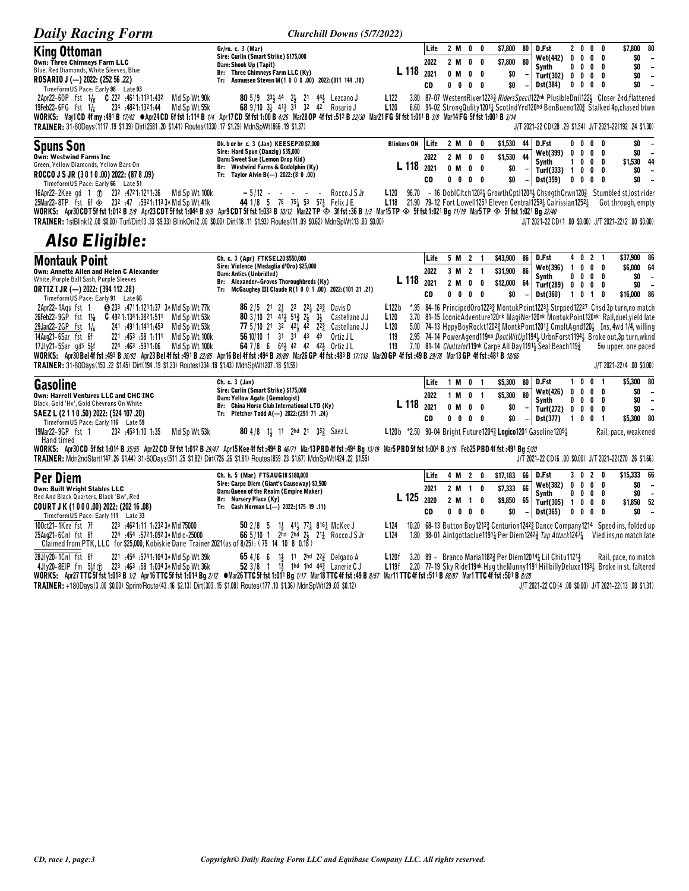## King Ottoman

Own: Three Chimneys Farm LLC
Blue, Red Diamonds, White Sleeves, Blue
**ROSARIO J (—) 2022: (252 56 .22)**
TimeformUS Pace: Early 98 Late 93

Gr/ro. c. 3 (Mar)
Sire: Curlin (Smart Strike) $175,000
Dam: Shook Up (Tapit)
Br: Three Chimneys Farm LLC (Ky)
Tr: Asmussen Steven M(1 0 0 0 .00) 2022:(811 144 .18)

L 118

| | | | | | | | | | | | | | |
|---|---|---|---|---|---|---|---|---|---|---|---|---|---|
| Life | 2 | M | 0 | 0 | $7,800 | 80 | D.Fst | 2 | 0 | 0 | 0 | $7,800 | 80 |
| 2022 | 2 | M | 0 | 0 | $7,800 | 80 | Wet(442) | 0 | 0 | 0 | 0 | $0 | – |
| 2021 | 0 | M | 0 | 0 | $0 | – | Synth | 0 | 0 | 0 | 0 | $0 | – |
| CD | 0 | 0 | 0 | 0 | $0 | – | Turf(302) | 0 | 0 | 0 | 0 | $0 | – |
| | | | | | | | Dst(384) | 0 | 0 | 0 | 0 | $0 | – |

2Apr22–6OP fst 1 1/16 **C** 22² :46¹1:11³1:43² Md Sp Wt 90k **80** 5/9 3³½ 4⁴ 2½ 2¹ 4⁴½ Lezcano J L122 3.80 87–07 WesternRiver1223¾ *RidersSpecil*122nk PlusibleDnil122½ Closer 2nd,flattened
19Feb22–6FG fst 1 1/16 23⁴ :48²1:13²1:44 Md Sp Wt 55k **68** 9/10 3½ 4¹½ 3¹ 3² 4² Rosario J L120 6.60 91–02 StrongQulity1201¼ ScotlndYrd120hd BonBueno120¾ Stalked 4p,chased btwn

WORKS: May1 CD 4f my :49¹ B *17/42* ●Apr24 CD 6f fst 1:11⁴ B *1/4* Apr17 CD 5f fst 1:00 B *4/26* Mar28 OP 4f fst :51² B *22/30* Mar21 FG 5f fst 1:01¹ B *3/8* Mar14 FG 5f fst 1:00¹ B *3/14*
TRAINER: 31-60Days(1117 .19 $1.39) Dirt(2581 .20 $1.41) Routes(1330 .17 $1.29) MdnSpWt(866 .19 $1.37) J/T 2021-22 CD(28 .29 $1.54) J/T 2021-22(192 .24 $1.30)

## Spuns Son

Own: Westwind Farms Inc
Green, Yellow Diamonds, Yellow Bars On
**ROCCO J S JR (3 0 1 0 .00) 2022: (87 8 .09)**
TimeformUS Pace: Early 66 Late 51

Dk. b or br c. 3 (Jan) KEESEP20 $7,000
Sire: Hard Spun (Danzig) $35,000
Dam: Sweet Sue (Lemon Drop Kid)
Br: Westwind Farms & Godolphin (Ky)
Tr: Taylor Alvin B(—) 2022:(8 0 .00)

Blinkers ON L 118

| | | | | | | | | | | | | | |
|---|---|---|---|---|---|---|---|---|---|---|---|---|---|
| Life | 2 | M | 0 | 0 | $1,530 | 44 | D.Fst | 0 | 0 | 0 | 0 | $0 | – |
| 2022 | 2 | M | 0 | 0 | $1,530 | 44 | Wet(399) | 0 | 0 | 0 | 0 | $0 | – |
| 2021 | 0 | M | 0 | 0 | $0 | – | Synth | 1 | 0 | 0 | 0 | $1,530 | 44 |
| CD | 0 | 0 | 0 | 0 | $0 | – | Turf(333) | 1 | 0 | 0 | 0 | $0 | – |
| | | | | | | | Dst(359) | 0 | 0 | 0 | 0 | $0 | – |

16Apr22–2Kee gd 1 Ⓣ 23² :47²1:12¹1:36 Md Sp Wt 100k **–** 5/12 - - - - - Rocco J S Jr L120 96.70 – 16 DoblCltch1202¼ GrowthCptl1201½ ChsngthCrwn120¾ Stumbled st,lost rider
25Mar22–8TP fst 6f ◈ 23² :47 :59²1:11³ 3↑ Md Sp Wt 41k **44** 1/8 5 7⁶ 7⁵½ 5³ 5⁷½ Felix J E L118 21.90 79–12 Fort Lowell1251 Eleven Central1253½ Calrissian1252½ Got through, empty

WORKS: Apr30 CD T 5f fst 1:01² B *3/9* Apr23 CD T 5f fst 1:04⁴ B *9/9* Apr9 CD T 5f fst 1:03³ B *10/12* Mar22 TP ◈ 3f fst :36 B *1/3* Mar15 TP ◈ 5f fst 1:02¹ Bg *11/19* Mar5 TP ◈ 5f fst 1:02¹ Bg *32/40*
TRAINER: 1stBlink(2 .00 $0.00) Turf/Dirt(3 .33 $9.33) BlinkOn(2 .00 $0.00) Dirt(18 .11 $1.93) Routes(11 .09 $0.62) MdnSpWt(13 .00 $0.00) J/T 2021-22 CD(1 .00 $0.00) J/T 2021-22(2 .00 $0.00)

# *Also Eligible:*

## Montauk Point

Own: Annette Allen and Helen C Alexander
White, Purple Ball Sash, Purple Sleeves
**ORTIZ I JR (—) 2022: (394 112 .28)**
TimeformUS Pace: Early 91 Late 66

Ch. c. 3 (Apr) FTKSEL20 $550,000
Sire: Violence (Medaglia d'Oro) $25,000
Dam: Antics (Unbridled)
Br: Alexander-Groves Thoroughbreds (Ky)
Tr: McGaughey III Claude R(1 0 0 1 .00) 2022:(101 21 .21)

L 118

| | | | | | | | | | | | | | |
|---|---|---|---|---|---|---|---|---|---|---|---|---|---|
| Life | 5 | M | 2 | 1 | $43,900 | 86 | D.Fst | 4 | 0 | 2 | 1 | $37,900 | 86 |
| 2022 | 3 | M | 2 | 1 | $31,900 | 86 | Wet(396) | 1 | 0 | 0 | 0 | $6,000 | 64 |
| 2021 | 2 | M | 0 | 0 | $12,000 | 64 | Synth | 0 | 0 | 0 | 0 | $0 | – |
| CD | 0 | 0 | 0 | 0 | $0 | – | Turf(289) | 0 | 0 | 0 | 0 | $0 | – |
| | | | | | | | Dst(360) | 1 | 0 | 1 | 0 | $16,000 | 86 |

2Apr22–1Aqu fst 1 Ⓢ 23³ :47¹1:12¹1:37 3↑ Md Sp Wt 77k **86** 2/5 2¹ 2½ 2² 2²½ 2³¾ Davis D L122b *.95 84–16 PrincipedOro1223¾ MontukPoint1223½ Strpped12227 Chsd 3p turn,no match
26Feb22–9GP fst 1⅛ **C** 49²1:13⁴1:38²1:51¹ Md Sp Wt 53k **80** 3/10 2¹ 4¹½ 5¹¾ 2½ 3½ Castellano J J L120 3.70 81–15 IconicAdventure120nk MagiNer120nk MontukPoint120nk Rail,duel,yield late
29Jan22–2GP fst 1 1/16 24¹ :49¹1:14¹1:45³ Md Sp Wt 53k **77** 5/10 2¹ 3² 4²½ 4² 2²¾ Castellano J J L120 5.00 74–13 HppyBoyRockt1202¾ MontkPont1201¼ CmpltAgnd120½ Ins, 4wd 1/4, willing
14Aug21–6Sar fst 6f 22¹ :45³ :58 1:11¹ Md Sp Wt 100k **56** 10/10 1 3¹ 3¹ 4³ 4⁹ Ortiz J L 119 2.95 74–14 PowerAgend119no *DontWitUp*1194½ UrbnForst1194½ Broke out,3p turn,wknd
17Jly21–5Sar gd^S 5½f 22⁴ :46³ :59¹1:06 Md Sp Wt 100k **64** 7/8 6 6⁴½ 4² 4² 4²½ Ortiz J L 119 7.10 81–14 *Chattalot*119nk Carpe All Day1191½ Seal Beach119¾ 5w upper, one paced

WORKS: Apr30 Bel 4f fst :49³ B *36/92* Apr23 Bel 4f fst :49¹ B *22/85* Apr16 Bel 4f fst :49⁴ B *30/89* Mar26 GP 4f fst :48³ B *17/113* Mar20 GP 4f fst :49 B *29/78* Mar13 GP 4f fst :48¹ B *18/66*
TRAINER: 31-60Days(153 .22 $1.45) Dirt(194 .19 $1.23) Routes(334 .18 $1.43) MdnSpWt(207 .18 $1.59) J/T 2021-22(4 .00 $0.00)

## Gasoline

Own: Harrell Ventures LLC and CHC INC
Black, Gold 'Hv', Gold Chevrons On White
**SAEZ L (2 1 1 0 .50) 2022: (524 107 .20)**
TimeformUS Pace: Early 116 Late 59

Ch. c. 3 (Jan)
Sire: Curlin (Smart Strike) $175,000
Dam: Yellow Agate (Gemologist)
Br: China Horse Club International LTD (Ky)
Tr: Pletcher Todd A(—) 2022:(291 71 .24)

L 118

| | | | | | | | | | | | | | |
|---|---|---|---|---|---|---|---|---|---|---|---|---|---|
| Life | 1 | M | 0 | 1 | $5,300 | 80 | D.Fst | 1 | 0 | 0 | 1 | $5,300 | 80 |
| 2022 | 1 | M | 0 | 1 | $5,300 | 80 | Wet(426) | 0 | 0 | 0 | 0 | $0 | – |
| 2021 | 0 | M | 0 | 0 | $0 | – | Synth | 0 | 0 | 0 | 0 | $0 | – |
| CD | 0 | 0 | 0 | 0 | $0 | – | Turf(272) | 0 | 0 | 0 | 0 | $0 | – |
| | | | | | | | Dst(377) | 1 | 0 | 0 | 1 | $5,300 | 80 |

19Mar22–9GP fst 1 23² :45³1:10 1:35 Md Sp Wt 53k **80** 4/8 1½ 1¹ 2hd 2¹ 3⁵¾ Saez L L120b *2.50 90–04 Bright Future1204¾ **Logico**1201 Gasoline1209¼ Rail, pace, weakened
Hand timed

WORKS: Apr30 CD 5f fst 1:01⁴ B *35/55* Apr22 CD 5f fst 1:01² B *29/47* Apr15 Kee 4f fst :49⁴ B *46/71* Mar13 PBD 4f fst :49⁴ Bg *13/19* Mar5 PBD 5f fst 1:00⁴ B *3/16* Feb25 PBD 4f fst :49¹ Bg *5/20*
TRAINER: Mdn2ndStart(147 .26 $1.44) 31-60Days(511 .25 $1.82) Dirt(726 .26 $1.81) Routes(859 .23 $1.67) MdnSpWt(424 .22 $1.55) J/T 2021-22 CD(6 .00 $0.00) J/T 2021-22(270 .26 $1.66)

## Per Diem

Own: Built Wright Stables LLC
Red And Black Quarters, Black 'Bw', Red
**COURT J K (1 0 0 0 .00) 2022: (202 16 .08)**
TimeformUS Pace: Early 111 Late 33

Ch. h. 5 (Mar) FTSAUG18 $180,000
Sire: Carpe Diem (Giant's Causeway) $3,500
Dam: Queen of the Realm (Empire Maker)
Br: Nursery Place (Ky)
Tr: Cash Norman L(—) 2022:(175 19 .11)

L 125

| | | | | | | | | | | | | | |
|---|---|---|---|---|---|---|---|---|---|---|---|---|---|
| Life | 4 | M | 2 | 0 | $17,183 | 66 | D.Fst | 3 | 0 | 2 | 0 | $15,333 | 66 |
| 2021 | 2 | M | 1 | 0 | $7,333 | 66 | Wet(382) | 0 | 0 | 0 | 0 | $0 | – |
| 2020 | 2 | M | 1 | 0 | $9,850 | 65 | Synth | 0 | 0 | 0 | 0 | $0 | – |
| CD | 0 | 0 | 0 | 0 | $0 | – | Turf(305) | 1 | 0 | 0 | 0 | $1,850 | 52 |
| | | | | | | | Dst(365) | 0 | 0 | 0 | 0 | $0 | – |

10Oct21–1Kee fst 7f 22³ :46²1:11 1:23² 3↑ Md 75000 **50** 2/8 5 1½ 4¹½ 7⁷¼ 8¹⁶¼ McKee J L124 10.20 68–13 Button Boy1212¾ Centurion1242¾ Dance Company1214 Speed ins, folded up
25Aug21–6Cnl fst 6f 22⁴ :45⁴ :57²1:09² 3↑ Md c-25000 **66** 5/10 1 2hd 2hd 2½ 2¹¼ Rocco J S Jr L124 1.80 98–01 Aintgottaclue1191¼ Per Diem1242¾ *Tap Attack*1247¼ Vied ins,no match late
Claimed from PTK, LLC for $25,000, Kobiskie Dane Trainer 2021(as of 8/25): (79 14 10 8 0.18)
28Jly20–1Cnl fst 6f 22¹ :45⁴ :57⁴1:10⁴ 3↑ Md Sp Wt 39k **65** 4/6 6 1½ 1¹ 2hd 2²¾ Delgado A L120f 3.20 89 – Branco Maria1182¾ Per Diem1201¼ Lil Chitu1121½ Rail, pace, no match
4Jly20–8EIP fm 5½f Ⓣ 22³ :46³ :58 1:03⁴ 3↑ Md Sp Wt 36k **52** 3/8 1 1½ 1hd 1hd 4⁴¾ Lanerie C J L119f 2.20 77–19 Sky Ride119nk Hug theMunny1191 HillbillyDeluxe1193½ Broke in st, faltered

WORKS: Apr27 TTC 5f fst 1:01³ B *1/2* Apr16 TTC 5f fst 1:01⁴ Bg *2/12* ●Mar26 TTC 5f fst 1:01¹ Bg *1/17* Mar18 TTC 4f fst :49 B *8/57* Mar11 TTC 4f fst :51¹ B *68/87* Mar1 TTC 4f fst :50¹ B *8/28*
TRAINER: +180Days(3 .00 $0.00) Sprint/Route(43 .16 $2.13) Dirt(303 .15 $1.08) Routes(177 .10 $1.36) MdnSpWt(29 .03 $0.12) J/T 2021-22 CD(4 .00 $0.00) J/T 2021-22(13 .08 $1.31)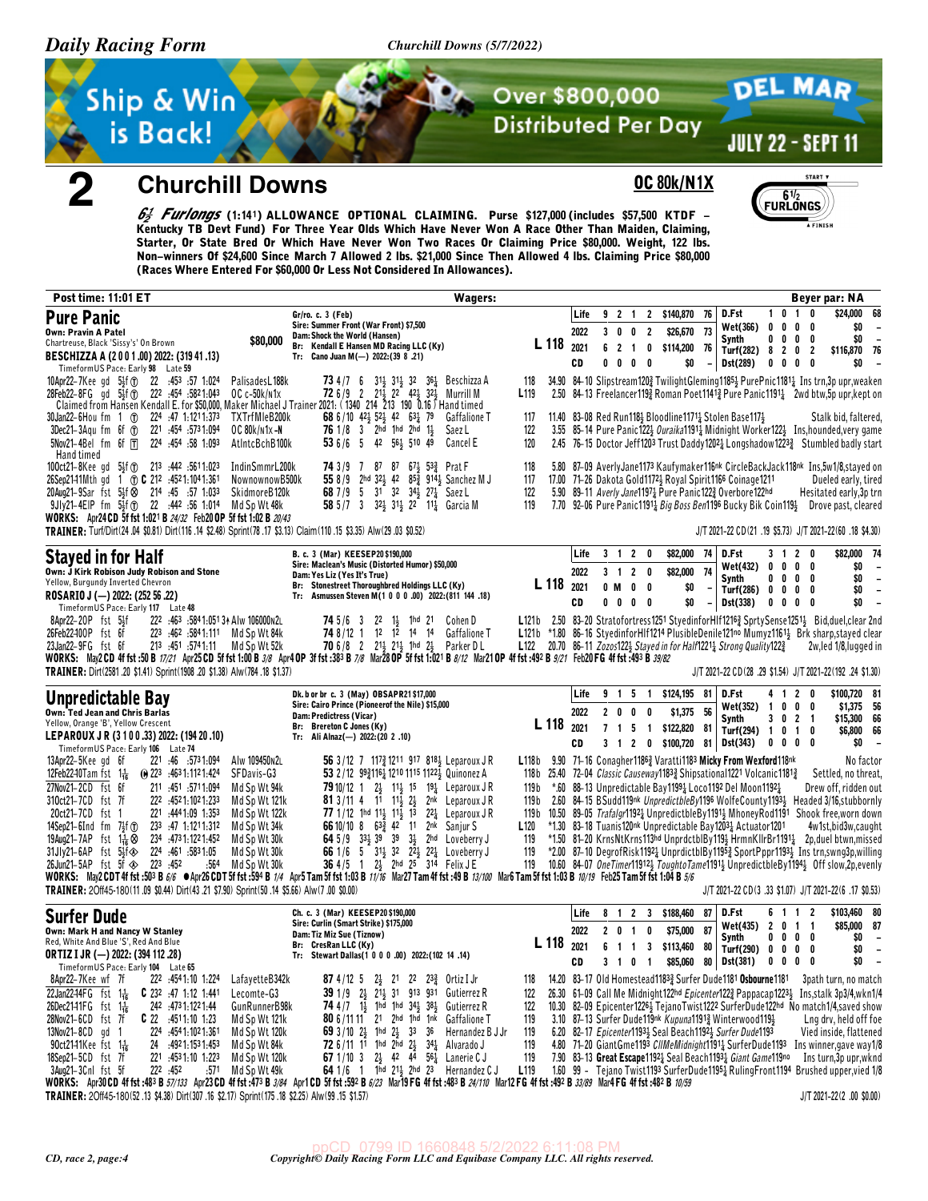**Daily Racing Form** — **Churchill Downs (5/7/2022)**

**Ship & Win is Back!** Over $800,000 Distributed Per Day — DEL MAR JULY 22 - SEPT 11

# 2 Churchill Downs

**OC 80k/N1X**

**6½ Furlongs** (1:14¹) **ALLOWANCE OPTIONAL CLAIMING. Purse $127,000 (includes $57,500 KTDF – Kentucky TB Devt Fund) For Three Year Olds Which Have Never Won A Race Other Than Maiden, Claiming, Starter, Or State Bred Or Which Have Never Won Two Races Or Claiming Price $80,000. Weight, 122 lbs. Non-winners Of $24,600 Since March 7 Allowed 2 lbs. $21,000 Since Then Allowed 4 lbs. Claiming Price $80,000 (Races Where Entered For $60,000 Or Less Not Considered In Allowances).**

Post time: 11:01 ET — Wagers: — Beyer par: NA

## Pure Panic

Own: Pravin A Patel — $80,000
Chartreuse, Black 'Sissy's' On Brown
**BESCHIZZA A (2 0 0 1 .00) 2022: (319 41 .13)**
TimeformUS Pace: Early 98 Late 59

Gr/ro. c. 3 (Feb)
Sire: Summer Front (War Front) $7,500
Dam: Shock the World (Hansen)
Br: Kendall E Hansen MD Racing LLC (Ky)
Tr: Cano Juan M(—) 2022:(39 8 .21)

L 118

| | | | | | | | | | | |
|---|---|---|---|---|---|---|---|---|---|---|
| Life | 9 | 2 | 1 | 2 | $140,870 | 76 | D.Fst | 1 0 1 0 | $24,000 | 68 |
| 2022 | 3 | 0 | 0 | 2 | $26,670 | 73 | Wet(366) | 0 0 0 0 | $0 | – |
| 2021 | 6 | 2 | 1 | 0 | $114,200 | 76 | Synth | 0 0 0 0 | $0 | – |
| | | | | | | | Turf(282) | 8 2 0 2 | $116,870 | 76 |
| CD | 0 | 0 | 0 | 0 | $0 | – | Dst(289) | 0 0 0 0 | $0 | – |

10Apr22–7Kee gd 5½f ⓣ 22 :453 :57 1:024 PalisadesL188k 73 4/7 6 3½ 3½ 32 36¼ Beschizza A 118 34.90 84–10 Slipstream120¾ TwilightGleming1185½ PurePnic1181¼ Ins trn,3p upr,weaken
28Feb22–8FG gd 5½f ⓣ 22² :454 :5821:043 OC c-50k/n1x 72 6/9 2 2½ 2² 4²½ 3²½ Murrill M L119 2.50 84–13 Freelancer119¾ Roman Poet1141¾ Pure Panic1191¼ 2wd btw,5p upr,kept on
Claimed from Hansen Kendall E. for $50,000, Maker Michael J Trainer 2021: (1340 214 213 190 0.16) Hand timed
30Jan22–6Hou fm 1 ⓣ 224 :47 1:1211:373 TXTrfMleB200k 68 6/10 42½ 52½ 42 63¼ 79 Gaffalione T 117 11.40 83–08 Red Run118½ Bloodline1171¼ Stolen Base117½ Stalk bid, faltered,
3Dec21–3Aqu fm 6f ⓣ 221 :454 :5731:094 OC 80k/n1x-N 76 1/8 3 2hd 1hd 2hd 1½ Saez L 122 3.55 85–14 Pure Panic122½ Ouraika1191¼ Midnight Worker122½ Ins,hounded,very game
5Nov21–4Bel fm 6f ⓣ 224 :454 :58 1:093 AtlntcBchB100k 53 6/5 5 42 56½ 510 49 Cancel E 120 2.45 76–15 Doctor Jeff1203 Trust Daddy1202¼ Longshadow1223¾ Stumbled badly start
Hand timed
10Oct21–8Kee gd 5½f ⓣ 213 :442 :5611:023 IndinSmmrL200k 74 3/9 7 87 87 67½ 53¾ Prat F 118 5.80 87–09 AverlyJane1173 Kaufymaker116nk CircleBackJack118nk Ins,5w1/8,stayed on
26Sep21–11Mth gd 1 ⓣ C 212 :4521:1041:361 NownownowB500k 55 8/9 2hd 32½ 42 85¾ 914½ Sanchez M J 117 17.00 71–26 Dakota Gold1172½ Royal Spirit1166 Coinage1211 Dueled early, tired
20Aug21–9Sar fst 5½f ⊗ 214 :45 :57 1:033 SkidmoreB120k 68 7/9 5 31 32 34½ 27¼ Saez L 122 5.90 89–11 Averly Jane1197¼ Pure Panic122¾ Overbore122hd Hesitated early,3p trn
9Jly21–4EIP fm 5½f ⓣ 22 :442 :56 1:014 Md Sp Wt 48k 58 5/7 3 32½ 31½ 22 11¼ Garcia M 119 7.70 92–06 Pure Panic1191¼ Big Boss Ben1196 Bucky Bik Coin119½ Drove past, cleared

WORKS: Apr24 CD 5f fst 1:02¹ B 24/32 Feb20 OP 5f fst 1:02 B 20/43
TRAINER: Turf/Dirt(24 .04 $0.81) Dirt(116 .14 $2.48) Sprint(78 .17 $3.13) Claim(110 .15 $3.35) Alw(29 .03 $0.52) — J/T 2021-22 CD(21 .19 $5.73) J/T 2021-22(60 .18 $4.30)

## Stayed in for Half

Own: J Kirk Robison Judy Robison and Stone
Yellow, Burgundy Inverted Chevron
**ROSARIO J (—) 2022: (252 56 .22)**
TimeformUS Pace: Early 117 Late 48

B. c. 3 (Mar) KEESEP20 $190,000
Sire: Maclean's Music (Distorted Humor) $50,000
Dam: Yes Liz (Yes It's True)
Br: Stonestreet Thoroughbred Holdings LLC (Ky)
Tr: Asmussen Steven M(1 0 0 0 .00) 2022:(811 144 .18)

L 118

| | | | | | | | | | | |
|---|---|---|---|---|---|---|---|---|---|---|
| Life | 3 | 1 | 2 | 0 | $82,000 | 74 | D.Fst | 3 1 2 0 | $82,000 | 74 |
| 2022 | 3 | 1 | 2 | 0 | $82,000 | 74 | Wet(432) | 0 0 0 0 | $0 | – |
| 2021 | 0 | M | 0 | 0 | $0 | – | Synth | 0 0 0 0 | $0 | – |
| | | | | | | | Turf(286) | 0 0 0 0 | $0 | – |
| CD | 0 | 0 | 0 | 0 | $0 | – | Dst(338) | 0 0 0 0 | $0 | – |

8Apr22–2OP fst 5½f 22² :463 :5841:051 3↑ Alw 106000n2L 74 5/6 3 2² 1½ 1hd 21 Cohen D L121b 2.50 83–20 Stratofortress1251 StyedinforHlf1216¾ SprtySense1251¼ Bid,duel,clear 2nd
26Feb22–10OP fst 6f 223 :462 :5841:111 Md Sp Wt 84k 74 8/12 1 1² 1² 14 14 Gaffalione T L121b *1.80 86–16 StayedinforHlf1214 PlusibleDenile121no Mumyz1161¼ Brk sharp,stayed clear
23Jan22–9FG fst 6f 213 :451 :5741:11 Md Sp Wt 52k 70 6/8 2 21½ 21½ 1hd 2½ Parker D L L122 20.70 86–11 Zozos122½ Stayed in for Half1221¼ Strong Quality122¾ 2w,led 1/8,lugged in

WORKS: May2 CD 4f fst :50 B 17/21 Apr25 CD 5f fst 1:00 B 3/8 Apr4 OP 3f fst :38³ B 7/8 Mar28 OP 5f fst 1:02¹ B 8/12 Mar21 OP 4f fst :49² B 9/21 Feb20 FG 4f fst :49³ B 39/82
TRAINER: Dirt(2581 .20 $1.41) Sprint(1908 .20 $1.38) Alw(784 .18 $1.37) — J/T 2021-22 CD(28 .29 $1.54) J/T 2021-22(192 .24 $1.30)

## Unpredictable Bay

Own: Ted Jean and Chris Barlas
Yellow, Orange 'B', Yellow Crescent
**LEPAROUX J R (3 1 0 0 .33) 2022: (194 20 .10)**
TimeformUS Pace: Early 106 Late 74

Dk. b or br c. 3 (May) OBSAPR21 $17,000
Sire: Cairo Prince (Pioneerof the Nile) $15,000
Dam: Predictress (Vicar)
Br: Brereton C Jones (Ky)
Tr: Ali Alnaz(—) 2022:(20 2 .10)

L 118

| | | | | | | | | | | |
|---|---|---|---|---|---|---|---|---|---|---|
| Life | 9 | 1 | 5 | 1 | $124,195 | 81 | D.Fst | 4 1 2 0 | $100,720 | 81 |
| 2022 | 2 | 0 | 0 | 0 | $1,375 | 56 | Wet(352) | 1 0 0 0 | $1,375 | 56 |
| 2021 | 7 | 1 | 5 | 1 | $122,820 | 81 | Synth | 3 0 2 1 | $15,300 | 66 |
| | | | | | | | Turf(294) | 1 0 1 0 | $6,800 | 66 |
| CD | 3 | 1 | 2 | 0 | $100,720 | 81 | Dst(343) | 0 0 0 0 | $0 | – |

13Apr22–5Kee gd 6f 221 :46 :5731:094 Alw 109450n2L 56 3/12 7 117¾ 1211 917 818½ Leparoux J R L118b 9.90 71–16 Conagher1186¾ Varatti1183 Micky From Wexford118nk No factor
12Feb22–10Tam fst 1¹⁄₁₆ ⓗ 223 :4621:1121:424 SFDavis-G3 53 2/12 99¾116¼ 1210 1115 1122½ Quinonez A 118b 25.40 72–04 Classic Causeway1183¾ Shipsational1221 Volcanic1181¾ Settled, no threat,
27Nov21–2CD fst 6f 211 :451 :5711:094 Md Sp Wt 94k 79 10/12 1 2½ 11½ 15 19¼ Leparoux J R 119b *.60 88–13 UnpredictableBay1199¼ Loco1192 Del Moon1192½ Drew off, ridden out
31Oct21–7CD fst 7f 222 :4521:1021:233 Md Sp Wt 121k 81 3/11 4 11 11½ 2½ 2nk Leparoux J R 119b 2.60 84–15 BSudd119nk UnpredictbleBy1196 WolfeCounty1193½ Headed 3/16,stubbornly
20Oct21–7CD fst 1 221 :4441:09 1:353 Md Sp Wt 122k 77 1/12 1hd 11½ 11½ 13 22¼ Leparoux J R 119b 10.50 89–05 Trafalgr1192¼ UnpredictbleBy11911½ MhoneyRod1191 Shook free,worn down
14Sep21–6Ind fm 7½f ⓣ 233 :47 1:1211:312 Md Sp Wt 34k 66 10/10 8 63¾ 42 11 2nk Sanjur S L120 *1.30 83–18 Tuanis120nk Unpredictable Bay1203¼ Actuator1201 4w1st,bid3w,caught
19Aug21–7AP fst 1⅛ ⊗ 234 :4731:1221:452 Md Sp Wt 30k 64 5/9 33½ 39 39 3½ 2hd Loveberry J 119 *1.50 81–20 KrnsNtKrns113hd UnprdctblBy119½ HrmnKllrBr1191¼ 2p,duel btwn,missed
31Jly21–6AP fst 5½f ⊗ 224 :461 :5831:05 Md Sp Wt 30k 66 1/6 5 31½ 32 22½ 22¼ Loveberry J 119 *2.00 87–10 DegrofRisk1192¼ UnprdctblBy1195¾ SportPppr1193½ Ins trn,swng3p,willing
26Jun21–5AP fst 5f ⊗ 223 :452 :564 Md Sp Wt 30k 36 4/5 1 2½ 2hd 25 314 Felix J E 119 10.60 84–07 OneTimer11912½ ToughtoTame1191½ UnpredictbleBy1194½ Off slow,2p,evenly

WORKS: May2 CD 4f fst :50³ B 6/6 ●Apr26 CD 5f fst :59⁴ B 1/4 Apr5 Tam 5f fst 1:03 B 11/16 Mar27 Tam 4f fst :49 B 13/100 Mar6 Tam 5f fst 1:03 B 10/19 Feb25 Tam 5f fst 1:04 B 5/6
TRAINER: 2Off45-180(11 .09 $0.44) Dirt(43 .21 $7.90) Sprint(50 .14 $5.66) Alw(7 .00 $0.00) — J/T 2021-22 CD(3 .33 $1.07) J/T 2021-22(6 .17 $0.53)

## Surfer Dude

Own: Mark H and Nancy W Stanley
Red, White And Blue 'S', Red And Blue
**ORTIZ I JR (—) 2022: (394 112 .28)**
TimeformUS Pace: Early 104 Late 65

Ch. c. 3 (Mar) KEESEP20 $190,000
Sire: Curlin (Smart Strike) $175,000
Dam: Tiz Miz Sue (Tiznow)
Br: CresRan LLC (Ky)
Tr: Stewart Dallas(1 0 0 0 .00) 2022:(102 14 .14)

L 118

| | | | | | | | | | | |
|---|---|---|---|---|---|---|---|---|---|---|
| Life | 8 | 1 | 2 | 3 | $188,460 | 87 | D.Fst | 6 1 1 2 | $103,460 | 80 |
| 2022 | 2 | 0 | 1 | 0 | $75,000 | 87 | Wet(435) | 2 0 1 1 | $85,000 | 87 |
| 2021 | 6 | 1 | 1 | 3 | $113,460 | 80 | Synth | 0 0 0 0 | $0 | – |
| | | | | | | | Turf(290) | 0 0 0 0 | $0 | – |
| CD | 3 | 1 | 0 | 1 | $85,060 | 80 | Dst(381) | 0 0 0 0 | $0 | – |

8Apr22–5Kee wf 7f 222 :4541:10 1:224 LafayetteB342k 87 4/12 5 2½ 2½ 22 23¾ Ortiz I Jr 118 14.20 83–17 Old Homestead1183¾ Surfer Dude1181 Osbourne1181 3path turn, no match
22Jan22–14FG fst 1¹⁄₁₆ C 232 :47 1:12 1:441 Lecomte-G3 39 1/9 2½ 21½ 31 913 931 Gutierrez R 122 26.30 61–09 Call Me Midnight122hd Epicenter122¾ Pappacap1223½ Ins,stalk 3p3/4,wkn1/4
26Dec21–11FG fst 1¹⁄₁₆ 242 :4731:1221:44 GunRunnerB98k 74 4/7 1½ 1hd 1hd 34½ 38½ Gutierrez R 122 10.30 82–09 Epicenter1226½ TejanoTwist1222 SurferDude122hd No match1/4,saved show
28Nov21–6CD fst 7f C 22 :4511:10 1:23 Md Sp Wt 121k 80 6/11 11 21 2hd 1hd 1nk Gaffalione T 119 3.10 87–13 Surfer Dude119nk Kupuna1191¾ Winterwood119½ Lng drv, held off foe
13Nov21–8CD gd 1 224 :4541:1021:361 Md Sp Wt 120k 69 3/10 2½ 1hd 2½ 33 36 Hernandez B J Jr 119 6.20 82–17 Epicenter1193½ Seal Beach1192½ Surfer Dude1193 Vied inside, flattened
9Oct21–11Kee fst 1¹⁄₁₆ 24 :4921:1531:453 Md Sp Wt 84k 72 6/11 11 1hd 2hd 2½ 34¼ Alvarado J 119 7.20 71–20 GiantGme1193 ClMeMidnight1191¼ SurferDude1193 Ins winner,gave way1/8
18Sep21–5CD fst 7f 221 :4531:10 1:223 Md Sp Wt 120k 67 1/10 3 2½ 42 44 56¼ Lanerie C J 119 4.80 81–20 Great Escape1192½ Seal Beach1193¾ Giant Game119no Ins trn,3p upr,wknd
3Aug21–3Cnl fst 5f 222 :452 :571 Md Sp Wt 49k 64 1/6 1 1hd 21½ 2hd 23 Hernandez C J L119 1.60 99 – Tejano Twist1193 SurferDude1195½ RulingFront1194 Brushed upper,vied 1/8

WORKS: Apr30 CD 4f fst :48³ B 57/133 Apr23 CD 4f fst :47³ B 3/84 Apr1 CD 5f fst :59² B 6/23 Mar19 FG 4f fst :48³ B 24/110 Mar12 FG 4f fst :49² B 33/89 Mar4 FG 4f fst :48² B 10/59
TRAINER: 2Off45-180(52 .13 $4.38) Dirt(307 .16 $2.17) Sprint(175 .18 $2.25) Alw(99 .15 $1.57) — J/T 2021-22(2 .00 $0.00)

CD, race 2, page:4 — Copyright© Daily Racing Form LLC and Equibase Company LLC. All rights reserved.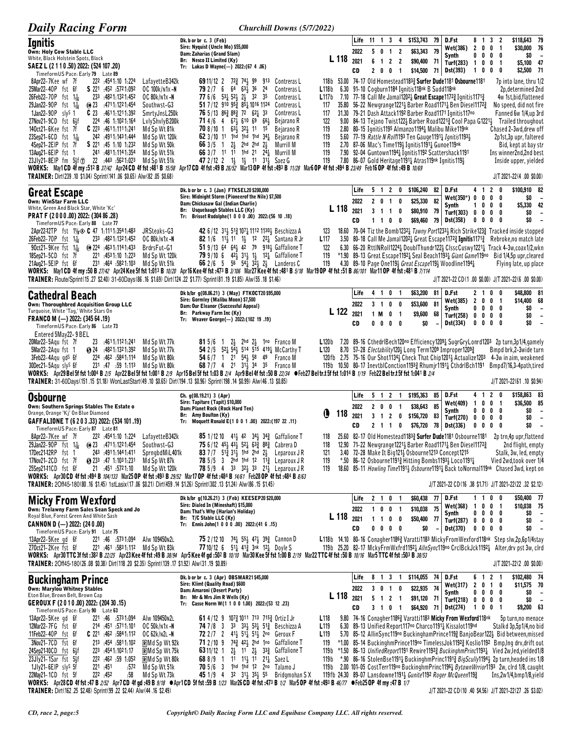## Ignitis

**Own: Holy Cow Stable LLC**
White, Black Holstein Spots, Black
**SAEZ L (2 1 1 0 .50) 2022: (524 107 .20)**
TimeformUS Pace: Early 79 Late 89

Dk. b or br c. 3 (Feb)
Sire: Nyquist (Uncle Mo) $55,000
Dam: Zaharias (Grand Slam)
Br: Nesco II Limited (Ky)
Tr: Lukas D Wayne(—) 2022:(67 4 .06)

**L 118**

| | | | | | | | | | | | |
|---|---|---|---|---|---|---|---|---|---|---|---|
| Life | 11 | 1 | 3 | 4 | $153,743 | 79 | D.Fst | 8 | 1 | 3 | 2 | $118,643 | 79 |
| 2022 | 5 | 0 | 1 | 2 | $63,343 | 79 | Wet(386) | 2 | 0 | 0 | 1 | $30,000 | 76 |
| 2021 | 6 | 1 | 2 | 2 | $90,400 | 71 | Synth | 0 | 0 | 0 | 0 | $0 | – |
| | | | | | | | Turf(283) | 1 | 0 | 0 | 1 | $5,100 | 47 |
| CD | 2 | 0 | 0 | 1 | $14,500 | 71 | Dst(393) | 1 | 0 | 0 | 0 | $2,500 | 71 |

```
8Apr22–7Kee wf 7f    22² :454¹1:10 1:22⁴ LafayetteB342k   69 11/12 2  72¾ 74½ 99  913  Contreras L   118b 53.00 74–17 Old Homestead1183¾ Surfer Dude1181 Osbourne1181    7p into lane, thru 1/2
25Mar22–4OP  fst 6f  S 221 :452 :572¹1:09²  OC 100k/N1x-N  79 2/7 6  64  63½ 36  24   Contreras L   L118b 6.30 91–10 Cogburn1184 Ignitis118nk B Sudd118nk            2p,determined 2nd
26Feb22–7OP  fst 1 1/16 23³ :482¹1:13²1:45²  OC 80k/N1x-N  77 6/6 5  53½ 52½ 2½  32  35   Contreras L   L117b 7.10 77–18 Call Me Jamal1202¾ Great Escape1172¾ Ignitis1171¾  4w 1st,bid,flattened
29Jan22–9OP  fst 1 1/16 (23 :471¹1:22¹1:45⁴  Southwest-G3   51 7/12 910 95¾ 85½ 1016 1124 Contreras L   117  35.80 56–22 Newgrange1221½ Barber Road1171¼ Ben Diesel1172¾  No speed, did not fire
1Jan22–9OP   sly 1   C 23 :461¹1:121¹1:39²  SmrtyJnsL250k  76 5/13 86¾ 88¾ 72  62¼ 33   Contreras L   117  31.30 79–21 Dash Attack1192 Barber Road1171 Ignitis117no   Fanned 6w 1/4,up 3rd
27Nov21–9CD  fst 6½f 22⁴ :46 1:10²1:16⁴  LvlyShvlyB200k  71 4/6 4  67½ 610 69  66½  Bejarano R   122  9.00 84–13 Tejano Twist122¾ Barber Road1221¾ Cool Papa G1221½  Trailed throughout
14Oct21–6Kee fst 7f  C 22³ :461¹1:11¹1:24¹  Md Sp Wt 81k   70 8/10 1  63½ 32½ 11  15   Bejarano R   119  2.80 80–15 Ignitis1195 Almanzo1194¼ Malibu Mike119nk      Chased 2-3wd,drew off
23Sep21–6CD  fst 1 1/16 24² :491¹1:14³1:44⁴  Md Sp Wt 120k  62 3/10 11 1hd 1hd 1hd 34½  Bejarano R   119  5.60 77–19 Rattle N Roll1193 Ten Gauge1191½ Ignitis1193½   2p1st,3p upr, faltered
4Sep21–2ElP  fst 7f  S 221 :45 1:10 1:23²  Md Sp Wt 50k   66 3/5 1  2½  2hd 2hd 2½   Murrill M    119  2.70 87–06 Mac's Time119½ Ignitis1191¼ Gunoe119nk      Bid, kept at bay str
13Aug21–6ElP fst 1   24¹ :481¹1:14¹1:35⁴  Md Sp Wt 51k   66 3/7 11 11  1hd 21  24½  Murrill M    119  7.90 92–04 Guntown1194½ Ignitis1192 Scattershack1191      Ins winner2nd,2nd best
23Jly21–8ElP fm 5½f ⓣ 22 :443 :562¹1:02³  Md Sp Wt 51k   47 2/12 2  1½  1½  11  31½  Saez G      119  7.80 86–07 Gold Heritage1191¼ Atras119nk Ignitis119½      Inside upper, yielded
```

WORKS: May1 CD 4f my :51² B 37/42 Apr24 CD 4f fst :48¹ B 15/58 Apr17 CD 4f fst :49 B 26/52 Mar13 OP 4f fst :49³ B 11/28 Mar6 OP 4f fst :49⁴ B 23/49 Feb16 OP 4f fst :49 B 10/69
TRAINER: Dirt(239 .10 $1.04) Sprint(141 .06 $0.65) Alw(82 .05 $0.68)
J/T 2021-22(4 .00 $0.00)

## Great Escape

**Own: WinStar Farm LLC**
White, Green And Black Star, White 'Kc'
**PRAT F (2 0 0 0 .00) 2022: (304 86 .28)**
TimeformUS Pace: Early 88 Late 77

Dk. b or br c. 3 (Jan) FTKSEL20 $200,000
Sire: Midnight Storm (Pioneerof the Nile) $7,500
Dam: Chickasaw Gal (Indian Charlie)
Br: Usquebaugh Stables LLC (Ky)
Tr: Brisset Rodolphe(1 0 0 0 .00) 2022:(56 10 .18)

**L 118**

| | | | | | | | | | | | |
|---|---|---|---|---|---|---|---|---|---|---|---|
| Life | 5 | 1 | 2 | 0 | $106,240 | 82 | D.Fst | 4 | 1 | 2 | 0 | $100,910 | 82 |
| 2022 | 2 | 0 | 1 | 0 | $25,330 | 82 | Wet(350*) | 0 | 0 | 0 | 0 | $0 | – |
| 2021 | 3 | 1 | 1 | 0 | $80,910 | 79 | Synth | 1 | 0 | 0 | 0 | $5,330 | 42 |
| | | | | | | | Turf(303) | 0 | 0 | 0 | 0 | $0 | – |
| CD | 1 | 1 | 0 | 0 | $69,460 | 79 | Dst(358) | 0 | 0 | 0 | 0 | $0 | – |

```
2Apr22 12TP  fst 1⅛ ◈ C 47 1:111 1:354 1:483  JRSteaks-G3    42 6/12 31½ 51¾ 107¼ 1112 1130½ Beschizza A   123  18.60 70–04 Tiz the Bomb1232½ Tawny Port1233¾ Rich Strike123¾ Tracked inside stopped
26Feb22–7OP  fst 1 1/16 23³ :482¹1:13²1:45²  OC 80k/N1x-N  82 1/6 11½ 11 1½  12  22¾  Santana R Jr  L117 3.50 80–18 Call Me Jamal1202¾ Great Escape1172¾ Ignitis1171¾  Rebroke,no match late
9Oct21–9Kee  fst 1 1/16 (22⁴ :463¹1:11⁴1:43³  BrdrsFut-G1   51 9/13 64 64½ 42  79  918½ Gaffalione T  122  6.30 66–20 RttlNRoll1224½ DoublThundr122½ ClsscCuswy1221¼ Track 4–3w,coax1/2,wkn
18Sep21–5CD  fst 7f  22¹ :453¹1:10 1:22³  Md Sp Wt 120k  79 9/10 6  42½ 31½ 1½  12¼  Gaffalione T  119  *1.90 89–13 Great Escape1192¼ Seal Beach1193¼ Giant Game119no Bid 1/4,5p upr,cleared
21Aug21–5ElP fst 6f  23¹ :464 :582¹1:03  Md Sp Wt 51k   66 2/6 5  56  54½ 32½ 2½   Landeros C   119  4.30 89–10 Page One119½ Great Escape119½ Woodline1194¼   Flying late, up place
```

WORKS: May1 CD 4f my :50 B 27/42 Apr24 Kee 5f fst 1:01³ B 10/20 Apr16 Kee 4f fst :47³ B 3/106 Mar27 Kee 4f fst :48¹ B 5/18 Mar19 OP 4f fst :51 B 86/101 Mar11 OP 4f fst :48¹ B 7/114
TRAINER: Route/Sprint(15 .27 $2.40) 31-60Days(86 .16 $1.69) Dirt(124 .22 $1.77) Sprint(81 .19 $1.85) Alw(55 .18 $1.46)
J/T 2021-22 CD(1 .00 $0.00) J/T 2021-22(6 .00 $0.00)

## Cathedral Beach

**Own: Thoroughbred Acquisition Group LLC**
Turquoise, White 'Tag,' White Stars On
**FRANCO M (—) 2022: (345 64 .19)**
TimeformUS Pace: Early 86 Late 73

Dk b/br g(08.06.21) 3 (May) FTKOCT20 $95,000
Sire: Gormley (Malibu Moon) $7,500
Dam: Our Eleanor (Successful Appeal)
Br: Parkway Farm Inc (Ky)
Tr: Weaver George(—) 2022:(102 19 .19)

**L 122**

| | | | | | | | | | | | |
|---|---|---|---|---|---|---|---|---|---|---|---|
| Life | 4 | 1 | 0 | 0 | $63,200 | 81 | D.Fst | 2 | 1 | 0 | 0 | $48,800 | 81 |
| 2022 | 3 | 1 | 0 | 0 | $53,600 | 81 | Wet(385) | 2 | 0 | 0 | 1 | $14,400 | 68 |
| 2021 | 1 | M | 0 | 1 | $9,600 | 68 | Synth | 0 | 0 | 0 | 0 | $0 | – |
| | | | | | | | Turf(258) | 0 | 0 | 0 | 0 | $0 | – |
| CD | 0 | 0 | 0 | 0 | $0 | – | Dst(334) | 0 | 0 | 0 | 0 | $0 | – |

Entered 5May22- 9 BEL

```
20Mar22–5Aqu fst 7f  23 :461¹1:12¹1:24¹  Md Sp Wt 77k   81 5/6 1  2½  2hd 2½  1no  Franco M     L120b 7.20 89–16 CthedrlBech120no Efficiency1209½ SugrGryLonrd1203  2p turn,3p1/4,gamely
5Mar22–2Aqu fst 1    ⑤24 :482¹1:13²1:39²  Md Sp Wt 77k   54 2/5 52½ 54½ 514 515 419¼ McCarthy T   L120  8.70 57–28 Electability120½ Long Term1209 Improper1209¾   Bmpd brk,2–3wide turn
3Feb22–4Aqu gd⑤ 6f   22⁴ :462 :584¹1:11⁴  Md Sp Wt 80k   54 6/7 1  21  54½ 58  49   Franco M     120fb 2.75 75–16 Our Shot1134½ Check That Chip1201½ Actualize1203  4–3w in aim, weakened
30Dec21–5Aqu sly⑤ 6f 23¹ :47 :59 1:11³  Md Sp Wt 80k   68 7/7 4  21  31½ 34  35   Franco M     119b 10.50 80–17 InevtblConction1193¾ Rhumjr1191¼ CthdrlBch1191  Bmpd7/16,3–4path,tired
```

WORKS: Apr29 Bel 5f fst 1:00⁴ B 2/5 Apr22 Bel 5f fst 1:00¹ B 2/9 Apr15 Bel 5f fst 1:03 B 2/4 Apr9 Bel 4f fst :48 B 22/34 ●Feb27 Bel tr.t 5f fst 1:01⁴ B 1/19 Feb22 Bel tr.t 5f fst 1:04¹ B 2/4
TRAINER: 31-60Days(151 .15 $1.18) WonLastStart(49 .10 $0.65) Dirt(194 .13 $0.96) Sprint(198 .14 $0.99) Alw(46 .13 $0.85)
J/T 2021-22(61 .10 $0.94)

## Osbourne

**Own: Southern Springs Stables The Estate o**
Orange, Orange 'Kj' On Blue Diamond
**GAFFALIONE T (6 2 0 3 .33) 2022: (534 101 .19)**
TimeformUS Pace: Early 87 Late 81

Ch. g(08.19.21) 3 (Apr)
Sire: Tapiture (Tapit) $10,000
Dam: Planet Rock (Rock Hard Ten)
Br: Amy Boulton (Ky)
Tr: Moquett Ronald E(1 0 0 1 .00) 2022:(197 22 .11)

**(L) 118**

| | | | | | | | | | | | |
|---|---|---|---|---|---|---|---|---|---|---|---|
| Life | 5 | 1 | 2 | 1 | $195,363 | 85 | D.Fst | 4 | 1 | 2 | 0 | $158,863 | 83 |
| 2022 | 2 | 0 | 0 | 1 | $38,643 | 85 | Wet(409) | 1 | 0 | 0 | 1 | $36,500 | 85 |
| 2021 | 3 | 1 | 2 | 0 | $156,720 | 83 | Synth | 0 | 0 | 0 | 0 | $0 | – |
| | | | | | | | Turf(270) | 0 | 0 | 0 | 0 | $0 | – |
| CD | 2 | 1 | 1 | 0 | $76,720 | 78 | Dst(336) | 0 | 0 | 0 | 0 | $0 | – |

```
8Apr22–7Kee wf 7f    22² :454¹1:10 1:22⁴ LafayetteB342k   85 1/12 10 41½ 42  34½ 34¾  Gaffalione T  118  25.60 82–17 Old Homestead1183¾ Surfer Dude1181 Osbourne1181   2p trn,4p upr,flattend
29Jan22–9OP  fst 1 1/16 (23 :471¹1:22¹1:45⁴  Southwest-G3   75 6/12 45½ 43½ 52½ 63¾ 88¾  Cabrera D    118  12.90 71–22 Newgrange1221½ Barber Road1171¼ Ben Diesel1172¾  2nd flight, empty
17Dec21 12RP fst 1   24³ :491¹1:14¹1:41  SprngbdMiL401k  83 7/7 51¾ 31½ 1hd 2hd 2½   Leparoux J R  121  3.40 72–28 Make It Big121½ Osbourne1213 Concept1215     Stalk, 3w, led, empty
17Nov21–2CD  fst 7f  ⑤23³ :47 1:10³1:23¹  Md Sp Wt 87k   78 5/5 3  2hd 1hd 12  11¾  Leparoux J R  119  *.50 86–12 Osbourne1191¾ Hitting Bombs1193½ Loco1191¼    Vied 2wd,took over 1/4
25Sep21-11CD fst 6f  21 :451 :572¹1:10  Md Sp Wt 120k  78 5/9 4  33  32½ 33  21½  Leparoux J R  119  18.60 85–11 Howling Time1191½ Osbourne1191½ Back toNormal119nk Chased 3wd, kept on
```

WORKS: Apr30 CD 4f fst :49⁴ B 104/133 Mar25 OP 4f fst :49³ B 29/52 Mar17 OP 4f fst :48⁴ B 14/61 Feb28 OP 4f fst :48 B 8/63
TRAINER: 2Off45-180(80 .16 $1.45) 1stLasix(17 .06 $0.21) Dirt(459 .14 $1.26) Sprint(302 .13 $1.24) Alw(86 .15 $1.45)
J/T 2021-22 CD(16 .38 $1.71) J/T 2021-22(22 .32 $2.12)

## Micky From Wexford

**Own: Trelawny Farm Sales Sean Speck and Jo**
Royal Blue, Forest Green And White Sash
**CANNON D (—) 2022: (24 0 .00)**
TimeformUS Pace: Early 91 Late 75

Dk b/br g(10.26.21) 3 (Feb) KEESEP20 $20,000
Sire: Dialed In (Mineshaft) $15,000
Dam: That's Why (Harlan's Holiday)
Br: T/C Stable LLC (Ky)
Tr: Ennis John(1 0 0 0 .00) 2022:(41 6 .15)

**L 118**

| | | | | | | | | | | | |
|---|---|---|---|---|---|---|---|---|---|---|---|
| Life | 2 | 1 | 0 | 1 | $60,438 | 77 | D.Fst | 1 | 1 | 0 | 0 | $50,400 | 77 |
| 2022 | 1 | 0 | 0 | 1 | $10,038 | 75 | Wet(368) | 1 | 0 | 0 | 1 | $10,038 | 75 |
| 2021 | 1 | 1 | 0 | 0 | $50,400 | 77 | Synth | 0 | 0 | 0 | 0 | $0 | – |
| | | | | | | | Turf(287) | 0 | 0 | 0 | 0 | $0 | – |
| CD | 0 | 0 | 0 | 0 | $0 | – | Dst(370) | 0 | 0 | 0 | 0 | $0 | – |

```
13Apr22–5Kee gd 6f   22¹ :46 :573¹1:09⁴  Alw 109450N2L  75 2/12 10 74¼ 55½ 47½ 39¾  Cannon D     L118b 14.10 80–16 Conagher1186¾ Varatti1183 MickyFromWexford118nk Step slw,2p,6p1/4stay
27Oct21–2Kee fst 6f  22¹ :461 :583¹1:12  Md Sp Wt 83k   77 10/12 6 51¼ 41¾ 3nk 12¼  Doyle S      119b 25.20 82–17 MckyFrmWxfrd1192¼ AllnSync119no CrclBckJck1192¼  Alter,drv pst 3w, clrd
```

WORKS: Apr30 TTC 3f fst :38² B 22/25 Apr23 Kee 4f fst :49 B 38/94 Apr5 Kee 4f gd :50² B 10/10 Mar30 Kee 5f fst 1:00 B 2/19 Mar22 TTC 4f fst :50 B 10/16 Mar5 TTC 4f fst :50³ B 38/53
TRAINER: 2Off45-180(26 .08 $0.38) Dirt(118 .20 $2.35) Sprint(139 .17 $1.92) Alw(31 .19 $0.89)
J/T 2021-22(2 .00 $0.00)

## Buckingham Prince

**Own: Marylou Whitney Stables**
Eton Blue, Brown Belt, Brown Cap
**GEROUX F (2 0 1 0 .00) 2022: (204 30 .15)**
TimeformUS Pace: Early 90 Late 63

Dk. b or br c. 3 (Apr) OBSMAR21 $45,000
Sire: Klimt (Quality Road) $600
Dam: Amaroni (Desert Party)
Br: Mr & Mrs Jim R Wells (Ky)
Tr: Casse Norm W(1 1 0 0 1.00) 2022:(53 12 .23)

**L 118**

| | | | | | | | | | | | |
|---|---|---|---|---|---|---|---|---|---|---|---|
| Life | 8 | 1 | 3 | 1 | $114,055 | 74 | D.Fst | 6 | 1 | 2 | 1 | $102,480 | 74 |
| 2022 | 3 | 0 | 1 | 0 | $22,935 | 74 | Wet(317) | 2 | 0 | 1 | 0 | $11,575 | 70 |
| 2021 | 5 | 1 | 2 | 1 | $91,120 | 71 | Synth | 0 | 0 | 0 | 0 | $0 | – |
| | | | | | | | Turf(218) | 0 | 0 | 0 | 0 | $0 | – |
| CD | 3 | 1 | 0 | 1 | $64,920 | 71 | Dst(274) | 1 | 0 | 0 | 1 | $9,200 | 63 |

```
13Apr22–5Kee gd 6f   22¹ :46 :573¹1:09⁴  Alw 109450N2L  61 4/12 9  107¾ 1011 713 715¾ Ortiz I Jr    L118  9.80 74–16 Conagher1186¾ Varatti1183 Micky From Wexford118nk   5p turn,no menace
12Mar22–7FG  fst 6f  21⁴ :451 :5711:10¹  OC 50k/N1x-N  74 7/8 3  33  33½ 53¼ 51¾  Beschizza A   L119  6.30 89–13 Unified Report117no Charco1191¼ Kissalot119hd   Stalkd 3p,5p1/4,no bid
11Feb22–4OP  fst 6f  C 22¹ :462 :584¹1:12  OC 62k/N2L-N  72 2/7 2  41½ 51¼ 51½ 2no  Geroux F     L119  5.70 85–12 AllinSync119no BuckinghamPrince119¾ BanjoBear122½ Bid between,missed
3Nov21–7CD  fst 6f   21³ :454 :581¹1:10²  ⓇMd Sp Wt 92k  71 2/10 9  74¾ 42½ 2hd 1no  Gaffalione T  119  *1.00 85–14 BuckinghamPrince119no TimelessJok1192¾ Koslio1192 Bmp,lng drv,drift out
24Sep21-10CD fst 6½f 22³ :454¹1:10²1:17  ⓇMd Sp Wt 75k  63 11/12 1 2½  11  2½  33¾  Gaffalione T  119b *1.50 86–13 UnifiedReport1191 Rewire1192¾ BuckinghamPrinc1193¼ Vied 2w,led,yielded1/8
23Jly21–1Sar fst 5½f 22² :462 :59 1:05²  ⓇMd Sp Wt 80k  68 8/9 1  11  11½ 11  21¼  Saez L       119b *.90 86–16 StolenBse1191¼ BuckinghmPrinc1191¾ BigScully1194½ 2p turn,headed ins 1/8
1Jly21–6ElP  sly⑤ 5f 22¹ :451      :57²  Md Sp Wt 51k   70 5/6 3  1hd 1hd 12  2no  Talamo J     119b 2.00 101–05 CostTerr119no BuckinghmPrinc1196¼ BytownWrrior1193 2w, clrd 1/8, caught
22May21–1CD  fst 5f  22² :452      :58  Md Sp Wt 73k   45 1/9 4  32  31½ 35½ 55  Bridgmohan S X 119fb 24.30 89–07 Lansdowne1191½ Gunite1192 Roger McQueen119¾  Ins,2w1/4,bmp1/8,yield
```

WORKS: Apr28 CD 4f fst :47 B 2/52 Apr7 CD 4f gd :49 B 9/18 ●Apr1 CD 5f fst :59 B 1/23 Mar26 CD 4f fst :47³ B 1/2 Mar5 OP 4f fst :49³ B 46/77 ●Feb25 OP 4f my :47 B 1/7
TRAINER: Dirt(162 .25 $2.48) Sprint(99 .22 $2.44) Alw(44 .16 $2.49)
J/T 2021-22 CD(10 .40 $4.56) J/T 2021-22(27 .26 $3.02)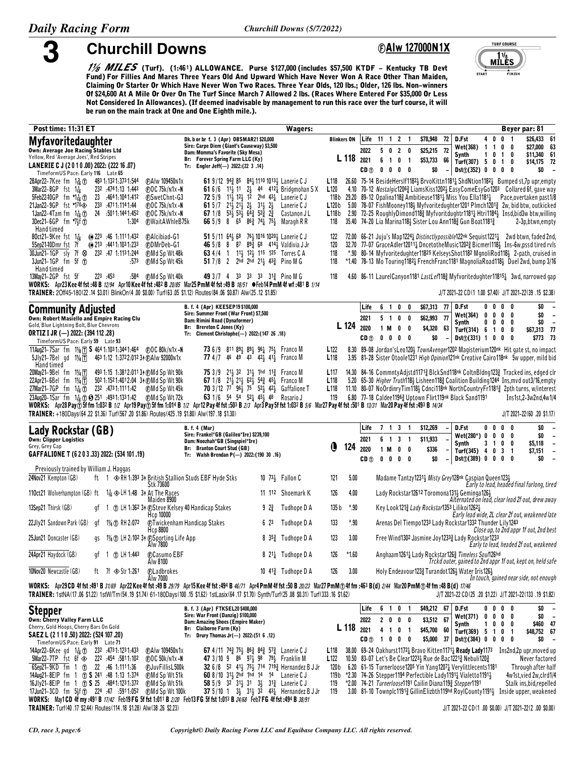# 3 Churchill Downs

**ⒻAlw 127000N1X**

TURF COURSE 1⅛ MILES START FINISH

*1⅛ MILES* **(Turf). (1:46¹) ALLOWANCE. Purse $127,000 (includes $57,500 KTDF – Kentucky TB Devt Fund) For Fillies And Mares Three Years Old And Upward Which Have Never Won A Race Other Than Maiden, Claiming Or Starter Or Which Have Never Won Two Races. Three Year Olds, 120 lbs.; Older, 126 lbs. Non-winners Of $24,600 At A Mile Or Over On The Turf Since March 7 Allowed 2 lbs. (Races Where Entered For $35,000 Or Less Not Considered In Allowances). (If deemed inadvisable by management to run this race over the turf course, it will be run on the main track at One and One Eighth mile.).**

Post time: 11:31 ET | Wagers: | Beyer par: 81

## Myfavoritedaughter

Own: Average Joe Racing Stables Ltd
Yellow, Red 'Average Joes', Red Stripes
**LANERIE C J (2 0 1 0 .00) 2022: (222 16 .07)**
TimeformUS Pace: Early 116 Late 65

Dk. b or br f. 3 (Apr) OBSMAR21 $20,000
Sire: Carpe Diem (Giant's Causeway) $3,500
Dam: Momma's Favorite (Sky Mesa)
Br: Forever Spring Farm LLC (Ky)
Tr: Engler Jeff(—) 2022:(22 3 .14)

Blinkers ON — L 118

| | | | | | | | | | | | |
|---|---|---|---|---|---|---|---|---|---|---|---|
| Life | 11 | 1 | 2 | 1 | $78,948 | 72 | D.Fst | 4 | 0 | 0 | 1 | $26,433 61 |
| 2022 | 5 | 0 | 2 | 0 | $25,215 | 72 | Wet(368) | 1 | 1 | 0 | 0 | $27,000 63 |
| 2021 | 6 | 1 | 0 | 1 | $53,733 | 66 | Synth | 1 | 0 | 1 | 0 | $11,340 61 |
| CD Ⓣ | 0 | 0 | 0 | 0 | $0 | – | Turf(307) | 5 | 0 | 1 | 0 | $14,175 72 |
| | | | | | | | Dst Ⓣ(352) | 0 | 0 | 0 | 0 | $0 – |

```
28Apr22-7Kee fm 1⅜ Ⓣ 48³ 1:13²1:37³1:54⁴ ⒻAlw 109450n1x 61 9/12 94¾ 85 84½ 1110 1013¼ Lanerie C J L118 26.60 75-14 BesideHerslf1182½ BrvoKittn1181¼ ShdNtion1182¼ Bumped st,7p upr,empty
3Mar22-8GP fst 1¹⁄₁₆ 23² :47⁴1:13 1:44³ ⒻOC 75k/n1x-N 61 6/6 11½ 11 2½ 44 412¼ Bridgmohan S X L120 4.10 70-12 Nostalgic1206¾ LiamsKiss1202½ EasyComeEsyGo1203 Collared 6f, gave way
5Feb22 40GP fm *1¹⁄₁₆ Ⓣ 23 :46⁴1:10⁴1:41² ⒻSwetChnt-G3 72 5/9 11½ 12½ 12 2hd 43¼ Lanerie C J 118b 29.20 89-12 Opalina118¾ Ambitiesue1181¼ Miss You Ella1181¾ Pace,overtaken past 1/8
21Jan22-9GP fst *1⁷⁰ ⊗ 23³ :47¹1:11⁴1:44 ⒻOC 75k/n1x-N 61 5/7 21½ 21½ 2½ 31½ 2½ Lanerie C J L120b 5.00 78-07 FishMooney118½ Myfvoritedughter1201 Plmch1201¾ 2w, bid btw, outkicked
1Jan22-4Tam fm 1¹⁄₁₆ Ⓣ 24 :50¹1:14⁴1:45² ⒻOC 75k/n1x-N 67 1/8 53½ 53½ 64¾ 52¾ 2¾ Castanon J L L118b 2.90 72-25 RoughlyDimond118¾ Myfvoritdughtr1181¼ Htri1184½ Insd,bid3w btw,willing
3Dec21-6GP fm *7½f Ⓣ 1:30⁴ ⒻWaitAWhleB75k 66 5/9 8 65 86¾ 74½ 75½ Maragh R R 118 35.40 74-20 Lia Marina118½ Sister Lou Ann118¾ Gun Boat1181¾ 2-3p,btwn,empty
Hand timed
8Oct21-9Kee fst 1¹⁄₁₆ (⊕ 22³ :46 1:11¹1:43² ⒻAlcibiad-G1 51 5/11 64½ 68 76½ 1016 1020½ Lanerie C J 122 72.00 66-21 Juju's Map1224¼ Distinctlypossible122nk Sequist1221¼ 2wd btwn, faded 2nd,
5Sep21 40Dmr fst 7f (⊕ 21³ :44¹1:03¹1:23³ ⒻDMrDeb-G1 46 5/8 8 87 89¾ 68 414¼ Valdivia J Jr 120 32.70 77-07 GraceAdler12011¼ DncetotheMusic1202¾ Bicmerl118½ Ins-6w,pssd tired rvls
30Jun21-1GP sly 7f ⊗ 23² :47 1:11³1:24⁴ ⒻMd Sp Wt 48k 63 4/4 1 11½ 12½ 115 125 Torres C A 118 *.90 80-14 Myfvoritedughter11825 KelseysShot1182 MgnoliRod118½ 2-path, cruised in
3Jun21-1GP fm 5f Ⓣ :57³ ⒻMd Sp Wt 45k 51 7/8 2 2hd 2hd 21½ 43¾ Pino M G 118 *1.40 78-13 Mo Touring1182¼ FrenchFranc1181 MagnoliaRoad118½ Duel 2wd, bump 3/16
Hand timed
13May21-2GP fst 5f 22³ :45³ :58⁴ ⒻMd Sp Wt 40k 49 3/7 4 3³ 3³ 3³ 31¾ Pino M G 118 4.60 86-11 LaurelCanyon1181 LastLef118¾ Myfvoritedughter11815¼ 3wd, narrowed gap
```

WORKS: Apr23 Kee 4f fst :48 B 12/94 Apr10 Kee 4f fst :48² B 20/85 Mar25 PmM 4f fst :49 B 18/51 ●Feb14 PmM 4f wf :48¹ B 1/14
TRAINER: 2Off45-180(22 .14 $3.01) BlinkOn(4 .00 $0.00) Turf(63 .05 $1.12) Routes(84 .06 $0.87) Alw(25 .12 $1.85) — J/T 2021-22 CD(1 1.00 $7.40) J/T 2021-22(39 .15 $2.38)

## Community Adjusted

Own: Robert Masiello and Empire Racing Clu
Gold, Blue Lightning Bolt, Blue Chevrons
**ORTIZ I JR (—) 2022: (394 112 .28)**
TimeformUS Pace: Early 59 Late 93

B. f. 4 (Apr) KEESEP19 $100,000
Sire: Summer Front (War Front) $7,500
Dam: Rimini Road (Dynaformer)
Br: Brereton C Jones (Ky)
Tr: Clement Christophe(—) 2022:(147 26 .18)

L 124

| | | | | | | | | | | | |
|---|---|---|---|---|---|---|---|---|---|---|---|
| Life | 6 | 1 | 0 | 0 | $67,313 | 77 | D.Fst | 0 | 0 | 0 | 0 | $0 – |
| 2021 | 5 | 1 | 0 | 0 | $62,993 | 77 | Wet(364) | 0 | 0 | 0 | 0 | $0 – |
| 2020 | 1 | M | 0 | 0 | $4,320 | 63 | Synth | 0 | 0 | 0 | 0 | $0 – |
| CD Ⓣ | 0 | 0 | 0 | 0 | $0 | – | Turf(314) | 6 | 1 | 0 | 0 | $67,313 77 |
| | | | | | | | Dst Ⓣ(331) | 1 | 0 | 0 | 0 | $773 73 |

```
11Aug21-7Sar fm 1⅛ [T] S 46⁴ 1:10³1:34⁴1:46⁴ ⒻOC 80k/n1x-N 73 6/9 811 89½ 89½ 96¼ 75½ Franco M L122 8.30 89-08 Jordan'sLeo120½ TownAvenger1202 Magisterium120nk Hit gate st, no impact
5Jly21-7Bel gd 1¼ [T] 46³ 1:12 1:37²2:01² 3↑ⒻAlw 92000n1x 77 4/7 46 49 43 42½ 41½ Franco M L118 3.95 81-28 Sister Otoole1231 High Opinion121nk Creative Cairo118nk 5w upper, mild bid
Hand timed
20May21-9Bel fm 1¼ [T] 49³ 1:15 1:38¹2:01³ 3↑ⒻMd Sp Wt 90k 75 3/9 21½ 32 31½ 1hd 11¾ Franco M L117 14.30 84-16 CommntyAdjstd1171¾ BlckSnd118nk CoItnBldng1262¾ Tracked ins, edged clr
22Apr21-6Bel fm 1¼ [T] 50² 1:15²1:40¹2:04 3↑ⒻMd Sp Wt 90k 67 1/8 21½ 21½ 62½ 54¾ 45½ Franco M L118 5.20 65-30 Higher Truth118½ Lisheen118¾ Coalition Building1244 Ins,mvd out3/16,empty
27Mar21-7GP fm 1¹⁄₁₆ Ⓣ 23² :47³1:11¹1:42 ⒻMd Sp Wt 45k 70 3/12 77 96½ 75 52½ 42½ Gaffalione T L118 11.10 80-07 NoOrdinryTim118½ Cdnci118nk NorthCountryFr1181¾ 2pth turns, w/interest
23Aug20-1Sar fm 1¹⁄₁₆ Ⓣ S 25¹ :49³1:13³1:42 ⒻMd Sp Wt 72k 63 1/6 54 54 52¼ 45½ 48 Rosario J 119 6.80 77-18 Caldee1196¾ Uptown Flirt119nk Black Sand1191 Ins1st,2-3w2nd,4w1/4
```

WORKS: Apr28 Pay Ⓣ 5f fm 1:03² B 1/2 Apr19 Pay Ⓣ 5f fm 1:01⁴ B 1/2 Apr12 Pay 4f fst :50³ B 2/3 Apr3 Pay 5f fst 1:03² B 5/6 Mar27 Pay 4f fst :50¹ B 13/31 Mar20 Pay 4f fst :49³ B 14/34
TRAINER: +180Days(64 .22 $1.36) Turf(567 .20 $1.86) Routes(425 .19 $1.80) Alw(197 .18 $1.30) — J/T 2021-22(60 .20 $1.17)

## Lady Rockstar (GB)

Own: Clipper Logistics
Grey, Grey Cap
**GAFFALIONE T (6 2 0 3 .33) 2022: (534 101 .19)**

B. f. 4 (Mar)
Sire: Frankel*GB (Galileo*Ire) $239,100
Dam: Noozhah*GB (Singspiel*Ire)
Br: Branton Court Stud (GB)
Tr: Walsh Brendan P(—) 2022:(190 30 .16)

Ⓛ 124

| | | | | | | | | | | | |
|---|---|---|---|---|---|---|---|---|---|---|---|
| Life | 7 | 1 | 3 | 1 | $12,269 | – | D.Fst | 0 | 0 | 0 | 0 | $0 – |
| 2021 | 6 | 1 | 3 | 1 | $11,933 | – | Wet(280*) | 0 | 0 | 0 | 0 | $0 – |
| 2020 | 1 | M | 0 | 0 | $336 | – | Synth | 3 | 1 | 0 | 0 | $5,118 – |
| CD Ⓣ | 0 | 0 | 0 | 0 | $0 | – | Turf(345) | 4 | 0 | 3 | 1 | $7,151 – |
| | | | | | | | Dst Ⓣ(389) | 0 | 0 | 0 | 0 | $0 – |

Previously trained by William J. Haggas

```
24Nov21 Kempton (GB) ft 1 ◈ RH 1:39³ 3↑ British Stallion Studs EBF Hyde Stks Stk 73600 10 73½ Fallon C 121 5.00 Madame Tantzy1231½ Misty Grey128nk Caspian Queen123½ Early to lead, headed final furlong, tired
11Oct21 Wolverhampton (GB) ft 1¹⁄₁₆ ◈ LH 1:48 3↑ At The Races Maiden 8900 11 112 Shoemark K 126 4.00 Lady Rockstar12612 Toromona131½ Geminga126½ Alternated on lead, clear lead 2f out, drew away
13Sep21 Thirsk (GB) gf 1 Ⓣ LH 1:36² 3↑ ⒻSteve Kelsey 40 Handicap Stakes Hcp 10000 9 2¾ Tudhope D A 135 b *.90 Key Look121¾ Lady Rockstar1353 Lilikoi1262½ Early lead wide, 2L clear 2f out, weakened late
22Jly21 Sandown Park (GB) gf 1¼ Ⓣ RH 2:07³ ⒻTwickenham Handicap Stakes Hcp 8800 6 23 Tudhope D A 133 *.90 Arenas Del Tiempo1233 Lady Rockstar1332 Thunder Lily1243 Close up, to 2nd appr 1f out, 2nd best
25Jun21 Doncaster (GB) gs 1¼ Ⓣ LH 2:10² 3↑ ⒻSporting Life App Alw 7800 8 35¾ Tudhope D A 123 3.00 Free Wind1302 Jasmine Joy1233¾ Lady Rockstar1233 Early to lead, headed 2f out, weakened
24Apr21 Haydock (GB) gf 1 Ⓣ LH 1:44³ ⒻCasumo EBF Alw 8100 8 21¼ Tudhope D A 126 *1.60 Anghaam1261¼ Lady Rockstar126¾ Timeless Soul126hd Trckd outer, gained to 2nd appr 1f out, kept on, held safe
10Nov20 Newcastle (GB) ft 7f ◈ Str 1:26¹ ⒻLadbrokes Alw 7000 10 41¾ Tudhope D A 126 3.00 Holy Endeavour123¾ Turandot126½ Water Iris126½ In touch, gained near side, not enough
```

WORKS: Apr29 CD 4f fst :49¹ B 31/69 Apr22 Kee 4f fst :49 B 29/79 Apr15 Kee 4f fst :49⁴ B 46/71 Apr4 PmM 4f fst :50 B 20/23 Mar27 PmM Ⓣ 4f fm :46³ B(d) 2/44 Mar20 PmM Ⓣ 4f fm :48 B(d) 17/46
TRAINER: 1stNA(17 .06 $1.22) 1stW/Trn(54 .19 $1.74) 61-180Days(100 .15 $1.62) 1stLasix(64 .17 $1.70) Synth/Turf(25 .08 $0.31) Turf(333 .16 $1.62) — J/T 2021-22 CD(25 .20 $1.22) J/T 2021-22(133 .19 $1.82)

## Stepper

Own: Cherry Valley Farm LLC
Cherry, Gold Hoops, Cherry Bars On Gold
**SAEZ L (2 1 1 0 .50) 2022: (524 107 .20)**
TimeformUS Pace: Early 91 Late 71

B. f. 3 (Apr) FTKSEL20 $400,000
Sire: War Front (Danzig) $100,000
Dam: Amazing Shoes (Empire Maker)
Br: Claiborne Farm (Ky)
Tr: Drury Thomas Jr(—) 2022:(51 6 .12)

L 118

| | | | | | | | | | | | |
|---|---|---|---|---|---|---|---|---|---|---|---|
| Life | 6 | 1 | 0 | 1 | $49,212 | 67 | D.Fst | 0 | 0 | 0 | 0 | $0 – |
| 2022 | 2 | 0 | 0 | 0 | $3,512 | 67 | Wet(371) | 0 | 0 | 0 | 0 | $0 – |
| 2021 | 4 | 1 | 0 | 1 | $45,700 | 60 | Synth | 1 | 0 | 0 | 0 | $460 47 |
| CD Ⓣ | 1 | 0 | 0 | 0 | $5,000 | 37 | Turf(369) | 5 | 1 | 0 | 1 | $48,752 67 |
| | | | | | | | Dst Ⓣ(384) | 0 | 0 | 0 | 0 | $0 – |

```
14Apr22-6Kee gd 1¹⁄₁₆ Ⓣ 23² :47³1:12³1:43 ⒻAlw 109450n1x 67 4/11 74¾ 75½ 86¾ 84¾ 57¾ Lanerie C J L118 38.00 69-24 Oakhurst1172¼ Bravo Kitten1171¼ Ready Lady1173 Ins2nd,2p upr,moved up
5Mar22-7TP fst 6f ◈ 22² :45⁴ :58¹1:10² ⒻOC 50k/n1x-N 47 3/10 9 86 97½ 98 79½ Franklin M L122 10.50 83-07 Let's Be Clear1223¾ Rue de Bac1221¾ Nebuli120¾ Never factored
6Sep21-9KD fm 1 Ⓣ 22 :46 1:11¹:36 ⒻJuvFillisL500k 32 6/8 52 41½ 75½ 714 719¾ Hernandez B J Jr 120b 6.20 61-15 Turnerloose1205 Yin Yang1207¼ Verylittlecents1181 Through after half
14Aug21-8EIP fm 1 Ⓣ S 24¹ :48 1:13 1:37⁴ ⒻMd Sp Wt 51k 60 8/10 31½ 2hd 1hd 14 14 Lanerie C J 119b *2.30 74-26 Stepper1194 Perfectible Lady1191¼ Vialetto1191½ 4w1st,vied 2w,clrd1/4
16Jly21-8EIP fm 1 Ⓣ S 25 :48⁴1:12³1:37² ⒻMd Sp Wt 51k 58 5/9 32 31½ 31 3½ 31¾ Lanerie C J 119 *2.00 74-21 Turnerloose1191 Cailin Diana119¾ Stepper1191 Stalk ins,bid,repelled
17Jun21-3CD fm 5½f Ⓣ 22⁴ :47 :59¹1:05² ⒻMd Sp Wt 100k 37 5/10 1 3½ 31½ 32 43¼ Hernandez B J Jr 119 3.00 81-10 Townplc11913 GillinElizbth119hd RoylCounty1191½ Inside upper, weakened
```

WORKS: May1 CD 4f my :49¹ B 17/42 Feb19 FG 5f fst 1:01¹ B 2/20 Feb13 FG 5f fst 1:01³ B 24/68 Feb7 FG 4f fst :49⁴ B 38/91
TRAINER: Turf(40 .17 $2.44) Routes(114 .18 $1.28) Alw(38 .26 $2.23) — J/T 2021-22 CD(1 .00 $0.00) J/T 2021-22(2 .00 $0.00)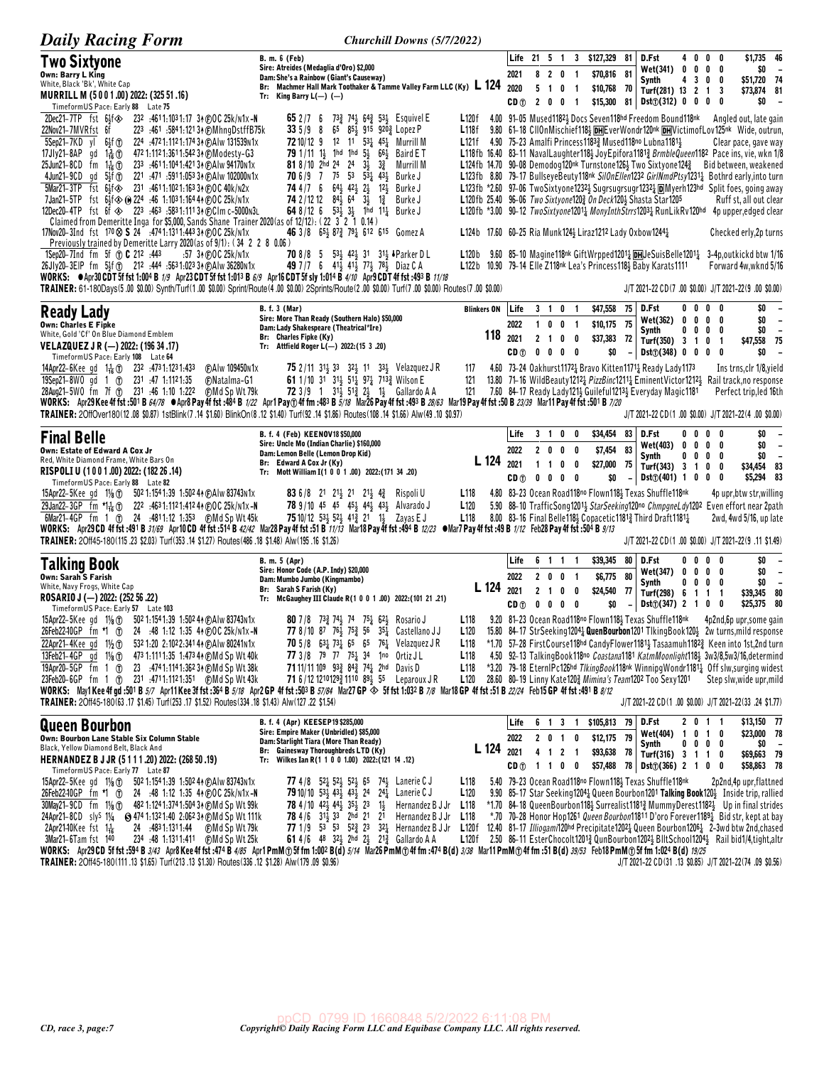## Two Sixtyone

**Own: Barry L King**
White, Black 'Bk', White Cap
**MURRILL M (5 0 0 1 .00) 2022: (325 51 .16)**
TimeformUS Pace: Early 88 Late 75

B. m. 6 (Feb)
Sire: Atreides (Medaglia d'Oro) $2,000
Dam: She's a Rainbow (Giant's Causeway)
Br: Machmer Hall Mark Toothaker & Tamme Valley Farm LLC (Ky) **L 124**
Tr: King Barry L(—) (—)

| | | | | | | | |
|---|---|---|---|---|---|---|---|
| Life | 21 | 5 | 1 | 3 | $127,329 | 81 | D.Fst 4 0 0 0 $1,735 46 |
| 2021 | 8 | 2 | 0 | 1 | $70,816 | 81 | Wet(341) 0 0 0 0 $0 – |
| 2020 | 5 | 1 | 0 | 1 | $10,768 | 70 | Synth 4 3 0 0 $51,720 74 |
| CD ⓣ | 2 | 0 | 0 | 1 | $15,300 | 81 | Turf(281) 13 2 1 3 $73,874 81 / Dst⓪(312) 0 0 0 0 $0 – |

2Dec21–7TP fst 6½f ⊗ 232 :4611:1031:17 3↑ⒻOC 25k/n1x-N 65 2/7 6 73¾ 74½ 64¾ 53½ Esquivel E L120f 4.00 91-05 Mused1182½ Docs Seven118hd Freedom Bound118nk Angled out, late gain
22Nov21–7MVRfst 6f 223 :461 :5841:121 3↑ⒻMhngDstffB75k 33 5/9 8 65 85½ 915 920¾ Lopez P L118f 9.80 61-18 CllOnMischief118½ DH EverWondr120nk DH VictimofLov125nk Wide, outrun,
5Sep21–7KD yl 6½f ⓣ 224 :4721:1121:174 3↑ⒻAlw 131539n1x 72 10/12 9 12 11 53¼ 45¼ Murrill M L121f 4.90 75-23 Amalfi Princess1183¾ Mused118no Lubna1181½ Clear pace, gave way
17Jly21–8AP gd 1⅛ ⓣ 472 1:1121:3611:542 3↑ⒻModesty-G3 79 1/11 1½ 1hd 1hd 5½ 66½ Baird E T L118fb 16.40 83-11 NavalLaughter118½ JoyEpifora1181¾ BrmbleQueen1182 Pace ins, vie, wkn 1/8
25Jun21–8CD fm 1⅛ ⓣ 233 :4611:1041:421 3↑ⒻAlw 94170n1x 81 8/10 2hd 24 24 3½ 3¾ Murrill M L124fb 14.70 90-08 Demodog120nk Turnstone126½ Two Sixtyone124¾ Bid between, weakened
4Jun21–9CD gd 5½f ⓣ 221 :471 :5911:053 3↑ⒻAlw 102000n1x 70 6/9 7 75 53 53¼ 43½ Burke J L123fb 8.80 79-17 BullseyeBeuty118nk SilOnEllen1232 GirlNmdPtsy1231¼ Bothrd early,into turn
5Mar21–3TP fst 6½f ⊗ 231 :4611:1021:163 3↑ⒻOC 40k/n2x 74 4/7 6 64½ 42½ 2½ 12½ Burke J L123fb *2.60 97-06 TwoSixtyone12321 Sugrsugrsugr1232¼ DMyerh123hd Split foes, going away
7Jan21–5TP fst 6½f ⊗ ⓗ 224 :46 1:1031:164 4↑ⒻOC 25k/n1x 74 2/12 12 84½ 64 3½ 1¾ Burke J L120fb 25.40 96-06 Two Sixtyone120¾ On Deck120½ Shasta Star1205 Ruff st, all out clear
12Dec20–4TP fst 6f ⊗ 223 :463 :5831:111 3↑ⒻClm c-5000n3L 64 8/12 6 53½ 3½ 1hd 11½ Burke J L120fb *3.00 90-12 TwoSixtyone1201¼ MonyInthStrrs1203½ RunLikRv120hd 4p upper,edged clear
Claimed from Demeritte Inga for $5,000, Sands Shane Trainer 2020(as of 12/12): (22 3 2 1 0.14)
17Nov20–3Ind fst 170 ⊗ S 24 :4741:1311:443 3↑ⒻOC 25k/n1x 46 3/8 65½ 87¾ 79¼ 612 615 Gomez A L124b 17.60 60-25 Ria Munk124½ Liraz1212 Lady Oxbow1244¼ Checked erly,2p turns
Previously trained by Demeritte Larry 2020(as of 9/1): (34 2 2 8 0.06)
1Sep20–7Ind fm 5f ⓣ C 212 :443 :57 3↑ⒻOC 25k/n1x 70 8/8 5 53½ 42½ 31 31½ ♦Parker D L L120b 9.60 85-10 Magine118nk GiftWrpped1201½ DH JeSuisBelle1201¼ 3-4p,outkickd btw 1/16
26Jly20–3EIP fm 5½f ⓣ 212 :444 :5631:023 3↑ⒻAlw 36280n1x 49 7/7 6 41½ 41½ 77½ 78½ Diaz C A L122b 10.90 79-14 Elle Z118nk Lea's Princess118½ Baby Karats1111 Forward 4w,wknd 5/16

WORKS: ●Apr30 CDT 5f fst 1:004 B 1/9 Apr23 CDT 5f fst 1:013 B 6/9 Apr16 CDT 5f sly 1:014 B 4/10 Apr9 CDT 4f fst :493 B 11/18
TRAINER: 61-180Days(5 .00 $0.00) Synth/Turf(1 .00 $0.00) Sprint/Route(4 .00 $0.00) 2Sprints/Route(2 .00 $0.00) Turf(7 .00 $0.00) Routes(7 .00 $0.00) J/T 2021-22 CD(7 .00 $0.00) J/T 2021-22(9 .00 $0.00)

## Ready Lady

**Own: Charles E Fipke**
White, Gold 'Cf' On Blue Diamond Emblem
**VELAZQUEZ J R (—) 2022: (196 34 .17)**
TimeformUS Pace: Early 108 Late 64

B. f. 3 (Mar)
Sire: More Than Ready (Southern Halo) $50,000
Dam: Lady Shakespeare (Theatrical*Ire)
Br: Charles Fipke (Ky) **118**
Tr: Attfield Roger L(—) 2022:(15 3 .20)

**Blinkers ON**

| | | | | | | | |
|---|---|---|---|---|---|---|---|
| Life | 3 | 1 | 0 | 1 | $47,558 | 75 | D.Fst 0 0 0 0 $0 – |
| 2022 | 1 | 0 | 0 | 1 | $10,175 | 75 | Wet(362) 0 0 0 0 $0 – |
| 2021 | 2 | 1 | 0 | 0 | $37,383 | 72 | Synth 0 0 0 0 $0 – / Turf(350) 3 1 0 1 $47,558 75 |
| CD ⓣ | 0 | 0 | 0 | 0 | $0 | – | Dst⓪(348) 0 0 0 0 $0 – |

14Apr22–6Kee gd 1⅛ ⓣ 232 :4731:1231:433 ⒻAlw 109450n1x 75 2/11 31½ 33 32½ 11 33½ Velazquez J R 117 4.60 73-24 Oakhurst1172½ Bravo Kitten1171½ Ready Lady1173 Ins trns,clr 1/8,yield
19Sep21–8WO gd 1 ⓣ 231 :47 1:1121:35 ⒻNatalma-G1 61 1/10 31 31½ 51½ 97¼ 713¾ Wilson E 121 13.80 71-16 WildBeauty1212¼ PizzBinc1211¼ EminentVictor1212½ Rail track,no response
28Aug21–5WO fm 7f ⓣ 231 :46 1:10 1:222 ⒻMd Sp Wt 79k 72 3/9 1 31½ 51¾ 2½ 1½ Gallardo A A 121 7.60 84-17 Ready Lady121½ Guileful1213½ Everyday Magic1181 Perfect trip,led 16th

WORKS: Apr29 Kee 4f fst :501 B 64/78 ●Apr8 Pay 4f fst :484 B 1/22 Apr1 Payⓣ 4f fm :483 B 5/18 Mar26 Pay 4f fst :493 B 28/63 Mar19 Pay 4f fst :50 B 23/39 Mar11 Pay 4f fst :501 B 7/20
TRAINER: 2OffOver180(12 .08 $0.87) 1stBlink(7 .14 $1.60) BlinkOn(8 .12 $1.40) Turf(92 .14 $1.86) Routes(108 .14 $1.66) Alw(49 .10 $0.97) J/T 2021-22 CD(1 .00 $0.00) J/T 2021-22(4 .00 $0.00)

## Final Belle

**Own: Estate of Edward A Cox Jr**
Red, White Diamond Frame, White Bars On
**RISPOLI U (1 0 0 1 .00) 2022: (182 26 .14)**
TimeformUS Pace: Early 88 Late 82

B. f. 4 (Feb) KEENOV18 $50,000
Sire: Uncle Mo (Indian Charlie) $160,000
Dam: Lemon Belle (Lemon Drop Kid)
Br: Edward A Cox Jr (Ky) **L 124**
Tr: Mott William I(1 0 0 1 .00) 2022:(171 34 .20)

| | | | | | | | |
|---|---|---|---|---|---|---|---|
| Life | 3 | 1 | 0 | 0 | $34,454 | 83 | D.Fst 0 0 0 0 $0 – |
| 2022 | 2 | 0 | 0 | 0 | $7,454 | 83 | Wet(403) 0 0 0 0 $0 – |
| 2021 | 1 | 1 | 0 | 0 | $27,000 | 75 | Synth 0 0 0 0 $0 – / Turf(343) 3 1 0 0 $34,454 83 |
| CD ⓣ | 0 | 0 | 0 | 0 | $0 | – | Dst⓪(401) 1 0 0 0 $5,294 83 |

15Apr22–5Kee gd 1⅛ ⓣ 502 1:1541:39 1:502 4↑ⒻAlw 83743n1x 83 6/8 21 21½ 21 21½ 4¾ Rispoli U L118 4.80 83-23 Ocean Road118no Flown118½ Texas Shuffle118nk 4p upr,btw str,willing
29Jan22–3GP fm *1⅛ ⓣ 222 :4631:1021:412 4↑ⒻOC 25k/n1x-N 78 9/10 45 45 45½ 44½ 43½ Alvarado J L120 5.90 88-10 TrafficSong1201½ StarSeeking120no ChmpgneLdy1202 Even effort near 2path
6Mar21–4GP fm 1 ⓣ 24 :4811:12 1:353 ⒻMd Sp Wt 45k 75 10/12 53½ 52½ 41¾ 21 1½ Zayas E J L118 8.00 83-16 Final Belle118½ Copacetic1181¾ Third Draft1181¼ 2wd, 4wd 5/16, up late

WORKS: Apr29 CD 4f fst :491 B 31/69 Apr10 CD 4f fst :514 B 42/42 Mar28 Pay 4f fst :51 B 11/13 Mar18 Pay 4f fst :494 B 12/23 ●Mar7 Pay 4f fst :49 B 1/12 Feb28 Pay 4f fst :504 B 9/13
TRAINER: 2OffOver180(115 .23 $2.03) Turf(353 .14 $1.27) Routes(486 .18 $1.48) Alw(195 .16 $1.26) J/T 2021-22 CD(1 .00 $0.00) J/T 2021-22(9 .11 $1.49)

## Talking Book

**Own: Sarah S Farish**
White, Navy Frogs, White Cap
**ROSARIO J (—) 2022: (252 56 .22)**
TimeformUS Pace: Early 57 Late 103

B. m. 5 (Apr)
Sire: Honor Code (A.P. Indy) $20,000
Dam: Mumbo Jumbo (Kingmambo)
Br: Sarah S Farish (Ky) **L 124**
Tr: McGaughey III Claude R(1 0 0 1 .00) 2022:(101 21 .21)

| | | | | | | | |
|---|---|---|---|---|---|---|---|
| Life | 6 | 1 | 1 | 1 | $39,345 | 80 | D.Fst 0 0 0 0 $0 – |
| 2022 | 2 | 0 | 0 | 1 | $6,775 | 80 | Wet(347) 0 0 0 0 $0 – |
| 2021 | 2 | 1 | 0 | 0 | $24,540 | 77 | Synth 0 0 0 0 $0 – / Turf(298) 6 1 1 1 $39,345 80 |
| CD ⓣ | 0 | 0 | 0 | 0 | $0 | – | Dst⓪(347) 2 1 0 0 $25,375 80 |

15Apr22–5Kee gd 1⅛ ⓣ 502 1:1541:39 1:502 4↑ⒻAlw 83743n1x 80 7/8 73¾ 74½ 74 75¼ 62½ Rosario J L118 9.20 81-23 Ocean Road118no Flown118½ Texas Shuffle118nk 4p2nd,6p upr,some gain
26Feb22–10GP fm *1 ⓣ 24 :48 1:12 1:35 4↑ⒻOC 25k/n1x-N 77 8/10 87 76½ 75¾ 56 35½ Castellano J J L120 15.80 84-17 StrSeeking1204½ QuenBourbon1201 TlkingBook120½ 2w turns,mild response
22Apr21–4Kee gd 1⅛ ⓣ 532 1:20 2:1022:341 4↑ⒻAlw 80241n1x 70 5/8 63¼ 73¼ 65 65 76½ Velazquez J R L118 *1.70 57-28 FirstCourse118hd CandyFlower1181½ Tasaamuh1182¾ Keen into 1st,2nd turn
13Feb21–4GP gd 1⅛ ⓣ 473 1:1131:35 1:473 4↑ⒻMd Sp Wt 40k 77 3/8 79 77 75¼ 34 1no Ortiz J L L118 4.50 92-13 TalkingBook118no Coastana1181 KatmMoonlight118½ 3w3/8,5w3/16,determind
19Apr20–5GP fm 1 ⓣ 23 :4741:1141:362 3↑ⒻMd Sp Wt 38k 71 11/11 109 93¾ 84¾ 74¼ 2hd Davis D L118 *3.20 79-18 EternlPc126hd TlkingBook118nk WinnipgWondr1181¼ Off slw,surging widest
23Feb20–6GP fm 1 ⓣ 231 :4711:1121:351 ⒻMd Sp Wt 43k 71 6/12 1210129¾ 1110 89½ 55 Leparoux J R L120 28.60 80-19 Linny Kate120¾ Mimina's Team1202 Too Sexy1201 Step slw,wide upr,mild

WORKS: May1 Kee 4f gd :501 B 5/7 Apr11 Kee 3f fst :364 B 5/18 Apr2 GP 4f fst :503 B 57/84 Mar27 GP ⊗ 5f fst 1:032 B 7/8 Mar18 GP 4f fst :51 B 22/24 Feb15 GP 4f fst :491 B 8/12
TRAINER: 2OffOver180(63 .17 $1.45) Turf(253 .17 $1.52) Routes(334 .18 $1.43) Alw(127 .22 $1.54) J/T 2021-22 CD(1 .00 $0.00) J/T 2021-22(33 .24 $1.77)

## Queen Bourbon

**Own: Bourbon Lane Stable Six Column Stable**
Black, Yellow Diamond Belt, Black And
**HERNANDEZ B J JR (5 1 1 1 .20) 2022: (268 50 .19)**
TimeformUS Pace: Early 77 Late 87

B. f. 4 (Apr) KEESEP19 $285,000
Sire: Empire Maker (Unbridled) $85,000
Dam: Starlight Tiara (More Than Ready)
Br: Gainesway Thoroughbreds LTD (Ky) **L 124**
Tr: Wilkes Ian R(1 1 0 0 1.00) 2022:(121 14 .12)

| | | | | | | | |
|---|---|---|---|---|---|---|---|
| Life | 6 | 1 | 3 | 1 | $105,813 | 79 | D.Fst 2 0 1 1 $13,150 77 |
| 2022 | 2 | 0 | 1 | 0 | $12,175 | 79 | Wet(404) 1 0 1 0 $23,000 78 |
| 2021 | 4 | 1 | 2 | 1 | $93,638 | 78 | Synth 0 0 0 0 $0 – / Turf(316) 3 1 1 0 $69,663 79 |
| CD ⓣ | 1 | 1 | 0 | 0 | $57,488 | 78 | Dst⓪(366) 2 1 0 0 $58,863 78 |

15Apr22–5Kee gd 1⅛ ⓣ 502 1:1541:39 1:502 4↑ⒻAlw 83743n1x 77 4/8 52½ 52½ 52½ 65 74¼ Lanerie C J L118 5.40 79-23 Ocean Road118no Flown118½ Texas Shuffle118nk 2p2nd,4p upr,flattned
26Feb22–10GP fm *1 ⓣ 24 :48 1:12 1:35 4↑ⒻOC 25k/n1x-N 79 10/10 53½ 43½ 43½ 24 24½ Lanerie C J L120 9.90 85-17 Star Seeking1204½ Queen Bourbon1201 Talking Book120½ Inside trip, rallied
30May21–9CD fm 1⅛ ⓣ 482 1:1241:3741:504 3↑ⒻMd Sp Wt 99k 78 4/10 42½ 44½ 35½ 23 1½ Hernandez B J Jr L118 *1.70 84-18 QueenBourbon118½ Surrealist1181¾ MummyDerest1182½ Up in final strides
24Apr21–8CD sly⁵ 1¼ Ⓢ 474 1:1321:40 2:062 3↑ⒻMd Sp Wt 111k 78 4/6 31½ 33 2hd 21 21 Hernandez B J Jr L118 *.70 70-28 Honor Hop1261 Queen Bourbon11811 D'oro Forever1189¾ Bid str, kept at bay
2Apr21–10Kee fst 1⅛ 24 :4831:1311:44 ⒻMd Sp Wt 79k 77 1/9 53 53 52¾ 23 32¼ Hernandez B J Jr L120f 12.40 81-17 Illiogami120hd Precipitate1202¼ Queen Bourbon1206½ 2-3wd btw 2nd,chased
3Mar21–6Tam fst 1⁴⁰ 234 :48 1:1311:411 ⒻMd Sp Wt 25k 61 4/6 48 32½ 2hd 2½ 21¾ Gallardo A A L120f 2.50 86-11 EsterChocolt1201¾ QunBourbon1202½ BlltSchool1204½ Rail bid1/4,tight,altr

WORKS: Apr29 CD 5f fst :594 B 3/43 Apr8 Kee 4f fst :474 B 4/85 Apr1 PmMⓣ 5f fm 1:002 B(d) 5/14 Mar26 PmMⓣ 4f fm :474 B(d) 3/38 Mar11 PmMⓣ 4f fm :51 B(d) 39/53 Feb18 PmMⓣ 5f fm 1:024 B(d) 19/25
TRAINER: 2OffOver180(111 .13 $1.65) Turf(213 .13 $1.30) Routes(336 .12 $1.28) Alw(179 .09 $0.96) J/T 2021-22 CD(31 .13 $0.85) J/T 2021-22(74 .09 $0.56)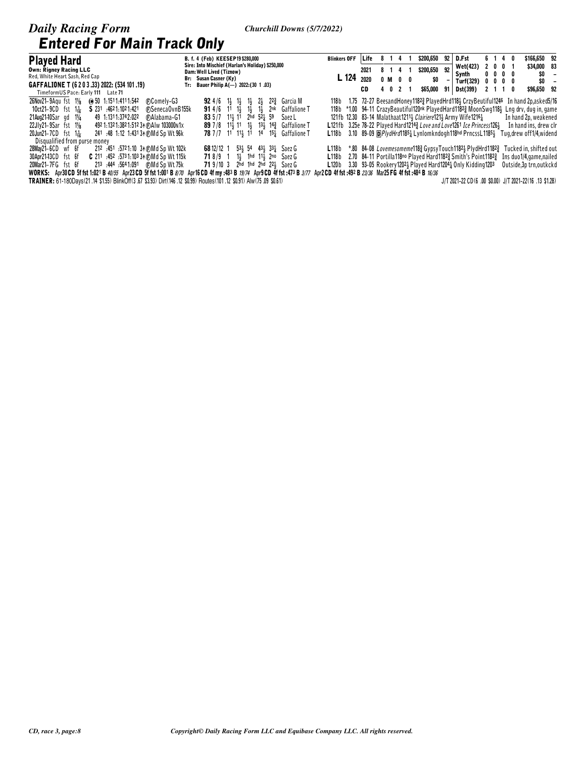# Entered For Main Track Only

**Played Hard**
**Own: Rigney Racing LLC**
Red, White Heart Sash, Red Cap
**GAFFALIONE T (6 2 0 3 .33) 2022: (534 101 .19)**
TimeformUS Pace: Early **111** Late **71**

B. f. 4 (Feb) KEESEP19 $280,000
Sire: Into Mischief (Harlan's Holiday) $250,000
Dam: Well Lived (Tiznow)
Br: Susan Casner (Ky)
Tr: Bauer Philip A(—) 2022:(30 1 .03)

Blinkers OFF
**L 124**

| | | | | | | | |
|---|---|---|---|---|---|---|---|
| Life | 8 | 1 | 4 | 1 | $200,650 | 92 | |
| 2021 | 8 | 1 | 4 | 1 | $200,650 | 92 | |
| 2020 | 0 | M | 0 | 0 | $0 | – | |
| CD | 4 | 0 | 2 | 1 | $65,000 | 91 | |

| | | | | | | |
|---|---|---|---|---|---|---|
| D.Fst | 6 | 1 | 4 | 0 | $166,650 | 92 |
| Wet(423) | 2 | 0 | 0 | 1 | $34,000 | 83 |
| Synth | 0 | 0 | 0 | 0 | $0 | – |
| Turf(329) | 0 | 0 | 0 | 0 | $0 | – |
| Dst(399) | 2 | 1 | 1 | 0 | $96,650 | 92 |

```
26Nov21-9Aqu fst 1⅛   ⊕50 1:151 1:411 1:542   ⒻComely-G3          92 4/6  1½  1½  1½  2½  2²¾  Garcia M      118b  1.75 72-27 BeesandHoney118²¾ PlayedHrd118½ CrzyBeutiful1246  In hand 2p,asked5/16
10Oct21-9CD  fst 1 1/16 S 231 :462 1:102 1:421   ⒻSenecaOvnB155k     91 4/6  1¹  1½  1½  1½  2nk  Gaffalione T  118b *1.00 94-11 CrazyBeautiful120nk PlayedHard118²¾ MoonSwg118½  Lng drv, dug in, game
21Aug21-10Sar gd 1¼    49 1:131 1:374 2:022  ⒻAlabama-G1          83 5/7  1¹½ 1¹  2hd 5²½ 5⁹   Saez L        121fb 12.30 83-14 Malathaat1211½ Clairiere121½ Army Wife1216¼  In hand 2p, weakened
22Jly21-9Sar fst 1⅛    492 1:132 1:382 1:512 3↑ⒻAlw 103000n1x   89 7/8  1¹½ 1¹  1½  1³½ 1⁴¾  Gaffalione T  L121fb 3.25e 78-22 Played Hard1214¾ Love and Love1261 Ice Princess126½  In hand ins, drew clr
20Jun21-7CD  fst 1 1/16 241 :48 1:12 1:431 3↑ⒻMd Sp Wt 96k      78 7/7  1¹  1¹½ 1¹  1⁴  1⁵¼  Gaffalione T  L118b 3.10 89-09 ⒹPlydHrd1185¼ Lynlomkndogh118hd PrncssL1185½  Tug,drew off1/4,widend
   Disqualified from purse money
28May21-6CD  wf  6f    212 :451 :572 1:10 3↑ⒻMd Sp Wt 102k    68 12/12 1  5³½ 5⁴  4³½ 3³¼  Saez G        L118b  *.80 84-08 Lovemesomeme118¾ GypsyTouch118²½ PlydHrd118²¾  Tucked in, shifted out
30Apr21-13CD fst 6f    C 211 :452 :573 1:103 3↑ⒻMd Sp Wt 115k  71 8/9  1  1½  1hd 1¹½ 2no  Saez G        L118b  2.70 84-11 Portilla118no Played Hard118²¾ Smith's Point118²¾  Ins duo1/4,game,nailed
20Mar21-7FG  fst 6f    213 :444 :564 1:091   ⒻMd Sp Wt 75k       71 9/10 3  2hd 1hd 2hd 2²½  Saez G        L120b  3.30 93-05 Rookery120²½ Played Hard1204¼ Only Kidding1203  Outside,3p trn,outkckd
```

**WORKS:** Apr30 CD 5f fst 1:021 B *40/55* Apr23 CD 5f fst 1:001 B *8/70* Apr16 CD 4f my :483 B *19/74* Apr9 CD 4f fst :473 B *3/77* Apr2 CD 4f fst :492 B *23/36* Mar25 FG 4f fst :484 B *16/36*

**TRAINER:** 61-180Days(21 .14 $1.55) BlinkOff(3 .67 $3.93) Dirt(146 .12 $0.99) Routes(101 .12 $0.91) Alw(75 .09 $0.61)

J/T 2021-22 CD(6 .00 $0.00) J/T 2021-22(16 .13 $1.28)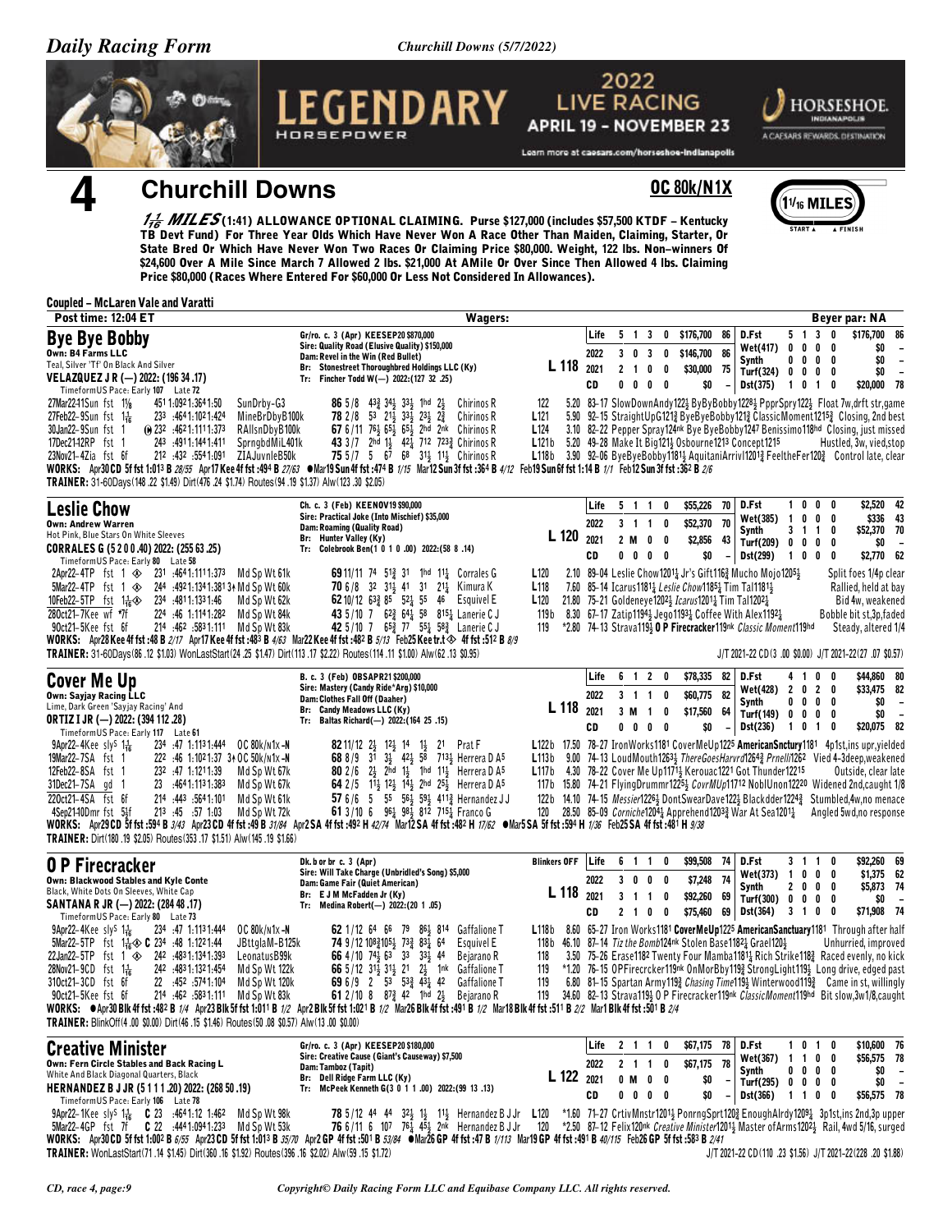# 4 Churchill Downs

**OC 80k/N1X** (1 1/16 MILES)

**1 1/16 MILES** (1:41) ALLOWANCE OPTIONAL CLAIMING. Purse $127,000 (includes $57,500 KTDF – Kentucky TB Devt Fund) For Three Year Olds Which Have Never Won A Race Other Than Maiden, Claiming, Starter, Or State Bred Or Which Have Never Won Two Races Or Claiming Price $80,000. Weight, 122 lbs. Non-winners Of $24,600 Over A Mile Since March 7 Allowed 2 lbs. $21,000 At AMile Or Over Since Then Allowed 4 lbs. Claiming Price $80,000 (Races Where Entered For $60,000 Or Less Not Considered In Allowances).

**Coupled – McLaren Vale and Varatti**

Post time: 12:04 ET — Wagers: — Beyer par: NA

## Bye Bye Bobby

Own: B4 Farms LLC
Teal, Silver 'Tf' On Black And Silver
VELAZQUEZ J R (—) 2022: (196 34 .17)

Gr/ro. c. 3 (Apr) KEESEP20 $870,000
Sire: Quality Road (Elusive Quality) $150,000
Dam: Revel in the Win (Red Bullet)
Br: Stonestreet Thoroughbred Holdings LLC (Ky)
Tr: Fincher Todd W(—) 2022:(127 32 .25)

L 118

| | | | | | | | | | | | | | |
|---|---|---|---|---|---|---|---|---|---|---|---|---|---|
| Life | 5 | 1 | 3 | 0 | $176,700 | 86 | D.Fst | 5 | 1 | 3 | 0 | $176,700 | 86 |
| 2022 | 3 | 0 | 3 | 0 | $146,700 | 86 | Wet(417) | 0 | 0 | 0 | 0 | $0 | – |
| | | | | | | | Synth | 0 | 0 | 0 | 0 | $0 | – |
| 2021 | 2 | 1 | 0 | 0 | $30,000 | 75 | Turf(324) | 0 | 0 | 0 | 0 | $0 | – |
| CD | 0 | 0 | 0 | 0 | $0 | – | Dst(375) | 1 | 0 | 1 | 0 | $20,000 | 78 |

TimeformUS Pace: Early 107 Late 72

```
27Mar22-11Sun fst 1⅛    45¹ 1:09² 1:36⁴ 1:50   SunDrby-G3      86 5/8  4³¾ 3⁴½ 3³½ 1hd 2½   Chirinos R    122   5.20 83–17 SlowDownAndy122½ ByByBobby1228½ PpprSpry122½  Float 7w,drft str,game
27Feb22-9Sun fst 1 1/16  23³ :46⁴ 1:10² 1:42⁴   MineBrDbyB100k  78 2/8  5³ 2¹½ 3³½ 2³½ 2¾   Chirinos R    L121  5.90 92–15 StraightUpG121¾ ByeByeBobby121¾ ClassicMoment1215¾ Closing, 2nd best
30Jan22-9Sun fst 1     ⓗ 23² :46²1 1:11³ 1:37³  RAllsnDbyB100k  67 6/11 7⁶½ 6⁵½ 6⁵½ 2hd 2nk  Chirinos R    L124  3.10 82–22 Pepper Spray124nk Bye ByeBobby1247 Benissimo118hd Closing, just missed
17Dec21-12RP fst 1     24³ :49¹1 1:14¹ 1:41¹   SprngbdMiL401k  43 3/7  2hd 1½ 4²½ 7¹² 7²³¾ Chirinos R    L121b 5.20 49–28 Make It Big121½ Osbourne121³ Concept1215  Hustled, 3w, vied,stop
23Nov21-4Zia fst 6f    21² :43² :55⁴1 1:09¹     ZIAJuvnleB50k   75 5/7  5  6⁷ 6⁸ 3¹½ 1¹½ Chirinos R    L118b 3.90 92–06 ByeByeBobby1181½ AquitaniArrivl1201¾ FeeltheFer120¾ Control late, clear
```

WORKS: Apr30 CD 5f fst 1:01³ B 28/55 Apr17 Kee 4f fst :49⁴ B 27/63 ●Mar19 Sun 4f fst :47⁴ B 1/15 Mar12 Sun 3f fst :36⁴ B 4/12 Feb19 Sun 6f fst 1:14 B 1/1 Feb12 Sun 3f fst :36² B 2/6
TRAINER: 31-60Days(148 .22 $1.49) Dirt(476 .24 $1.74) Routes(94 .19 $1.37) Alw(123 .30 $2.05)

## Leslie Chow

Own: Andrew Warren
Hot Pink, Blue Stars On White Sleeves
CORRALES G (5 2 0 0 .40) 2022: (255 63 .25)

Ch. c. 3 (Feb) KEENOV19 $90,000
Sire: Practical Joke (Into Mischief) $35,000
Dam: Roaming (Quality Road)
Br: Hunter Valley (Ky)
Tr: Colebrook Ben(1 0 1 0 .00) 2022:(58 8 .14)

L 120

| | | | | | | | | | | | | | |
|---|---|---|---|---|---|---|---|---|---|---|---|---|---|
| Life | 5 | 1 | 1 | 0 | $55,226 | 70 | D.Fst | 1 | 0 | 0 | 0 | $2,520 | 42 |
| 2022 | 3 | 1 | 1 | 0 | $52,370 | 70 | Wet(385) | 1 | 0 | 0 | 0 | $336 | 43 |
| | | | | | | | Synth | 3 | 1 | 1 | 0 | $52,370 | 70 |
| 2021 | 2 | M | 0 | 0 | $2,856 | 43 | Turf(209) | 0 | 0 | 0 | 0 | $0 | – |
| CD | 0 | 0 | 0 | 0 | $0 | – | Dst(299) | 1 | 0 | 0 | 0 | $2,770 | 62 |

TimeformUS Pace: Early 80 Late 58

```
2Apr22-4TP fst 1 ◈     23¹ :46⁴1 1:11¹ 1:37³   Md Sp Wt 61k    69 11/11 7⁴ 5¹¾ 3¹ 1hd 1¹½  Corrales G    L120  2.10 89–04 Leslie Chow1201½ Jr's Gift116¾ Mucho Mojo1205½  Split foes 1/4p clear
5Mar22-4TP fst 1 ◈     24⁴ :49² 1:13⁴ 1:38¹ 3↑ Md Sp Wt 60k  70 6/8  3² 3¹½ 4¹ 3¹ 2¹¼   Kimura K      L118  7.60 85–14 Icarus1181¼ Leslie Chow1185¼ Tim Tal1181½  Rallied, held at bay
10Feb22-5TP fst 1 1/16◈ 23⁴ :48¹1 1:13² 1:46    Md Sp Wt 62k    62 10/12 6³¾ 8⁵ 5²½ 5⁵ 4⁶  Esquivel E    L120  21.80 75–21 Goldeneye1202½ Icarus1201¼ Tim Tal1202¼  Bid 4w, weakened
28Oct21-7Kee wf *7f    22⁴ :46 1:11⁴ 1:28²     Md Sp Wt 84k    43 5/10 7  6²¾ 6⁴½ 5⁸ 8¹⁵¼ Lanerie C J  119b  8.30 67–17 Zatip1194½ Jego1193¼ Coffee With Alex1192¼  Bobble bit st,3p,faded
9Oct21-5Kee fst 6f     21⁴ :46² :58³1 1:11¹    Md Sp Wt 83k    42 5/10 7  6⁵¾ 7⁷ 5⁵½ 5⁸¾ Lanerie C J  119   *2.80 74–13 Strava119½ O P Firecracker119nk Classic Moment119hd  Steady, altered 1/4
```

WORKS: Apr28 Kee 4f fst :48 B 2/17 Apr17 Kee 4f fst :48³ B 4/63 Mar22 Kee 4f fst :48² B 5/13 Feb25 Kee tr.t◈ 4f fst :51² B 8/9
TRAINER: 31-60Days(86 .12 $1.03) WonLastStart(24 .25 $1.47) Dirt(113 .17 $2.22) Routes(114 .11 $1.00) Alw(62 .13 $0.95)

J/T 2021-22 CD(3 .00 $0.00) J/T 2021-22(27 .07 $0.57)

## Cover Me Up

Own: Sayjay Racing LLC
Lime, Dark Green 'Sayjay Racing' And
ORTIZ I JR (—) 2022: (394 112 .28)

B. c. 3 (Feb) OBSAPR21 $200,000
Sire: Mastery (Candy Ride*Arg) $10,000
Dam: Clothes Fall Off (Daaher)
Br: Candy Meadows LLC (Ky)
Tr: Baltas Richard(—) 2022:(164 25 .15)

L 118

| | | | | | | | | | | | | | |
|---|---|---|---|---|---|---|---|---|---|---|---|---|---|
| Life | 6 | 1 | 2 | 0 | $78,335 | 82 | D.Fst | 4 | 1 | 0 | 0 | $44,860 | 80 |
| 2022 | 3 | 1 | 1 | 0 | $60,775 | 82 | Wet(428) | 2 | 0 | 2 | 0 | $33,475 | 82 |
| | | | | | | | Synth | 0 | 0 | 0 | 0 | $0 | – |
| 2021 | 3 | M | 1 | 0 | $17,560 | 64 | Turf(149) | 0 | 0 | 0 | 0 | $0 | – |
| CD | 0 | 0 | 0 | 0 | $0 | – | Dst(236) | 1 | 0 | 1 | 0 | $20,075 | 82 |

TimeformUS Pace: Early 117 Late 61

```
9Apr22-4Kee sly⁵ 1 1/16 23⁴ :47 1:13¹ 1:44⁴   OC 80k/N1X-N    82 11/12 2½ 1²½ 1⁴ 1½ 2¹   Prat F        L122b 17.50 78–27 IronWorks1181 CoverMeUp1225 AmericanSnctury1181  4p1st,ins upr,yielded
19Mar22-7SA fst 1      22² :46 1:10² 1:37³ 3↑ OC 50k/N1X-N  68 8/9  3¹ 3½ 4²½ 5⁸ 7¹³½ Herrera D A5 L113b 9.00 74–13 LoudMouth1263½ ThereGoesHarvrd1264¾ Prnelli1262  Vied 4-3deep,weakened
12Feb22-8SA fst 1      23² :47 1:12¹ 1:39     Md Sp Wt 67k    80 2/6  2½ 2hd 1½ 1hd 1¹½  Herrera D A5 L117b 4.30 78–22 Cover Me Up1171½ Kerouac1221 Got Thunder1221⁵  Outside, clear late
31Dec21-7SA gd 1       23 :46⁴1 1:11³ 1:38³   Md Sp Wt 67k    64 2/5  1¹½ 1²½ 1⁴½ 2hd 2⁵½ Herrera D A5 117b 15.80 74–21 FlyingDrummr1225½ CovrMUp11712 NoblUnon12220 Widened 2nd,caught 1/8
22Oct21-4SA fst 6f     21⁴ :44³ :56⁴1 1:10¹   Md Sp Wt 61k    57 6/6  5  5⁵ 5⁶½ 5⁹½ 4¹¹¾ Hernandez J J 122b 14.10 74–15 Messier1226½ DontSwearDave122½ Blackdder1224¾  Stumbled,4w,no menace
4Sep21-10Dmr fst 5½f   21³ :45 :57 1:03      Md Sp Wt 72k    61 3/10 6  9⁶½ 9⁸½ 8¹² 7¹⁵½ Franco G     120   28.50 85–09 Corniche1204½ Apprehend1203¾ War At Sea1201½  Angled 5wd,no response
```

WORKS: Apr29 CD 5f fst :59⁴ B 3/43 Apr23 CD 4f fst :49 B 31/84 Apr2 SA 4f fst :49² H 42/74 Mar12 SA 4f fst :48² H 17/62 ●Mar5 SA 5f fst :59⁴ H 1/36 Feb25 SA 4f fst :48¹ H 9/38
TRAINER: Dirt(180 .19 $2.05) Routes(353 .17 $1.51) Alw(145 .19 $1.66)

## O P Firecracker

Own: Blackwood Stables and Kyle Conte
Black, White Dots On Sleeves, White Cap
SANTANA R JR (—) 2022: (284 48 .17)

Dk. b or br c. 3 (Apr)
Sire: Will Take Charge (Unbridled's Song) $5,000
Dam: Game Fair (Quiet American)
Br: E J M McFadden Jr (Ky)
Tr: Medina Robert(—) 2022:(20 1 .05)

Blinkers OFF — L 118

| | | | | | | | | | | | | | |
|---|---|---|---|---|---|---|---|---|---|---|---|---|---|
| Life | 6 | 1 | 1 | 0 | $99,508 | 74 | D.Fst | 3 | 1 | 1 | 0 | $92,260 | 69 |
| 2022 | 3 | 0 | 0 | 0 | $7,248 | 74 | Wet(373) | 1 | 0 | 0 | 0 | $1,375 | 62 |
| | | | | | | | Synth | 2 | 0 | 0 | 0 | $5,873 | 74 |
| 2021 | 3 | 1 | 1 | 0 | $92,260 | 69 | Turf(300) | 0 | 0 | 0 | 0 | $0 | – |
| CD | 2 | 1 | 0 | 0 | $75,460 | 69 | Dst(364) | 3 | 1 | 0 | 0 | $71,908 | 74 |

TimeformUS Pace: Early 80 Late 73

```
9Apr22-4Kee sly⁵ 1 1/16 23⁴ :47 1:13¹ 1:44⁴   OC 80k/N1X-N    62 1/12 6⁴ 6⁶ 7⁹ 8⁶½ 8¹⁴  Gaffalione T  L118b 8.60 65–27 IronWorks1181 CoverMeUp1225 AmericanSanctuary1181  Through after half
5Mar22-5TP fst 1 1/16◈ C 23⁴ :48 1:12¹ 1:44    JBttglaM-B125k  74 9/12 10⁸¾ 10⁵½ 7³¾ 8³¼ 6⁴  Esquivel E    118b 46.10 87–14 Tiz the Bomb124nk Stolen Base1182½ Grael120½  Unhurried, improved
22Jan22-5TP fst 1 ◈    24² :48³1 1:13² 1:39³  LeonatusB99k    66 4/10 7⁴½ 6³ 3³ 3³½ 4⁴   Bejarano R    118   3.50 75–26 Erase1182 Twenty Four Mamba1181½ Rich Strike118¾  Raced evenly, no kick
28Nov21-9CD fst 1 1/16 24² :48³1 1:13² 1:45⁴  Md Sp Wt 122k   66 5/12 3¹½ 3¹½ 2¹ 2½ 1nk  Gaffalione T  119   *1.20 76–15 OPFirecrcker119nk OnMorBby119¾ StrongLight119½ Long drive, edged past
31Oct21-3CD fst 6f     22 :45² :57⁴1 1:04    Md Sp Wt 120k   69 6/9  2  5³ 5³¾ 4³¼ 4²   Gaffalione T  119   6.80 81–15 Spartan Army119¾ Chasing Time119½ Winterwood119¾  Came in st, willingly
9Oct21-5Kee fst 6f     21⁴ :46² :58³1 1:11¹   Md Sp Wt 83k    61 2/10 8  8⁷¾ 4² 1hd 2½   Bejarano R    119   34.60 82–13 Strava119½ O P Firecracker119nk ClassicMoment119hd  Bit slow,3w1/8,caught
```

WORKS: ●Apr30 Blk 4f fst :48² B 1/4 Apr23 Blk 5f fst 1:01¹ B 1/2 Apr2 Blk 5f fst 1:02¹ B 1/2 Mar26 Blk 4f fst :49¹ B 1/2 Mar18 Blk 4f fst :51¹ B 2/2 Mar1 Blk 4f fst :50¹ B 2/4
TRAINER: BlinkOff(4 .00 $0.00) Dirt(46 .15 $1.46) Routes(50 .08 $0.57) Alw(13 .00 $0.00)

## Creative Minister

Own: Fern Circle Stables and Back Racing L
White And Black Diagonal Quarters, Black
HERNANDEZ B J JR (5 1 1 1 .20) 2022: (268 50 .19)

Gr/ro. c. 3 (Apr) KEESEP20 $180,000
Sire: Creative Cause (Giant's Causeway) $7,500
Dam: Tamboz (Tapit)
Br: Dell Ridge Farm LLC (Ky)
Tr: McPeek Kenneth G(3 0 1 1 .00) 2022:(99 13 .13)

L 122

| | | | | | | | | | | | | | |
|---|---|---|---|---|---|---|---|---|---|---|---|---|---|
| Life | 2 | 1 | 1 | 0 | $67,175 | 78 | D.Fst | 1 | 0 | 1 | 0 | $10,600 | 76 |
| 2022 | 2 | 1 | 1 | 0 | $67,175 | 78 | Wet(367) | 1 | 1 | 0 | 0 | $56,575 | 78 |
| | | | | | | | Synth | 0 | 0 | 0 | 0 | $0 | – |
| 2021 | 0 | M | 0 | 0 | $0 | – | Turf(295) | 0 | 0 | 0 | 0 | $0 | – |
| CD | 0 | 0 | 0 | 0 | $0 | – | Dst(366) | 1 | 1 | 0 | 0 | $56,575 | 78 |

TimeformUS Pace: Early 106 Late 78

```
9Apr22-1Kee sly⁵ 1 1/16 C 23 :46⁴1 1:12 1:46²  Md Sp Wt 98k    78 5/12 4⁴ 4⁴ 3²½ 1½ 1¹½  Hernandez B J Jr L120 *1.60 71–27 CrtivMnstr1201½ PonrngSprt120¾ EnoughAlrdy1209¾  3p1st,ins 2nd,3p upper
5Mar22-4GP fst 7f     C 22 :44¹ 1:09⁴1 1:23³ Md Sp Wt 53k    76 6/11 6 10⁷ 7⁶½ 4⁵½ 2nk  Hernandez B J Jr 120  *2.50 87–12 Felix120nk Creative Minister1201½ Master ofArms1202½ Rail, 4wd 5/16, surged
```

WORKS: Apr30 CD 5f fst 1:00² B 6/55 Apr23 CD 5f fst 1:01³ B 35/70 Apr2 GP 4f fst :50¹ B 53/84 ●Mar26 GP 4f fst :47 B 1/113 Mar19 GP 4f fst :49¹ B 40/115 Feb26 GP 5f fst :58³ B 2/41
TRAINER: WonLastStart(71 .14 $1.45) Dirt(360 .16 $1.92) Routes(396 .16 $2.02) Alw(59 .15 $1.72)

J/T 2021-22 CD(110 .23 $1.56) J/T 2021-22(228 .20 $1.88)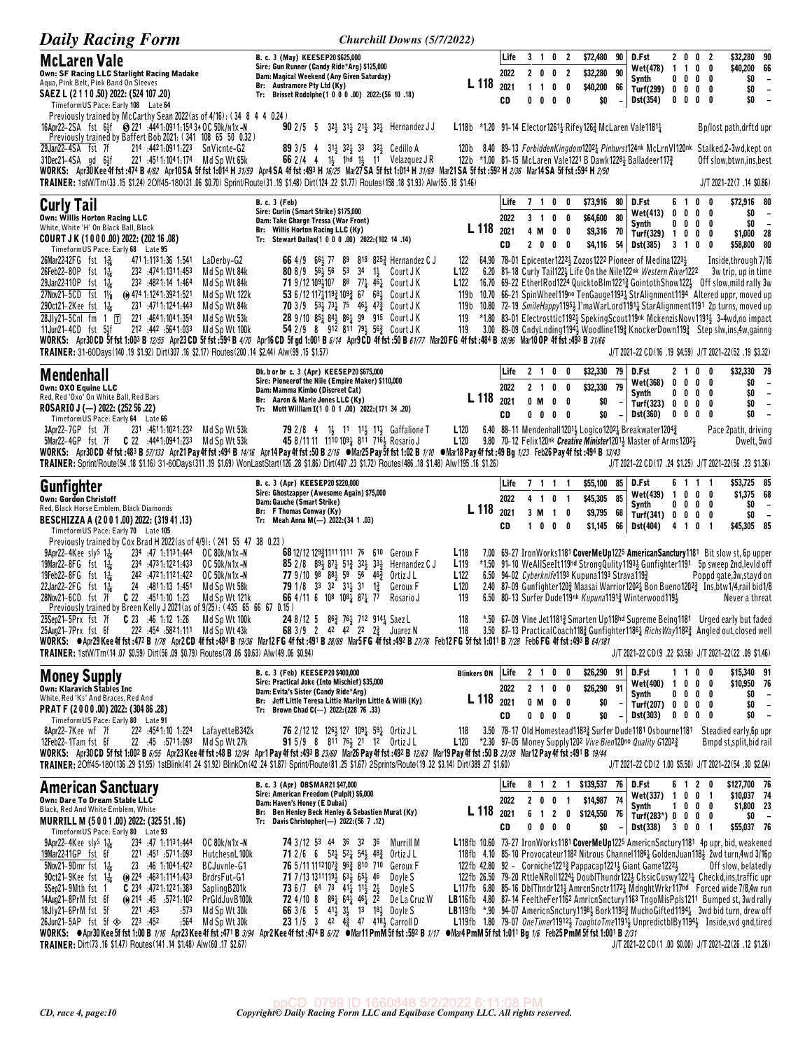## McLaren Vale

**Own: SF Racing LLC Starlight Racing Madake**
Aqua, Pink Belt, Pink Band On Sleeves
**SAEZ L (2 1 1 0 .50) 2022: (524 107 .20)**
TimeformUS Pace: Early 108 Late 64

B. c. 3 (May) KEESEP20 $625,000
Sire: Gun Runner (Candy Ride*Arg) $125,000
Dam: Magical Weekend (Any Given Saturday)
Br: Austramore Pty Ltd (Ky)
Tr: Brisset Rodolphe(1 0 0 0 .00) 2022:(56 10 .18)

L 118

| | Starts | 1st | 2nd | 3rd | Earnings | Speed | | | Starts | 1st | 2nd | 3rd | Earnings | Speed |
|---|---|---|---|---|---|---|---|---|---|---|---|---|---|---|
| Life | 3 | 1 | 0 | 2 | $72,480 | 90 | | D.Fst | 2 | 0 | 0 | 2 | $32,280 | 90 |
| 2022 | 2 | 0 | 0 | 2 | $32,280 | 90 | | Wet(478) | 1 | 1 | 0 | 0 | $40,200 | 66 |
| 2021 | 1 | 1 | 0 | 0 | $40,200 | 66 | | Synth | 0 | 0 | 0 | 0 | $0 | – |
| CD | 0 | 0 | 0 | 0 | $0 | – | | Turf(299) | 0 | 0 | 0 | 0 | $0 | – |
| | | | | | | | | Dst(354) | 0 | 0 | 0 | 0 | $0 | – |

Previously trained by McCarthy Sean 2022(as of 4/16): (34 8 4 4 0.24)
16Apr22-2SA fst 6½f Ⓢ 221 :444 1:091 1:154 3↑ OC 50k/n1x -N 90 2/5 5 3½ 3½ 2½ 3½ Hernandez J J L118b *1.20 91-14 Elector1261½ Rifey126¾ McLaren Vale1181¼ Bp/lost path,drftd upr
Previously trained by Baffert Bob 2021: (341 108 65 50 0.32)
29Jan22-4SA fst 7f 214 :442 1:091 1:223 SnVicnte-G2 89 3/5 4 3½ 3½ 33 3½ Cedillo A 120 b 8.40 89-13 ForbiddenKingdom1202¼ Pinhurst124nk McLrnVl120nk Stalked,2-3wd,kept on
31Dec21-4SA gd 6½f 221 :451 1:104 1:174 Md Sp Wt 65k 66 2/4 4 1½ 1hd 1½ 11 Velazquez J R 122 b *1.00 81-15 McLaren Vale1221 B Dawk1228½ Balladeer117¾ Off slow,btwn,ins,best

WORKS: Apr30 Kee 4f fst :474 B 4/82 Apr10 SA 5f fst 1:014 H 31/59 Apr4 SA 4f fst :493 H 16/25 Mar27 SA 5f fst 1:014 H 31/69 Mar21 SA 5f fst :592 H 2/36 Mar14 SA 5f fst :594 H 2/50
TRAINER: 1stW/Trn(33 .15 $1.24) 2Off45-180(31 .06 $0.70) Sprint/Route(31 .19 $1.48) Dirt(124 .22 $1.77) Routes(158 .18 $1.93) Alw(55 .18 $1.46)
J/T 2021-22(7 .14 $0.86)

## Curly Tail

**Own: Willis Horton Racing LLC**
White, White 'H' On Black Ball, Black
**COURT J K (1 0 0 0 .00) 2022: (202 16 .08)**
TimeformUS Pace: Early 68 Late 95

B. c. 3 (Feb)
Sire: Curlin (Smart Strike) $175,000
Dam: Take Charge Tressa (War Front)
Br: Willis Horton Racing LLC (Ky)
Tr: Stewart Dallas(1 0 0 0 .00) 2022:(102 14 .14)

L 118

| | Starts | 1st | 2nd | 3rd | Earnings | Speed | | | Starts | 1st | 2nd | 3rd | Earnings | Speed |
|---|---|---|---|---|---|---|---|---|---|---|---|---|---|---|
| Life | 7 | 1 | 0 | 0 | $73,916 | 80 | | D.Fst | 6 | 1 | 0 | 0 | $72,916 | 80 |
| 2022 | 3 | 1 | 0 | 0 | $64,600 | 80 | | Wet(413) | 0 | 0 | 0 | 0 | $0 | – |
| 2021 | 4 | M | 0 | 0 | $9,316 | 70 | | Synth | 0 | 0 | 0 | 0 | $0 | – |
| CD | 2 | 0 | 0 | 0 | $4,116 | 54 | | Turf(329) | 1 | 0 | 0 | 0 | $1,000 | 28 |
| | | | | | | | | Dst(385) | 3 | 1 | 0 | 0 | $58,800 | 80 |

26Mar22-12FG fst 1⅜ 471 1:113 1:36 1:541 LaDerby-G2 66 4/9 6½ 77 89 818 825¾ Hernandez C J 122 64.90 78-01 Epicenter1222½ Zozos1222 Pioneer of Medina1223½ Inside,through 7/16
26Feb22-8OP fst 1 1/16 232 :474 1:131 1:453 Md Sp Wt 84k 80 8/9 56½ 56 53 34 1½ Court J K L122 6.20 81-18 Curly Tail122½ Life On the Nile122nk Western River1222 3w trip, up in time
29Jan22-10OP fst 1 1/16 232 :482 1:14 1:464 Md Sp Wt 84k 71 9/12 109½ 107 88 77¼ 46¼ Court J K L122 16.70 69-22 EtherlRod122¾ QuicktoBlm1221¾ GointothShow122½ Off slow,mild rally 3w
27Nov21-5CD fst 1⅛ ⓗ 474 1:124 1:392 1:521 Md Sp Wt 122k 53 6/12 117½ 119½ 109¾ 67 68½ Court J K 119 b 10.70 66-21 SpinWheel119no TenGauge1193¼ StarAlignment1194 Altered uppr, moved up
29Oct21-2Kee fst 1 1/16 231 :471 1:124 1:443 Md Sp Wt 84k 70 3/9 53½ 73¼ 75 46½ 47¾ Court J K 119 b 10.80 72-19 SmileHappy1195½ I'maWarLord1191½ StarAlignment1191 2p turns, moved up
28Jly21-5Cnl fm 1 Ⓣ 221 :464 1:104 1:354 Md Sp Wt 53k 28 9/10 85½ 84½ 86½ 99 915 Court J K 119 *1.80 83-01 Electrosttic1192¼ SpekingScout119nk MckenzisNovv1191½ 3-4wd,no impact
11Jun21-4CD fst 5½f 212 :452 :564 1:033 Md Sp Wt 100k 54 2/9 8 912 811 79½ 56¾ Court J K 119 3.00 89-09 CndyLnding1194½ Woodline119¾ KnockerDown119¾ Step slw,ins,4w,gainng

WORKS: Apr30 CD 5f fst 1:003 B 12/55 Apr23 CD 5f fst :594 B 4/70 Apr16 CD 5f gd 1:001 B 6/14 Apr9 CD 4f fst :50 B 61/77 Mar20 FG 4f fst :484 B 18/86 Mar10 OP 4f fst :493 B 31/66
TRAINER: 31-60Days(140 .19 $1.92) Dirt(307 .16 $2.17) Routes(200 .14 $2.44) Alw(99 .15 $1.57)
J/T 2021-22 CD(16 .19 $4.59) J/T 2021-22(52 .19 $3.32)

## Mendenhall

**Own: OXO Equine LLC**
Red, Red 'Oxo' On White Ball, Red Bars
**ROSARIO J (— ) 2022: (252 56 .22)**
TimeformUS Pace: Early 64 Late 66

Dk. b or br c. 3 (Apr) KEESEP20 $675,000
Sire: Pioneerof the Nile (Empire Maker) $110,000
Dam: Mamma Kimbo (Discreet Cat)
Br: Aaron & Marie Jones LLC (Ky)
Tr: Mott William I(1 0 0 1 .00) 2022:(171 34 .20)

L 118

| | Starts | 1st | 2nd | 3rd | Earnings | Speed | | | Starts | 1st | 2nd | 3rd | Earnings | Speed |
|---|---|---|---|---|---|---|---|---|---|---|---|---|---|---|
| Life | 2 | 1 | 0 | 0 | $32,330 | 79 | | D.Fst | 2 | 1 | 0 | 0 | $32,330 | 79 |
| 2022 | 2 | 1 | 0 | 0 | $32,330 | 79 | | Wet(368) | 0 | 0 | 0 | 0 | $0 | – |
| 2021 | 0 | M | 0 | 0 | $0 | – | | Synth | 0 | 0 | 0 | 0 | $0 | – |
| CD | 0 | 0 | 0 | 0 | $0 | – | | Turf(323) | 0 | 0 | 0 | 0 | $0 | – |
| | | | | | | | | Dst(360) | 0 | 0 | 0 | 0 | $0 | – |

3Apr22-7GP fst 7f 231 :461 1:102 1:232 Md Sp Wt 53k 79 2/8 4 1½ 11 11½ 11½ Gaffalione T L120 6.40 88-11 Mendenhall1201½ Logico1202½ Breakwater1204¾ Pace 2path, driving
5Mar22-4GP fst 7f C 22 :444 1:094 1:233 Md Sp Wt 53k 45 8/11 11 1110 109¼ 811 716½ Rosario J L120 9.80 70-12 Felix120nk *Creative Minister*1201½ Master of Arms1202½ Dwelt, 5wd

WORKS: Apr30 CD 4f fst :483 B 57/133 Apr21 Pay 4f fst :494 B 14/16 Apr14 Pay 4f fst :50 B 2/16 ●Mar25 Pay 5f fst 1:02 B 1/10 ●Mar18 Pay 4f fst :49 Bg 1/23 Feb26 Pay 4f fst :494 B 13/43
TRAINER: Sprint/Route(94 .18 $1.16) 31-60Days(311 .19 $1.69) WonLastStart(126 .28 $1.86) Dirt(407 .23 $1.72) Routes(486 .18 $1.48) Alw(195 .16 $1.26)
J/T 2021-22 CD(17 .24 $1.25) J/T 2021-22(56 .23 $1.36)

## Gunfighter

**Own: Gordon Christoff**
Red, Black Horse Emblem, Black Diamonds
**BESCHIZZA A (2 0 0 1 .00) 2022: (319 41 .13)**
TimeformUS Pace: Early 70 Late 105

B. c. 3 (Apr) KEESEP20 $220,000
Sire: Ghostzapper (Awesome Again) $75,000
Dam: Gauche (Smart Strike)
Br: F Thomas Conway (Ky)
Tr: Meah Anna M(— ) 2022:(34 1 .03)

L 118

| | Starts | 1st | 2nd | 3rd | Earnings | Speed | | | Starts | 1st | 2nd | 3rd | Earnings | Speed |
|---|---|---|---|---|---|---|---|---|---|---|---|---|---|---|
| Life | 7 | 1 | 1 | 1 | $55,100 | 85 | | D.Fst | 6 | 1 | 1 | 1 | $53,725 | 85 |
| 2022 | 4 | 1 | 0 | 1 | $45,305 | 85 | | Wet(439) | 1 | 0 | 0 | 0 | $1,375 | 68 |
| 2021 | 3 | M | 1 | 0 | $9,795 | 68 | | Synth | 0 | 0 | 0 | 0 | $0 | – |
| CD | 1 | 0 | 0 | 0 | $1,145 | 66 | | Turf(341) | 0 | 0 | 0 | 0 | $0 | – |
| | | | | | | | | Dst(404) | 4 | 1 | 0 | 1 | $45,305 | 85 |

Previously trained by Cox Brad H 2022(as of 4/9): (241 55 47 38 0.23)
9Apr22-4Kee sly⁵ 1 1/16 234 :47 1:113 1:444 OC 80k/n1x -N 68 12/12 129¾1111 1111 76 610 Geroux F L118 7.00 69-27 IronWorks1181 CoverMeUp1225 AmericanSanctury1181 Bit slow st, 6p upper
19Mar22-8FG fst 1 1/16 234 :473 1:122 1:433 OC 50k/n1x -N 85 2/8 89½ 87¼ 51¾ 32½ 33½ Hernandez C J L119 *1.50 91-10 WeAllSeeIt119hd StrongQulity1193½ Gunfighter1191 5p sweep 2nd,levld off
19Feb22-8FG fst 1 1/16 242 :472 1:121 1:422 OC 50k/n1x -N 77 9/10 98 88½ 59 56 46¾ Ortiz J L L122 6.50 94-02 Cyberknife1193 Kupuna1193 Strava119¾ Poppd gate,3w,stayd on
22Jan22-2FG fst 1 1/16 24 :481 1:13 1:451 Md Sp Wt 58k 79 1/8 33 32 31½ 31 1¾ Geroux F L120 2.40 87-09 Gunfighter120¾ Maasai Warrior1202½ Bon Bueno1202¾ Ins,btw1/4,rail bid1/8
28Nov21-6CD fst 7f C 22 :451 1:10 1:23 Md Sp Wt 121k 66 4/11 6 108 108½ 87¼ 77 Rosario J 119 6.50 80-13 Surfer Dude119nk Kupuna1191¾ Winterwood119½ Never a threat
Previously trained by Breen Kelly J 2021(as of 9/25): (435 65 66 67 0.15)
25Sep21-5Prx fst 7f C 23 :46 1:12 1:26 Md Sp Wt 100k 24 8/12 5 86¾ 76½ 712 914¼ Saez L 118 *.50 67-09 Vine Jet1181¾ Smarten Up118hd Supreme Being1181 Urged early but faded
25Aug21-7Prx fst 6f 222 :454 :582 1:111 Md Sp Wt 43k 68 3/9 2 42 42 22 2¾ Juarez N 118 3.50 87-13 PracticalCoach118¾ Gunfighter1186½ RichsWay1182¾ Angled out,closed well

WORKS: ●Apr29 Kee 4f fst :472 B 1/78 Apr2 CD 4f fst :484 B 19/36 Mar12 FG 4f fst :491 B 28/89 Mar5 FG 4f fst :492 B 27/76 Feb12 FG 5f fst 1:011 B 7/28 Feb6 FG 4f fst :493 B 64/181
TRAINER: 1stW/Trn(14 .07 $0.59) Dirt(56 .09 $0.79) Routes(78 .06 $0.63) Alw(49 .06 $0.94)
J/T 2021-22 CD(9 .22 $3.58) J/T 2021-22(22 .09 $1.46)

## Money Supply

**Own: Klaravich Stables Inc**
White, Red 'Ks' And Braces, Red And
**PRAT F (2 0 0 0 .00) 2022: (304 86 .28)**
TimeformUS Pace: Early 80 Late 91

B. c. 3 (Feb) KEESEP20 $400,000
Sire: Practical Joke (Into Mischief) $35,000
Dam: Evita's Sister (Candy Ride*Arg)
Br: Jeff Little Teresa Little Marilyn Little & Willi (Ky)
Tr: Brown Chad C(— ) 2022:(228 76 .33)

Blinkers ON
L 118

| | Starts | 1st | 2nd | 3rd | Earnings | Speed | | | Starts | 1st | 2nd | 3rd | Earnings | Speed |
|---|---|---|---|---|---|---|---|---|---|---|---|---|---|---|
| Life | 2 | 1 | 0 | 0 | $26,290 | 91 | | D.Fst | 1 | 1 | 0 | 0 | $15,340 | 91 |
| 2022 | 2 | 1 | 0 | 0 | $26,290 | 91 | | Wet(400) | 1 | 0 | 0 | 0 | $10,950 | 76 |
| 2021 | 0 | M | 0 | 0 | $0 | – | | Synth | 0 | 0 | 0 | 0 | $0 | – |
| CD | 0 | 0 | 0 | 0 | $0 | – | | Turf(207) | 0 | 0 | 0 | 0 | $0 | – |
| | | | | | | | | Dst(303) | 0 | 0 | 0 | 0 | $0 | – |

8Apr22-7Kee wf 7f 222 :454 1:10 1:224 LafayetteB342k 76 2/12 12 126½ 127 109¼ 59¼ Ortiz J L 118 3.50 78-17 Old Homestead1183¾ Surfer Dude1181 Osbourne1181 Steadied early,6p upr
12Feb22-1Tam fst 6f 22 :45 :571 1:093 Md Sp Wt 27k 91 5/9 8 811 76¾ 21 12 Ortiz J L L120 *2.30 97-05 Money Supply1202 Vive Bien120no Quality G1202¾ Bmpd st,split,bid rail

WORKS: Apr30 CD 5f fst 1:002 B 6/55 Apr23 Kee 4f fst :48 B 12/94 Apr1 Pay 4f fst :493 B 23/60 Mar26 Pay 4f fst :492 B 12/63 Mar19 Pay 4f fst :50 B 23/39 Mar12 Pay 4f fst :491 B 19/44
TRAINER: 2Off45-180(136 .29 $1.95) 1stBlink(41 .24 $1.92) BlinkOn(42 .24 $1.87) Sprint/Route(81 .25 $1.67) 2Sprints/Route(19 .32 $3.14) Dirt(389 .27 $1.60)
J/T 2021-22 CD(2 1.00 $5.50) J/T 2021-22(54 .30 $2.04)

## American Sanctuary

**Own: Dare To Dream Stable LLC**
Black, Red And White Emblem, White
**MURRILL M (5 0 0 1 .00) 2022: (325 51 .16)**
TimeformUS Pace: Early 80 Late 93

B. c. 3 (Apr) OBSMAR21 $47,000
Sire: American Freedom (Pulpit) $6,000
Dam: Haven's Honey (E Dubai)
Br: Ben Henley Beck Henley & Sebastian Murat (Ky)
Tr: Davis Christopher(— ) 2022:(56 7 .12)

L 118

| | Starts | 1st | 2nd | 3rd | Earnings | Speed | | | Starts | 1st | 2nd | 3rd | Earnings | Speed |
|---|---|---|---|---|---|---|---|---|---|---|---|---|---|---|
| Life | 8 | 1 | 2 | 1 | $139,537 | 76 | | D.Fst | 6 | 1 | 2 | 0 | $127,700 | 76 |
| 2022 | 2 | 0 | 0 | 1 | $14,987 | 74 | | Wet(337) | 1 | 0 | 0 | 1 | $10,037 | 74 |
| 2021 | 6 | 1 | 2 | 0 | $124,550 | 76 | | Synth | 1 | 0 | 0 | 0 | $1,800 | 23 |
| CD | 0 | 0 | 0 | 0 | $0 | – | | Turf(283*) | 0 | 0 | 0 | 0 | $0 | – |
| | | | | | | | | Dst(338) | 3 | 0 | 0 | 1 | $55,037 | 76 |

9Apr22-4Kee sly⁵ 1 1/16 234 :47 1:113 1:444 OC 80k/n1x -N 74 3/12 53 44 36 32 36 Murrill M L118 fb 10.60 73-27 IronWorks1181 CoverMeUp1225 AmericnSnctury1181 4p upr, bid, weakened
19Mar22-11GP fst 6f 221 :451 :571 1:093 HutchesnL100k 71 2/6 6 52¼ 52¼ 54½ 48¾ Ortiz J L 118 fb 4.10 85-10 Provocateur1182 Nitrous Channel1186½ GoldenJuan118½ 2wd turn,4wd 3/16p
5Nov21-9Dmr fst 1 1/16 23 :46 1:041 :422 BCJuvnle-G1 76 5/11 1112107¾ 96¾ 810 710 Geroux F 122 fb 42.80 92 - Corniche1221¾ Pappacap1221½ Giant Game1222½ Off slow, belatedly
9Oct21-9Kee fst 1 1/16 ⓗ 224 :463 1:114 1:433 BrdrsFut-G1 71 7/13 1311119½ 63½ 65½ 46 Doyle S 122 fb 26.50 79-20 RttleNRoll1224½ DoublThundr122½ ClssicCuswy1221¼ Checkd,ins,traffic upr
5Sep21-9Mth fst 1 C 234 :472 1:122 1:383 SaplingB201k 73 6/7 64 73 41¼ 11½ 2½ Doyle S L117 fb 6.80 85-16 DblThndr121½ AmrcnSnctr1172¼ MdnghtWrkr117hd Forced wide 7/8,4w run
14Aug21-8Prm fst 6f ⓗ 214 :45 :572 1:102 PrGldJuvB100k 72 4/10 8 86½ 64¼ 46½ 22 De La Cruz W LB116 fb 4.80 87-14 FeeltheFer1162 AmricnSnctury1163 TngoMisPpls1211 Bumped st, 3wd rally
18Jly21-6Prm fst 5f 221 :453 :573 Md Sp Wt 30k 66 3/6 5 41½ 3½ 13 18½ Doyle S LB119 fb *.90 94-07 AmericnSnctury1198½ Bork1193¾ MuchoGifted1194¼ 3wd bid turn, drew off
26Jun21-5AP fst 5f ◈ 223 :452 :564 Md Sp Wt 30k 23 1/5 3 42 4¾ 47 418½ Carroll D L119 fb 1.80 79-07 OneTimer11912½ ToughtoTme1191½ UnpredictblBy1194½ Inside,svd gnd,tired

WORKS: ●Apr30 Kee 5f fst 1:00 B 1/16 Apr23 Kee 4f fst :471 B 3/94 Apr2 Kee 4f fst :474 B 6/72 ●Mar11 PmM 5f fst :592 B 1/17 ●Mar4 PmM 5f fst 1:011 Bg 1/6 Feb25 PmM 5f fst 1:001 B 2/31
TRAINER: Dirt(73 .16 $1.47) Routes(141 .14 $1.48) Alw(60 .17 $2.67)
J/T 2021-22 CD(1 .00 $0.00) J/T 2021-22(26 .12 $1.26)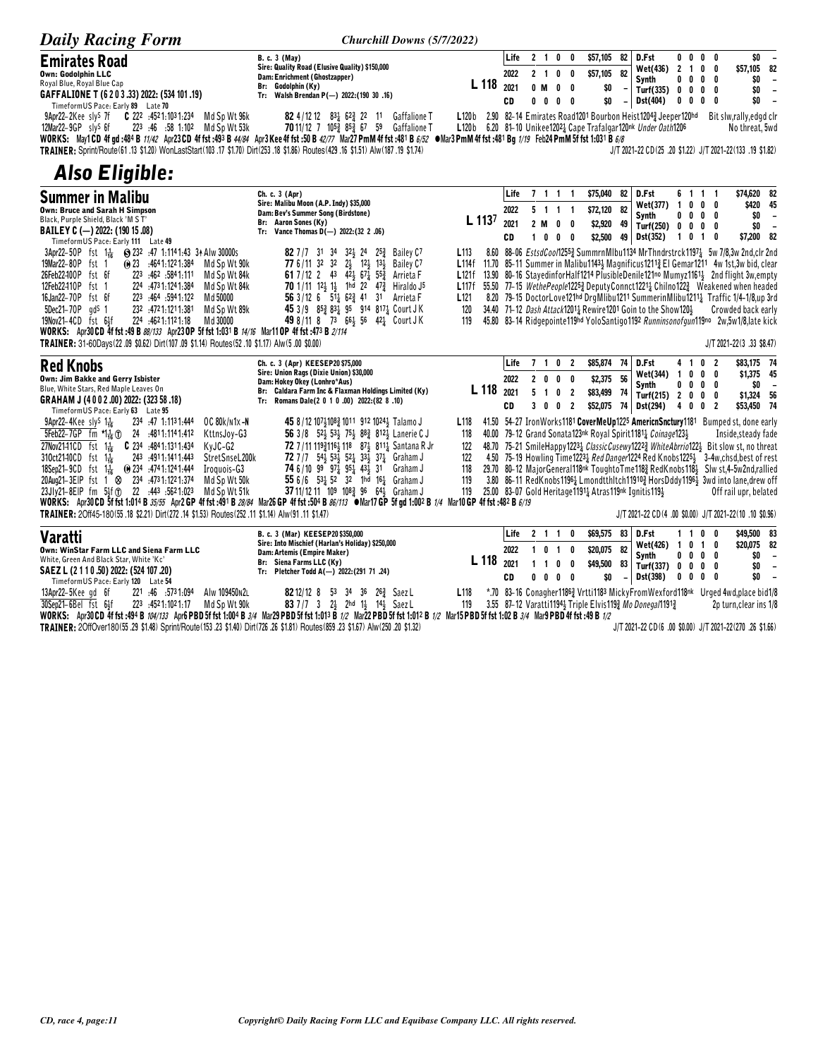## Emirates Road

**Own: Godolphin LLC**
Royal Blue, Royal Blue Cap
**GAFFALIONE T (6 2 0 3 .33) 2022: (534 101 .19)**
TimeformUS Pace: Early 89 Late 70

B. c. 3 (May)
Sire: Quality Road (Elusive Quality) $150,000
Dam: Enrichment (Ghostzapper)
Br: Godolphin (Ky)
Tr: Walsh Brendan P(—) 2022:(190 30 .16)

**L 118**

| | | | | | | | | | | | | | | |
|---|---|---|---|---|---|---|---|---|---|---|---|---|---|---|
| Life | 2 | 1 | 0 | 0 | $57,105 | 82 | D.Fst | 0 | 0 | 0 | 0 | $0 | – |
| 2022 | 2 | 1 | 0 | 0 | $57,105 | 82 | Wet(436) | 2 | 1 | 0 | 0 | $57,105 | 82 |
| 2021 | 0 | M | 0 | 0 | $0 | – | Synth | 0 | 0 | 0 | 0 | $0 | – |
| CD | 0 | 0 | 0 | 0 | $0 | – | Turf(335) | 0 | 0 | 0 | 0 | $0 | – |
| | | | | | | | Dst(404) | 0 | 0 | 0 | 0 | $0 | – |

9Apr22–2Kee sly[S] 7f C :222 :4521:1031:234 Md Sp Wt 96k 82 4/12 12 8¾ 6²¾ 2² 1¹ Gaffalione T L120b 2.90 82–14 Emirates Road120¹ Bourbon Heist120⁴¾ Jeeper120hd Bit slw,rally,edgd clr
12Mar22–9GP sly[S] 6f 223 :46 :58 1:102 Md Sp Wt 53k 70 11/12 7 105¾ 85¾ 67 59 Gaffalione T L120b 6.20 81–10 Unikee1202½ Cape Trafalgar120nk Under Oath1206 No threat, 5wd

**WORKS:** May1 CD 4f gd :484 B 11/42 Apr23 CD 4f fst :493 B 44/84 Apr3 Kee 4f fst :50 B 42/77 Mar27 PmM 4f fst :481 B 6/52 ●Mar3 PmM 4f fst :481 Bg 1/19 Feb24 PmM 5f fst 1:031 B 6/8
**TRAINER:** Sprint/Route(61 .13 $1.20) WonLastStart(103 .17 $1.70) Dirt(253 .18 $1.86) Routes(429 .16 $1.51) Alw(187 .19 $1.74) J/T 2021-22 CD(25 .20 $1.22) J/T 2021-22(133 .19 $1.82)

# Also Eligible:

## Summer in Malibu

**Own: Bruce and Sarah H Simpson**
Black, Purple Shield, Black 'M S T'
**BAILEY C (—) 2022: (190 15 .08)**
TimeformUS Pace: Early 111 Late 49

Ch. c. 3 (Apr)
Sire: Malibu Moon (A.P. Indy) $35,000
Dam: Bev's Summer Song (Birdstone)
Br: Aaron Sones (Ky)
Tr: Vance Thomas D(—) 2022:(32 2 .06)

**L 113[7]**

| | | | | | | | | | | | | | | |
|---|---|---|---|---|---|---|---|---|---|---|---|---|---|---|
| Life | 7 | 1 | 1 | 1 | $75,040 | 82 | D.Fst | 6 | 1 | 1 | 1 | $74,620 | 82 |
| 2022 | 5 | 1 | 1 | 1 | $72,120 | 82 | Wet(377) | 1 | 0 | 0 | 0 | $420 | 45 |
| 2021 | 2 | M | 0 | 0 | $2,920 | 49 | Synth | 0 | 0 | 0 | 0 | $0 | – |
| CD | 1 | 0 | 0 | 0 | $2,500 | 49 | Turf(250) | 0 | 0 | 0 | 0 | $0 | – |
| | | | | | | | Dst(352) | 1 | 0 | 1 | 0 | $7,200 | 82 |

3Apr22–5OP fst 1 1/16 Ⓢ 232 :47 1:1141:43 3↑ Alw 30000s 82 7/7 3¹ 3⁴ 3²½ 2⁴ 2⁵¾ Bailey C7 L113 8.60 88–06 EstsdCool1255¾ SummrnMlbu1134 MrThndrstrck1197½ 5w 7/8,3w 2nd,clr 2nd
19Mar22–8OP fst 1 ⓗ 23 :4641:1221:384 Md Sp Wt 90k 77 6/11 3² 3² 2½ 1²½ 1³½ Bailey C7 L114f 11.70 85–11 Summer in Malibu1143½ Magnificus1211¾ El Gemar1211 4w 1st,3w bid, clear
26Feb22-10OP fst 6f 223 :462 :5841:111 Md Sp Wt 84k 61 7/12 2 4³ 4²½ 6⁷½ 5⁵¾ Arrieta F L121f 13.90 80–16 StayedinforHalf1214 PlusibleDenile121no Mumyz1161½ 2nd flight 3w,empty
12Feb22-10OP fst 1 224 :4731:1241:384 Md Sp Wt 84k 70 1/11 1²½ 1½ 1hd 2² 4⁷¾ Hiraldo J5 L117f 55.50 77–15 WethePeople1225¾ DeputyConnct1221¼ Chilno122¾ Weakened when headed
16Jan22–7OP fst 6f 223 :464 :5941:122 Md 50000 56 3/12 6 5¹½ 6²¾ 4¹ 3¹ Arrieta F L121 8.20 79–15 DoctorLove121hd DrgMlibu1211 SummerinMlibu1211½ Traffic 1/4–1/8,up 3rd
5Dec21–7OP gd[S] 1 232 :4721:1211:381 Md Sp Wt 89k 45 3/9 8⁵¾ 8³½ 9⁵ 9¹⁴ 8¹⁷½ Court J K 120 34.40 71–12 Dash Attack1201¼ Rewire1201 Goin to the Show120½ Crowded back early
19Nov21–4CD fst 6½f 224 :4621:1121:18 Md 30000 49 8/11 8 7³ 6⁶½ 5⁶ 4²½ Court J K 119 45.80 83–14 Ridgepointe119hd YoloSantigo1192 Runninsonofgun119no 2w,5w1/8,late kick

**WORKS:** Apr30 CD 4f fst :49 B 88/133 Apr23 OP 5f fst 1:031 B 14/16 Mar11 OP 4f fst :473 B 2/114
**TRAINER:** 31-60Days(22 .09 $0.62) Dirt(107 .09 $1.14) Routes(52 .10 $1.17) Alw(5 .00 $0.00) J/T 2021-22(3 .33 $8.47)

## Red Knobs

**Own: Jim Bakke and Gerry Isbister**
Blue, White Stars, Red Maple Leaves On
**GRAHAM J (4 0 0 2 .00) 2022: (323 58 .18)**
TimeformUS Pace: Early 63 Late 95

Ch. c. 3 (Apr) KEESEP20 $75,000
Sire: Union Rags (Dixie Union) $30,000
Dam: Hokey Okey (Lonhro*Aus)
Br: Caldara Farm Inc & Flaxman Holdings Limited (Ky)
Tr: Romans Dale(2 0 1 0 .00) 2022:(82 8 .10)

**L 118**

| | | | | | | | | | | | | | | |
|---|---|---|---|---|---|---|---|---|---|---|---|---|---|---|
| Life | 7 | 1 | 0 | 2 | $85,874 | 74 | D.Fst | 4 | 1 | 0 | 2 | $83,175 | 74 |
| 2022 | 2 | 0 | 0 | 0 | $2,375 | 56 | Wet(344) | 1 | 0 | 0 | 0 | $1,375 | 45 |
| 2021 | 5 | 1 | 0 | 2 | $83,499 | 74 | Synth | 0 | 0 | 0 | 0 | $0 | – |
| CD | 3 | 0 | 0 | 2 | $52,075 | 74 | Turf(215) | 2 | 0 | 0 | 0 | $1,324 | 56 |
| | | | | | | | Dst(294) | 4 | 0 | 0 | 2 | $53,450 | 74 |

9Apr22–4Kee sly[S] 1 1/16 234 :47 1:1131:444 OC 80k/n1x -N 45 8/12 107½108¾ 10¹¹ 9¹² 10²⁴½ Talamo J L118 41.50 54–27 IronWorks1181 CoverMeUp1225 AmericnSnctury1181 Bumped st, done early
5Feb22–7GP fm *1 1/16 ⓣ 24 :4811:1141:412 KttnsJoy-G3 56 3/8 5²½ 5³½ 7⁵½ 8⁸¾ 8¹²½ Lanerie C J 118 40.00 79–12 Grand Sonata123nk Royal Spirit1181¼ Coinage123½ Inside,steady fade
27Nov21-11CD fst 1 1/16 C 234 :4841:1311:434 KyJC-G2 72 7/11 119¾116½ 11⁸ 8⁷½ 8¹¹¼ Santana R Jr 122 48.70 75–21 SmileHappy1223¼ ClassicCusewy1222¾ WhiteAbrrio122½ Bit slow st, no threat
31Oct21-10CD fst 1 1/16 243 :4911:1411:443 StretSnseL200k 72 7/7 5⁴½ 5³½ 5²¾ 3³½ 3⁷¼ Graham J 122 4.50 75–19 Howling Time1223¼ Red Danger1224 Red Knobs1225½ 3-4w,chsd,best of rest
18Sep21–9CD fst 1 1/16 ⓗ 234 :4741:1241:444 Iroquois-G3 74 6/10 9⁹ 9⁷½ 9⁵½ 4³½ 3¹ Graham J 118 29.70 80–12 MajorGeneral118nk ToughtoTme118¾ RedKnobs118½ Slw st,4-5w2nd,rallied
20Aug21–3EIP fst 1 ⊗ 234 :4731:1221:374 Md Sp Wt 50k 55 6/6 5³½ 5² 3² 1hd 1⁶½ Graham J 119 3.80 86–11 RedKnobs1196½ Lmondtthltch1191⁰¾ HorsDddy1196½ 3wd into lane,drew off
23Jly21–8EIP fm 5½f ⓣ 22 :443 :5621:023 Md Sp Wt 51k 37 11/12 11 10⁹ 10⁸¾ 9⁶ 6⁴½ Graham J 119 25.00 83–07 Gold Heritage1191¼ Atras119nk Ignitis119½ Off rail upr, belated

**WORKS:** Apr30 CD 5f fst 1:014 B 35/55 Apr2 GP 4f fst :491 B 28/84 Mar26 GP 4f fst :504 B 86/113 ●Mar17 GP 5f gd 1:002 B 1/4 Mar10 GP 4f fst :482 B 6/19
**TRAINER:** 2Off45-180(55 .18 $2.21) Dirt(272 .14 $1.53) Routes(252 .11 $1.14) Alw(91 .11 $1.47) J/T 2021-22 CD(4 .00 $0.00) J/T 2021-22(10 .10 $0.96)

## Varatti

**Own: WinStar Farm LLC and Siena Farm LLC**
White, Green And Black Star, White 'Kc'
**SAEZ L (2 1 1 0 .50) 2022: (524 107 .20)**
TimeformUS Pace: Early 120 Late 54

B. c. 3 (Mar) KEESEP20 $350,000
Sire: Into Mischief (Harlan's Holiday) $250,000
Dam: Artemis (Empire Maker)
Br: Siena Farms LLC (Ky)
Tr: Pletcher Todd A(—) 2022:(291 71 .24)

**L 118**

| | | | | | | | | | | | | | | |
|---|---|---|---|---|---|---|---|---|---|---|---|---|---|---|
| Life | 2 | 1 | 1 | 0 | $69,575 | 83 | D.Fst | 1 | 1 | 0 | 0 | $49,500 | 83 |
| 2022 | 1 | 0 | 1 | 0 | $20,075 | 82 | Wet(426) | 1 | 0 | 1 | 0 | $20,075 | 82 |
| 2021 | 1 | 1 | 0 | 0 | $49,500 | 83 | Synth | 0 | 0 | 0 | 0 | $0 | – |
| CD | 0 | 0 | 0 | 0 | $0 | – | Turf(337) | 0 | 0 | 0 | 0 | $0 | – |
| | | | | | | | Dst(398) | 0 | 0 | 0 | 0 | $0 | – |

13Apr22–5Kee gd 6f 221 :46 :5731:094 Alw 109450n2L 82 12/12 8 5³ 3⁴ 3⁶ 2⁶¾ Saez L L118 *.70 83–16 Conagher1186¾ Vrtti1183 MickyFromWexford118nk Urged 4wd,place bid1/8
30Sep21–6Bel fst 6½f 223 :4521:102 1:17 Md Sp Wt 90k 83 7/7 3 2½ 2hd 1½ 1⁴½ Saez L 119 3.55 87–12 Varatti1194½ Triple Elvis119¾ Mo Donegal1191¾ 2p turn,clear ins 1/8

**WORKS:** Apr30 CD 4f fst :494 B 104/133 Apr6 PBD 5f fst 1:004 B 3/4 Mar29 PBD 5f fst 1:013 B 1/2 Mar22 PBD 5f fst 1:012 B 1/2 Mar15 PBD 5f fst 1:02 B 3/4 Mar9 PBD 4f fst :49 B 1/2
**TRAINER:** 2OffOver180(55 .29 $1.48) Sprint/Route(153 .23 $1.40) Dirt(726 .26 $1.81) Routes(859 .23 $1.67) Alw(250 .20 $1.32) J/T 2021-22 CD(6 .00 $0.00) J/T 2021-22(270 .26 $1.66)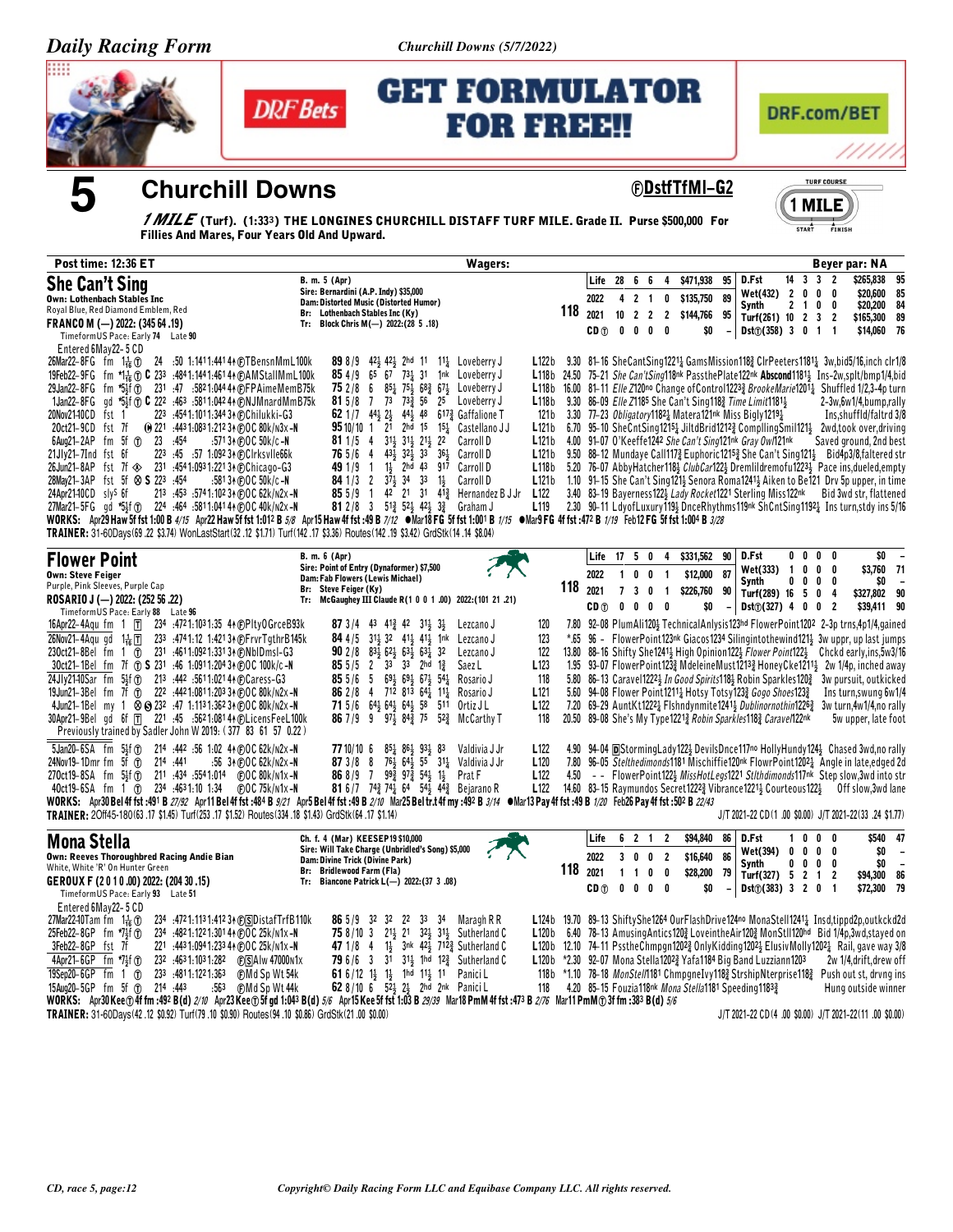# 5 Churchill Downs

**ⒻDstfTfMl–G2**

***1 MILE*** **(Turf). (1:33³) THE LONGINES CHURCHILL DISTAFF TURF MILE. Grade II. Purse $500,000 For Fillies And Mares, Four Years Old And Upward.**

TURF COURSE 1 MILE

**Post time: 12:36 ET** — **Wagers:** — **Beyer par: NA**

---

## She Can't Sing

Own: Lothenbach Stables Inc
Royal Blue, Red Diamond Emblem, Red
**FRANCO M (—) 2022: (345 64 .19)**

B. m. 5 (Apr)
Sire: Bernardini (A.P. Indy) $35,000
Dam: Distorted Music (Distorted Humor)
Br: Lothenbach Stables Inc (Ky)
Tr: Block Chris M(—) 2022:(28 5 .18)

**118**

| | | | | | | | | | | | | |
|---|---|---|---|---|---|---|---|---|---|---|---|---|
| Life | 28 | 6 | 6 | 4 | $471,938 | 95 | D.Fst | 14 | 3 | 3 | 2 | $265,838 95 |
| 2022 | 4 | 2 | 1 | 0 | $135,750 | 89 | Wet(432) | 2 | 0 | 0 | 0 | $20,600 85 |
| | | | | | | | Synth | 2 | 1 | 0 | 0 | $20,200 84 |
| 2021 | 10 | 2 | 2 | 2 | $144,766 | 95 | Turf(261) | 10 | 2 | 3 | 2 | $165,300 89 |
| CDⓣ | 0 | 0 | 0 | 0 | $0 | – | Dst(358) | 3 | 0 | 1 | 1 | $14,060 76 |

TimeformUS Pace: Early 74 Late 90
Entered 6May22- 5 CD

```
26Mar22-8FG fm 1 1/16 ⓣ 24 :50 1:14 1:44 1 4↑ⒻTBensnMmL100k 89 8/9 4 2/4 4 2/4 2hd 11 1 1/4 Loveberry J L122b 9.30 81-16 SheCantSing1221¼ GamsMission118¾ ClrPeeters1181¼ 3w,bid5/16,inch clr1/8
19Feb22-9FG fm *1 1/16 ⓣ C 233 :484 1:141 1:461 4↑ⒻAMStallMmL100k 85 4/9 65 67 73¼ 31 1nk Loveberry J L118b 24.50 75-21 She Can'tSing118nk PassthePlate122nk Abscond1181½ Ins-2w,splt/bmp1/4,bid
29Jan22-8FG fm *5½f ⓣ 231 :47 :582 1:044 4↑ⒻFPAimeMemB75k 75 2/8 6 85½ 75½ 68¾ 67¼ Loveberry J L118b 16.00 81-11 Elle Z120no Change ofControl1223¾ BrookeMarie1201¼ Shuffled 1/2,3-4p turn
1Jan22-8FG gd *5½f ⓣ C 222 :463 :581 1:042 4↑ⒻNJMnardMmB75k 81 5/8 7 73 73¾ 56 25 Loveberry J L118b 9.30 86-09 Elle Z1185 She Can't Sing118¾ Time Limit1181½ 2-3w,6w1/4,bump,rally
20Nov21-10CD fst 1 223 :454 1:101 1:344 3↑ⒻChilukki-G3 62 1/7 44½ 2½ 44½ 48 617¾ Gaffalione T 121b 3.30 77-23 Obligatory1182½ Matera121nk Miss Bigly1219¼ Ins,shuffld/faltrd 3/8
2Oct21-9CD fst 7f ⓦ 221 :443 1:083 1:212 3↑ⒻOC 80k/n3x-N 95 10/10 1 21 2hd 15 15¼ Castellano J J L121b 6.70 95-10 SheCntSing1215¼ JiltdBrid1212¾ ComplingSmil121½ 2wd,took over,driving
6Aug21-2AP fm 5f ⓣ 23 :454 :571 3↑ⒻOC 50k/c-N 81 1/5 4 31½ 31½ 21½ 22 Carroll D L121b 4.00 91-07 O'Keeffe1242 She Can't Sing121nk Gray Owl121nk Saved ground, 2nd best
21Jly21-7Ind fst 6f 223 :45 :57 1:092 3↑ⒻClrksvlle66k 76 5/6 4 43½ 32½ 33 36½ Carroll D L121b 9.50 88-12 Mundaye Call117¾ Euphoric1215¾ She Can't Sing121½ Bid4p3/8,faltered str
26Jun21-8AP fst 7f ◈ 231 :454 1:093 1:221 3↑ⒻChicago-G3 49 1/9 1 1½ 2hd 43 917 Carroll D L118b 5.20 76-07 AbbyHatcher118½ ClubCar122½ Dremlildremofu1223½ Pace ins,dueled,empty
28May21-3AP fst 5f ⊗ S 223 :454 :581 3↑ⒻOC 50k/c-N 84 1/3 2 37½ 34 33 1½ Carroll D L121b 1.10 91-15 She Can't Sing121½ Senora Roma1241¾ Aiken to Be121 Drv 5p upper, in time
24Apr21-10CD sly5 6f 213 :453 :574 1:102 3↑ⒻOC 62k/n2x-N 85 5/9 1 42 21 31 41¾ Hernandez B J Jr L122 3.40 83-19 Bayerness122½ Lady Rocket1221 Sterling Miss122nk Bid 3wd str, flattened
27Mar21-5FG gd *5½f ⓣ 224 :464 :581 1:041 4↑ⒻOC 40k/n2x-N 81 2/8 3 51¾ 52½ 42½ 3¾ Graham J L119 2.30 90-11 LdyofLuxury119½ DnceRhythms119nk ShCntSing1192¼ Ins turn,stdy ins 5/16
```

WORKS: Apr29 Haw 5f fst 1:00 B 4/15 Apr22 Haw 5f fst 1:01² B 5/8 Apr15 Haw 4f fst :49 B 7/12 ●Mar18 FG 5f fst 1:00¹ B 1/15 ●Mar9 FG 4f fst :47² B 1/19 Feb12 FG 5f fst 1:00⁴ B 3/28
TRAINER: 31-60Days(69 .22 $3.74) WonLastStart(32 .12 $1.71) Turf(142 .17 $3.36) Routes(142 .19 $3.42) GrdStk(14 .14 $8.04)

---

## Flower Point

Own: Steve Feiger
Purple, Pink Sleeves, Purple Cap
**ROSARIO J (—) 2022: (252 56 .22)**

B. m. 6 (Apr)
Sire: Point of Entry (Dynaformer) $7,500
Dam: Fab Flowers (Lewis Michael)
Br: Steve Feiger (Ky)
Tr: McGaughey III Claude R(1 0 0 1 .00) 2022:(101 21 .21)

**118**

| | | | | | | | | | | | | |
|---|---|---|---|---|---|---|---|---|---|---|---|---|
| Life | 17 | 5 | 0 | 4 | $331,562 | 90 | D.Fst | 0 | 0 | 0 | 0 | $0 – |
| 2022 | 1 | 0 | 0 | 1 | $12,000 | 87 | Wet(333) | 1 | 0 | 0 | 0 | $3,760 71 |
| | | | | | | | Synth | 0 | 0 | 0 | 0 | $0 – |
| 2021 | 7 | 3 | 0 | 1 | $226,760 | 90 | Turf(289) | 16 | 5 | 0 | 4 | $327,802 90 |
| CDⓣ | 0 | 0 | 0 | 0 | $0 | – | Dst(327) | 4 | 0 | 0 | 2 | $39,411 90 |

TimeformUS Pace: Early 88 Late 96

```
16Apr22-4Aqu fm 1 ⓣ 234 :472 1:103 1:35 4↑ⒻPltyOGrceB93k 87 3/4 43 41¾ 42 31½ 3½ Lezcano J 120 7.80 92-08 PlumAli120½ TechnicalAnlysis123hd FlowerPoint1202 2-3p trns,4p1/4,gained
26Nov21-4Aqu fm 1 1/16 ⓣ 233 :474 1:12 1:421 3↑ⒻFrvrTgthrB145k 84 4/5 31½ 32 41½ 41½ 1nk Lezcano J 123 *.65 96 - FlowerPoint123nk Giacos1234 Silingintothewind121½ 3w uppr, up last jumps
23Oct21-8Bel fm 1 ⓣ 231 :461 1:092 1:331 3↑ⒻNblDmsl-G3 90 2/8 83½ 62½ 63½ 63¼ 32 Lezcano J 122 13.80 88-16 Shifty She1241½ High Opinion122½ Flower Point122½ Chckd early,ins,5w3/16
30Oct21-1Bel fm 7f ⓣ S 231 :46 1:091 1:204 3↑ⒻOC 100k/c-N 85 5/5 2 33 33 2hd 1¾ Saez L L123 1.95 93-07 FlowerPoint123¾ MdeleineMust1213¾ HoneyCke1211½ 2w 1/4p, inched away
24Jly21-10Sar fm 5½f ⓣ 213 :442 :561 1:021 4↑ⒻCaress-G3 85 5/6 5 69½ 69½ 67½ 54½ Rosario J 118 5.80 86-13 Caravel1222½ In Good Spirits118½ Robin Sparkles120¾ 3w pursuit, outkicked
19Jun21-3Bel fm 7f ⓣ 222 :442 1:081 1:203 3↑ⒻOC 80k/n2x-N 86 2/8 4 712 813 64½ 11¼ Rosario J L121 5.60 94-08 Flower Point1211¼ Hotsy Totsy123¾ Gogo Shoes123¾ Ins turn,swung 6w1/4
4Jun21-1Bel my 1 ⊗ S 232 :47 1:113 1:362 3↑ⒻOC 80k/n2x-N 71 5/6 64½ 64½ 64½ 58 511 Ortiz J L L122 7.20 69-29 AuntKt1222½ Flshndynmite1241¼ Dublinornothin1226¾ 3w turn,4w1/4,no rally
30Apr21-9Bel gd 6f ⓣ 221 :45 :562 1:081 4↑ⒻLicensFeeL100k 86 7/9 9 97½ 84¾ 75 52¾ McCarthy T 118 20.50 89-08 She's My Type1221¾ Robin Sparkles118¾ Caravel122nk 5w upper, late foot
   Previously trained by Sadler John W 2019: (377 83 61 57 0.22)
5Jan20-6SA fm 5½f ⓣ 214 :442 :56 1:02 4↑ⒻOC 62k/n2x-N 77 10/10 6 85½ 86½ 93½ 83 Valdivia J Jr L122 4.90 94-04 ⒹStormingLady122½ DevilsDnce117no HollyHundy124½ Chased 3wd,no rally
24Nov19-1Dmr fm 5f ⓣ 214 :441 :56 3↑ⒻOC 62k/n2x-N 87 3/8 8 76½ 64½ 55 31¼ Valdivia J Jr L120 7.80 96-05 Stelthedimonds1181 Mischiffie120nk FlowrPoint1202¼ Angle in late,edged 2d
27Oct19-8SA fm 5½f ⓣ 211 :434 :554 1:014 ⒻOC 80k/n1x-N 86 8/9 7 99¾ 97¾ 54½ 1½ Prat F L122 4.50 - - FlowerPoint122½ MissHotLegs1221 Stlthdimonds117nk Step slow,3wd into str
4Oct19-6SA fm 1 ⓣ 234 :463 1:10 1:34 ⒻOC 75k/n1x-N 81 6/7 74¾ 74½ 64 54½ 44¾ Bejarano R L122 14.60 83-15 Raymundos Secret1222¾ Vibrance1221½ Courteous122½ Off slow,3wd lane
```

WORKS: Apr30 Bel 4f fst :49¹ B 27/92 Apr11 Bel 4f fst :48⁴ B 9/21 Apr5 Bel 4f fst :49 B 2/10 Mar25 Bel tr.t 4f my :49² B 3/14 ●Mar13 Pay 4f fst :49 B 1/20 Feb26 Pay 4f fst :50² B 22/43
TRAINER: 2Off45-180(63 .17 $1.45) Turf(253 .17 $1.52) Routes(334 .18 $1.43) GrdStk(64 .17 $1.14)

J/T 2021-22 CD(1 .00 $0.00) J/T 2021-22(33 .24 $1.77)

---

## Mona Stella

Own: Reeves Thoroughbred Racing Andie Bian
White, White 'R' On Hunter Green
**GEROUX F (2 0 1 0 .00) 2022: (204 30 .15)**

Ch. f. 4 (Mar) KEESEP19 $10,000
Sire: Will Take Charge (Unbridled's Song) $5,000
Dam: Divine Trick (Divine Park)
Br: Bridlewood Farm (Fla)
Tr: Biancone Patrick L(—) 2022:(37 3 .08)

**118**

| | | | | | | | | | | | | |
|---|---|---|---|---|---|---|---|---|---|---|---|---|
| Life | 6 | 2 | 1 | 2 | $94,840 | 86 | D.Fst | 1 | 0 | 0 | 0 | $540 47 |
| 2022 | 3 | 0 | 0 | 2 | $16,640 | 86 | Wet(394) | 0 | 0 | 0 | 0 | $0 – |
| | | | | | | | Synth | 0 | 0 | 0 | 0 | $0 – |
| 2021 | 1 | 1 | 0 | 0 | $28,200 | 79 | Turf(327) | 5 | 2 | 1 | 2 | $94,300 86 |
| CDⓣ | 0 | 0 | 0 | 0 | $0 | – | Dst(383) | 3 | 2 | 0 | 1 | $72,300 79 |

TimeformUS Pace: Early 93 Late 51
Entered 6May22- 5 CD

```
27Mar22-10Tam fm 1 1/16 ⓣ 234 :472 1:113 1:412 3↑ⓈⒻDistafTrfB110k 86 5/9 32 32 22 33 34 Maragh R R L124b 19.70 89-13 ShiftyShe1264 OurFlashDrive124no MonaStell1241¼ Insd,tippd2p,outkckd2d
25Feb22-8GP fm *7½f ⓣ 234 :482 1:123 1:301 4↑ⒻOC 25k/n1x-N 75 8/10 3 21½ 21 32½ 31¼ Sutherland C L120b 6.40 78-13 AmusingAntics120¾ LoveintheAir120¾ MonStll120hd Bid 1/4p,3wd,stayed on
3Feb22-8GP fst 7f 221 :443 1:094 1:233 4↑ⒻOC 25k/n1x-N 47 1/8 4 1½ 3nk 42½ 712¾ Sutherland C L120b 12.10 74-11 PssthChmpgn120¾ OnlyKidding120½ ElusivMolly120¼ Rail, gave way 3/8
4Apr21-6GP fm *7½f ⓣ 232 :463 1:103 1:282 ⒻⓈAlw 47000n1x 79 6/6 3 31 31½ 1hd 12¾ Sutherland C L120b *2.30 92-07 Mona Stella1202¾ Yafa1184 Big Band Luzziann1203 2w 1/4,drift,drew off
19Sep20-6GP fm 1 ⓣ 233 :481 1:221 1:363 ⒻMd Sp Wt 54k 61 6/12 1½ 1½ 1hd 11 Panici L 118b *1.10 78-18 MonStel1181 ChmpgneIvy118¾ StrshipNterprise118¾ Push out st, drvng ins
15Aug20-5GP fm 5f ⓣ 214 :443 :563 ⒻMd Sp Wt 44k 62 8/10 6 52½ 2½ 2hd 2nk Panici L 118 4.20 85-15 Fouzia118nk Mona Stella1181 Speeding1183¾ Hung outside winner
```

WORKS: Apr30 Kee ⓣ 4f fm :49² B(d) 2/10 Apr23 Kee ⓣ 5f gd 1:04³ B(d) 5/6 Apr15 Kee 5f fst 1:03 B 29/39 Mar18 PmM 4f fst :47³ B 2/76 Mar11 PmM ⓣ 3f fm :38³ B(d) 5/6
TRAINER: 31-60Days(42 .12 $0.92) Turf(79 .10 $0.90) Routes(94 .10 $0.86) GrdStk(21 .00 $0.00)

J/T 2021-22 CD(4 .00 $0.00) J/T 2021-22(11 .00 $0.00)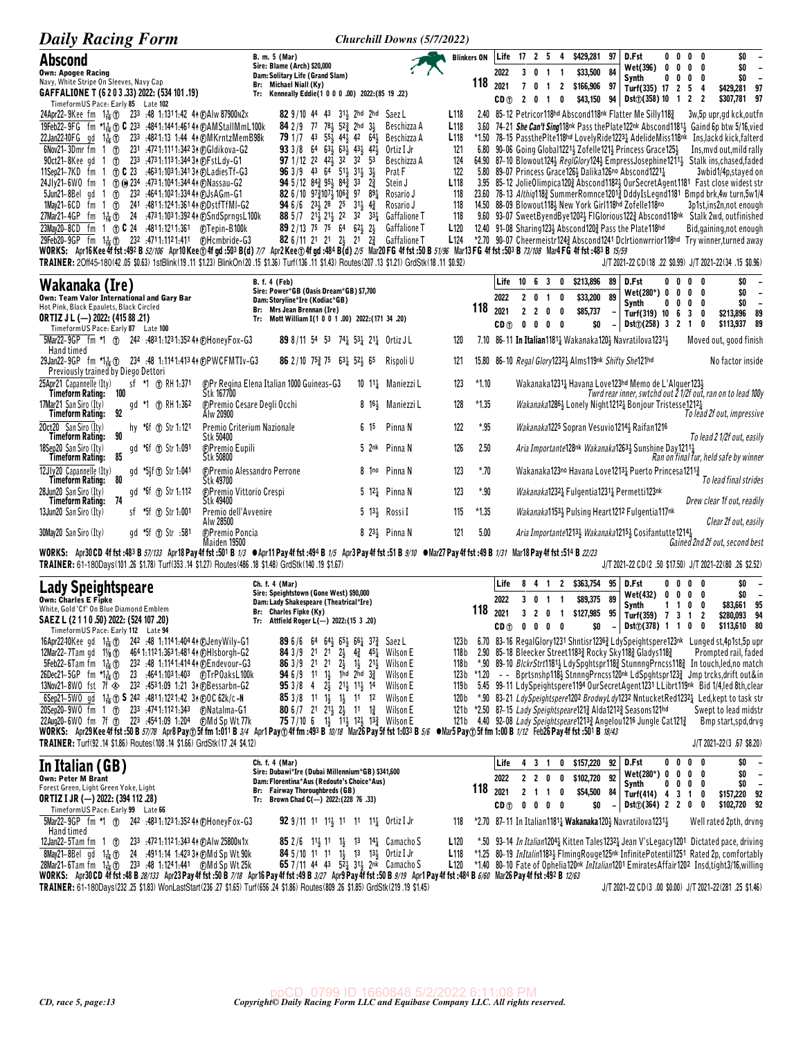## Abscond

**Own: Apogee Racing**
Navy, White Stripe On Sleeves, Navy Cap
**GAFFALIONE T (6 2 0 3 .33) 2022: (534 101 .19)**
TimeformUS Pace: Early 85 Late 102

B. m. 5 (Mar)
Sire: Blame (Arch) $20,000
Dam: Solitary Life (Grand Slam)
Br: Michael Niall (Ky)
Tr: Kenneally Eddie(1 0 0 0 .00) 2022:(85 19 .22)

Blinkers ON — 118

| | | | | | | | |
|---|---|---|---|---|---|---|---|
| Life | 17 2 5 4 | $429,281 | 97 | D.Fst | 0 0 0 0 | $0 | – |
| 2022 | 3 0 1 1 | $33,500 | 84 | Wet(396) | 0 0 0 0 | $0 | – |
| 2021 | 7 0 1 2 | $166,906 | 97 | Synth | 0 0 0 0 | $0 | – |
| CD ⓣ | 2 0 1 0 | $43,150 | 94 | Turf(335) | 17 2 5 4 | $429,281 | 97 |
| | | | | Dst ⓣ(358) | 10 1 2 2 | $307,781 | 97 |

24Apr22–9Kee fm 1⅛ ⓣ 23³ :48 1:13¹1:42 4↑ ⓕAlw 87900n2x 82 9/10 44 43 3¹½ 2hd 2hd Saez L L118 2.40 85–12 Petricor118hd Abscond118nk Flatter Me Silly118¾ 3w,5p upr,gd kck,outfn
19Feb22–9FG fm *1⅟₁₆ ⓣ C 23³ :48⁴1:14⁴1:46¹ 4↑ ⓕAMStallMmL100k 84 2/9 77 78½ 5²¾ 2hd 3½ Beschizza A L118 3.60 74–21 She Can't Sing118nk Pass thePlate122nk Abscond1181½ Gaind 6p btw 5/16,vied
22Jan22–10FG gd 1⅟₁₆ ⓣ 23³ :48²1:13 1:44 4↑ ⓕMKrntzMemB98k 79 1/7 43 5⁵½ 4⁴½ 42 6⁴½ Beschizza A L118 *1.50 78–15 PassthePlte118hd LovelyRide1223¼ AdelideMiss118nk Ins,lackd kick,falterd
6Nov21–3Dmr fm 1 ⓣ 23¹ :47²1:11¹1:34² 3↑ ⓕGldikova-G2 93 3/8 64 6³½ 6³½ 4³½ 4²½ Ortiz I Jr 121 6.80 90–06 Going Global1221½ Zofelle121½ Princess Grace125½ Ins,mvd out,mild rally
9Oct21–8Kee gd 1 ⓣ 23³ :47³1:11³1:34³ 3↑ ⓕFstLdy-G1 97 1/12 2² 4²½ 3² 3² 5³ Beschizza A 124 64.90 87–10 Blowout124½ RegGlory124½ EmpressJosephine1211½ Stalk ins,chased,faded
11Sep21–7KD fm 1 ⓣ C 23 :46³1:10³1:34¹ 3↑ ⓕLadiesTf-G3 96 3/9 43 64 5¹½ 3¹½ 3½ Prat F 122 5.80 89–07 Princess Grace126½ Dalika126no Abscond1221¼ 3wbid1/4p,stayed on
24Jly21–6WO fm 1 ⓣ ⓜ 23⁴ :47³1:10⁴1:34⁴ 4↑ ⓕNassau-G2 94 5/12 8⁴¾ 9⁵½ 8⁴¾ 33 2¾ Stein J L118 3.95 85–12 JolieOlimpica120¾ Abscond1182½ OurSecretAgent1181 Fast close widest str
5Jun21–8Bel gd 1 ⓣ 23² :46⁴1:10²1:33⁴ 4↑ ⓕJsAGm-G1 82 6/10 97¾107½106¾ 97 8⁹½ Rosario J 118 23.60 78–13 Althiq118¾ SummerRomnce1201¾ DddyIsLegnd1181 Bmpd brk,4w turn,5w1/4
1May21–6CD fm 1 ⓣ 24¹ :48¹1:12⁴1:36¹ 4↑ ⓕDstfTfMl-G2 94 6/6 2³½ 2⁸ 2⁵ 3¹½ 4¾ Rosario J 118 14.50 88–09 Blowout118½ New York Girl118hd Zofelle118no 3p1st,ins2n,not enough
27Mar21–4GP fm 1⅛ ⓣ 24 :47³1:10³1:39² 4↑ ⓕSndSprngsL100k 88 5/7 2¹½ 2¹½ 2² 3² 3³¼ Gaffalione T 118 9.60 93–07 SweetByendBye1202½ FlGlorious122¾ Abscond118nk Stalk 2wd, outfinished
23May20–8CD fm 1 ⓣ C 24 :48¹1:12¹1:36¹ ⓕTepin-B100k 89 2/13 75 75 64 6²½ 2½ Gaffalione T L120 12.40 91–08 Sharing123½ Abscond120¾ Pass the Plate118hd Bid,gaining,not enough
29Feb20–9GP fm 1⅛ ⓣ 23² :47¹1:11²1:41¹ ⓕHcmbride-G3 82 6/11 21 21 2½ 21 2¾ Gaffalione T L124 *2.70 90–07 Cheermeistr124¾ Abscond1241 Dclrtionwrrior118hd Try winner,turned away

**WORKS:** Apr16 Kee 4f fst :49² B 52/106 Apr10 Kee ⓣ 4f gd :50³ B(d) 7/7 Apr2 Kee ⓣ 4f gd :48⁴ B(d) 2/5 Mar20 FG 4f fst :50 B 51/96 Mar13 FG 4f fst :50³ B 73/108 Mar4 FG 4f fst :48³ B 15/59
**TRAINER:** 2Off45-180(42 .05 $0.63) 1stBlink(19 .11 $1.23) BlinkOn(20 .15 $1.36) Turf(136 .11 $1.43) Routes(207 .13 $1.21) GrdStk(18 .11 $0.92) J/T 2021-22 CD(18 .22 $0.99) J/T 2021-22(34 .15 $0.96)

## Wakanaka (Ire)

**Own: Team Valor International and Gary Bar**
Hot Pink, Black Epaulets, Black Circled
**ORTIZ J L (—) 2022: (415 88 .21)**
TimeformUS Pace: Early 87 Late 100

B. f. 4 (Feb)
Sire: Power*GB (Oasis Dream*GB) $7,700
Dam: Storyline*Ire (Kodiac*GB)
Br: Mrs Jean Brennan (Ire)
Tr: Mott William I(1 0 0 1 .00) 2022:(171 34 .20)

118

| | | | | | | | |
|---|---|---|---|---|---|---|---|
| Life | 10 6 3 0 | $213,896 | 89 | D.Fst | 0 0 0 0 | $0 | – |
| 2022 | 2 0 1 0 | $33,200 | 89 | Wet(280*) | 0 0 0 0 | $0 | – |
| 2021 | 2 2 0 0 | $85,737 | – | Synth | 0 0 0 0 | $0 | – |
| CD ⓣ | 0 0 0 0 | $0 | – | Turf(319) | 10 6 3 0 | $213,896 | 89 |
| | | | | Dst ⓣ(258) | 3 2 1 0 | $113,937 | 89 |

5Mar22–9GP fm *1 ⓣ 24² :48³1:12³1:35² 4↑ ⓕHoneyFox-G3 89 8/11 54 53 7⁴¼ 5³¼ 2¹¼ Ortiz J L 120 7.10 86–11 In Italian1181¼ Wakanaka120½ Navratilova1231½ Moved out, good finish
Hand timed
29Jan22–9GP fm *1⅟₁₆ ⓣ 23⁴ :48 1:11⁴1:41³ 4↑ ⓕPWCFMTIv-G3 86 2/10 7⁵¾ 7⁵ 6³¼ 5²½ 6⁵ Rispoli U 121 15.80 86–10 Regal Glory1232½ Alms119nk Shifty She121hd No factor inside
Previously trained by Diego Dettori
25Apr21 Capannelle (Ity) sf *1 ⓣ RH 1:37¹ ⓕPr Regina Elena Italian 1000 Guineas-G3 10 1¹¼ Maniezzi L 123 *1.10 Wakanaka1231¼ Havana Love123hd Memo de L'Alguer123½
Timeform Rating: 100 Stk 167700 Twrd rear inner, swtchd out 2 1/2f out, ran on to lead 100y
17Mar21 San Siro (Ity) gd *1 ⓣ RH 1:36² ⓕPremio Cesare Degli Occhi 8 1⁶½ Maniezzi L 128 *1.35 Wakanaka1286½ Lonely Night1212½ Bonjour Tristesse1212½
Timeform Rating: 92 Alw 20900 To lead 2f out, impressive
2Oct20 San Siro (Ity) hy *6f ⓣ Str 1:12¹ Premio Criterium Nazionale 6 1⁵ Pinna N 122 *.95 Wakanaka1225 Sopran Vesuvio1214½ Raifan1216
Timeform Rating: 90 Stk 50400 To lead 2 1/2f out, easily
18Sep20 San Siro (Ity) gd *6f ⓣ Str 1:09¹ ⓕPremio Eupili 5 2nk Pinna N 126 2.50 Aria Importante128nk Wakanaka1263½ Sunshine Day1211½
Timeform Rating: 85 Stk 50800 Ran on final fur, held safe by winner
12Jly20 Capannelle (Ity) gd *5½f ⓣ Str 1:04¹ ⓕPremio Alessandro Perrone 8 1no Pinna N 123 *.70 Wakanaka123no Havana Love1213¼ Puerto Princesa1211¾
Timeform Rating: 80 Stk 49700 To lead final strides
28Jun20 San Siro (Ity) gd *6f ⓣ Str 1:11² ⓕPremio Vittorio Crespi 5 1²¼ Pinna N 123 *.90 Wakanaka1232¼ Fulgentia1231¼ Permetti123nk
Timeform Rating: 74 Stk 49400 Drew clear 1f out, readily
13Jun20 San Siro (Ity) sf *5f ⓣ Str 1:00¹ Premio dell'Avvenire 5 1³½ Rossi I 115 *1.35 Wakanaka1153½ Pulsing Heart1212 Fulgentia117nk
Alw 28500 Clear 2f out, easily
30May20 San Siro (Ity) gd *5f ⓣ Str :58¹ ⓕPremio Poncia 8 2³½ Pinna N 121 5.00 Aria Importante1213½ Wakanaka1215½ Cosifantutte1214½
Maiden 19500 Gained 2nd 2f out, second best

**WORKS:** Apr30 CD 4f fst :48³ B 57/133 Apr18 Pay 4f fst :50¹ B 1/3 ●Apr11 Pay 4f fst :49⁴ B 1/5 Apr3 Pay 4f fst :51 B 9/10 ●Mar27 Pay 4f fst :49 B 1/31 Mar18 Pay 4f fst :51⁴ B 22/23
**TRAINER:** 61-180Days(101 .26 $1.78) Turf(353 .14 $1.27) Routes(486 .18 $1.48) GrdStk(140 .19 $1.67) J/T 2021-22 CD(2 .50 $17.50) J/T 2021-22(80 .26 $2.52)

## Lady Speightspeare

**Own: Charles E Fipke**
White, Gold 'Cf' On Blue Diamond Emblem
**SAEZ L (2 1 1 0 .50) 2022: (524 107 .20)**
TimeformUS Pace: Early 112 Late 94

Ch. f. 4 (Mar)
Sire: Speightstown (Gone West) $90,000
Dam: Lady Shakespeare (Theatrical*Ire)
Br: Charles Fipke (Ky)
Tr: Attfield Roger L(—) 2022:(15 3 .20)

118

| | | | | | | | |
|---|---|---|---|---|---|---|---|
| Life | 8 4 1 2 | $363,754 | 95 | D.Fst | 0 0 0 0 | $0 | – |
| 2022 | 3 0 1 1 | $89,375 | 89 | Wet(432) | 0 0 0 0 | $0 | – |
| 2021 | 3 2 0 1 | $127,985 | 95 | Synth | 1 1 0 0 | $83,661 | 95 |
| CD ⓣ | 0 0 0 0 | $0 | – | Turf(359) | 7 3 1 2 | $280,093 | 94 |
| | | | | Dst ⓣ(378) | 1 1 0 0 | $113,610 | 80 |

16Apr22–10Kee gd 1⅛ ⓣ 24² :48 1:11⁴1:40⁴ 4↑ ⓕJenyWily-G1 89 6/6 64 6⁴½ 6⁵½ 6⁶¼ 3⁷¾ Saez L 123b 6.70 83–16 RegalGlory1231 Shntisr1236¾ LdySpeightspere123nk Lunged st,4p1st,5p upr
12Mar22–7Tam gd 1⅛ ⓣ 46⁴1:11²1:36³1:48¹ 4↑ ⓕHlsborgh-G2 84 3/9 21 21 2½ 4¾ 4⁵½ Wilson E 118b 2.90 85–18 Bleecker Street1183¾ Rocky Sky118¾ Gladys118¾ Prompted rail, faded
5Feb22–6Tam fm 1⅟₁₆ ⓣ 23² :48 1:11⁴1:41⁴ 4↑ ⓕEndevour-G3 86 3/9 21 21 2½ 1½ 2¹½ Wilson E 118b *.90 89–10 BlckrStrt1181½ LdySpghtspr118¾ StunnngPrncss118¾ In touch,led,no match
26Dec21–5GP fm *1⅟₁₆ ⓣ 23 :46⁴1:10³1:40³ ⓕTrPOaksL100k 94 6/9 11 1½ 1hd 2hd 3¾ Wilson E 123b *1.20 – – Bprtsnshp118½ StnnngPrncss120nk LdSpghtspr123¾ Jmp trcks,drift out&in
13Nov21–8WO fst 7f ◈ 23² :45³1:09 1:21 3↑ ⓕBessarbn-G2 95 3/8 4 2½ 2¹½ 1¹½ 14 Wilson E 119b 5.45 99–11 LdySpeightspere1194 OurSecretAgent1231 LLibrt119nk Bid 1/4,led 8th,clear
6Sep21–5WO gd 1 ⓣ S 24² :48¹1:12²1:42 3↑ ⓕOC 62k/c-N 85 3/8 11 1½ 1½ 11 1² Wilson E 120b *.90 83–21 LdySpeightspere1202 BrodwyLdy1232 NntucketRed1232¼ Led,kept to task str
20Sep20–9WO fm 1 ⓣ 23³ :47⁴1:11²1:34³ ⓕNatalma-G1 80 6/7 21 2¹½ 2½ 11 1¾ Wilson E 121b *2.50 87–15 Lady Speightspeare121¾ Alda1212¾ Seasons121hd Swept to lead midstr
22Aug20–6WO fm 7f ⓣ 22³ :45⁴1:09 1:20⁴ ⓕMd Sp Wt 77k 75 7/10 6 1½ 1¹½ 1²½ 1³¾ Wilson E 121b 4.40 92–08 Lady Speightspeare1213¾ Angelou1216 Jungle Cat121¾ Bmp start,spd,drvg

**WORKS:** Apr29 Kee 4f fst :50 B 57/78 Apr8 Pay ⓣ 5f fm 1:01¹ B 3/4 Apr1 Pay ⓣ 4f fm :49³ B 10/18 Mar26 Pay 5f fst 1:03³ B 5/6 ●Mar5 Pay ⓣ 5f fm 1:00 B 1/12 Feb26 Pay 4f fst :50¹ B 18/43
**TRAINER:** Turf(92 .14 $1.86) Routes(108 .14 $1.66) GrdStk(17 .24 $4.12) J/T 2021-22(3 .67 $8.20)

## In Italian (GB)

**Own: Peter M Brant**
Forest Green, Light Green Yoke, Light
**ORTIZ I JR (—) 2022: (394 112 .28)**
TimeformUS Pace: Early 99 Late 66

Ch. f. 4 (Mar)
Sire: Dubawi*Ire (Dubai Millennium*GB) $341,600
Dam: Florentina*Aus (Redoute's Choice*Aus)
Br: Fairway Thoroughbreds (GB)
Tr: Brown Chad C(—) 2022:(228 76 .33)

118

| | | | | | | | |
|---|---|---|---|---|---|---|---|
| Life | 4 3 1 0 | $157,220 | 92 | D.Fst | 0 0 0 0 | $0 | – |
| 2022 | 2 2 0 0 | $102,720 | 92 | Wet(280*) | 0 0 0 0 | $0 | – |
| 2021 | 2 1 1 0 | $54,500 | 84 | Synth | 0 0 0 0 | $0 | – |
| CD ⓣ | 0 0 0 0 | $0 | – | Turf(414) | 4 3 1 0 | $157,220 | 92 |
| | | | | Dst ⓣ(364) | 2 2 0 0 | $102,720 | 92 |

5Mar22–9GP fm *1 ⓣ 24² :48³1:12³1:35² 4↑ ⓕHoneyFox-G3 92 9/11 11 1¹½ 11 11 1¹¼ Ortiz I Jr 118 *2.70 87–11 In Italian1181¼ Wakanaka120½ Navratilova1231½ Well rated 2pth, drvng
Hand timed
12Jan22–5Tam fm 1 ⓣ 23³ :47²1:11²1:34³ 4↑ ⓕAlw 25800n1x 85 2/6 1¹½ 11 1½ 13 1⁴¼ Camacho S L120 *.50 93–14 In Italian1204¼ Kitten Tales1232¼ Jean V'sLegacy1201 Dictated pace, driving
8May21–8Bel gd 1⅟₁₆ ⓣ 24 :47³1:14 1:42³ 3↑ ⓕMd Sp Wt 90k 84 5/10 11 11 1½ 13 1³½ Ortiz I Jr L118 *1.25 80–19 InItalin1183½ FlmingRouge125nk InfinitePotentil1251 Rated 2p, comfortably
28Mar21–6Tam fm 1⅟₁₆ ⓣ 23³ :48 1:12⁴1:44¹ ⓕMd Sp Wt 25k 65 7/11 44 43 5²½ 3¹½ 2nk Camacho S L120 *1.40 80–10 Fate of Ophelia120nk InItalian1201 EmiratesAffair1202 Insd,tight3/16,willing

**WORKS:** Apr30 CD 4f fst :48 B 28/133 Apr23 Pay 4f fst :50 B 7/18 Apr16 Pay 4f fst :49 B 3/27 Apr9 Pay 4f fst :50 B 9/19 Apr1 Pay 4f fst :48⁴ B 6/60 Mar26 Pay 4f fst :49² B 12/63
**TRAINER:** 61-180Days(232 .25 $1.83) NonLastStart(236 .27 $1.65) Turf(656 .24 $1.86) Routes(809 .26 $1.85) GrdStk(219 .19 $1.45) J/T 2021-22 CD(3 .00 $0.00) J/T 2021-22(281 .25 $1.46)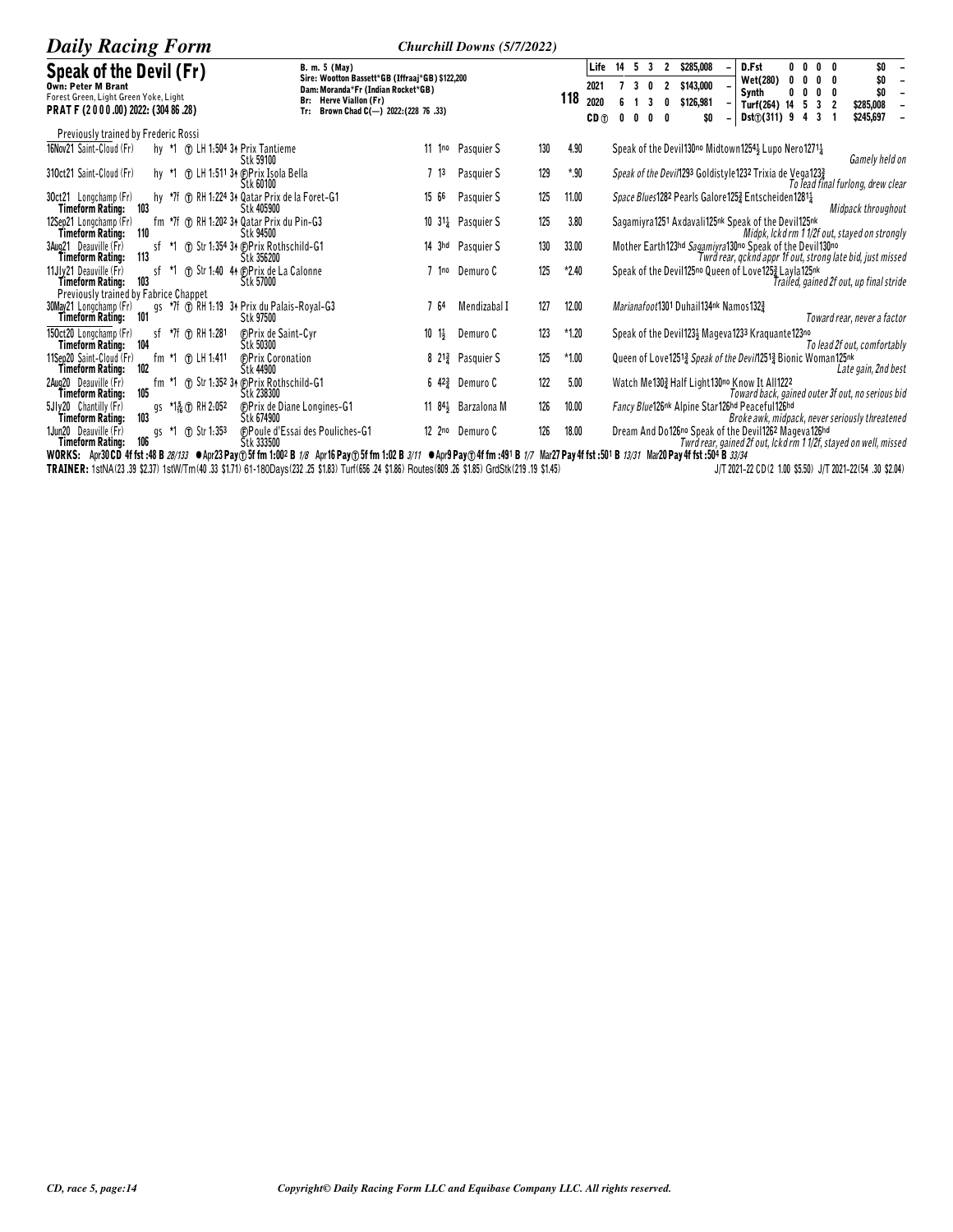## Speak of the Devil (Fr)

**Own: Peter M Brant**
Forest Green, Light Green Yoke, Light
**PRAT F (2 0 0 0 .00) 2022: (304 86 .28)**

B. m. 5 (May)
Sire: Wootton Bassett*GB (Iffraaj*GB) $122,200
Dam: Moranda*Fr (Indian Rocket*GB)
Br: Herve Viallon (Fr)
Tr: Brown Chad C(—) 2022:(228 76 .33)

**118**

| | Starts | 1st | 2nd | 3rd | Earnings | | | Starts | 1st | 2nd | 3rd | Earnings | |
|---|---|---|---|---|---|---|---|---|---|---|---|---|---|
| Life | 14 | 5 | 3 | 2 | $285,008 | – | D.Fst | 0 | 0 | 0 | 0 | $0 | – |
| 2021 | 7 | 3 | 0 | 2 | $143,000 | – | Wet(280) | 0 | 0 | 0 | 0 | $0 | – |
| 2020 | 6 | 1 | 3 | 0 | $126,981 | – | Synth | 0 | 0 | 0 | 0 | $0 | – |
| CD ⓣ | 0 | 0 | 0 | 0 | $0 | – | Turf(264) | 14 | 5 | 3 | 2 | $285,008 | – |
| | | | | | | | Dst ⓣ(311) | 9 | 4 | 3 | 1 | $245,697 | – |

Previously trained by Frederic Rossi

| Date / Track | Race | Finish | Jockey | Wt | Odds | Top Finishers / Comment |
|---|---|---|---|---|---|---|
| 16Nov21 Saint-Cloud (Fr) | hy *1 ⓣ LH 1:50⁴ 3↑ Prix Tantieme Stk 59100 | 11 1no | Pasquier S | 130 | 4.90 | Speak of the Devil130no Midtown1254½ Lupo Nero1271¼ — Gamely held on |
| 31Oct21 Saint-Cloud (Fr) | hy *1 ⓣ LH 1:51¹ 3↑ ⒻPrix Isola Bella Stk 60100 | 7 13 | Pasquier S | 129 | *.90 | Speak of the Devil1293 Goldistyle1232 Trixia de Vega123¾ — To lead final furlong, drew clear |
| 3Oct21 Longchamp (Fr) Timeform Rating: 103 | hy *7f ⓣ RH 1:22⁴ 3↑ Qatar Prix de la Foret-G1 Stk 405900 | 15 66 | Pasquier S | 125 | 11.00 | Space Blues1282 Pearls Galore125¾ Entscheiden1281¼ — Midpack throughout |
| 12Sep21 Longchamp (Fr) Timeform Rating: 110 | fm *7f ⓣ RH 1:20² 3↑ Qatar Prix du Pin-G3 Stk 94500 | 10 3¼ | Pasquier S | 125 | 3.80 | Sagamiyra1251 Axdavali125nk Speak of the Devil125nk — Midpk, lckd rm 1 1/2f out, stayed on strongly |
| 3Aug21 Deauville (Fr) Timeform Rating: 113 | sf *1 ⓣ Str 1:35⁴ 3↑ ⒻPrix Rothschild-G1 Stk 356200 | 14 3hd | Pasquier S | 130 | 33.00 | Mother Earth123hd Sagamiyra130no Speak of the Devil130no — Twrd rear, qcknd appr 1f out, strong late bid, just missed |
| 11Jly21 Deauville (Fr) Timeform Rating: 103 | sf *1 ⓣ Str 1:40 4↑ ⒻPrix de La Calonne Stk 57000 | 7 1no | Demuro C | 125 | *2.40 | Speak of the Devil125no Queen of Love125¾ Layla125nk — Trailed, gained 2f out, up final stride |

Previously trained by Fabrice Chappet

| Date / Track | Race | Finish | Jockey | Wt | Odds | Top Finishers / Comment |
|---|---|---|---|---|---|---|
| 30May21 Longchamp (Fr) Timeform Rating: 101 | gs *7f ⓣ RH 1:19 3↑ Prix du Palais-Royal-G3 Stk 97500 | 7 64 | Mendizabal I | 127 | 12.00 | Marianafoot1301 Duhail134nk Namos132¾ — Toward rear, never a factor |
| 15Oct20 Longchamp (Fr) Timeform Rating: 104 | sf *7f ⓣ RH 1:28¹ | ⒻPrix de Saint-Cyr Stk 50300 | 10 1½ | Demuro C | 123 | *1.20 | Speak of the Devil123½ Mageva1233 Kraquante123no — To lead 2f out, comfortably |
| 11Sep20 Saint-Cloud (Fr) Timeform Rating: 102 | fm *1 ⓣ LH 1:41¹ ⒻPrix Coronation Stk 44900 | 8 21¾ | Pasquier S | 125 | *1.00 | Queen of Love1251¾ Speak of the Devil1251¾ Bionic Woman125nk — Late gain, 2nd best |
| 2Aug20 Deauville (Fr) Timeform Rating: 105 | fm *1 ⓣ Str 1:35² 3↑ ⒻPrix Rothschild-G1 Stk 238300 | 6 42¾ | Demuro C | 122 | 5.00 | Watch Me130¾ Half Light130no Know It All1222 — Toward back, gained outer 3f out, no serious bid |
| 5Jly20 Chantilly (Fr) Timeform Rating: 103 | gs *1 5/16 ⓣ RH 2:05² ⒻPrix de Diane Longines-G1 Stk 674900 | 11 84½ | Barzalona M | 126 | 10.00 | Fancy Blue126nk Alpine Star126hd Peaceful126hd — Broke awk, midpack, never seriously threatened |
| 1Jun20 Deauville (Fr) Timeform Rating: 106 | gs *1 ⓣ Str 1:35³ ⒻPoule d'Essai des Pouliches-G1 Stk 333500 | 12 2no | Demuro C | 126 | 18.00 | Dream And Do126no Speak of the Devil1262 Mageva126hd — Twrd rear, gained 2f out, lckd rm 1 1/2f, stayed on well, missed |

**WORKS:** Apr30 CD 4f fst :48 B 28/133 ● Apr23 Pay ⓣ 5f fm 1:00² B 1/8 Apr16 Pay ⓣ 5f fm 1:02 B 3/11 ● Apr9 Pay ⓣ 4f fm :49¹ B 1/7 Mar27 Pay 4f fst :50¹ B 13/31 Mar20 Pay 4f fst :50⁴ B 33/34

**TRAINER:** 1stNA(23 .39 $2.37) 1stW/Trn(40 .33 $1.71) 61-180Days(232 .25 $1.83) Turf(656 .24 $1.86) Routes(809 .26 $1.85) GrdStk(219 .19 $1.45)

J/T 2021-22 CD(2 1.00 $5.50) J/T 2021-22(54 .30 $2.04)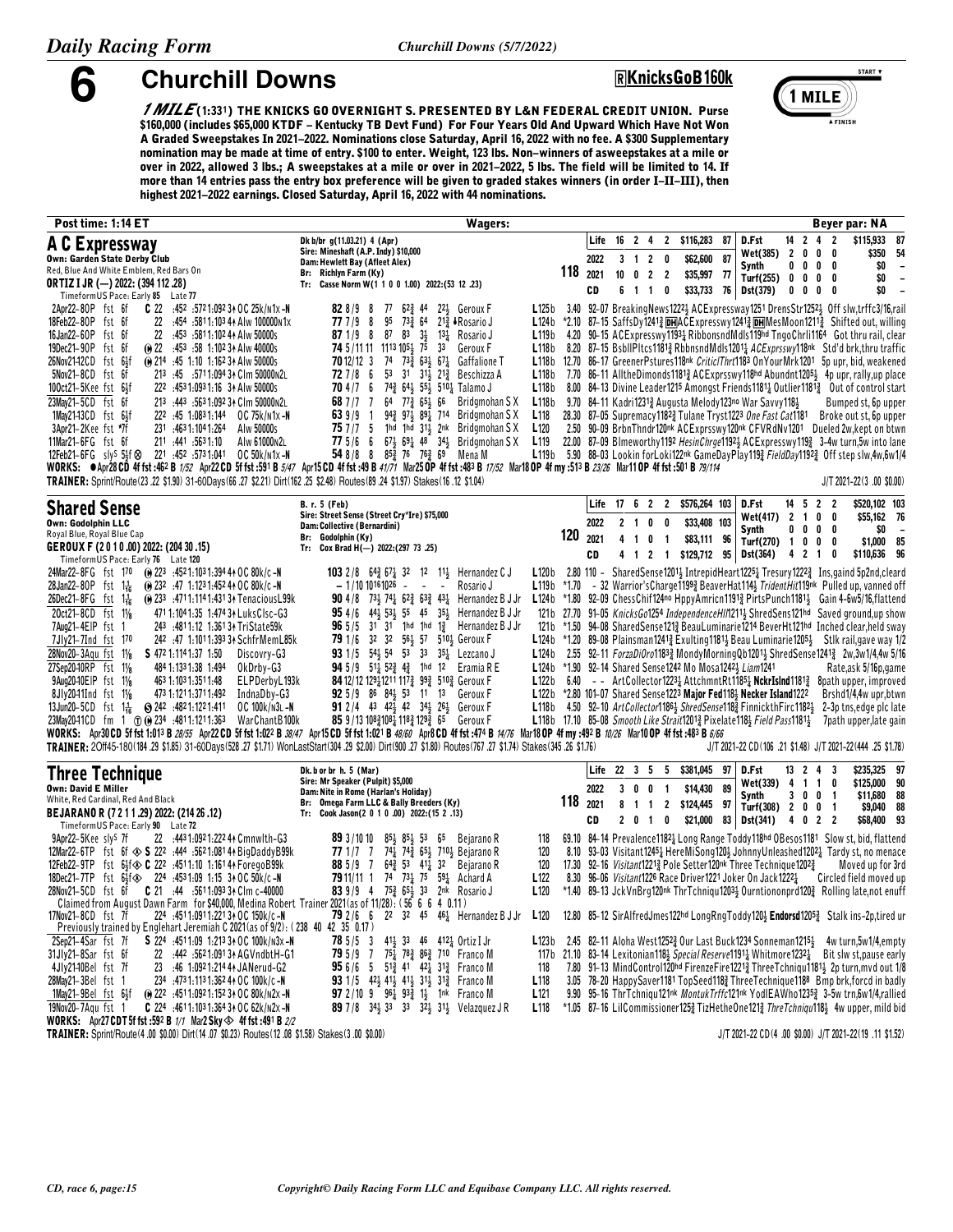# 6 Churchill Downs

**KnicksGoB160k**

*1 MILE* (1:33[1]) THE KNICKS GO OVERNIGHT S. PRESENTED BY L&N FEDERAL CREDIT UNION. Purse $160,000 (includes $65,000 KTDF – Kentucky TB Devt Fund) For Four Years Old And Upward Which Have Not Won A Graded Sweepstakes In 2021–2022. Nominations close Saturday, April 16, 2022 with no fee. A $300 Supplementary nomination may be made at time of entry. $100 to enter. Weight, 123 lbs. Non–winners of asweepstakes at a mile or over in 2022, allowed 3 lbs.; A sweepstakes at a mile or over in 2021–2022, 5 lbs. The field will be limited to 14. If more than 14 entries pass the entry box preference will be given to graded stakes winners (in order I–II–III), then highest 2021–2022 earnings. Closed Saturday, April 16, 2022 with 44 nominations.

Post time: 1:14 ET — Wagers: — Beyer par: NA

## A C Expressway

Own: Garden State Derby Club
Red, Blue And White Emblem, Red Bars On
ORTIZ I JR (—) 2022: (394 112 .28)
TimeformUS Pace: Early 85 Late 77

Dk b/br g(11.03.21) 4 (Apr)
Sire: Mineshaft (A.P. Indy) $10,000
Dam: Hewlett Bay (Afleet Alex)
Br: Richlyn Farm (Ky)
Tr: Casse Norm W(1 1 0 0 1.00) 2022:(53 12 .23)

Weight: 118

| | Starts | 1st | 2nd | 3rd | Earnings | Beyer | | Starts | 1st | 2nd | 3rd | Earnings | Beyer |
|---|---|---|---|---|---|---|---|---|---|---|---|---|---|
| Life | 16 | 2 | 4 | 2 | $116,283 | 87 | D.Fst | 14 | 2 | 4 | 2 | $115,933 | 87 |
| 2022 | 3 | 1 | 2 | 0 | $62,600 | 87 | Wet(385) | 2 | 0 | 0 | 0 | $350 | 54 |
| 2021 | 10 | 0 | 2 | 2 | $35,997 | 77 | Synth | 0 | 0 | 0 | 0 | $0 | – |
| CD | 6 | 1 | 1 | 0 | $33,733 | 76 | Turf(255) | 0 | 0 | 0 | 0 | $0 | – |
| | | | | | | | Dst(379) | 0 | 0 | 0 | 0 | $0 | – |

```
2Apr22-8OP  fst 6f    C 22  :452 :5721:0923 4↑ OC 25k/n1x -N    82 8/9  8  77  62¾ 44  22½  Geroux F        L125b  3.40  92-07 BreakingNews1222½ ACExpressway1251 DrensStr1252½ Off slw,trffc3/16,rail
18Feb22-8OP fst 6f      22  :454 :5811:103 4↑ Alw 100000n1x     77 7/9  8  95  73¾ 64  21¾ ♦Rosario J       L124b *2.10  87-15 SaffsDy1241¾ DH ACExpresswy1241¾ DH MesMoon1211¾ Shifted out, willing
16Jan22-6OP fst 6f      22  :453 :5811:102 4↑ Alw 50000s        87 1/9  8  87  83  3½  13¼  Rosario J       L119b  4.20  90-15 ACExpresswy1193¼ RibbonsndMdls119hd TngoChrli1164 Got thru rail, clear
19Dec21-9OP fst 6f    Ⓦ 22  :453 :58 1:102 3↑ Alw 40000s        74 5/11 11 1113 105¼ 75  33   Geroux F        L118b  8.20  87-15 BsblPltcs1181¾ RbbnsndMdls1201¼ ACExprsswy118nk Std'd brk,thru traffic
26Nov21-12CD fst 6½f  Ⓦ 214 :45 1:10 1:162 3↑ Alw 50000s        70 12/12 3 74  73¾ 63½ 67¼  Gaffalione T    L118b 12.70  86-17 GreenerPstures118nk CriticlThrt1183 OnYourMrk1201 5p upr, bid, weakened
5Nov21-8CD fst 6f      213 :45  :5711:094 3↑ Clm 50000n2L       72 7/8  6  53  31  31½ 21¾  Beschizza A     L118b  7.70  86-11 AlltheDimonds1181¾ ACExprsswy118hd Abundnt1205½ 4p upr, rally,up place
10Oct21-5Kee fst 6½f   222 :4531:0931:16 3↑ Alw 50000s        70 4/7  6  74¾ 64½ 55¼ 510¼ Talamo J       L118b  8.00  84-13 Divine Leader1215 Amongst Friends1181¼ Outlier1181¾ Out of control start
23May21-5CD fst 6f     213 :443 :5631:092 3↑ Clm 50000n2L       68 7/7  7  64  77¾ 65½ 66   Bridgmohan S X  L118b  9.70  84-11 Kadri1231¾ Augusta Melody123no War Savvy118½ Bumped st, 6p upper
1May21-13CD fst 6½f    222 :45 1:0831:144  OC 75k/n1x -N       63 9/9  1  94¾ 97½ 89¼ 714  Bridgmohan S X  L118  28.30  87-05 Supremacy1182¾ Tulane Tryst1223 One Fast Cat1181 Broke out st, 6p upper
3Apr21-2Kee fst *7f    231 :4631:1041:264  Alw 50000s          75 7/7  5  1hd 1hd 31½ 2nk  Bridgmohan S X  L120   2.50  90-09 BrbnThndr120nk ACExprsswy120nk CFVRdNv1201 Dueled 2w,kept on btwn
11Mar21-6FG fst 6f     211 :441 :5631:10   Alw 61000n2L        77 5/6  6  67½ 69¼ 48  34½  Bridgmohan S X  L119  22.00  87-09 Blmeworthy1192 HesinChrge1192½ ACExpresswy119¾ 3-4w turn,5w into lane
12Feb21-6FG slys 5½f ⊗ 221 :452 :5731:041  OC 50k/n1x -N      54 8/8  8  85¾ 76  76¾ 69   Mena M          L119b  5.90  88-03 Lookin forLoki122nk GameDayPlay119¾ FieldDay1192¾ Off step slw,4w,6w1/4
```

WORKS: ●Apr28 CD 4f fst :462 B 1/52 Apr22 CD 5f fst :591 B 5/47 Apr15 CD 4f fst :49 B 41/71 Mar25 OP 4f fst :483 B 17/52 Mar18 OP 4f my :513 B 23/26 Mar11 OP 4f fst :501 B 79/114

TRAINER: Sprint/Route(23 .22 $1.90) 31-60Days(66 .27 $2.21) Dirt(162 .25 $2.48) Routes(89 .24 $1.97) Stakes(16 .12 $1.04) — J/T 2021-22(3 .00 $0.00)

## Shared Sense

Own: Godolphin LLC
Royal Blue, Royal Blue Cap
GEROUX F (2 0 1 0 .00) 2022: (204 30 .15)
TimeformUS Pace: Early 76 Late 120

B. r. 5 (Feb)
Sire: Street Sense (Street Cry*Ire) $75,000
Dam: Collective (Bernardini)
Br: Godolphin (Ky)
Tr: Cox Brad H(—) 2022:(297 73 .25)

Weight: 120

| | Starts | 1st | 2nd | 3rd | Earnings | Beyer | | Starts | 1st | 2nd | 3rd | Earnings | Beyer |
|---|---|---|---|---|---|---|---|---|---|---|---|---|---|
| Life | 17 | 6 | 2 | 2 | $576,264 | 103 | D.Fst | 14 | 5 | 2 | 2 | $520,102 | 103 |
| 2022 | 2 | 1 | 0 | 0 | $33,408 | 103 | Wet(417) | 2 | 1 | 0 | 0 | $55,162 | 76 |
| 2021 | 4 | 1 | 0 | 1 | $83,111 | 96 | Synth | 0 | 0 | 0 | 0 | $0 | – |
| CD | 4 | 1 | 2 | 1 | $129,712 | 95 | Turf(270) | 1 | 0 | 0 | 0 | $1,000 | 85 |
| | | | | | | | Dst(364) | 4 | 2 | 1 | 0 | $110,636 | 96 |

```
24Mar22-8FG fst 170   Ⓦ 223 :4521:1031:394 4↑ OC 80k/c -N      103 2/8  64¾ 67¼ 32  12  11½  Hernandez C J   L120b  2.80  110 - SharedSense1201½ IntrepidHeart1225¼ Tresury1222¾ Ins,gaind 5p2nd,cleard
28Jan22-8OP fst 1⅛    Ⓦ 232 :47 1:1231:452 4↑ OC 80k/c -N       – 1/10 10161026  -  -    -   Rosario J       L119b *1.70  - 32 Warrior'sCharge1199¾ BeaverHat114½ TridentHit119nk Pulled up, vanned off
26Dec21-8FG fst 1⅟₁₆  Ⓦ 233 :4711:1141:431 3↑ TenaciousL99k      90 4/8  73¼ 74¼ 62¾ 63¾ 43¼  Hernandez B J Jr L124b *1.80 92-09 ChessChif124no HppyAmrcn1191¾ PirtsPunch1181½ Gain 4-6w5/16,flattend
2Oct21-8CD fst 1⅛      471 1:1041:35 1:474 3↑ LuksClsc-G3      95 4/6  44½ 53½ 55  45  35½  Hernandez B J Jr 121b 27.70 91-05 KnicksGo1254 IndependenceHll1211½ ShredSens121hd Saved ground,up show
7Aug21-4EIP fst 1      243 :4811:12 1:361 3↑ TriState59k       96 5/5  31  31  1hd 1hd 1¾   Hernandez B J Jr 121b *1.50 94-08 SharedSense121¾ BeauLuminarie1214 BeverHt121hd Inched clear,held sway
7Jly21-7Ind fst 170    242 :47 1:1011:393 3↑ SchfrMemL85k       79 1/6  32  32  56¾ 57  510¼ Geroux F        L124b *1.20  89-08 Plainsman1241¾ Exulting1181½ Beau Luminarie1205½ Stlk rail,gave way 1/2
28Nov20-3Aqu fst 1⅛    S 472 1:1141:37 1:50  Discovry-G3        93 1/5  54½ 54  53  33  35¼  Lezcano J       L124b  2.55  92-11 ForzaDiOro1183¾ MondyMorningQb1201½ ShredSense1241¾ 2w,3w1/4,4w 5/16
27Sep20-10RP fst 1⅛    484 1:1331:38 1:494  OkDrby-G3          94 5/9  51½ 52¾ 4¾  1hd 12   Eramia R E      L124b *1.90  92-14 Shared Sense1242 Mo Mosa1242½ Liam1241 Rate,ask 5/16p,game
9Aug20-10EIP fst 1⅛    463 1:1031:3511:48  ELPDerbyL193k      84 12/12 129¾1211 117¾ 99¾ 510¾ Geroux F        L122b  6.40  - - ArtCollector1223¼ AttchmntRt1185¾ NckrIslnd1181¾ 8path upper, improved
8Jly20-11Ind fst 1⅛    473 1:1211:3711:492  IndnaDby-G3        92 5/9  86  84½ 53  11  13   Geroux F        L122b *2.80 101-07 Shared Sense1223 Major Fed118½ Necker Island1222 Brshd1/4,4w upr,btwn
13Jun20-5CD fst 1⅟₁₆   S 242 :4821:1221:411  OC 100k/n3L -N    91 2/4  43  42½ 42  34½ 26½  Geroux F        L118b  4.50  92-10 ArtCollector1186½ SharedSense118¾ FinnickthFirc1182½ 2-3p tns,edge plc late
23May20-11CD fm 1 ⓣ Ⓦ 234 :4811:1211:363  WarChantB100k      85 9/13 108¾108½ 118¾ 129¾ 65  Geroux F        L118b 17.10  85-08 Smooth Like Strait1201¾ Pixelate118½ Field Pass118½ 7path upper,late gain
```

WORKS: Apr30 CD 5f fst 1:013 B 28/55 Apr22 CD 5f fst 1:022 B 38/47 Apr15 CD 5f fst 1:021 B 48/60 Apr8 CD 4f fst :474 B 14/76 Mar18 OP 4f my :492 B 10/26 Mar10 OP 4f fst :483 B 6/66

TRAINER: 2Off45-180(184 .29 $1.85) 31-60Days(528 .27 $1.71) WonLastStart(304 .29 $2.00) Dirt(900 .27 $1.80) Routes(767 .27 $1.74) Stakes(345 .26 $1.76) — J/T 2021-22 CD(106 .21 $1.48) J/T 2021-22(444 .25 $1.78)

## Three Technique

Own: David E Miller
White, Red Cardinal, Red And Black
BEJARANO R (7 2 1 1 .29) 2022: (214 26 .12)
TimeformUS Pace: Early 90 Late 72

Dk. b or br h. 5 (Mar)
Sire: Mr Speaker (Pulpit) $5,000
Dam: Nite in Rome (Harlan's Holiday)
Br: Omega Farm LLC & Bally Breeders (Ky)
Tr: Cook Jason(2 0 1 0 .00) 2022:(15 2 .13)

Weight: 118

| | Starts | 1st | 2nd | 3rd | Earnings | Beyer | | Starts | 1st | 2nd | 3rd | Earnings | Beyer |
|---|---|---|---|---|---|---|---|---|---|---|---|---|---|
| Life | 22 | 3 | 5 | 5 | $381,045 | 97 | D.Fst | 13 | 2 | 4 | 3 | $235,325 | 97 |
| 2022 | 3 | 0 | 0 | 1 | $14,430 | 89 | Wet(339) | 4 | 1 | 1 | 0 | $125,000 | 90 |
| 2021 | 8 | 1 | 1 | 2 | $124,445 | 97 | Synth | 3 | 0 | 0 | 1 | $11,680 | 88 |
| CD | 2 | 0 | 1 | 0 | $21,000 | 83 | Turf(308) | 2 | 0 | 0 | 1 | $9,040 | 88 |
| | | | | | | | Dst(341) | 4 | 0 | 2 | 2 | $68,400 | 93 |

```
9Apr22-5Kee slys 7f    22  :4431:0921:222 4↑ Cmnwlth-G3         89 3/10 10  85½ 85½ 53  65   Bejarano R      118   69.10  84-14 Prevalence1182½ Long Range Toddy118hd OBesos1181 Slow st, bid, flattend
12Mar22-6TP fst 6f ◈ S 222 :444 :5621:081 4↑ BigDaddyB99k        77 1/7  7  74¾ 74¾ 65½ 710½ Bejarano R      120    8.10  93-03 Visitant1245¼ HereMiSong120½ JohnnyUnleashed1202¼ Tardy st, no menace
12Feb22-9TP fst 6½f◈ C 222 :4511:10 1:161 4↑ ForegoB99k          88 5/9  7  64¾ 53  41¾ 32   Bejarano R      120   17.30  92-16 Visitant1221¾ Pole Setter120nk Three Technique1202¾ Moved up for 3rd
18Dec21-7TP fst 6½f◈   224 :4531:09 1:15 3↑ OC 50k/c -N        79 11/11 1  74  73½ 75  59¼  Achard A        L122   8.30  96-06 Visitant1226 Race Driver1221 Joker On Jack1222½ Circled field moved up
28Nov21-5CD fst 6f    C 21 :44  :5611:093 3↑ Clm c-40000         83 9/9  4  75¾ 65¾ 33  2nk  Rosario J       L120  *1.40  89-13 JckVnBrg120nk ThrTchniqu1203½ Ourntiononprd120¾ Rolling late,not enuff
   Claimed from August Dawn Farm for $40,000, Medina Robert Trainer 2021(as of 11/28): (56 6 6 4 0.11)
17Nov21-8CD fst 7f     224 :4511:0911:221 3↑ OC 150k/c -N       79 2/6  6  22  32  45  46¼  Hernandez B J Jr L120  12.80  85-12 SirAlfredJmes122hd LongRngToddy120½ Endorsd1205¾ Stalk ins-2p,tired ur
   Previously trained by Englehart Jeremiah C 2021(as of 9/2): (238 40 42 35 0.17)
2Sep21-4Sar fst 7f    S 224 :4511:09 1:213 3↑ OC 100k/n3x -N     78 5/5  3  41½ 33  46  412¼ Ortiz I Jr      L123b  2.45  82-11 Aloha West1252¾ Our Last Buck1234 Sonneman1215½ 4w turn,5w1/4,empty
31Jly21-8Sar fst 6f     22  :442 :5621:091 3↑ AGVndbtH-G1        79 5/9  7  75½ 78¾ 86¾ 710  Franco M        117b  21.10  83-14 Lexitonian118½ Special Reserve1191¼ Whitmore1232¼ Bit slw st,pause early
4Jly21-10Bel fst 7f     23  :46 1:0921:214 4↑ JANerud-G2         95 6/6  5  51¾ 41  42¼ 31¾  Franco M        118    7.80  91-13 MindControl120hd FirenzeFire1221¾ ThreeTchniqu1181½ 2p turn,mvd out 1/8
28May21-3Bel fst 1     234 :4731:1131:362 4↑ OC 100k/c -N       93 1/5  42½ 41½ 41½ 31½ 31¾  Franco M        L118   3.05  78-20 HappySaver1181 TopSeed118¾ ThreeTechnique1188 Bmp brk,forcd in badly
1May21-9Bel fst 6½f   Ⓦ 222 :4521:0921:152 3↑ OC 80k/n2x -N     97 2/10 9  96½ 93¾ 1½  1nk  Franco M        L121   9.90  95-16 ThrTchniqu121nk MontukTrffc121nk YodlEAWho1235¾ 3-5w trn,6w1/4,rallied
19Nov20-7Aqu fst 1    C 224 :4611:1031:364 3↑ OC 62k/n2x -N      89 7/8  34½ 33  33  32½ 31½  Velazquez J R   L118  *1.05  87-16 LilCommissioner125¾ TizHetheOne121¾ ThreTchniqu118½ 4w upper, mild bid
```

WORKS: Apr27 CDT 5f fst :592 B 1/1 Mar2 Sky◈ 4f fst :491 B 2/2

TRAINER: Sprint/Route(4 .00 $0.00) Dirt(14 .07 $0.23) Routes(12 .08 $1.58) Stakes(3 .00 $0.00) — J/T 2021-22 CD(4 .00 $0.00) J/T 2021-22(19 .11 $1.52)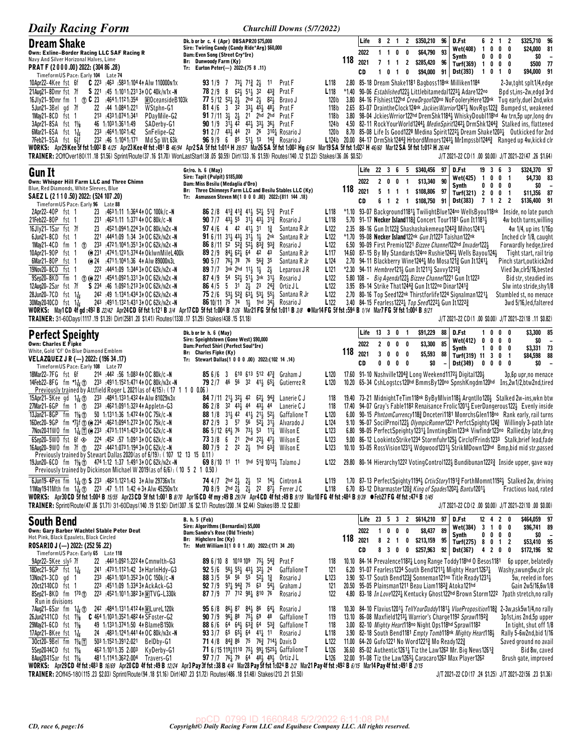## Dream Shake

Dk. b or br c. 4 (Apr) OBSAPR20 $75,000
Sire: Twirling Candy (Candy Ride*Arg) $60,000
Dam: Even Song (Street Cry*Ire)
Br: Dunwoody Farm (Ky)
Tr: Eurton Peter(—) 2022:(75 8 .11)

Own: Exline-Border Racing LLC SAF Racing R
Navy And Silver Horizonal Halves, Lime
PRAT F (2 0 0 0 .00) 2022: (304 86 .28)
TimeformUS Pace: Early 104 Late 74

**118**

| | | | | | | | | | | | |
|---|---|---|---|---|---|---|---|---|---|---|---|
| Life | 8 | 2 | 1 | 2 | $350,210 | 96 | D.Fst | 6 | 2 1 2 | $325,710 | 96 |
| 2022 | 1 | 1 | 0 | 0 | $64,790 | 93 | Wet(408) | 1 | 0 0 0 | $24,000 | 81 |
| 2021 | 7 | 1 | 1 | 2 | $285,420 | 96 | Synth | 0 | 0 0 0 | $0 | – |
| CD | 1 | 0 | 1 | 0 | $94,000 | 91 | Turf(369) | 1 | 0 0 0 | $500 | 77 |
| | | | | | | | Dst(393) | 1 | 0 1 0 | $94,000 | 91 |

```
10Apr22-4Kee fst 6f   C 223 :453 :5831:104 4↑ Alw 110000n1x    93 1/9 7 73¼ 71¾ 2½ 11  Prat F      L118  2.80 85-18 Dream Shake1181 Bagboss118nk Milliken1184        2-3w,tght splt1/4,edge
21Aug21-8Dmr fst 7f   S 221 :45 1:1011:231 3↑ OC 40k/n1x-N  78 2/9 8 62½ 51½ 32 43¾  Prat F      L118 *1.40 90-06 Established1221½ Littlebitamedal1223¼ Adare122no   Bpd st,ins-2w,edgd 3rd
16Jly21-9Dmr fm 1 ① C 23 :464 1:112 1:354  ®OceansideB103k   77 5/12 52½ 2½ 2hd 2½ 82¼ Bravo J     120b  3.80 84-16 Flshiest122hd CrewDrgon120no NoFoolery Here120nk Tug early,duel 2nd,wkn
5Jun21-3Bel gd 7f     22 :44 1:0841:221  WStphn-G1          81 4/6 3 32 33½ 45½ 48¼ Prat F      118b  2.65 83-07 DraintheClock124nk JackiesWarrior1247¼ NovRgs122¾ Bumped st, weakened
1May21-8CD fst 1      213 :4331:0741:341  PDayMile-G2        91 7/11 3½ 2½ 21 2hd 2hd Prat F      118b  3.80 98-04 JckiesWrrior122hd DremShk1184½ WhiskyDoubl118hd 4w trn,5p upr,long drv
3Apr21-8SA fst 1⅛     46 1:1031:361 1:49  SADerby-G1         90 1/9 31½ 42 42½ 33½ 36¼ Prat F      124b  4.50 82-11 RockYourWorld1244¼ MedinSpirit1242½ DrmShk1244¾  Stalked ins, flattened
6Mar21-6SA fst 1 1/16 233 :4641:1021:42  SnFelipe-G2        91 2/7 43¾ 44 23 26 310½ Rosario J  120b  8.70 85-08 Life Is Good1228 Medina Spirit1222½ Dream Shake1203¼ Outkicked for 2nd
7Feb21-5SA fst 6½f    232 :46 1:1041:171  Md Sp Wt 63k       96 9/9 6 85 51¼ 13 14¾ Rosario J  L124b 20.00 84-17 DrmShk1244¾ HrbordMmors1243¼ MrImpssbl1244¾ Ranged up 4w,kickd clr
```

WORKS: Apr29 Kee 5f fst 1:00² B 4/25 Apr23 Kee 4f fst :49¹ B 46/94 Apr2 SA 5f fst 1:01⁴ H 39/57 Mar26 SA 5f fst 1:00² Hg 6/54 Mar19 SA 5f fst 1:02² H 46/60 Mar12 SA 5f fst 1:01² H 26/44

TRAINER: 2OffOver180(11 .18 $1.56) Sprint/Route(37 .16 $1.70) WonLastStart(38 .05 $0.59) Dirt(133 .16 $1.59) Routes(140 .12 $1.22) Stakes(36 .06 $0.52) J/T 2021-22 CD(1 .00 $0.00) J/T 2021-22(47 .26 $1.64)

## Gun It

Gr/ro. h. 6 (May)
Sire: Tapit (Pulpit) $185,000
Dam: Miss Besilu (Medaglia d'Oro)
Br: Three Chimneys Farm LLC and Besilu Stables LLC (Ky)
Tr: Asmussen Steven M(1 0 0 0 .00) 2022:(811 144 .18)

Own: Whisper Hill Farm LLC and Three Chimn
Blue, Red Diamonds, White Sleeves, Blue
SAEZ L (2 1 1 0 .50) 2022: (524 107 .20)
TimeformUS Pace: Early 96 Late 88

**118**

| | | | | | | | | | | | |
|---|---|---|---|---|---|---|---|---|---|---|---|
| Life | 22 | 3 | 6 | 5 | $340,456 | 97 | D.Fst | 19 | 3 6 3 | $324,370 | 97 |
| 2022 | 2 | 0 | 0 | 1 | $13,340 | 90 | Wet(425) | 1 | 0 0 1 | $4,730 | 83 |
| 2021 | 5 | 1 | 1 | 1 | $108,806 | 97 | Synth | 0 | 0 0 0 | $0 | – |
| CD | 6 | 1 | 2 | 1 | $108,750 | 91 | Turf(321) | 2 | 0 0 1 | $11,356 | 87 |
| | | | | | | | Dst(363) | 7 | 1 2 2 | $136,400 | 91 |

```
2Apr22-4OP fst 1      23 :4631:11 1:364 4↑ OC 100k/c-N       86 2/8 41¾ 41¾ 41½ 52¼ 51¾ Prat F        L118 *1.10 93-07 Background1181¼ TwilightBlue124no WellsByou118nk  Inside, no late punch
21Feb22-8OP fst 1     231 :4621:11 1:371 4↑ OC 80k/c-N       90 7/7 43½ 55 31½ 43½ 31¾ Rosario J     L118  5.70 91-17 Necker Island118¾ Concert Tour1181 Gun It1181½    4w both turns,willing
16Jly21-1Sar fst 7f   23 :4521:0941:224 3↑ OC 80k/n2x-N      97 4/6 4 42 41½ 31 1¾  Santana R Jr  L122  2.35 88-16 Gun It122¾ Shashashakemeup1242¾ Mihos1241¼        4w 1/4, up ins 1/16p
6Jun21-8CD fst 1      221 :4441:09 1:34 3↑ OC 62k/n2x-N      91 6/11 31½ 43½ 31½ 1½ 2nk Santana R Jr  L122 *1.70 99-08 Necker Island122nk Gun It1223 Taishan122nk       Inched clr 1/8, caught
1May21-4CD fm 1 ①     233 :4721:1041:351 3↑ OC 62k/n2x-N     86 8/11 52 52¾ 52½ 83¾ 93¾ Rosario J     L122  6.50 90-09 First Premio1221 Bizzee Channel122hd Invader122½  Forwardly hedge,tired
10Apr21-9OP fst 1     ⓐ 231 :4741:1231:374 4↑ OklwnMileL400k  89 2/9 84¼ 62¼ 64 42 43  Santana R Jr  L117 14.60 87-15 By My Standards124no Rushie1242½ Wells Bayou124½  Tight start, rail trip
6Mar21-8OP fst 1      ⓐ 24 :4711:1041:36 4↑ Alw 89000n3L    90 5/7 76¾ 78 76 56¾ 35  Santana R Jr  L124  2.70 94-11 Blackberry Wine1244¼ Mo Mosa121¾ Gun It1241¼     Pinch start,outkick2nd
19Nov20-8CD fst 1     222 :4441:09 1:344 3↑ OC 62k/n2x-N     89 7/7 3nk 2hd 11½ 1½ 2½  Leparoux J R  L121 *2.30 94-11 Hembree121½ Gun It1211½ Savvy1212¾             Vied 3w,clr5/16,bested
9Sep20-8KD fm 1 ① ⓐ 221 :4541:0921:331 3↑ OC 62k/n2x-N     87 4/9 54 52½ 51½ 3nk 31½ Rosario J     L122  5.80 108 - Big Agenda122½ Bizzee Channel1221 Gun It1223  Bid str, steadied ins
12Aug20-2Sar fst 7f   S 234 :46 1:0921:213 3↑ OC 62k/n2x-N   86 4/5 5 31 2½ 23 24¾  Ortiz J L     L122  3.95 89-14 Strike That1244¾ Gun It122no Dinar1241¾          Slw into stride,shy1/8
28Jun20-7CD fst 1 1/16 242 :49 1:1341:434 3↑ OC 62k/n2x-N    75 2/6 53½ 52¾ 63¼ 53¼ 55½ Santana R Jr  L122  2.70 80-16 Top Seed122nk Thirstforlife1224 Signalman1221¼  Stumbled st, no menace
30May20-10CD fst 1 1/16 243 :4931:1321:431 3↑ OC 62k/n2x-N   86 10/11 75 74 1½ 1hd 34¾ Rosario J     L122  3.40 84-15 Fearless1222¼ Top Seed1222¼ Gun It1222¾       3wd 5/16,led,faltered
```

WORKS: May1 CD 4f gd :49² B 22/42 Apr24 CD 5f fst 1:01¹ B 3/4 Apr17 CD 5f fst 1:00¹ B 7/26 Mar21 FG 5f fst 1:01¹ B 3/8 ●Mar14 FG 5f fst :59⁴ B 1/14 Mar7 FG 5f fst 1:00⁴ B 9/21

TRAINER: 31-60Days(1117 .19 $1.39) Dirt(2581 .20 $1.41) Routes(1330 .17 $1.29) Stakes(438 .15 $1.18) J/T 2021-22 CD(1 .00 $0.00) J/T 2021-22(18 .11 $0.82)

## Perfect Speighty

Dk. b or br h. 6 (May)
Sire: Speightstown (Gone West) $90,000
Dam: Perfect Shirl (Perfect Soul*Ire)
Br: Charles Fipke (Ky)
Tr: Stewart Dallas(1 0 0 0 .00) 2022:(102 14 .14)

Own: Charles E Fipke
White, Gold 'Cf' On Blue Diamond Emblem
VELAZQUEZ J R (—) 2022: (196 34 .17)
TimeformUS Pace: Early 108 Late 77

**118**

| | | | | | | | | | | | |
|---|---|---|---|---|---|---|---|---|---|---|---|
| Life | 13 | 3 | 0 | 1 | $91,229 | 88 | D.Fst | 1 | 0 0 0 | $3,300 | 85 |
| 2022 | 2 | 0 | 0 | 0 | $3,300 | 85 | Wet(412) | 0 | 0 0 0 | $0 | – |
| 2021 | 3 | 0 | 0 | 0 | $5,593 | 88 | Synth | 1 | 0 0 0 | $3,331 | 73 |
| CD | 0 | 0 | 0 | 0 | $0 | – | Turf(319) | 11 | 3 0 1 | $84,598 | 88 |
| | | | | | | | Dst(349) | 0 | 0 0 0 | $0 | – |

```
18Mar22-7FG fst 6f    214 :442 :56 1:083 4↑ OC 80k/c-N       85 6/6 3 610 613 512 47¾ Graham J      L120 17.60 91-10 Nashville1204¾ Long Weekend1172½ Digital120½   3p,6p upr,no menace
14Feb22-8FG fm *1 1/16 ① 233 :4911:1521:471 4↑ OC 80k/n3x-N  79 2/7 46 56 32 41¾ 65¼ Gutierrez R  L120 10.20 65-34 CshLogstcs120hd BmmsBy120no SpnshKngdm120hd Ins,2w1/2,btw2nd,tired
   Previously trained by Attfield Roger L 2021(as of 4/15): (17 1 1 0 0.06)
15Apr21-5Kee gd 1 1/16 ① 233 :4841:1331:432 4↑ Alw 81029n3x  84 7/11 21½ 32½ 42 62¼ 94¾ Lanerie C J   118 19.40 73-21 MidnightTeTim118nk ByByMlvin118½ Argntllo120½  Stalked 2w-ins,wkn btw
27Mar21-6GP fm 1 ①    233 :4621:0911:323 4↑ Appletn-G3       86 2/8 32 43½ 44 43½ 44  Lanerie C J   118 17.40 94-07 Gray's Fable1182 Renaisance Frolic1201½ EverDangerous122½ Evenly inside
13Jan21-8GP fm 1⅛ ①   50 1:1311:36 1:472 4↑ OC 75k/c-N      88 1/8 31½ 42 41½ 21½ 52½ Gaffalione T L120  6.00 90-15 PhntomCurrency118¾ Dnceteri1181 MonrchsGlen118no Rank early, rail turns
16Dec20-9GP fm *7½f ① ⓐ 234 :4621:0941:272 3↑ OC 75k/c-N    87 2/9 3 57 56 52¼ 31½ Alvarado J    L124  9.10 96-07 SocilPrnoi122½ OlympicRunner1221 PerfctSpighty124¾ Willingly 3-path late
7Nov20-11WO fm 1 1/16 Ⓣ ⓐ 233 :4731:1141:423 3↑ OC 62k/c-N  86 5/12 64¾ 76 73½ 53 11¼ Wilson E      L123  6.80 98-05 PerfectSpeighty1231¼ InvntingBlm123nk Viwfindr123no Rallied,by late,drvg
6Sep20-5WO fst 6f ◈   224 :452 :57 1:091 3↑ OC 62k/c-N      73 3/8 6 21 2hd 22½ 47¼ Wilson E      L123  9.00 86-12 LookintoStrike1234 Stormfuhr125½ CirclofFrinds1233 Stalk,brief lead,fade
16Aug20-9WO fm 7f ①   222 :4421:0731:194 3↑ OC 62k/c-N      80 7/9 2 22 2½ 1hd 63¾ Wilson E      L123 10.10 93-05 RossVision1231¼ Wdgwood1231½ StrikMDown123hd Bmp,bid mid str,passed
   Previously trained by Stewart Dallas 2020(as of 6/19): (107 12 13 15 0.11)
19Jun20-6CD fm 1⅛ ①   474 1:12 1:37 1:491 3↑ OC 62k/n2x-N    69 8/10 11 11 1hd 51¾ 1012½ Talamo J      L122 29.80 80-14 Hierarchy1222 VotingControl122½ Bundibunan1222¾ Inside upper, gave way
   Previously trained by Dickinson Michael W 2019(as of 6/6): (10 5 2 1 0.50)
6Jun19-4Pen fm 1 1/16 ① S 233 :4821:1221:43 3↑ Alw 29736n1x  74 4/7 2hd 2½ 2½ 12 14½ Cintron A     L119  1.70 87-13 PerfectSpighty1194½ CrtivStory1191¾ ForthMomnt1192½ Stalked 2w, driving
11May19-11Mth fm 1 1/16 ① 223 :47 1:11 1:42 +3↑ Alw 45250n1x 70 8/9 2hd 2½ 2½ 22 87¼ Ferrer J C   L118  6.70 83-12 Dharmaster120¾ King of Spades1202½ Bantu1201¼   Fractious load, rated
```

WORKS: Apr30 CD 5f fst 1:00⁴ B 15/55 Apr23 CD 5f fst 1:00¹ B 8/70 Apr16 CD 4f my :49 B 29/74 Apr4 CD 4f fst :49 B 9/19 Mar10 FG 4f fst :48⁴ B 9/39 ●Feb27 FG 4f fst :47⁴ B 1/45

TRAINER: Sprint/Route(47 .06 $1.71) 31-60Days(140 .19 $1.92) Dirt(307 .16 $2.17) Routes(200 .14 $2.44) Stakes(89 .12 $2.80) J/T 2021-22 CD(2 .00 $0.00) J/T 2021-22(10 .00 $0.00)

## South Bend

B. h. 5 (Feb)
Sire: Algorithms (Bernardini) $5,000
Dam: Sandra's Rose (Old Trieste)
Br: Highclere Inc (Ky)
Tr: Mott William I(1 0 0 1 .00) 2022:(171 34 .20)

Own: Gary Barber Wachtel Stable Peter Deut
Hot Pink, Black Epaulets, Black Circled
ROSARIO J (—) 2022: (252 56 .22)
TimeformUS Pace: Early 65 Late 118

**118**

| | | | | | | | | | | | |
|---|---|---|---|---|---|---|---|---|---|---|---|
| Life | 23 | 5 | 3 | 2 | $614,210 | 97 | D.Fst | 12 | 4 2 0 | $464,059 | 97 |
| 2022 | 1 | 0 | 0 | 0 | $8,437 | 89 | Wet(384) | 3 | 1 0 0 | $96,741 | 89 |
| 2021 | 8 | 2 | 1 | 0 | $213,159 | 95 | Synth | 0 | 0 0 0 | $0 | – |
| CD | 8 | 3 | 0 | 0 | $257,963 | 92 | Turf(275) | 8 | 0 1 2 | $53,410 | 95 |
| | | | | | | | Dst(367) | 4 | 2 0 0 | $172,196 | 92 |

```
9Apr22-5Kee sly s 7f  22 :4431:0921:222 4↑ Cmnwlth-G3         89 6/10 8 1010 109 75½ 54¾ Prat F        118 10.10 84-14 Prevalence1182¼ Long Range Toddy118hd O Besos1181  6p upper, belatedly
18Dec21-9GP fst 1 1/16 241 :4731:1121:42 3↑ HarlnHdy-G3       92 5/6 56½ 55½ 43½ 32½ 24  Gaffalione T  121  6.20 91-07 Fearless1234 South Bend1211¼ Mighty Heart1267¼ Washy,swung5w,clr plc
13Nov21-3CD gd 1      233 :4631:1031:352 3↑ OC 150k/c-N      88 3/5 56 56 55 52½ 1¾  Rosario J     L123  3.90 92-17 South Bend123¾ Sonneman121no Title Ready1231½   5w, reeled in foes
2Oct21-10CD fst 1     223 :4511:09 1:334 3↑ AckAck-G3         92 7/9 97¼ 94¾ 75 63 54½ Graham J      121 20.50 95-05 Plainsman1211 Beau Liam1182¾ Atoka121hd       Gain 2w5/16,6w1/8
8Sep21-8KD fm 1⁷⁰ ①   223 :4521:1011:382 3↑ ®TVG-L330k       87 7/9 77 712 98¼ 810 76  Rosario J     122  4.80 83-18 In Love1222¼ Kentucky Ghost122hd Brown Storm1222 7path stretch,no rally
   Run in divisions
7Aug21-6Sar fm 1 1/16 ① 242 :4841:1311:412 4↑ ®LureL120k     95 6/8 86¼ 87 84¼ 86 64¼ Rosario J     118 10.30 84-10 Flavius1201½ TellYourDaddy1181¾ VlueProposition118¾ 2-3w,ask5w1/4,no rally
26Jun21-11CD fst 1⅛   C 464 1:1031:3521:482 4↑ SFoster-G2     90 7/9 96¾ 88 75½ 69 48  Gaffalione T  119 13.30 86-08 Maxfield1213½ Warrior's Charge1192 Sprawl1192¾ 3p1st,ins 2nd,5p upper
29May21-6CD fst 1⅛    49 1:1331:3741:50 4↑ BlameB150k       88 6/6 64 64½ 63¾ 64 53¾ Gaffalione T  118  3.00 82-10 Mighty Heart118no Night Ops118hd Sprawl1182    In tight, shut off 1/8
17Apr21-8Kee fst 1 1/16 24 :4831:1241:441 4↑ OC 80k/n3x-N    93 3/7 65 65½ 64 41¼ 11  Rosario J     L118  3.90 82-18 South Bend1181 Empty Tomb118nk Mighty Heart118½  Rally 5-6w2nd,bid 1/16
3Oct20-9Bel fm 1¼ Ⓣ   503 1:1521:3912:021  BelDby-G1         71 4/8 84¾ 86 75 76¾ 714½ Davis D       L122 11.00 64-20 Gufo1221 No Word1221¾ Mo Ready122¾          Saved ground no avail
5Sep20-14CD fst 1¼    462 1:1011:35 2:003  KyDerby-G1        71 6/15 119¼1110 75½ 99¼ 1525½ Gaffalione T L126 36.60 85-02 Authentic1261¼ Tiz the Law1262 Mr. Big News1261¾     Bid 8w, caved
8Aug20-11Sar fst 1¼   481 1:1141:3622:004  Travers-G1        97 7/10 76¾ 79 64 48½ 49½ Ortiz J L     L126 32.00 91-08 Tiz the Law1265¼ Caracaro1262 Max Player1262   Brush gate, improved
```

WORKS: Apr29 CD 4f fst :48³ B 16/69 Apr20 CD 4f fst :49 B 12/24 Apr3 Pay 3f fst :38 B 4/4 Mar28 Pay 5f fst 1:02⁴ B 2/2 Mar21 Pay 4f fst :49² B 6/15 Mar14 Pay 4f fst :49¹ B 2/15

TRAINER: 2Off45-180(115 .23 $2.03) Sprint/Route(94 .18 $1.16) Dirt(407 .23 $1.72) Routes(486 .18 $1.48) Stakes(213 .21 $1.50) J/T 2021-22 CD(17 .24 $1.25) J/T 2021-22(56 .23 $1.36)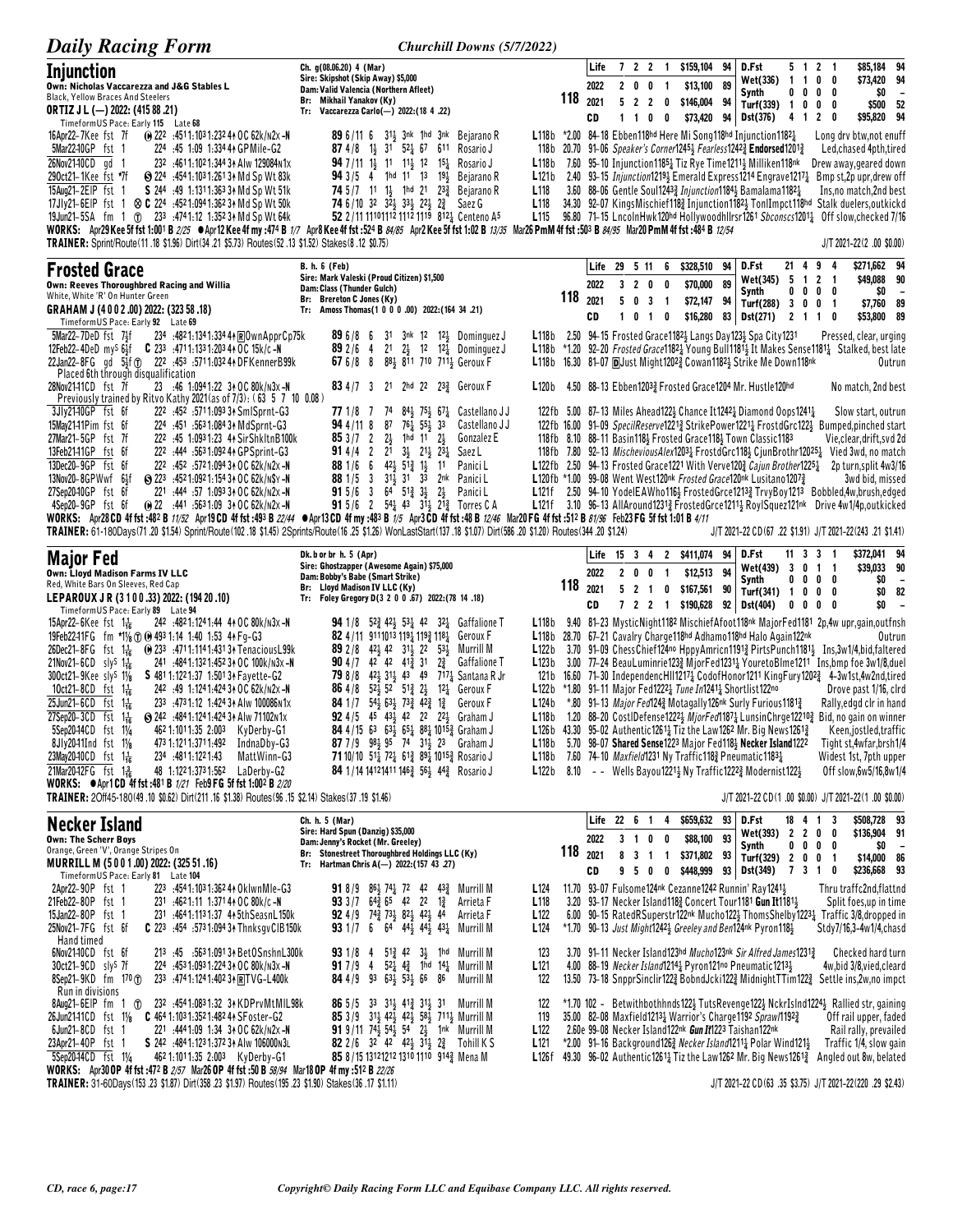# Daily Racing Form — Churchill Downs (5/7/2022)

## Injunction

Ch. g(08.06.20) 4 (Mar)
Sire: Skipshot (Skip Away) $5,000
Dam: Valid Valencia (Northern Afleet)
Br: Mikhail Yanakov (Ky)
Tr: Vaccarezza Carlo(—) 2022:(18 4 .22)

Own: Nicholas Vaccarezza and J&G Stables L
Black, Yellow Braces And Steelers
ORTIZ J L (—) 2022: (415 88 .21)
TimeformUS Pace: Early 115 Late 68

**118**

| | | | | | | | | |
|---|---|---|---|---|---|---|---|---|
| Life | 7 | 2 | 2 | 1 | $159,104 | 94 | D.Fst | 5 1 2 1 $85,184 94 |
| 2022 | 2 | 0 | 0 | 1 | $13,100 | 89 | Wet(336) | 1 1 0 0 $73,420 94 |
| 2021 | 5 | 2 | 2 | 0 | $146,004 | 94 | Synth | 0 0 0 0 $0 – |
| | | | | | | | Turf(339) | 1 0 0 0 $500 52 |
| CD | 1 | 1 | 0 | 0 | $73,420 | 94 | Dst(376) | 4 1 2 0 $95,820 94 |

```
16Apr22–7Kee fst 7f   ⓐ 222 :4511:1031:232 4↑ OC 62k/n2x-N   89 6/11 6 3½ 3nk 1hd 3nk Bejarano R   L118b *2.00 84–18 Ebben118hd Here Mi Song118hd Injunction1182¼   Long drv btw,not enuff
5Mar22-10GP fst 1     224 :45 1:09 1:334 4↑ GPMile-G2       87 4/8 1½ 31 52¼ 67 611 Rosario J     118b 20.70 91–06 Speaker's Corner1245½ Fearless1242¾ Endorsed1201¾   Led,chased 4pth,tired
26Nov21-10CD gd 1     232 :4611:1021:344 3↑ Alw 129084n1x   94 7/11 1½ 11 11½ 12 15¼ Rosario J    L118b 7.60 95–10 Injunction1185¼ Tiz Rye Time1211½ Milliken118nk   Drew away,geared down
29Oct21-1Kee fst *7f  Ⓢ 224 :4541:1031:261 3↑ Md Sp Wt 83k  94 3/5 4 1hd 11 13 19½ Bejarano R    L121b 2.40 93–15 Injunction1219½ Emerald Express1214 Engrave1217¼   Bmp st,2p upr,drew off
15Aug21-2EIP fst 1    S 244 :49 1:1311:363 3↑ Md Sp Wt 51k   74 5/7 11 1½ 1hd 21 23¾ Bejarano R    L118 3.60 88–06 Gentle Soul1243¾ Injunction1184½ Bamalama1182¼   Ins,no match,2nd best
17Jly21-6EIP fst 1 ⊗ C 224 :4521:0941:362 3↑ Md Sp Wt 50k   74 6/10 32 32½ 33½ 22½ 2¾ Saez G      L118 34.30 92–07 KingsMischief118¾ Injunction1182½ TonlImpct118hd   Stalk duelers,outkickd
19Jun21-5SA fm 1 Ⓣ   233 :4741:12 1:352 3↑ Md Sp Wt 64k   52 2/11 1110 1112 1112 1119 812¼ Centeno A5  L115 96.80 71–15 LncolnHwk120hd Hollywoodhllrsr1261 Sbconscs1201¼   Off slow,checked 7/16
```

WORKS: Apr29 Kee 5f fst 1:001 B 2/25 ● Apr12 Kee 4f my :474 B 1/7 Apr8 Kee 4f fst :524 B 84/85 Apr2 Kee 5f fst 1:02 B 13/35 Mar26 PmM 4f fst :503 B 84/94 Mar20 PmM 4f fst :484 B 12/54
TRAINER: Sprint/Route(11 .18 $1.96) Dirt(34 .21 $5.73) Routes(52 .13 $1.52) Stakes(8 .12 $0.75)
J/T 2021-22(2 .00 $0.00)

## Frosted Grace

B. h. 6 (Feb)
Sire: Mark Valeski (Proud Citizen) $1,500
Dam: Class (Thunder Gulch)
Br: Brereton C Jones (Ky)
Tr: Amoss Thomas(1 0 0 0 .00) 2022:(164 34 .21)

Own: Reeves Thoroughbred Racing and Willia
White, White 'R' On Hunter Green
GRAHAM J (4 0 0 2 .00) 2022: (323 58 .18)
TimeformUS Pace: Early 92 Late 69

**118**

| | | | | | | | | |
|---|---|---|---|---|---|---|---|---|
| Life | 29 | 5 | 11 | 6 | $328,510 | 94 | D.Fst | 21 4 9 4 $271,662 94 |
| 2022 | 3 | 2 | 0 | 0 | $70,000 | 89 | Wet(345) | 5 1 2 1 $49,088 90 |
| 2021 | 5 | 0 | 3 | 1 | $72,147 | 94 | Synth | 0 0 0 0 $0 – |
| | | | | | | | Turf(288) | 3 0 0 1 $7,760 89 |
| CD | 1 | 0 | 1 | 0 | $16,280 | 83 | Dst(271) | 2 1 1 0 $53,800 89 |

```
5Mar22–7DeD fst 7½f   234 :4821:1341:334 4↑ ⓇOwnApprCp75k   89 6/8 6 31 3nk 12 12½ Dominguez J   L118b 2.50 94–15 Frosted Grace1182½ Langs Day123½ Spa City1231   Pressed, clear, urging
12Feb22–4DeD my5 6½f  C 233 :4711:1331:203 4↑ OC 15k/c-N    89 2/6 4 21 2½ 12 12½ Dominguez J   L118b *1.20 92–20 Frosted Grace1182½ Young Bull1181½ It Makes Sense1181¼   Stalked, best late
22Jan22–8FG gd 5½f Ⓣ 222 :453 :5711:032 4↑ DFKennerB99k     67 6/8 8 88½ 811 710 711¼ Geroux F   L118b 16.30 81–07 ⒹJust Might1202¾ Cowan1182½ Strike Me Down118nk   Outrun
  Placed 6th through disqualification
28Nov21-11CD fst 7f   23 :46 1:0941:22 3↑ OC 80k/n3x-N     83 4/7 3 21 2hd 22 23¾ Geroux F     L120b 4.50 88–13 Ebben1203¾ Frosted Grace1204 Mr. Hustle120hd   No match, 2nd best
  Previously trained by Ritvo Kathy 2021(as of 7/3): (63 5 7 10 0.08)
3Jly21-10GP fst 6f    222 :452 :5711:093 3↑ SmlSprnt-G3     77 1/8 7 74 84¼ 75½ 67¼ Castellano J J   122fb 5.00 87–13 Miles Ahead122½ Chance It1242¼ Diamond Oops1241¼   Slow start, outrun
15May21-11Pim fst 6f  224 :451 :5631:084 3↑ MdSprnt-G3      94 4/11 8 87 76¼ 55½ 33 Castellano J J   122fb 16.00 91–09 SpecilReserve1221¾ StrikePower1221¼ FrostdGrc122½   Bumped,pinched start
27Mar21–5GP fst 7f    222 :45 1:0931:23 4↑ SirShkltnB100k   85 3/7 2 2½ 1hd 11 2½ Gonzalez E   118fb 8.10 88–11 Basin118½ Frosted Grace118¼ Town Classic1183   Vie,clear,drift,svd 2d
13Feb21-11GP fst 6f   222 :444 :5631:092 4↑ GPSprint-G3     91 4/4 2 21 3½ 21½ 23¼ Saez L       118fb 7.80 92–13 MischeviousAlex1203¼ FrostdGrc118½ CjunBrothr12025¼   Vied 3wd, no match
13Dec20–9GP fst 6f    222 :452 :5721:094 3↑ OC 62k/n2x-N    88 1/6 6 42½ 51¾ 1½ 11 Panici L   L122fb 2.50 94–13 Frosted Grace1221 With Verve120¾ Cajun Brother1225¼   2p turn,split 4w3/16
13Nov20–8GP Wwf 6½f   Ⓢ 223 :4521:0921:154 3↑ OC 62k/n$y-N   88 1/5 3 31½ 31 33 2nk Panici L   L120fb *1.00 99–08 Went West120nk Frosted Grace120nk Lusitano1207¾   3wd bid, missed
27Sep20-10GP fst 6f   221 :444 :57 1:093 3↑ OC 62k/n2x-N    91 5/6 3 64 51¾ 3½ 2½ Panici L     L121f 2.50 94–10 YodelEAWho116½ FrostedGrce1213¾ TrvyBoy1213   Bobbled,4w,brush,edged
4Sep20–9GP fst 6f     ⓐ 22 :441 :5631:09 3↑ OC 62k/n2x-N    91 5/6 2 54½ 43 31½ 21¾ Torres C A   L121f 3.10 96–13 AllAround1231¾ FrostedGrce1211½ RoylSquez121nk   Drive 4w1/4p,outkicked
```

WORKS: Apr28 CD 4f fst :482 B 11/52 Apr19 CD 4f fst :493 B 22/44 ● Apr13 CD 4f my :482 B 1/5 Apr3 CD 4f fst :48 B 12/46 Mar20 FG 4f fst :512 B 81/96 Feb23 FG 5f fst 1:01 B 4/11
TRAINER: 61-180Days(71 .20 $1.54) Sprint/Route(102 .18 $1.45) 2Sprints/Route(16 .25 $1.26) WonLastStart(137 .18 $1.07) Dirt(586 .20 $1.20) Routes(344 .20 $1.24)
J/T 2021-22 CD(67 .22 $1.91) J/T 2021-22(243 .21 $1.41)

## Major Fed

Dk. b or br h. 5 (Apr)
Sire: Ghostzapper (Awesome Again) $75,000
Dam: Bobby's Babe (Smart Strike)
Br: Lloyd Madison IV LLC (Ky)
Tr: Foley Gregory D(3 2 0 0 .67) 2022:(78 14 .18)

Own: Lloyd Madison Farms IV LLC
Red, White Bars On Sleeves, Red Cap
LEPAROUX J R (3 1 0 0 .33) 2022: (194 20 .10)
TimeformUS Pace: Early 89 Late 94

**118**

| | | | | | | | | |
|---|---|---|---|---|---|---|---|---|
| Life | 15 | 3 | 4 | 2 | $411,074 | 94 | D.Fst | 11 3 3 1 $372,041 94 |
| 2022 | 2 | 0 | 0 | 1 | $12,513 | 94 | Wet(439) | 3 0 1 1 $39,033 90 |
| 2021 | 5 | 2 | 1 | 0 | $167,561 | 90 | Synth | 0 0 0 0 $0 – |
| | | | | | | | Turf(341) | 1 0 0 0 $0 82 |
| CD | 7 | 2 | 2 | 1 | $190,628 | 92 | Dst(404) | 0 0 0 0 $0 – |

```
15Apr22–6Kee fst 1 1/16  242 :4821:1241:44 4↑ OC 80k/n3x-N   94 1/8 52¾ 42½ 53¼ 42 32¼ Gaffalione T   L118b 9.40 81–23 MysticNight1182 MischiefAfoot118nk MajorFed1181   2p,4w upr,gain,outfnsh
19Feb22-11FG fm *1⅛ Ⓣ ⓐ 493 1:14 1:40 1:53 4↑ Fg-G3        82 4/11 9111013 119¼ 119¾ 118¼ Geroux F   L118b 28.70 67–21 Cavalry Charge118hd Adhamo118hd Halo Again122nk   Outrun
26Dec21–8FG fst 1 1/16  ⓐ 233 :4711:1141:431 3↑ TenaciousL99k  89 2/8 42¼ 42 31½ 22 53½ Murrill M   L122b 3.70 91–09 ChessChief124no HppyAmricn1191¾ PirtsPunch1181½   Ins,3w1/4,bid,faltered
21Nov21–6CD sly5 1 1/16  241 :4841:1321:452 3↑ OC 100k/n3x-N 90 4/7 42 42 41¾ 31 2¾ Gaffalione T   L123b 3.00 77–24 BeauLuminrie123¾ MjorFed1231¼ YouretoBlme1211   Ins,bmp foe 3w1/8,duel
30Oct21–9Kee sly5 1⅛   S 481 1:1221:37 1:501 3↑ Fayette-G2   79 8/8 42½ 31½ 43 49 717¼ Santana R Jr   121b 16.60 71–30 IndependencDHll1217¼ CodofHonor1211 KingFury1202¾   4–3w1st,4w2nd,tired
1Oct21–8CD fst 1 1/16  242 :49 1:1241:424 3↑ OC 62k/n2x-N   86 4/8 52½ 52 51¾ 2½ 12¼ Geroux F   L122b *1.80 91–11 Major Fed1222¼ Tune In1241¼ Shortlist122no   Drove past 1/16, clrd
25Jun21–6CD fst 1 1/16  233 :4731:12 1:424 3↑ Alw 100086n1x  84 1/7 54½ 63½ 73¾ 42¾ 1¾ Geroux F   L124b *.80 91–13 Major Fed124¾ Motagally126nk Surly Furious1181¾   Rally,edgd clr in hand
27Sep20–3CD fst 1 1/16  Ⓢ 242 :4841:1241:424 3↑ Alw 71102n1x 92 4/5 45 43½ 42 22 22½ Graham J   L118b 1.20 88–20 CostlDefense1222½ MjorFed1187¼ LunsinChrge122101¾   Bid, no gain on winner
5Sep20-14CD fst 1¼    462 1:1011:35 2:003   KyDerby-G1    84 4/15 63 63½ 65¼ 88¼ 1015¾ Graham J   L126b 43.30 95–02 Authentic1261¼ Tiz the Law1262 Mr. Big News1261¾   Keen,jostled,traffic
8Jly20-11Ind fst 1⅛   473 1:1211:3711:492   IndnaDby-G3   87 7/9 98½ 95 74 31½ 23 Graham J   L118b 5.70 98–07 Shared Sense1223 Major Fed118½ Necker Island1222   Tight st,4wfar,brsh1/4
23May20-10CD fst 1 1/16  234 :4811:1221:43   MattWinn-G3   71 10/10 51¼ 72½ 61¾ 89¼ 1015¾ Rosario J   L118b 7.60 74–10 Maxfield1231 Ny Traffic118¾ Pneumatic1183¼   Widest 1st, 7pth upper
21Mar20-12FG fst 1 3/16  48 1:1221:3731:562   LaDerby-G2   84 1/14 1412 1411 146¾ 56½ 44¾ Rosario J   L122b 8.10 – – Wells Bayou1221½ Ny Traffic1222¾ Modernist122½   Off slow,6w5/16,8w1/4
```

WORKS: ● Apr1 CD 4f fst :481 B 1/21 Feb9 FG 5f fst 1:002 B 2/20
TRAINER: 2Off45-180(49 .10 $0.62) Dirt(211 .16 $1.38) Routes(96 .15 $2.14) Stakes(37 .19 $1.46)
J/T 2021-22 CD(1 .00 $0.00) J/T 2021-22(1 .00 $0.00)

## Necker Island

Ch. h. 5 (Mar)
Sire: Hard Spun (Danzig) $35,000
Dam: Jenny's Rocket (Mr. Greeley)
Br: Stonestreet Thoroughbred Holdings LLC (Ky)
Tr: Hartman Chris A(—) 2022:(157 43 .27)

Own: The Scherr Boys
Orange, Green 'V', Orange Stripes On
MURRILL M (5 0 0 1 .00) 2022: (325 51 .16)
TimeformUS Pace: Early 81 Late 104

**118**

| | | | | | | | | |
|---|---|---|---|---|---|---|---|---|
| Life | 22 | 6 | 1 | 4 | $659,632 | 93 | D.Fst | 18 4 1 3 $508,728 93 |
| 2022 | 3 | 1 | 0 | 0 | $88,100 | 93 | Wet(393) | 2 2 0 0 $136,904 91 |
| 2021 | 8 | 3 | 1 | 1 | $371,802 | 93 | Synth | 0 0 0 0 $0 – |
| | | | | | | | Turf(329) | 2 0 0 1 $14,000 86 |
| CD | 9 | 5 | 0 | 0 | $448,999 | 93 | Dst(349) | 7 3 1 0 $236,668 93 |

```
2Apr22–9OP fst 1      223 :4541:1031:362 4↑ OklwnMle-G3     91 8/9 86½ 74¼ 72 42 43¾ Murrill M    L124 11.70 93–07 Fulsome124nk Cezanne1242 Runnin' Ray1241½   Thru traffc2nd,flattnd
21Feb22–8OP fst 1     231 :4621:11 1:371 4↑ OC 80k/c-N      93 3/7 64¾ 65 42 22 1¾ Arrieta F     L118 3.20 93–17 Necker Island118¾ Concert Tour1181 Gun It1181½   Split foes,up in time
15Jan22–8OP fst 1     231 :4641:1131:37 4↑ 5thSeasnL150k    92 4/9 74¾ 73½ 82¼ 42½ 44 Arrieta F   L122 6.00 90–15 RatedRSuperstr122nk Mucho122½ ThomsShelby1223¼   Traffic 3/8,dropped in
25Nov21–7FG fst 6f    C 223 :454 :5731:094 3↑ ThnksgvClB150k 93 1/7 6 64 44½ 44½ 43¼ Murrill M   L124 *1.70 90–13 Just Might1242½ Greeley and Ben124nk Pyron118½   Stdy7/16,3–4w1/4,chasd
  Hand timed
6Nov21-10CD fst 6f    213 :45 :5631:091 3↑ BetOSnshnL300k   93 1/8 4 51¾ 42 3½ 1hd Murrill M    123 3.70 91–11 Necker Island123hd Mucho123nk Sir Alfred James1231¾   Checked hard turn
3Oct21–5CD sly5 7f    224 :4531:0931:224 3↑ OC 80k/n3x-N    91 7/9 4 52¼ 43 1hd 14¼ Murrill M   L121 4.00 88–19 Necker Island1214¼ Pyron121no Pneumatic1213½   4w,bid 3/8,vied,cleard
8Sep21–9KD fm 170 Ⓣ   233 :4741:1241:402 3↑ ⓇTVG-L400k     84 4/9 93 63½ 53½ 66 86 Murrill M     122 13.50 73–18 SnpprSinclir122¾ BobndJcki122¾ MidnightTTim122¾   Settle ins,2w,no impct
  Run in divisions
8Aug21–6EIP fm 1 Ⓣ    232 :4541:0831:32 3↑ KDPrvMtMIL98k    86 5/5 33 31½ 41¾ 31½ 31 Murrill M     122 *1.70 102 – Betwithbothhnds122½ TutsRevenge122½ NckrIslnd1224½   Rallied str, gaining
26Jun21-11CD fst 1⅛   C 464 1:1031:3521:482 4↑ SFoster-G2     85 3/9 31½ 42½ 42½ 58½ 711¼ Murrill M   119 35.00 82–08 Maxfield1213¾ Warrior's Charge1192 Sprawl1192¾   Off rail upper, faded
6Jun21–8CD fst 1      221 :4441:09 1:34 3↑ OC 62k/n2x-N     91 9/11 74¾ 54½ 54 2½ 1nk Murrill M   L122 2.60e 99–08 Necker Island122nk Gun It1223 Taishan122nk   Rail rally, prevailed
23Apr21–4OP fst 1     S 224 :4841:1231:372 3↑ Alw 106000n3L   82 2/6 32 42 42¾ 31½ 2¾ Tohill K S   L121 *2.00 91–16 Background126¾ Necker Island1211¼ Polar Wind121½   Traffic 1/4, slow gain
5Sep20-14CD fst 1¼    462 1:1011:35 2:003   KyDerby-G1    85 8/15 13121212 1310 1110 914¾ Mena M   L126f 49.30 96–02 Authentic1261¼ Tiz the Law1262 Mr. Big News1261¾   Angled out 8w, belated
```

WORKS: Apr30 OP 4f fst :472 B 2/57 Mar26 OP 4f fst :50 B 58/94 Mar18 OP 4f my :512 B 22/26
TRAINER: 31-60Days(153 .23 $1.87) Dirt(358 .23 $1.97) Routes(195 .23 $1.90) Stakes(36 .17 $1.11)
J/T 2021-22 CD(63 .35 $3.75) J/T 2021-22(220 .29 $2.43)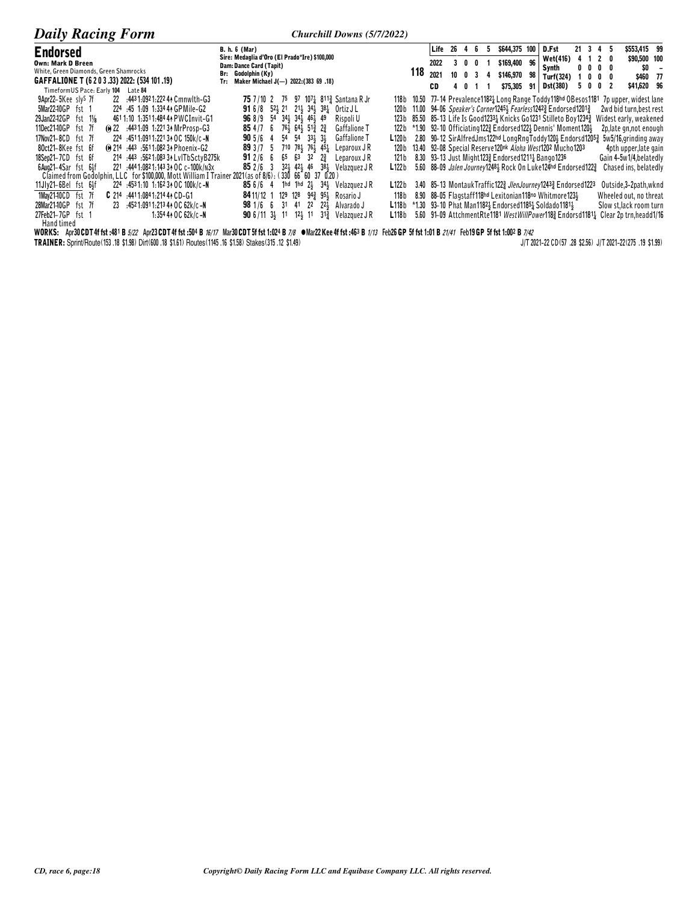## Endorsed

**Own: Mark D Breen**
White, Green Diamonds, Green Shamrocks
**GAFFALIONE T (6 2 0 3 .33) 2022: (534 101 .19)**
TimeformUS Pace: Early **104** Late **84**

B. h. 6 (Mar)
Sire: Medaglia d'Oro (El Prado*Ire) $100,000
Dam: Dance Card (Tapit)
Br: Godolphin (Ky)
Tr: Maker Michael J(—) 2022:(383 69 .18)

**118**

| | | | | | | | | | | | | | | |
|---|---|---|---|---|---|---|---|---|---|---|---|---|---|---|
| Life | 26 | 4 | 6 | 5 | $644,375 | 100 | D.Fst | 21 | 3 | 4 | 5 | $553,415 | 99 |
| 2022 | 3 | 0 | 0 | 1 | $169,400 | 96 | Wet(416) | 4 | 1 | 2 | 0 | $90,500 | 100 |
| 2021 | 10 | 0 | 3 | 4 | $146,970 | 98 | Synth | 0 | 0 | 0 | 0 | $0 | - |
| | | | | | | | Turf(324) | 1 | 0 | 0 | 0 | $460 | 77 |
| CD | 4 | 0 | 1 | 1 | $75,305 | 91 | Dst(380) | 5 | 0 | 0 | 2 | $41,620 | 96 |

```
9Apr22-5Kee sly5 7f    22  :443 1:092 1:222 4↑ Cmnwlth-G3      75 7/10 2  75  97  107¼ 811¾ Santana R Jr  118b 10.50 77-14 Prevalence1182¼ Long Range Toddy118hd OBesos1181  7p upper, widest lane
5Mar22-10GP fst 1      224 :45  1:09  1:334 4↑ GPMile-G2       91 6/8  52½ 21  21½ 34½ 38¼ Ortiz J L     120b 11.00 94-06 Speaker's Corner1245½ Fearless1242¾ Endorsed1201¾  2wd bid turn,best rest
29Jan22-12GP fst 1⅛    461 1:10  1:351 1:484 4↑ PWCInvit-G1    96 8/9  54  34½ 34½ 46½ 49  Rispoli U      123b 85.50 85-13 Life Is Good1233¼ Knicks Go1231 Stilleto Boy1234¾  Widest early, weakened
11Dec21-10GP fst 7f  ⓦ 22  :443 1:09  1:221 3↑ MrProsp-G3     85 4/7  6   76½ 64½ 51¾ 2¾  Gaffalione T   122b *1.90 92-10 Officiating122¾ Endorsed1221 Dennis' Moment120½  2p,late gn,not enough
17Nov21-8CD fst 7f     224 :451 1:091 1:221 3↑ OC 150k/c-N    90 5/6  4   54  54  33½ 3½  Gaffalione T   L120b  2.80 90-12 SirAlfredJms122hd LongRngToddy120½ Endorsd1205¾  5w5/16,grinding away
8Oct21-8Kee fst 6f   ⓦ 214 :443  :561 1:082 3↑ Phoenix-G2     89 3/7  5   710 78½ 76½ 45¼ Leparoux J R   120b 13.40 92-08 Special Reserve120nk Aloha West1202 Mucho1203  4pth upper,late gain
18Sep21-7CD fst 6f     214 :443  :562 1:083 3↑ LvlTbSctyB275k 91 2/6  6   65  63  32  2¾  Leparoux J R   121b  8.30 93-13 Just Might123¾ Endorsed1211¼ Bango1236  Gain 4-5w1/4,belatedly
6Aug21-4Sar fst 6½f    221 :444 1:082 1:143 3↑ OC c-100k/n3x 85 2/6  3   32½ 42½ 46  38½ Velazquez J R  L122b  5.60 88-09 Jalen Journey1248½ Rock On Luke124hd Endorsed122¾  Chased ins, belatedly
   Claimed from Godolphin, LLC for $100,000, Mott William I Trainer 2021(as of 8/6): (330 66 60 37 0.20)
11Jly21-6Bel fst 6½f   224 :453 1:10  1:162 3↑ OC 100k/c-N   85 6/6  4   1hd 1hd 2½  34½ Velazquez J R  L122b  3.40 85-13 MontaukTraffic122¾ JlenJourney1243¾ Endorsed1223  Outside,3-2path,wknd
1May21-10CD fst 7f   C 214 :441 1:084 1:214 4↑ CD-G1          84 11/12 1  129 128 94¾ 95½ Rosario J      118b  8.90 88-05 Flagstaff118hd Lexitonian118no Whitmore123½  Wheeled out, no threat
28Mar21-10GP fst 7f    23  :452 1:091 1:213 4↑ OC 62k/c-N    98 1/6  6   31  41  22  22½ Alvarado J     L118b *1.30 93-10 Phat Man1182½ Endorsed1185¼ Soldado1181½  Slow st,lack room turn
27Feb21-7GP fst 1              1:354 4↑ OC 62k/c-N          90 6/11 3½ 11  12½ 11  31¾ Velazquez J R  L118b  5.60 91-09 AttchmentRte1181 WestWillPower118¾ Endorsd1181¼  Clear 2p trn,headd1/16
   Hand timed
```

**WORKS:** Apr30 CDT 4f fst :481 B 5/22 Apr23 CDT 4f fst :504 B 16/17 Mar30 CDT 5f fst 1:024 B 7/8 ●Mar22 Kee 4f fst :463 B 1/13 Feb26 GP 5f fst 1:01 B 21/41 Feb19 GP 5f fst 1:002 B 7/42

**TRAINER:** Sprint/Route(153 .18 $1.98) Dirt(600 .18 $1.61) Routes(1145 .16 $1.58) Stakes(315 .12 $1.49) J/T 2021-22 CD(57 .28 $2.56) J/T 2021-22(275 .19 $1.99)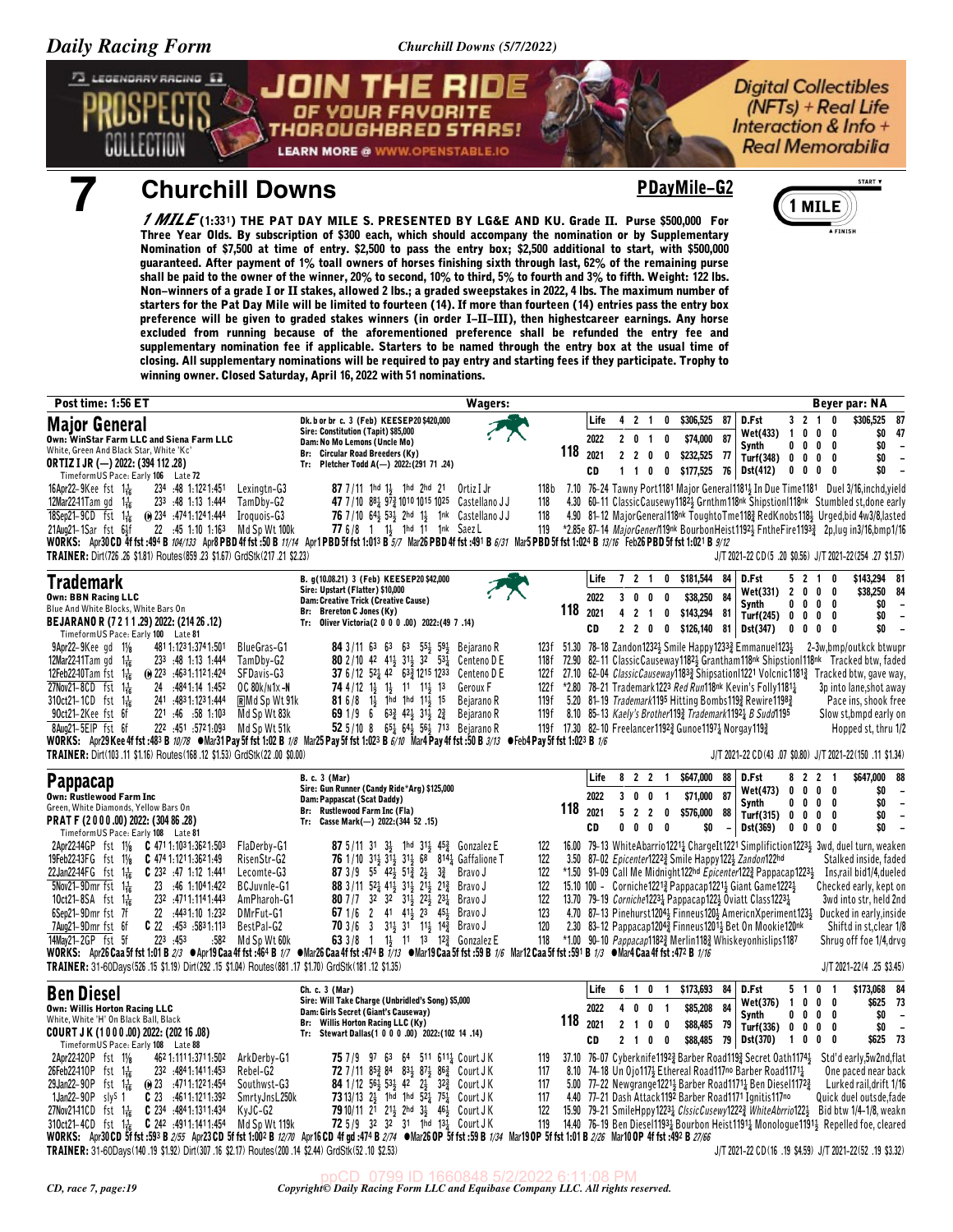## 7 Churchill Downs

**PDayMile–G2**

***1 MILE*** **(1:33[1]) THE PAT DAY MILE S. PRESENTED BY LG&E AND KU. Grade II. Purse $500,000 For Three Year Olds. By subscription of $300 each, which should accompany the nomination or by Supplementary Nomination of $7,500 at time of entry. $2,500 to pass the entry box; $2,500 additional to start, with $500,000 guaranteed. After payment of 1% to all owners of horses finishing sixth through last, 62% of the remaining purse shall be paid to the owner of the winner, 20% to second, 10% to third, 5% to fourth and 3% to fifth. Weight: 122 lbs. Non–winners of a grade I or II stakes, allowed 2 lbs.; a graded sweepstakes in 2022, 4 lbs. The maximum number of starters for the Pat Day Mile will be limited to fourteen (14). If more than fourteen (14) entries pass the entry box preference will be given to graded stakes winners (in order I–II–III), then highest career earnings. Any horse excluded from running because of the aforementioned preference shall be refunded the entry fee and supplementary nomination fee if applicable. Starters to be named through the entry box at the usual time of closing. All supplementary nominations will be required to pay entry and starting fees if they participate. Trophy to winning owner. Closed Saturday, April 16, 2022 with 51 nominations.**

Post time: 1:56 ET — Wagers: — Beyer par: NA

---

### Major General

Own: WinStar Farm LLC and Siena Farm LLC
White, Green And Black Star, White 'Kc'
ORTIZ I JR (—) 2022: (394 112 .28)

Dk. b or br c. 3 (Feb) KEESEP20 $420,000
Sire: Constitution (Tapit) $85,000
Dam: No Mo Lemons (Uncle Mo)
Br: Circular Road Breeders (Ky)
Tr: Pletcher Todd A(—) 2022:(291 71 .24)

**118**

| | | | | | | | | |
|---|---|---|---|---|---|---|---|---|
| Life | 4 | 2 | 1 | 0 | $306,525 | 87 | D.Fst | 3 2 1 0 $306,525 87 |
| 2022 | 2 | 0 | 1 | 0 | $74,000 | 87 | Wet(433) | 1 0 0 0 $0 47 |
| 2021 | 2 | 2 | 0 | 0 | $232,525 | 77 | Synth | 0 0 0 0 $0 – |
| CD | 1 | 1 | 0 | 0 | $177,525 | 76 | Turf(348) | 0 0 0 0 $0 – |
| | | | | | | | Dst(412) | 0 0 0 0 $0 – |

TimeformUS Pace: Early 106 Late 72

```
16Apr22–9Kee fst 1 1/16  23 4 :48  1:22 1:45 1  Lexingtn-G3   87 7/11 1hd 1½ 1hd 2hd 21  Ortiz I Jr       118b  7.10 76–24 Tawny Port1181 Major General1181½ In Due Time1181   Duel 3/16,inchd,yield
12Mar22–11Tam gd 1 1/16  23 3 :48  1:13 1:44 4  TamDby-G2     47 7/10 88½ 97¾ 1010 1015 1025 Castellano J J 118  4.30 60–11 ClassicCausewy1182½ Grnthm118nk Shipstionl118nk  Stumbled st,done early
18Sep21–9CD fst 1 1/16 ⊕ 23 4 :47 4 1:12 4 1:44 4  Iroquois-G3  76 7/10 64½ 53½ 2hd 1½ 1nk Castellano J J  118  4.90 81–12 MajorGeneral118nk ToughtoTme118¾ RedKnobs118½  Urged,bid 4w3/8,lasted
21Aug21–1Sar fst 6½f  22 :45  1:10 1:16 3  Md Sp Wt 100k   77 6/8 1 1½ 1hd 11 1nk Saez L        119 *2.85e 87–14 MajorGenerl119nk BourbonHeist1192½ FntheFire1193¾  2p,lug in3/16,bmp1/16
```

WORKS: Apr30 CD 4f fst :49 4 B 104/133 Apr8 PBD 4f fst :50 B 11/14 Apr1 PBD 5f fst 1:01 3 B 5/7 Mar26 PBD 4f fst :49 1 B 6/31 Mar5 PBD 5f fst 1:02 4 B 13/16 Feb26 PBD 5f fst 1:02 1 B 9/12

TRAINER: Dirt(726 .26 $1.81) Routes(859 .23 $1.67) GrdStk(217 .21 $2.23) — J/T 2021-22 CD(5 .20 $0.56) J/T 2021-22(254 .27 $1.57)

---

### Trademark

Own: BBN Racing LLC
Blue And White Blocks, White Bars On
BEJARANO R (7 2 1 1 .29) 2022: (214 26 .12)

B. g(10.08.21) 3 (Feb) KEESEP20 $42,000
Sire: Upstart (Flatter) $10,000
Dam: Creative Trick (Creative Cause)
Br: Brereton C Jones (Ky)
Tr: Oliver Victoria(2 0 0 0 .00) 2022:(49 7 .14)

**118**

| | | | | | | | | |
|---|---|---|---|---|---|---|---|---|
| Life | 7 | 2 | 1 | 0 | $181,544 | 84 | D.Fst | 5 2 1 0 $143,294 81 |
| 2022 | 3 | 0 | 0 | 0 | $38,250 | 84 | Wet(331) | 2 0 0 0 $38,250 84 |
| 2021 | 4 | 2 | 1 | 0 | $143,294 | 81 | Synth | 0 0 0 0 $0 – |
| CD | 2 | 2 | 0 | 0 | $126,140 | 81 | Turf(245) | 0 0 0 0 $0 – |
| | | | | | | | Dst(347) | 0 0 0 0 $0 – |

TimeformUS Pace: Early 100 Late 81

```
9Apr22–9Kee gd 1 1/8  48 1 1:12 1 1:37 4 1:50 1  BlueGras-G1  84 3/11 63 63 63 55½ 59½ Bejarano R      123f 51.30 78–18 Zandon1232½ Smile Happy1233¾ Emmanuel123½   2-3w,bmp/outkck btwupr
12Mar22–11Tam gd 1 1/16  23 3 :48  1:13 1:44 4  TamDby-G2    80 2/10 42 41½ 31½ 32 53¼ Centeno D E     118f 72.90 82–11 ClassicCauseway1182½ Grantham118nk Shipstion118nk  Tracked btw, faded
12Feb22–10Tam fst 1 1/16 ⊕ 22 3 :46 3 1:11 2 1:42 4  SFDavis-G3  37 6/12 52½ 42 63¾ 1215 1233 Centeno D E   122f 27.10 62–04 ClassicCauseway1183¾ Shipsation1221 Volcnic1181¾  Tracked btw, gave way
27Nov21–8CD fst 1 1/16  24 :48 4 1:14 1:45 2  OC 80k/n1x -N 74 4/12 1½ 1½ 11 11½ 13 Geroux F      122f *2.80 78–21 Trademark1223 Red Run118nk Kevin's Folly1181¼   3p into lane,shot away
31Oct21–1CD fst 1 1/16  24 1 :48 3 1:12 3 1:44 4  [R]Md Sp Wt 91k 81 6/8 1½ 1hd 1hd 11½ 15 Bejarano R    119f  5.20 81–19 Trademark1195 Hitting Bombs119¾ Rewire1198¾   Pace ins, shook free
9Oct21–2Kee fst 6f   22 1 :46  :58 1:10 3  Md Sp Wt 83k   69 1/9 6 63¾ 42½ 31½ 2¾ Bejarano R        119f  8.10 85–13 Kaely's Brother119¾ Trademark1192½ B Sudo1195   Slow st,bmpd early on
8Aug21–5EIP fst 6f   22 2 :45 1 :57 2 1:09 3  Md Sp Wt 51k   52 5/10 8 65½ 64¼ 56½ 713 Bejarano R      119f 17.30 82–10 Freelancer1192¾ Gunoe1197¼ Norgay119¾   Hopped st, thru 1/2
```

WORKS: Apr29 Kee 4f fst :48 3 B 10/78 ●Mar31 Pay 5f fst 1:02 B 1/8 Mar25 Pay 5f fst 1:02 3 B 6/10 Mar4 Pay 4f fst :50 B 3/13 ●Feb4 Pay 5f fst 1:02 3 B 1/6

TRAINER: Dirt(103 .11 $1.16) Routes(168 .12 $1.53) GrdStk(22 .00 $0.00) — J/T 2021-22 CD(43 .07 $0.80) J/T 2021-22(150 .11 $1.34)

---

### Pappacap

Own: Rustlewood Farm Inc
Green, White Diamonds, Yellow Bars On
PRAT F (2 0 0 0 .00) 2022: (304 86 .28)

B. c. 3 (Mar)
Sire: Gun Runner (Candy Ride*Arg) $125,000
Dam: Pappacap (Scat Daddy)
Br: Rustlewood Farm Inc (Fla)
Tr: Casse Mark(—) 2022:(344 52 .15)

**118**

| | | | | | | | | |
|---|---|---|---|---|---|---|---|---|
| Life | 8 | 2 | 2 | 1 | $647,000 | 88 | D.Fst | 8 2 2 1 $647,000 88 |
| 2022 | 3 | 0 | 0 | 1 | $71,000 | 87 | Wet(473) | 0 0 0 0 $0 – |
| 2021 | 5 | 2 | 2 | 0 | $576,000 | 88 | Synth | 0 0 0 0 $0 – |
| CD | 0 | 0 | 0 | 0 | $0 | – | Turf(315) | 0 0 0 0 $0 – |
| | | | | | | | Dst(369) | 0 0 0 0 $0 – |

TimeformUS Pace: Early 108 Late 81

```
2Apr22–14GP fst 1 1/8  C 47 1 1:10 3 1:36 2 1:50 3  FlaDerby-G1  87 5/11 31 3½ 1hd 31½ 45¾ Gonzalez E   122 16.00 79–13 WhiteAbarrio1221¼ ChargeIt1221 Simplification1223½  3wd, duel turn, weaken
19Feb22–13FG fst 1 1/8  C 47 4 1:12 1 1:36 2 1:49  RisenStr-G2  76 1/10 31½ 31½ 31½ 68 814¼ Gaffalione T  122  3.50 87–02 Epicenter1222¾ Smile Happy122½ Zandon122hd   Stalked inside, faded
22Jan22–14FG fst 1 1/16  C 23 2 :47  1:12 1:44 1  Lecomte-G3  87 3/9 55 42½ 51¾ 2½ 3¾ Bravo J       122 *1.50 91–09 Call Me Midnight122hd Epicenter122¾ Pappacap1223½  Ins,rail bid1/4,dueled
5Nov21–9Dmr fst 1 1/16  23 :46  1:10 4 1:42 2  BCJuvnle-G1  88 3/11 52¼ 41½ 31½ 21½ 21¾ Bravo J      122 15.10 100 – Corniche1221¾ Pappacap1221½ Giant Game1222½   Checked early, kept on
10ct21–8SA fst 1 1/16  23 2 :47 1 1:11 4 1:43 4  AmPharoh-G1 80 7/7 32 32 31½ 22½ 23½ Bravo J      122 13.70 79–19 Corniche1223½ Pappacap122½ Oviatt Class1223¼   3wd into str, held 2nd
6Sep21–9Dmr fst 7f   22 :44 3 1:10 1:23 2  DMrFut-G1     67 1/6 2 41 41½ 23 45½ Bravo J     122  4.70 87–13 Pinehurst1204½ Finneus120½ AmericnXperiment123½  Ducked in early,inside
7Aug21–9Dmr fst 6f  C 22 :45 3 :58 3 1:11 3  BestPal-G2  70 3/6 3 31½ 31 11½ 14¾ Bravo J       120  2.30 83–12 Pappacap1204¾ Finneus1201½ Bet On Mookie120nk   Shiftd in st,clear 1/8
14May21–2GP fst 5f   22 3 :45 3  :58 2  Md Sp Wt 60k   63 3/8 1 1½ 11 13 12¾ Gonzalez E     118 *1.00 90–10 Pappacap1182¾ Merlin118¾ Whiskeyonhislips1187   Shrug off foe 1/4,drvg
```

WORKS: Apr26 Caa 5f fst 1:01 B 2/3 ●Apr19 Caa 4f fst :46 4 B 1/7 ●Mar26 Caa 4f fst :47 4 B 1/13 ●Mar19 Caa 5f fst :59 B 1/6 Mar12 Caa 5f fst :59 1 B 1/3 ●Mar4 Caa 4f fst :47 2 B 1/16

TRAINER: 31-60Days(526 .15 $1.19) Dirt(292 .15 $1.04) Routes(881 .17 $1.70) GrdStk(181 .12 $1.35) — J/T 2021-22(4 .25 $3.45)

---

### Ben Diesel

Own: Willis Horton Racing LLC
White, White 'H' On Black Ball, Black
COURT J K (1 0 0 0 .00) 2022: (202 16 .08)

Ch. c. 3 (Mar)
Sire: Will Take Charge (Unbridled's Song) $5,000
Dam: Girls Secret (Giant's Causeway)
Br: Willis Horton Racing LLC (Ky)
Tr: Stewart Dallas(1 0 0 0 .00) 2022:(102 14 .14)

**118**

| | | | | | | | | |
|---|---|---|---|---|---|---|---|---|
| Life | 6 | 1 | 0 | 1 | $173,693 | 84 | D.Fst | 5 1 0 1 $173,068 84 |
| 2022 | 4 | 0 | 0 | 1 | $85,208 | 84 | Wet(376) | 1 0 0 0 $625 73 |
| 2021 | 2 | 1 | 0 | 0 | $88,485 | 79 | Synth | 0 0 0 0 $0 – |
| CD | 2 | 1 | 0 | 0 | $88,485 | 79 | Turf(336) | 0 0 0 0 $0 – |
| | | | | | | | Dst(370) | 1 0 0 0 $625 73 |

TimeformUS Pace: Early 108 Late 88

```
2Apr22–12OP fst 1 1/8  46 2 1:11 1 1:37 1 1:50 2  ArkDerby-G1  75 7/10 97 63 64 511 611¼ Court J K      119 37.10 76–07 Cyberknife1192¾ Barber Road119¾ Secret Oath1174½  Std'd early,5w2nd,flat
26Feb22–11OP fst 1 1/16  23 2 :48 4 1:14 1 1:45 3  Rebel-G2    72 7/11 85¾ 84 83½ 87½ 86¾ Court J K      117  8.10 74–18 Un Ojo117½ Ethereal Road117no Barber Road1171¼   One paced near back
29Jan22–9OP fst 1 1/16 ⊕ 23 :47 1 1:12 1 1:44 1  Southwst-G3  84 1/12 56½ 53½ 42 21½ 32¾ Court J K       117  5.00 77–22 Newgrange1172½ Barber Road1171¼ Ben Diesel1172¾  Lurked rail,drift 1/16
1Jan22–9OP sly[S] 1  C 23 :47 1 1:12 1 1:39 2  SmrtyJnsL250k 73 13/13 2½ 1hd 1hd 52½ 75¼ Court J K    117  4.40 77–21 Dash Attack1192 Barber Road1171 Ignitis117no   Quick duel outsde,fade
27Nov21–11CD fst 1 1/16  C 23 4 :48 4 1:13 1 1:43 4  KyJC-G2  79 10/11 21 21½ 2hd 3½ 46½ Court J K      122 15.90 79–21 SmileHppy1223¼ ClssicCusewy1222¾ WhiteAbrrio122½  Bid btw 1/4–1/8, weakn
31Oct21–4CD fst 1 1/16  C 24 2 :49 1 1:14 1 1:45 4  Md Sp Wt 119k  72 5/9 32 32 31 1hd 13¼ Court J K    119 14.40 76–19 Ben Diesel1193¼ Bourbon Heist1191½ Monologue1191½  Repelled foe, cleared
```

WORKS: Apr30 CD 5f fst :59 3 B 2/55 Apr23 CD 5f fst 1:00 2 B 12/70 Apr16 CD 4f gd :47 4 B 2/74 ●Mar26 OP 5f fst :59 B 1/34 Mar19 OP 5f fst 1:01 B 2/26 Mar10 OP 4f fst :49 2 B 27/66

TRAINER: 31-60Days(140 .19 $1.92) Dirt(307 .16 $2.17) Routes(200 .14 $2.44) GrdStk(52 .10 $2.53) — J/T 2021-22 CD(16 .19 $4.59) J/T 2021-22(52 .19 $3.32)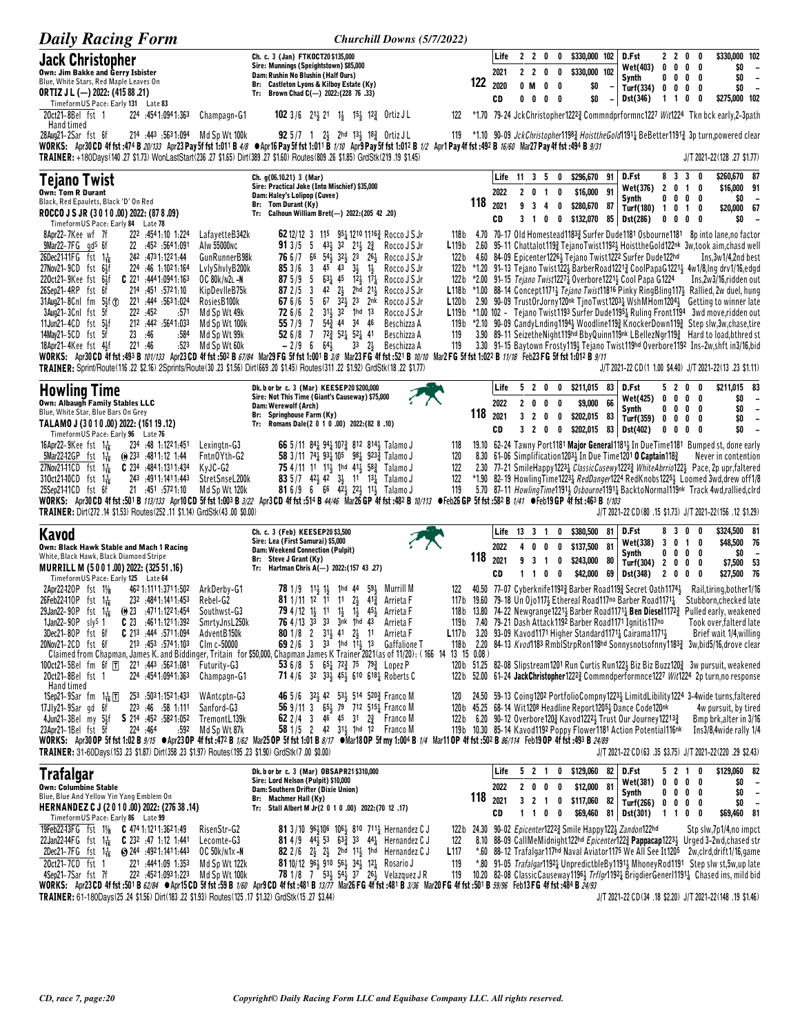## Jack Christopher

**Own: Jim Bakke and Gerry Isbister**
Blue, White Stars, Red Maple Leaves On
**ORTIZ J L (—) 2022: (415 88 .21)**
TimeformUS Pace: Early 131 Late 83

Ch. c. 3 (Jan) FTKOCT20 $135,000
Sire: Munnings (Speightstown) $85,000
Dam: Rushin No Blushin (Half Ours)
Br: Castleton Lyons & Kilboy Estate (Ky)
Tr: Brown Chad C(—) 2022:(228 76 .33)

122

| | | | | | | |
|---|---|---|---|---|---|---|
| Life | 2 2 0 0 | $330,000 102 | D.Fst | 2 2 0 0 | $330,000 102 |
| 2021 | 2 2 0 0 | $330,000 102 | Wet(403) | 0 0 0 0 | $0 – |
| 2020 | 0 M 0 0 | $0 – | Synth | 0 0 0 0 | $0 – |
| CD | 0 0 0 0 | $0 – | Turf(334) | 0 0 0 0 | $0 – |
| | | | Dst(346) | 1 1 0 0 | $275,000 102 |

20Oct21–8Bel fst 1 :224 :4541:0941:363 Champagn-G1 **102** 3/6 2½ 2½ 1½ 1½ 12¾ Ortiz J L 122 *1.70 79–24 JckChristopher1222¾ Commndprformnc1227 Wit1224 Tkn bck early,2-3path
Hand timed
28Aug21–2Sar fst 6f :214 :443 :5631:094 Md Sp Wt 100k **92** 5/7 1 2½ 2hd 13½ 18¾ Ortiz J L 119 *1.10 90–09 *JckChristopher*1198¾ *HoisttheGold*1191¼ BeBetter1191¾ 3p turn,powered clear

WORKS: Apr30 CD 4f fst :474 B 20/133 Apr23 Pay 5f fst 1:011 B 4/8 ●Apr16 Pay 5f fst 1:011 B 1/10 Apr9 Pay 5f fst 1:012 B 1/2 Apr1 Pay 4f fst :492 B 16/60 Mar27 Pay 4f fst :494 B 9/31
TRAINER: +180Days(140 .27 $1.73) WonLastStart(236 .27 $1.65) Dirt(389 .27 $1.60) Routes(809 .26 $1.85) GrdStk(219 .19 $1.45) J/T 2021-22(128 .27 $1.77)

## Tejano Twist

**Own: Tom R Durant**
Black, Red Epaulets, Black 'D' On Red
**ROCCO J S JR (3 0 1 0 .00) 2022: (87 8 .09)**
TimeformUS Pace: Early 84 Late 78

Ch. g(06.10.21) 3 (Mar)
Sire: Practical Joke (Into Mischief) $35,000
Dam: Haley's Lolipop (Cuvee)
Br: Tom Durant (Ky)
Tr: Calhoun William Bret(—) 2022:(205 42 .20)

118

| | | | | | | |
|---|---|---|---|---|---|---|
| Life | 11 3 5 0 | $296,670 91 | D.Fst | 8 3 3 0 | $260,670 87 |
| 2022 | 2 0 1 0 | $16,000 91 | Wet(376) | 2 0 1 0 | $16,000 91 |
| 2021 | 9 3 4 0 | $280,670 87 | Synth | 0 0 0 0 | $0 – |
| CD | 3 1 0 0 | $132,070 85 | Turf(180) | 1 0 1 0 | $20,000 67 |
| | | | Dst(286) | 0 0 0 0 | $0 – |

8Apr22–7Kee wf 7f :222 :4541:10 1:224 LafayetteB342k **62** 12/12 3 115 95¼ 1210 1116¾ Rocco J S Jr 118b 4.70 70–17 Old Homestead118¾ Surfer Dude1181 Osbourne1181 8p into lane,no factor
9Mar22–7FG gd^S 6f :22 :452 :5641:091 Alw 55000nc **91** 3/5 5 43½ 32 21½ 2¾ Rocco J S Jr L119b 2.60 95–11 Chattalot119¾ TejanoTwist1192¼ HoisttheGold122nk 3w,took aim,chasd well
26Dec2111FG fst 1¹⁄₁₆ :242 :4731:1221:44 GunRunnerB98k **76** 6/7 66 54½ 32½ 23 26½ Rocco J S Jr 122b 4.60 84–09 Epicenter1226½ Tejano Twist122 Surfer Dude122hd Ins,3w1/4,2nd best
27Nov21–9CD fst 6½f :224 :46 1:1021:164 LvlyShvlyB200k **85** 3/6 3 45 43 3½ 1½ Rocco J S Jr 122b *1.20 91–13 Tejano Twist122½ BarberRoad1221¾ CoolPapaG1221½ 4w1/8,lng drv1/16,edgd
22Oct21–9Kee fst 6½f C 221 :4441:0941:163 OC 80k/n2L -N **87** 5/9 5 63¼ 45 12½ 17¼ Rocco J S Jr 122b *2.00 91–15 *Tejano Twist*1227¼ Overbore1221½ Cool Papa G1224 Ins,2w3/16,ridden out
26Sep21–4RP fst 6f :214 :451 :5721:10 KipDevlleB75k **87** 2/5 3 42 2½ 2hd 21½ Rocco J S Jr L118b *1.00 88–14 Concept1171½ *Tejano Twist*11816 Pinky RingBling117½ Rallied, 2w duel, hung
31Aug21–8Cnl fm 5½f ⓣ :221 :444 :5631:024 RosiesB100k **67** 6/6 5 67 32½ 23 2nk Rocco J S Jr L120b 2.90 90–09 TrustOrJorny120nk TjnoTwst1203½ WshMHom1204½ Getting to winner late
3Aug21–3Cnl fst 5f :222 :452 :571 Md Sp Wt 49k **72** 6/6 2 31½ 32 1hd 13 Rocco J S Jr L119b *1.00 102 – Tejano Twist1193 Surfer Dude1195½ Ruling Front1194 3wd move,ridden out
11Jun21–4CD fst 5½f :212 :442 :5641:033 Md Sp Wt 100k **55** 7/9 7 54¾ 44 34 46 Beschizza A 119b *2.10 90–09 CandyLnding1194½ Woodline119¾ KnockerDown119¾ Step slw,3w,chase,tire
14May21–5CD fst 5f :23 :46 :584 Md Sp Wt 99k **52** 6/8 7 72¾ 52½ 52½ 41 Beschizza A 119 3.90 89–11 SeizetheNight119hd BbyQuinn119nk LBellezNgr119¾ Hard to load,bthred st
18Apr21–4Kee fst 4½f :221 :46 :523 Md Sp Wt 60k – 2/9 6 64½ 33 2½ Beschizza A 119 3.30 91–15 Baytown Frosty119½ Tejano Twist119hd Overbore1192 Ins-2w,shft in3/16,bid

WORKS: Apr30 CD 4f fst :493 B 101/133 Apr23 CD 4f fst :502 B 67/84 Mar29 FG 5f fst 1:001 B 3/8 Mar23 FG 4f fst :521 B 10/10 Mar2 FG 5f fst 1:022 B 11/18 Feb23 FG 5f fst 1:012 B 9/11
TRAINER: Sprint/Route(116 .22 $2.16) 2Sprints/Route(30 .23 $1.56) Dirt(669 .20 $1.45) Routes(311 .22 $1.92) GrdStk(18 .22 $1.77) J/T 2021-22 CD(1 1.00 $4.40) J/T 2021-22(13 .23 $1.11)

## Howling Time

**Own: Albaugh Family Stables LLC**
Blue, White Star, Blue Bars On Grey
**TALAMO J (3 0 1 0 .00) 2022: (161 19 .12)**
TimeformUS Pace: Early 96 Late 76

Dk. b or br c. 3 (Mar) KEESEP20 $200,000
Sire: Not This Time (Giant's Causeway) $75,000
Dam: Werewolf (Arch)
Br: Springhouse Farm (Ky)
Tr: Romans Dale(2 0 1 0 .00) 2022:(82 8 .10)

118

| | | | | | | |
|---|---|---|---|---|---|---|
| Life | 5 2 0 0 | $211,015 83 | D.Fst | 5 2 0 0 | $211,015 83 |
| 2022 | 2 0 0 0 | $9,000 66 | Wet(425) | 0 0 0 0 | $0 – |
| 2021 | 3 2 0 0 | $202,015 83 | Synth | 0 0 0 0 | $0 – |
| CD | 3 2 0 0 | $202,015 83 | Turf(359) | 0 0 0 0 | $0 – |
| | | | Dst(402) | 0 0 0 0 | $0 – |

16Apr22–9Kee fst 1¹⁄₁₆ :234 :48 1:1221:451 Lexingtn-G3 **66** 5/11 84¾ 94¾ 107¾ 812 814¼ Talamo J 118 19.10 62–24 Tawny Port1181 **Major General**1181½ In DueTime1181 Bumped st, done early
5Mar22-12GP fst 1¹⁄₁₆ ⊕ 233 :4811:12 1:44 FntnOYth-G2 **58** 3/11 74½ 93¾ 105 98¼ 923¾ Talamo J 120 8.30 61–06 Simplification1203½ In Due Time1201 **O Captain**118¾ Never in contention
27Nov2110CD fst 1¹⁄₁₆ C 234 :4841:1311:434 KyJC-G2 **75** 4/11 11 11½ 1hd 41½ 58¾ Talamo J 122 2.30 77–21 SmileHappy1223¼ *ClassicCusewy*1222¾ *WhiteAbrrio*122½ Pace, 2p upr,faltered
31Oct2140CD fst 1¹⁄₁₆ :243 :4911:1411:443 StretSnseL200k **83** 5/7 42½ 42 3½ 11 13½ Talamo J 122 *1.90 82–19 HowlingTime1223½ *RedDanger*1224 RedKnobs1225½ Loomed 3wd,drew off1/8
25Sep2111CD fst 6f :21 :451 :5721:10 Md Sp Wt 120k **81** 6/9 6 66 42½ 22½ 11½ Talamo J 119 5.70 87–11 *HowlingTime*1191½ *Osbourne*1191¼ BacktoNormal119nk Track 4wd,rallied,clrd

WORKS: Apr30 CD 4f fst :501 B 113/133 Apr10 CD 5f fst 1:003 B 3/22 Apr3 CD 4f fst :514 B 44/46 Mar26 GP 4f fst :482 B 10/113 ●Feb26 GP 5f fst :582 B 1/41 ●Feb19 GP 4f fst :463 B 1/103
TRAINER: Dirt(272 .14 $1.53) Routes(252 .11 $1.14) GrdStk(43 .00 $0.00) J/T 2021-22 CD(80 .15 $1.73) J/T 2021-22(156 .12 $1.29)

## Kavod

**Own: Black Hawk Stable and Mach 1 Racing**
White, Black Hawk, Black Diamond Stripe
**MURRILL M (5 0 0 1 .00) 2022: (325 51 .16)**
TimeformUS Pace: Early 125 Late 64

Ch. c. 3 (Feb) KEESEP20 $3,500
Sire: Lea (First Samurai) $5,000
Dam: Weekend Connection (Pulpit)
Br: Steve J Grant (Ky)
Tr: Hartman Chris A(—) 2022:(157 43 .27)

118

| | | | | | | |
|---|---|---|---|---|---|---|
| Life | 13 3 1 0 | $380,500 81 | D.Fst | 8 3 0 0 | $324,500 81 |
| 2022 | 4 0 0 0 | $137,500 81 | Wet(338) | 3 0 1 0 | $48,500 76 |
| 2021 | 9 3 1 0 | $243,000 80 | Synth | 0 0 0 0 | $0 – |
| CD | 1 1 0 0 | $42,000 69 | Turf(304) | 2 0 0 0 | $7,500 53 |
| | | | Dst(348) | 2 0 0 0 | $27,500 76 |

2Apr22-12OP fst 1⅛ :462 1:1111:3711:502 ArkDerby-G1 **78** 1/9 11½ 1½ 1hd 44 59½ Murrill M 122 40.50 77–07 Cyberknife1192¾ Barber Road119¾ Secret Oath1174½ Rail,tiring,bother1/16
26Feb2210OP fst 1¹⁄₁₆ :232 :4841:1411:453 Rebel-G2 **81** 1/11 12 11 11 2½ 41¾ Arrieta F 117b 19.60 79–18 Un Ojo117½ Ethereal Road117no Barber Road1171¼ Stubborn,checked late
29Jan22–9OP fst 1¹⁄₁₆ ⊕ 23 :4711:1221:454 Southwest-G3 **79** 4/12 1½ 11 1½ 1½ 45½ Arrieta F 118b 13.80 74–22 Newgrange1221½ Barber Road1171¼ **Ben Diesel**1172¾ Pulled early, weakened
1Jan22–9OP sly^S 1 C 23 :4611:1211:392 SmrtyJnsL250k **76** 4/13 33 33 3nk 1hd 43 Arrieta F 119b 7.40 79–21 Dash Attack1192 Barber Road1171 Ignitis117no Took over,falterd late
3Dec21–8OP fst 6f C 213 :444 :5711:094 AdventB150k **80** 1/8 2 31½ 41 2½ 11 Arrieta F L117b 3.20 93–09 Kavod1171 Higher Standard1171¼ Cairama1171½ Brief wait 1/4,willing
20Nov21–2CD fst 6f :213 :453 :5741:103 Clm c-50000 **69** 2/6 3 33 1hd 11½ 13 Gaffalione T 118b 2.20 84–13 *Kvod*1183 RmblStrpRon118hd Sonnysnotsofnny1183¾ 3w,bid5/16,drove clear
Claimed from Chapman, James K. and Biddinger, Tritain for $50,000, Chapman James K Trainer 2021(as of 11/20): ( 166 14 13 15 0.08 )
10Oct21–5Bel fm 6f ⓣ :221 :443 :5621:081 Futurity-G3 **53** 6/8 6 65¼ 72¾ 75 79¾ Lopez P 120b 51.25 82–08 Slipstream1201 Run Curtis Run122½ Biz Biz Buzz120¾ 3w pursuit, weakened
20Oct21–8Bel fst 1 :224 :4541:0941:363 Champagn-G1 **71** 4/6 32 33½ 45½ 610 618¼ Roberts C 122b 52.00 61–24 **JackChristopher**1222¾ Commndperformnce1227 *Wit*1224 2p turn,no response
Hand timed
1Sep21–9Sar fm 1¹⁄₁₆ ⓣ :253 :5031:1521:433 WAntcptn-G3 **46** 5/6 32½ 42 53½ 514 520¾ Franco M 120 24.50 59–13 Coing1202 PortfolioCompny1223½ LimitdLibility1224 3-4wide turns,faltered
17Jly21–9Sar gd 6f :223 :46 :58 1:111 Sanford-G3 **56** 9/11 3 65½ 79 712 515¼ Franco M 120b 45.25 68–14 Wit1208 Headline Report1205½ Dance Code120nk 4w pursuit, by tired
4Jun21–3Bel my 5½f S 214 :452 :5821:052 TremontL139k **62** 2/4 3 46 45 31 2¾ Franco M 122b 6.20 90–12 Overbore120¾ Kavod1222½ Trust Our Journey12213¾ Bmp brk,alter in 3/16
23Apr21–1Bel fst 5f :224 :464 :592 Md Sp Wt 87k **58** 1/5 2 42 31½ 1hd 12 Franco M 119b 10.30 85–14 Kavod1192 Poppy Flower1181 Action Potential116nk Ins3/8,4wide rally 1/4

WORKS: Apr30 OP 5f fst 1:02 B 9/15 ●Apr23 OP 4f fst :472 B 1/62 Mar25 OP 5f fst 1:01 B 8/17 ●Mar18 OP 5f my 1:004 B 1/4 Mar11 OP 4f fst :502 B 86/114 Feb19 OP 4f fst :493 B 24/89
TRAINER: 31-60Days(153 .23 $1.87) Dirt(358 .23 $1.97) Routes(195 .23 $1.90) GrdStk(7 .00 $0.00) J/T 2021-22 CD(63 .35 $3.75) J/T 2021-22(220 .29 $2.43)

## Trafalgar

**Own: Columbine Stable**
Blue, Blue And Yellow Yin Yang Emblem On
**HERNANDEZ C J (2 0 1 0 .00) 2022: (276 38 .14)**
TimeformUS Pace: Early 86 Late 99

Dk. b or br c. 3 (Mar) OBSAPR21 $310,000
Sire: Lord Nelson (Pulpit) $10,000
Dam: Southern Drifter (Dixie Union)
Br: Machmer Hall (Ky)
Tr: Stall Albert M Jr(2 0 1 0 .00) 2022:(70 12 .17)

118

| | | | | | | |
|---|---|---|---|---|---|---|
| Life | 5 2 1 0 | $129,060 82 | D.Fst | 5 2 1 0 | $129,060 82 |
| 2022 | 2 0 0 0 | $12,000 81 | Wet(381) | 0 0 0 0 | $0 – |
| 2021 | 3 2 1 0 | $117,060 82 | Synth | 0 0 0 0 | $0 – |
| CD | 1 1 0 0 | $69,460 81 | Turf(266) | 0 0 0 0 | $0 – |
| | | | Dst(301) | 1 1 0 0 | $69,460 81 |

19Feb2243FG fst 1⅛ C 474 1:1211:3621:49 RisenStr-G2 **81** 3/10 96¼106 106¼ 810 711¼ Hernandez C J 122b 24.30 90–02 *Epicenter*1222¾ Smile Happy122½ *Zandon*122hd Stp slw,7p1/4,no impct
22Jan2244FG fst 1¹⁄₁₆ C 232 :47 1:12 1:441 Lecomte-G3 **81** 4/9 44½ 53 63¾ 33 44¾ Hernandez C J 122 8.10 88–09 CallMeMidnight122hd *Epicenter*122¾ **Pappacap**1223½ Urged 3-2wd,chased str
2Dec21–7FG fst 1¹⁄₁₆ ⊗ 244 :4921:1411:443 OC 50k/n1x -N **82** 2/6 2½ 2½ 2hd 11½ 1hd Hernandez C J L117 *.60 88–12 Trafalgar117hd Naval Aviator1175 We All See It1205 2w,clrd,drift1/16,game
20Oct21–7CD fst 1 :221 :4441:09 1:353 Md Sp Wt 122k **81** 10/12 96¾ 910 56¼ 34½ 12½ Rosario J 119 *.80 91–05 *Trafalgar*1192¼ UnpredictbleBy1191½ MhoneyRod1191 Step slw st,5w,up late
4Sep21–7Sar fst 7f :222 :4521:0931:223 Md Sp Wt 100k **78** 1/8 7 53½ 54½ 37 26½ Velazquez J R 119 10.20 82–08 ClassicCauseway1196½ *Trflgr*1192¾ BrigdierGenerl1191¼ Chased ins, mild bid

WORKS: Apr23 CD 4f fst :501 B 62/84 ●Apr15 CD 5f fst :59 B 1/60 Apr9 CD 4f fst :481 B 13/77 Mar26 FG 4f fst :481 B 3/36 Mar20 FG 4f fst :501 B 59/96 Feb13 FG 4f fst :484 B 24/93
TRAINER: 61-180Days(25 .24 $1.56) Dirt(183 .22 $1.93) Routes(125 .17 $1.32) GrdStk(15 .27 $3.44) J/T 2021-22 CD(34 .18 $2.20) J/T 2021-22(148 .19 $1.46)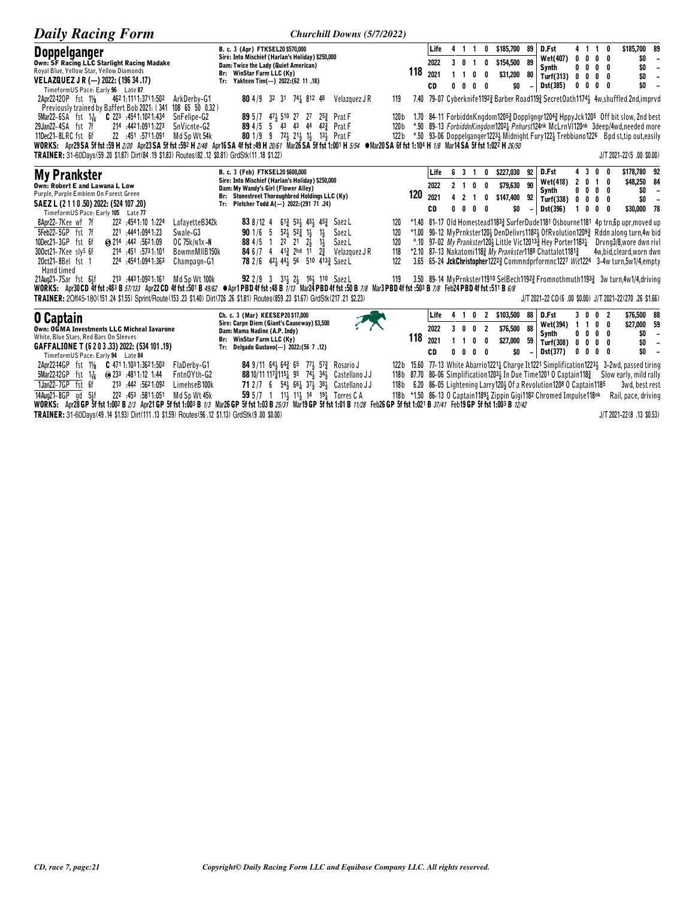## Doppelganger

**Own: SF Racing LLC Starlight Racing Madake**
Royal Blue, Yellow Star, Yellow Diamonds
**VELAZQUEZ J R (—) 2022: (196 34 .17)**

B. c. 3 (Apr) FTKSEL20 $570,000
Sire: Into Mischief (Harlan's Holiday) $250,000
Dam: Twice the Lady (Quiet American)
Br: WinStar Farm LLC (Ky)
Tr: Yakteen Tim(—) 2022:(62 11 .18)

**118**

| | | | | | | | | | | | | | |
|---|---|---|---|---|---|---|---|---|---|---|---|---|---|
| Life | 4 | 1 | 1 | 0 | $185,700 | 89 | D.Fst | 4 | 1 | 1 | 0 | $185,700 | 89 |
| 2022 | 3 | 0 | 1 | 0 | $154,500 | 89 | Wet(407) | 0 | 0 | 0 | 0 | $0 | – |
| 2021 | 1 | 1 | 0 | 0 | $31,200 | 80 | Synth | 0 | 0 | 0 | 0 | $0 | – |
| CD | 0 | 0 | 0 | 0 | $0 | – | Turf(313) | 0 | 0 | 0 | 0 | $0 | – |
| | | | | | | | Dst(385) | 0 | 0 | 0 | 0 | $0 | – |

TimeformUS Pace: Early **96** Late **87**

2Apr22-12OP fst 1⅛ 46² 1:11¹ 1:37¹ 1:50² ArkDerby-G1 **80** 4/9 3² 3¹ 7⁴½ 8¹² 4⁸ Velazquez J R 119 7.40 79-07 Cyberknife119²¾ Barber Road119¾ SecretOath1174½ 4w,shuffled 2nd,imprvd
Previously trained by Baffert Bob 2021: (341 108 65 50 0.32)
5Mar22-6SA fst 1$\frac{1}{16}$ **C** 22³ :45⁴ 1:10² 1:43⁴ SnFelipe-G2 **89** 5/7 4⁷½ 5¹⁰ 2⁷ 2⁷ 2⁵¾ Prat F 120b 1.70 84-11 ForbiddnKngdom1205¾ Dopplgngr1204¾ HppyJck1205 Off bit slow, 2nd best
29Jan22-4SA fst 7f 21⁴ :44² 1:09¹ 1:22³ SnVicnte-G2 **89** 4/5 5 4³ 4³ 4⁴ 4²¾ Prat F 120b *.90 89-13 *ForbiddnKingdom*1202½ Pnhurst124nk McLrnVl120nk 3deep/4wd,needed more
11Dec21-8LRC fst 6f 22 :45¹ :57¹ 1:09¹ Md Sp Wt 54k **80** 1/9 9 7²½ 2¹½ 1½ 1³½ Prat F 122b *.50 93-06 Doppelganger1223½ Midnight Fury122½ Trebbiano1226 Bpd st,tip out,easily

**WORKS:** Apr29 SA 5f fst :59 H *2/20* Apr23 SA 5f fst :59² H *2/48* Apr16 SA 4f fst :49 H *20/61* Mar26 SA 5f fst 1:00¹ H *5/54* ●Mar20 SA 6f fst 1:10⁴ H *1/8* Mar14 SA 5f fst 1:02² H *26/50*
**TRAINER:** 31-60Days(59 .20 $1.87) Dirt(84 .19 $1.83) Routes(82 .12 $0.81) GrdStk(11 .18 $1.22) J/T 2021-22(5 .00 $0.00)

## My Prankster

**Own: Robert E and Lawana L Low**
Purple, Purple Emblem On Forest Green
**SAEZ L (2 1 1 0 .50) 2022: (524 107 .20)**

B. c. 3 (Feb) FTKSEL20 $600,000
Sire: Into Mischief (Harlan's Holiday) $250,000
Dam: My Wandy's Girl (Flower Alley)
Br: Stonestreet Thoroughbred Holdings LLC (Ky)
Tr: Pletcher Todd A(—) 2022:(291 71 .24)

**120**

| | | | | | | | | | | | | | |
|---|---|---|---|---|---|---|---|---|---|---|---|---|---|
| Life | 6 | 3 | 1 | 0 | $227,030 | 92 | D.Fst | 4 | 3 | 0 | 0 | $178,780 | 92 |
| 2022 | 2 | 1 | 0 | 0 | $79,630 | 90 | Wet(418) | 2 | 0 | 1 | 0 | $48,250 | 84 |
| 2021 | 4 | 2 | 1 | 0 | $147,400 | 92 | Synth | 0 | 0 | 0 | 0 | $0 | – |
| CD | 0 | 0 | 0 | 0 | $0 | – | Turf(338) | 0 | 0 | 0 | 0 | $0 | – |
| | | | | | | | Dst(396) | 1 | 0 | 0 | 0 | $30,000 | 78 |

TimeformUS Pace: Early **105** Late **77**

8Apr22-7Kee wf 7f 22² :45⁴ 1:10 1:22⁴ LafayetteB342k **83** 8/12 4 6¹¾ 5³½ 4⁵½ 4⁵¾ Saez L 120 *1.40 81-17 Old Homestead1183¾ SurferDude1181 Osbourne1181 4p trn,6p upr,moved up
5Feb22-5GP fst 7f 22¹ :44⁴ 1:09⁴ 1:23 Swale-G3 **90** 1/6 5 5²½ 5²¾ 1½ 1½ Saez L 120 *1.00 90-12 MyPrnkster120½ DenDelivrs1182½ OfRvolution1209¾ Rddn along turn,4w bid
10Dec21-3GP fst 6f Ⓢ 21⁴ :44² :56² 1:09 OC 75k/n1x -N **88** 4/5 1 2² 2¹ 2½ 1½ Saez L 120 *.10 97-02 *My Prankster*120½ Little Vic12013¾ Hey Porter1183¼ Drvng3/8,wore dwn rivl
30Oct21-7Kee sly⁵ 6f 21⁴ :45¹ :57³ 1:10¹ BowmnMIIB150k **84** 6/7 4 4¹¾ 2hd 1¹ 2¾ Velazquez J R 118 *2.10 87-13 Nakatomi118¾ *My Prankster*118⁸ Chattalot1181¾ 4w,bid,cleard,worn dwn
2Oct21-8Bel fst 1 22⁴ :45⁴ 1:09⁴ 1:36³ Champagn-G1 **78** 2/6 4²½ 4⁴½ 5⁶ 5¹⁰ 4¹³¾ Saez L 122 3.65 65-24 **JckChristopher**1222¾ Commndprformnc1227 *Wit*1224 3-4w turn,5w1/4,empty
Hand timed
21Aug21-7Sar fst 6½f 21³ :44³ 1:09² 1:16¹ Md Sp Wt 100k **92** 2/9 3 3¹½ 2½ 1⁶½ 1¹⁰ Saez L 119 3.50 89-14 MyPrnkster11910 SelBech1192¾ Fromnothmuth1193¾ 3w turn,4w1/4,driving

**WORKS:** Apr30 CD 4f fst :48³ B *57/133* Apr22 CD 4f fst :50¹ B *49/62* ●Apr1 PBD 4f fst :48 B *1/13* Mar24 PBD 4f fst :50 B *7/8* Mar3 PBD 4f fst :50³ B *7/8* Feb24 PBD 4f fst :51¹ B *6/8*
**TRAINER:** 2Off45-180(151 .24 $1.55) Sprint/Route(153 .23 $1.40) Dirt(726 .26 $1.81) Routes(859 .23 $1.67) GrdStk(217 .21 $2.23) J/T 2021-22 CD(6 .00 $0.00) J/T 2021-22(270 .26 $1.66)

## O Captain

**Own: OGMA Investments LLC Micheal Iavarone**
White, Blue Stars, Red Bars On Sleeves
**GAFFALIONE T (6 2 0 3 .33) 2022: (534 101 .19)**

Ch. c. 3 (Mar) KEESEP20 $17,000
Sire: Carpe Diem (Giant's Causeway) $3,500
Dam: Mama Nadine (A.P. Indy)
Br: WinStar Farm LLC (Ky)
Tr: Delgado Gustavo(—) 2022:(56 7 .12)

**118**

| | | | | | | | | | | | | | |
|---|---|---|---|---|---|---|---|---|---|---|---|---|---|
| Life | 4 | 1 | 0 | 2 | $103,500 | 88 | D.Fst | 3 | 0 | 0 | 2 | $76,500 | 88 |
| 2022 | 3 | 0 | 0 | 2 | $76,500 | 88 | Wet(394) | 1 | 1 | 0 | 0 | $27,000 | 59 |
| 2021 | 1 | 1 | 0 | 0 | $27,000 | 59 | Synth | 0 | 0 | 0 | 0 | $0 | – |
| CD | 0 | 0 | 0 | 0 | $0 | – | Turf(308) | 0 | 0 | 0 | 0 | $0 | – |
| | | | | | | | Dst(377) | 0 | 0 | 0 | 0 | $0 | – |

TimeformUS Pace: Early **94** Late **84**

2Apr22-14GP fst 1⅛ **C** 47¹ 1:10³ 1:36² 1:50³ FlaDerby-G1 **84** 9/11 6⁴½ 6⁴¾ 6⁵ 7⁷½ 5⁷¾ Rosario J 122b 15.60 77-13 White Abarrio1221¼ Charge It1221 Simplification1223½ 3-2wd, passed tiring
5Mar22-12GP fst 1$\frac{1}{16}$ ⓦ 23³ :48¹ 1:12 1:44 FntnOYth-G2 **88** 10/11 11⁷¾ 11⁵¼ 9⁵ 7⁴½ 3⁴½ Castellano J J 118b 87.70 80-06 Simplification1203½ In Due Time1201 O Captain118¾ Slow early, mild rally
1Jan22-7GP fst 6f 21³ :44² :56² 1:09² LimehseB100k **71** 2/7 6 5⁴½ 6⁶¼ 3⁷½ 3⁸½ Castellano J J 118b 6.20 86-05 Lightening Larry120½ Of a Revolution1208 O Captain1185 3wd, best rest
14Aug21-8GP gd 5½f 22² :45³ :58¹ 1:05¹ Md Sp Wt 45k **59** 5/7 1 1¹½ 1¹½ 1⁴ 1⁹½ Torres C A 118b *1.50 86-13 O Captain1189½ Zippin Gigi1182 Chromed Impulse118nk Rail, pace, driving

**WORKS:** Apr28 GP 5f fst 1:00² B *2/3* Apr21 GP 5f fst 1:00³ B *1/3* Mar26 GP 5f fst 1:03 B *25/31* Mar19 GP 5f fst 1:01 B *11/28* Feb26 GP 5f fst 1:02¹ B *37/41* Feb19 GP 5f fst 1:00³ B *12/42*
**TRAINER:** 31-60Days(49 .14 $1.93) Dirt(111 .13 $1.59) Routes(96 .12 $1.13) GrdStk(9 .00 $0.00) J/T 2021-22(8 .13 $0.53)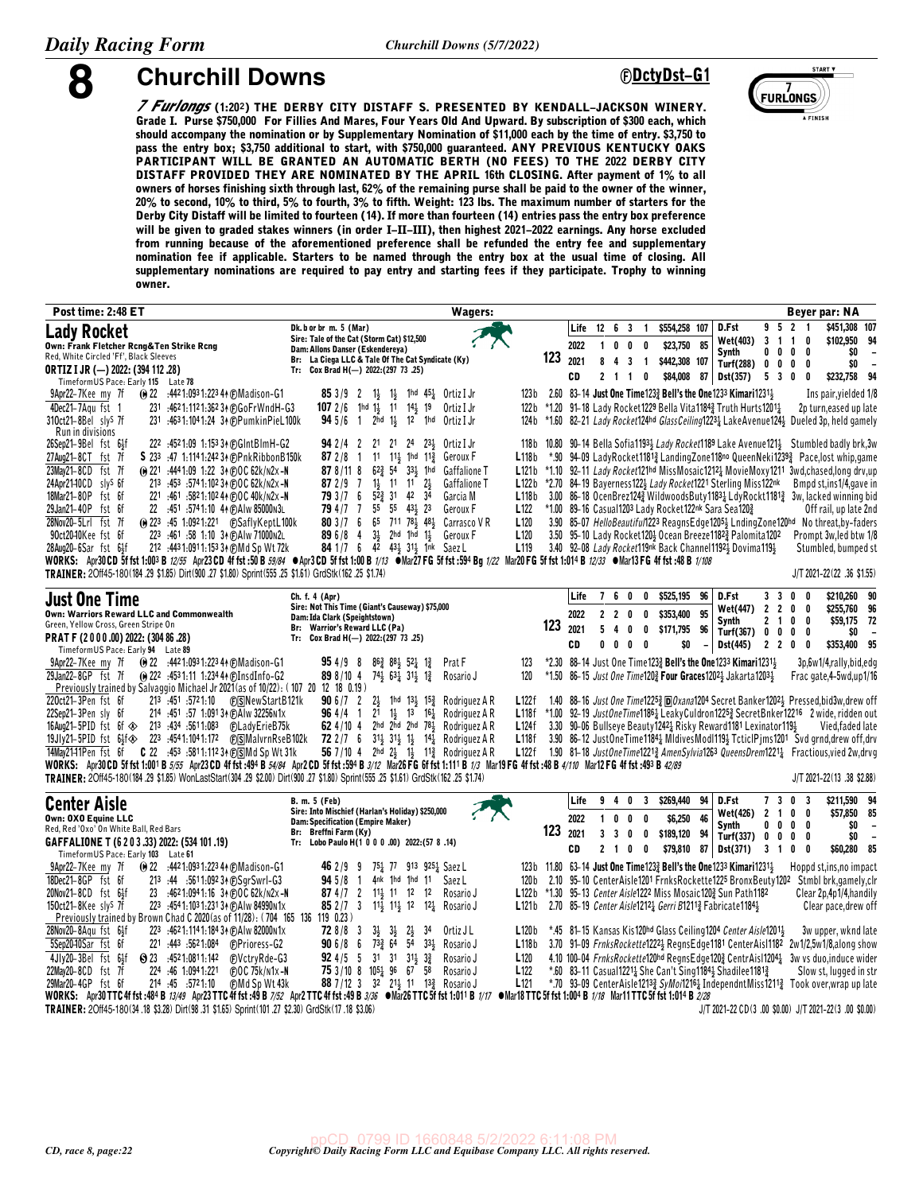# 8 Churchill Downs

ⒻDctyDst–G1

**7 Furlongs (1:20²) THE DERBY CITY DISTAFF S. PRESENTED BY KENDALL–JACKSON WINERY. Grade I. Purse $750,000 For Fillies And Mares, Four Years Old And Upward. By subscription of $300 each, which should accompany the nomination or by Supplementary Nomination of $11,000 each by the time of entry. $3,750 to pass the entry box; $3,750 additional to start, with $750,000 guaranteed. ANY PREVIOUS KENTUCKY OAKS PARTICIPANT WILL BE GRANTED AN AUTOMATIC BERTH (NO FEES) TO THE 2022 DERBY CITY DISTAFF PROVIDED THEY ARE NOMINATED BY THE APRIL 16th CLOSING. After payment of 1% to all owners of horses finishing sixth through last, 62% of the remaining purse shall be paid to the owner of the winner, 20% to second, 10% to third, 5% to fourth, 3% to fifth. Weight: 123 lbs. The maximum number of starters for the Derby City Distaff will be limited to fourteen (14). If more than fourteen (14) entries pass the entry box preference will be given to graded stakes winners (in order I–II–III), then highest 2021–2022 earnings. Any horse excluded from running because of the aforementioned preference shall be refunded the entry fee and supplementary nomination fee if applicable. Starters to be named through the entry box at the usual time of closing. All supplementary nominations are required to pay entry and starting fees if they participate. Trophy to winning owner.**

Post time: 2:48 ET | Wagers: | Beyer par: NA

## Lady Rocket

Own: Frank Fletcher Rcng&Ten Strike Rcng
Red, White Circled 'Ff', Black Sleeves
ORTIZ I JR (—) 2022: (394 112 .28)

Dk. b or br m. 5 (Mar)
Sire: Tale of the Cat (Storm Cat) $12,500
Dam: Allons Danser (Eskendereya)
Br: La Ciega LLC & Tale Of The Cat Syndicate (Ky)
Tr: Cox Brad H(—) 2022:(297 73 .25)

123

| | | | | | | | | | | | |
|---|---|---|---|---|---|---|---|---|---|---|---|
| Life | 12 | 6 | 3 | 1 | $554,258 | 107 | D.Fst | 9 | 5 2 1 | $451,308 | 107 |
| 2022 | 1 | 0 | 0 | 0 | $23,750 | 85 | Wet(403) | 3 | 1 1 0 | $102,950 | 94 |
| 2021 | 8 | 4 | 3 | 1 | $442,308 | 107 | Synth | 0 | 0 0 0 | $0 | – |
| CD | 2 | 1 | 1 | 0 | $84,008 | 87 | Turf(288) | 0 | 0 0 0 | $0 | – |
| | | | | | | | Dst(357) | 5 | 3 0 0 | $232,758 | 94 |

TimeformUS Pace: Early 115 Late 78

```
9Apr22–7Kee my 7f   ⓦ22 :442:093 1:223 4↑ⒻMadison-G1       85 3/9 2 1½ 1½ 1hd 45¼ Ortiz I Jr    123b 2.60 83–14 Just One Time123¾ Bell's the One1233 Kimari1231½       Ins pair,yielded 1/8
4Dec21–7Aqu fst 1   231 :462 1:112 1:362 3↑ⒻGoFrWndH-G3     107 2/6 1hd 1½ 11 14½ 19 Ortiz I Jr  122b *1.20 91–18 Lady Rocket1229 Bella Vita1184¾ Truth Hurts1201¼  2p turn,eased up late
31Oct21–8Bel sly5 7f 231 :463 1:104 1:24 3↑ⒻPumkinPieL100k  94 5/6 1 2hd 1½ 12 1hd Ortiz I Jr  124b *1.60 82–21 Lady Rocket124hd GlassCeiling1223¼ LakeAvenue124½ Dueled 3p, held gamely
   Run in divisions
26Sep21–9Bel fst 6½f 222 :452 1:09 1:153 3↑ⒻGIntBlmH-G2     94 2/4 2 21 21 24 23½ Ortiz I Jr    118b 10.80 90–14 Bella Sofia1193½ Lady Rocket1189 Lake Avenue121½  Stumbled badly brk,3w
27Aug21–8CT fst 7f  S 233 :47 1:114 1:242 3↑ⒻPnkRibbonB150k  87 2/8 1 11 11½ 1hd 11¾ Geroux F   L118b *.90 94–09 LadyRocket11811¾ LandingZone118no QueenNeki1239¾ Pace,lost whip,game
23May21–8CD fst 7f  ⓦ221 :444 1:09 1:22 3↑ⒻOC 62k/n2x–N     87 8/11 8 62¾ 54 33½ 1hd Gaffalione T L121b *1.10 92–11 Lady Rocket121hd MissMosaic1212¼ MovieMoxy1211 3wd,chased,long drv,up
24Apr21-10CD sly5 6f 213 :453 :574 1:102 3↑ⒻOC 62k/n2x–N     87 2/9 7 1½ 11 11 2½ Gaffalione T  L122b *2.70 84–19 Bayerness122½ Lady Rocket1221 Sterling Miss122nk Bmpd st,ins1/4,gave in
18Mar21–8OP fst 6f  221 :461 :582 1:102 4↑ⒻOC 40k/n2x–N     79 3/7 6 52¾ 31 42 34 Garcia M       L118b 3.00 86–18 OcenBrez124¾ WildwoodsButy1183¼ LdyRockt1181¾ 3w, lacked winning bid
29Jan21–4OP fst 6f  22 :451 :574 1:10 4↑ⒻAlw 85000n3L       79 4/7 7 55 55 43½ 23 Geroux F      L122 *1.00 89–16 Casual1203 Lady Rocket120nk Sara Sea120¾     Off rail, up late 2nd
28Nov20–5Lrl fst 7f ⓦ23 :45 1:092 1:221 ⒻSaflyKeptL100k     80 3/7 6 65 711 78½ 48½ Carrasco V R   L120 3.90 85–07 HelloBeautiful1223 ReagnsEdge1205½ LndingZone120hd No threat,by–faders
9Oct20-10Kee fst 6f 223 :461 :58 1:10 3↑ⒻAlw 71000n2L      89 6/8 4 3½ 2hd 1hd 1½ Geroux F         L120 3.50 95–10 Lady Rocket120½ Ocean Breeze1182¾ Palomita1202  Prompt 3w,led btw 1/8
28Aug20–6Sar fst 6½f 212 :443 1:092 1:153 3↑ⒻMd Sp Wt 72k  84 1/7 6 42 43½ 31½ 1nk Saez L          L119 3.40 92–08 LadyRocket119nk Back Channel1192½ Dovima119½  Stumbled, bumped st
```

WORKS: Apr30 CD 5f fst 1:00³ B 12/55 Apr23 CD 4f fst :50 B 59/84 ●Apr3 CD 5f fst 1:00 B 1/13 ●Mar27 FG 5f fst :59⁴ Bg 1/22 Mar20 FG 5f fst 1:01⁴ B 12/33 ●Mar13 FG 4f fst :48 B 1/108
TRAINER: 2Off45-180(184 .29 $1.85) Dirt(900 .27 $1.80) Sprint(555 .25 $1.61) GrdStk(162 .25 $1.74) J/T 2021-22(22 .36 $1.55)

## Just One Time

Own: Warriors Reward LLC and Commonwealth
Green, Yellow Cross, Green Stripe On
PRAT F (2 0 0 0 .00) 2022: (304 86 .28)

Ch. f. 4 (Apr)
Sire: Not This Time (Giant's Causeway) $75,000
Dam: Ida Clark (Speightstown)
Br: Warrior's Reward LLC (Pa)
Tr: Cox Brad H(—) 2022:(297 73 .25)

123

| | | | | | | | | | | | |
|---|---|---|---|---|---|---|---|---|---|---|---|
| Life | 7 | 6 | 0 | 0 | $525,195 | 96 | D.Fst | 3 | 3 0 0 | $210,260 | 90 |
| 2022 | 2 | 2 | 0 | 0 | $353,400 | 95 | Wet(447) | 2 | 2 0 0 | $255,760 | 96 |
| 2021 | 5 | 4 | 0 | 0 | $171,795 | 96 | Synth | 2 | 1 0 0 | $59,175 | 72 |
| CD | 0 | 0 | 0 | 0 | $0 | – | Turf(367) | 0 | 0 0 0 | $0 | – |
| | | | | | | | Dst(445) | 2 | 2 0 0 | $353,400 | 95 |

TimeformUS Pace: Early 94 Late 89

```
9Apr22–7Kee my 7f   ⓦ22 :442:093 1:223 4↑ⒻMadison-G1       95 4/9 8 86¾ 88½ 52¼ 1¾ Prat F         123 *2.30 88–14 Just One Time123¾ Bell's the One1233 Kimari1231½    3p,6w1/4,rally,bid,edg
29Jan22–8GP fst 7f  ⓦ222 :453 1:11 1:234 4↑ⒻInsdInfo-G2     89 8/10 4 74½ 63¼ 31½ 1¾ Rosario J    120 *1.50 86–15 Just One Time120¾ Four Graces1202¼ Jakarta1203½ Frac gate,4–5wd,up1/16
   Previously trained by Salvaggio Michael Jr 2021(as of 10/22): (107 20 12 18 0.19)
22Oct21–3Pen fst 6f 213 :451 :572 1:10 ⒻⓈNewStartB121k     90 6/7 2 2½ 1hd 13½ 15¾ Rodriguez A R   L122f 1.40 88–16 Just One Time1225¾ ⒹOxana1204 Secret Banker1202½ Pressed,bid3w,drew off
22Sep21–3Pen sly 6f 214 :451 :57 1:091 3↑ⒻAlw 32256n1x      96 4/4 1 21 1½ 13 16½ Rodriguez A R    L118f *1.00 92–19 JustOneTime1186½ LeakyCuldron1225¾ SecretBnker12216 2 wide, ridden out
16Aug21–5PID fst 6f ◈ 213 :434 :561 1:083 ⒻLadyErieB75k     62 4/10 4 2hd 2hd 2hd 78½ Rodriguez A R  L124f 3.30 90–06 Bullseye Beauty1242½ Risky Reward1181 Lexinator119½ Vied,faded late
19Jly21–5PID fst 6½f◈ 223 :454 1:104 1:172 ⒻⓈMalvrnRseB102k 72 2/7 6 31½ 31½ 1½ 14¼ Rodriguez A R   L118f 3.90 86–12 JustOneTime1184¼ MldivesModl119½ TcticlPjms1201 Svd grnd,drew off,drv
14May21-11Pen fst 6f C 22 :453 :581 1:112 3↑ⒻⓈMd Sp Wt 31k  56 7/10 4 2hd 2½ 1½ 11¾ Rodriguez A R    L122f 1.90 81–18 JustOneTime1221¾ AmenSylvia1263 QueensDrem1221¼ Fractious,vied 2w,drvg
```

WORKS: Apr30 CD 5f fst 1:00¹ B 5/55 Apr23 CD 4f fst :49⁴ B 54/84 Apr2 CD 5f fst :59⁴ B 3/12 Mar26 FG 6f fst 1:11¹ B 1/3 Mar19 FG 4f fst :48 B 4/110 Mar12 FG 4f fst :49³ B 42/89
TRAINER: 2Off45-180(184 .29 $1.85) WonLastStart(304 .29 $2.00) Dirt(900 .27 $1.80) Sprint(555 .25 $1.61) GrdStk(162 .25 $1.74) J/T 2021-22(13 .38 $2.88)

## Center Aisle

Own: OXO Equine LLC
Red, Red 'Oxo' On White Ball, Red Bars
GAFFALIONE T (6 2 0 3 .33) 2022: (534 101 .19)

B. m. 5 (Feb)
Sire: Into Mischief (Harlan's Holiday) $250,000
Dam: Specification (Empire Maker)
Br: Breffni Farm (Ky)
Tr: Lobo Paulo H(1 0 0 0 .00) 2022:(57 8 .14)

123

| | | | | | | | | | | | |
|---|---|---|---|---|---|---|---|---|---|---|---|
| Life | 9 | 4 | 0 | 3 | $269,440 | 94 | D.Fst | 7 | 3 0 3 | $211,590 | 94 |
| 2022 | 1 | 0 | 0 | 0 | $6,250 | 46 | Wet(426) | 2 | 1 0 0 | $57,850 | 85 |
| 2021 | 3 | 3 | 0 | 0 | $189,120 | 94 | Synth | 0 | 0 0 0 | $0 | – |
| CD | 2 | 1 | 0 | 0 | $79,810 | 87 | Turf(337) | 0 | 0 0 0 | $0 | – |
| | | | | | | | Dst(371) | 3 | 1 0 0 | $60,280 | 85 |

TimeformUS Pace: Early 103 Late 61

```
9Apr22–7Kee my 7f   ⓦ22 :442:093 1:223 4↑ⒻMadison-G1       46 2/9 9 75¼ 77 913 925¼ Saez L       123b 11.80 63–14 Just One Time123¾ Bell's the One1233 Kimari1231½    Hoppd st,ins,no impact
18Dec21–8GP fst 6f  213 :44 :561 1:092 3↑ⒻSgrSwrl-G3        94 5/8 1 4nk 1hd 1hd 11 Saez L        120b 2.10 95–10 CenterAisle1201 FrnksRockette1225 BronxBeuty1202 Stmbl brk,gamely,clr
20Nov21–8CD fst 6½f 23 :462 1:094 1:16 3↑ⒻOC 62k/n2x–N      87 4/7 2 11½ 11 12 12 Rosario J     L122b *1.30 95–13 Center Aisle1222 Miss Mosaic120¾ Sun Path1182  Clear 2p,4p1/4,handily
15Oct21–8Kee sly5 7f 223 :454 1:103 1:231 3↑ⒻAlw 84990n1x  85 2/7 3 11½ 11½ 12 12¼ Rosario J      L121b 2.70 85–19 Center Aisle1212¼ Gerri B1211¾ Fabricate1184½   Clear pace,drew off
   Previously trained by Brown Chad C 2020(as of 11/28): (704 165 136 119 0.23)
28Nov20–8Aqu fst 6½f 223 :462 1:114 1:184 3↑ⒻAlw 82000n1x  72 8/8 3 3½ 3½ 2½ 34 Ortiz J L       L120b *.45 81–15 Kansas Kis120hd Glass Ceiling1204 Center Aisle120½  3w upper, wknd late
5Sep20-10Sar fst 6f 221 :443 :562 1:084 ⒻPriorss-G2         90 6/8 6 73¾ 64 54 33½ Rosario J      L118b 3.70 91–09 FrnksRockette1222½ RegnsEdge1181 CenterAisl1182 2w1/2,5w1/8,along show
4Jly20–3Bel fst 6½f Ⓢ23 :452 1:081 1:142 ⒻVctryRde-G3       92 4/5 5 31 31 31½ 3¾ Rosario J      L120 4.10 100–04 FrnksRockette120hd RegnsEdge120¾ CentrAisl1204¼ 3w vs duo,induce wider
22May20–8CD fst 7f  224 :46 1:094 1:221 ⒻOC 75k/n1x–N      75 3/10 8 105¼ 96 67 58 Rosario J      L122 *.60 83–11 Casual1221¼ She Can't Sing1184½ Shadilee1181¾   Slow st, lugged in str
29Mar20–4GP fst 6f  214 :45 :572 1:10 ⒻMd Sp Wt 43k         88 7/12 3 32 21½ 11 13¾ Rosario J      L121 *.70 93–09 CenterAisle1213¾ SyMoi1216¼ IndependntMiss1211¾ Took over,wrap up late
```

WORKS: Apr30 TTC 4f fst :48⁴ B 3/36 Apr23 TTC 4f fst :49 B 7/52 Apr2 TTC 4f fst :49 B 3/36 ●Mar26 TTC 5f fst 1:01¹ B 1/17 ●Mar18 TTC 5f fst 1:00⁴ B 1/18 Mar11 TTC 5f fst 1:01⁴ B 2/28
TRAINER: 2Off45-180(34 .18 $3.28) Dirt(98 .31 $1.65) Sprint(101 .27 $2.30) GrdStk(17 .18 $3.06) J/T 2021-22 CD(3 .00 $0.00) J/T 2021-22(3 .00 $0.00)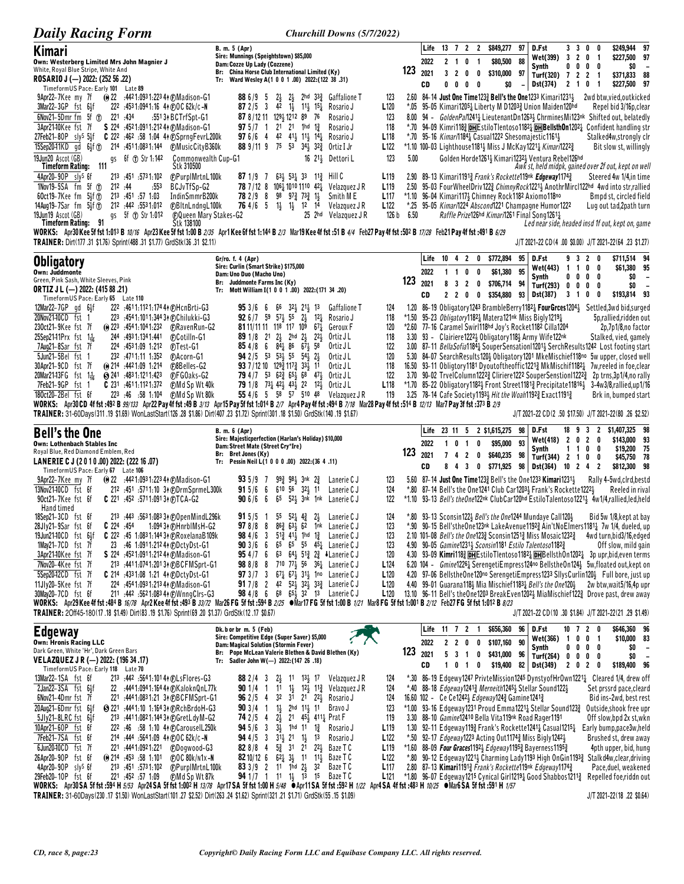# Daily Racing Form — Churchill Downs (5/7/2022)

## Kimari

B. m. 5 (Apr)
Sire: Munnings (Speightstown) $85,000
Dam: Cozze Up Lady (Cozzene)
Br: China Horse Club International Limited (Ky)
Tr: Ward Wesley A(1 0 0 1 .00) 2022:(122 38 .31)

Own: Westerberg Limited Mrs John Magnier J
White, Royal Blue Stripe, White And
ROSARIO J (—) 2022: (252 56 .22)
TimeformUS Pace: Early 101 Late 89

123

| | | | | | | |
|---|---|---|---|---|---|---|
| Life | 13 | 7 | 2 | 2 | $849,277 | 97 |
| 2022 | 2 | 1 | 0 | 1 | $80,500 | 88 |
| 2021 | 3 | 2 | 0 | 0 | $310,000 | 97 |
| CD | 0 | 0 | 0 | 0 | $0 | - |
| D.Fst | 3 | 3 | 0 | 0 | $249,944 | 97 |
| Wet(399) | 3 | 2 | 0 | 1 | $227,500 | 97 |
| Synth | 0 | 0 | 0 | 0 | $0 | - |
| Turf(320) | 7 | 2 | 2 | 1 | $371,833 | 88 |
| Dst(374) | 2 | 1 | 0 | 1 | $227,500 | 97 |

```
9Apr22–7Kee my 7f  ⊕22 :4421:0931:2234↑ⒻMadison-G1  88 6/9 5 2½ 2½ 2hd 3¾ Gaffalione T  123  2.60 84–14 Just One Time123¾ Bell's the One1233 Kimari1231½  2wd btw,vied,outkicked
3Mar22–3GP fst 6½f  22 :4531:0941:16 4↑ⒻOC 62k/c-N  87 2/5 3 42 1½ 11½ 15¼ Rosario J  L120  *.05 95–05 Kimari1205¼ Liberty M D1203¾ Union Maiden120hd  Repel bid 3/16p,clear
6Nov21–5Dmr fm 5f ⓣ  221 :434 :5513↑BCTrfSpt-G1  87 8/12 11 129½ 1212 89 76 Rosario J  123  8.00 94 – GoldenPal1241½ LieutenantDn1263½ ChrminesMi123nk Shifted out, belatedly
3Apr21-10Kee fst 7f  S 224 :4521:0911:2124↑ⒻMadison-G1  97 5/7 1 21 21 1hd 1¾ Rosario J  118  *.70 94–09 Kimri118¾ DHEstiloTlentoso1182¼ DHBellsthOn1202¼ Confident handling str
27Feb21–8OP sly⁵ 5½f  C 222 :462 :58 1:04 4↑ⒻSprngFevrL200k  97 6/6 4 42 41½ 11½ 14¼ Rosario J  L118  *.70 95–16 Kimari1184¼ Casual1222 Shesomajestic1161½  Stalked4w,strongly clr
15Sep20-11KD gd 6½f ⓣ  214 :4511:0831:144  ⒻMusicCityB360k  88 9/11 9 75 53 34½ 32¾ Ortiz I Jr  L122  *1.10 100–03 Lighthouse1181½ Miss J McKay1221¼ Kimari1222¾  Bit slow st, willingly
19Jun20 Ascot (GB)  gs 6f ⓣ Str 1:142  Commonwealth Cup-G1  16 21½ Dettori L  123  5.00  Golden Horde1261½ Kimari1232½ Ventura Rebel126hd
  Timeform Rating: 111  Stk 310500  Awk st, held midpk, gained over 2f out, kept on well
4Apr20–9OP sly⁵ 6f  213 :451 :5731:102  ⒻPurplMrtnL100k  87 1/9 7 63½ 53¼ 33 11¾ Hill C  L119  2.90 89–13 Kimari1191¾ Frank's Rockette119nk Edgeway1174¾  Steered 4w 1/4,in time
1Nov19–5SA fm 5f ⓣ  212 :44 :553  BCJvTfSp-G2  78 7/12 8 106½ 1010 1110 42¼ Velazquez J R  L119  2.50 95–03 FourWheelDriv122¾ ChimnyRock1221½ AnothrMirclI22hd 4wd into str,rallied
6Oct19–7Kee fm 5½f ⓣ  213 :451 :57 1:03  IndinSmmrB200k  78 2/9 8 98 97¾ 73¾ 1½ Smith M E  L117  *1.10 96–04 Kimari117½ Chimney Rock1182 Axiomo118no  Bmpd st, circled field
14Aug19–7Sar fm 5½f ⓣ  212 :442 :5531:012  ⒻBltnLndngL100k  76 4/6 5 1½ 1½ 12 14 Velazquez J R  L122  *.25 95–05 Kimari1224 Abscond1221 Champagne Humor1222  Lug out tad,2path turn
19Jun19 Ascot (GB)  gs 5f ⓣ Str 1:012  ⒻQueen Mary Stakes-G2  25 2hd Velazquez J R  126 b 6.50  Raffle Prize126hd Kimari1261 Final Song1261¼
  Timeform Rating: 91  Stk 138100  Led near side, headed insd 1f out, kept on, game
```

WORKS: Apr30 Kee 5f fst 1:013 B 10/16 Apr23 Kee 5f fst 1:00 B 2/35 Apr1 Kee 6f fst 1:144 B 2/3 Mar19 Kee 4f fst :51 B 4/4 Feb27 Pay 4f fst :502 B 17/28 Feb21 Pay 4f fst :491 B 6/29
TRAINER: Dirt(177 .31 $1.76) Sprint(488 .31 $1.77) GrdStk(36 .31 $2.11)
J/T 2021-22 CD(4 .00 $0.00) J/T 2021-22(64 .23 $1.27)

## Obligatory

Gr/ro. f. 4 (Apr)
Sire: Curlin (Smart Strike) $175,000
Dam: Uno Duo (Macho Uno)
Br: Juddmonte Farms Inc (Ky)
Tr: Mott William I(1 0 0 1 .00) 2022:(171 34 .20)

Own: Juddmonte
Green, Pink Sash, White Sleeves, Pink
ORTIZ J L (—) 2022: (415 88 .21)
TimeformUS Pace: Early 65 Late 110

123

| | | | | | | |
|---|---|---|---|---|---|---|
| Life | 10 | 4 | 2 | 0 | $772,894 | 95 |
| 2022 | 1 | 1 | 0 | 0 | $61,380 | 95 |
| 2021 | 8 | 3 | 2 | 0 | $706,714 | 94 |
| CD | 2 | 2 | 0 | 0 | $354,880 | 93 |
| D.Fst | 9 | 3 | 2 | 0 | $711,514 | 94 |
| Wet(443) | 1 | 1 | 0 | 0 | $61,380 | 95 |
| Synth | 0 | 0 | 0 | 0 | $0 | - |
| Turf(293) | 0 | 0 | 0 | 0 | $0 | - |
| Dst(387) | 3 | 1 | 0 | 0 | $193,814 | 93 |

```
12Mar22–7GP gd 6½f  222 :4611:1121:174 4↑ⒻHcnBrti-G3  95 3/6 6 66 32½ 21½ 13 Gaffalione T  124  1.20 86–19 Obligatory1243 BrambleBerry1182¼ FourGraces1204½  Settled,3wd bid,surged
20Nov21-10CD fst 1  223 :4541:1011:344 3↑ⒻChilukki-G3  92 6/7 59 57½ 55 2½ 12¼ Rosario J  118  *1.50 95–23 Obligatory1182¼ Matera121nk Miss Bigly1219½  5p,rallied,ridden out
23Oct21–9Kee fst 7f  ⊕223 :4541:1041:232  ⒻRavenRun-G2  81 11/11 11 118 117 109 67¼ Geroux F  120  *2.60 77–16 Caramel Swirl118hd Joy's Rocket118² Cilla1204  2p,7p1/8,no factor
25Sep21-11Prx fst 1¹⁄₁₆  244 :4931:1341:441  ⒻCotilln-G1  89 1/8 21 2½ 2hd 2½ 22½ Ortiz J L  118  3.30 93 – Clairiere1222½ Obligatory118½ Army Wife122nk  Stalked, vied, gamely
7Aug21–8Sar fst 7f  224 :4531:09 1:212  ⒻTest-G1  85 4/8 6 84¼ 86 67½ 58 Ortiz J L  122  3.00 87–11 BellaSofia1184¼ SouperSensationl12011 SerchResults1242 Lost footing start
5Jun21–5Bel fst 1  232 :4711:11 1:352  ⒻAcorn-G1  94 2/5 53 53½ 55 54½ 2½ Ortiz J L  120  5.30 84–07 SearchResults120½ Obligatory1201 MkeMischief118no 5w upper, closed well
30Apr21–9CD fst 7f  ⊕214 :4421:09 1:214  Ⓕ8Belles-G2  93 7/12 10 129¾ 117¾ 33½ 11 Ortiz J L  118  16.50 93–11 Obligtory1181 Dyoutoftheoffic1221¾ MkMischif1182¼ 7w,rallied in foe,clear
20Mar21-13FG fst 1¹⁄₁₆  S 241 :4831:1211:423  ⒻFGOaks-G2  79 4/7 53 62¾ 65¼ 68 47½ Ortiz J L  122  3.70 90–02 TrvelColumn1222¾ Cliriere1222 SouperSenstion1222¾ 2p trns,3p1/4,no rally
7Feb21–9GP fst 1  C 231 :4611:1121:372  ⒻMd Sp Wt 40k  79 1/8 73¼ 42½ 43½ 21 12½ Ortiz J L  L118  *1.70 85–22 Obligatory1182½ Front Street1181¾ Precipitate1181½ 3-4w3/8,rallied,up1/16
18Oct20–2Bel fst 6f  223 :46 :58 1:104  ⒻMd Sp Wt 80k  55 4/6 5 58 57 510 48 Velazquez J R  119  3.25 78–14 Cafe Society1193½ Hit the Woah1192¾ Exact1191¾  Brk in, bumped start
```

WORKS: Apr30 CD 4f fst :492 B 99/133 Apr22 Pay 4f fst :49 B 3/13 Apr15 Pay 5f fst 1:014 B 2/7 Apr4 Pay 4f fst :494 B 7/18 Mar28 Pay 4f fst :514 B 12/13 Mar7 Pay 3f fst :373 B 2/9
TRAINER: 31-60Days(311 .19 $1.69) WonLastStart(126 .28 $1.86) Dirt(407 .23 $1.72) Sprint(301 .18 $1.50) GrdStk(140 .19 $1.67)
J/T 2021-22 CD(2 .50 $17.50) J/T 2021-22(80 .26 $2.52)

## Bell's the One

B. m. 6 (Apr)
Sire: Majesticperfection (Harlan's Holiday) $10,000
Dam: Street Mate (Street Cry*Ire)
Br: Bret Jones (Ky)
Tr: Pessin Neil L(1 0 0 0 .00) 2022:(36 4 .11)

Own: Lothenbach Stables Inc
Royal Blue, Red Diamond Emblem, Red
LANERIE C J (2 0 1 0 .00) 2022: (222 16 .07)
TimeformUS Pace: Early 67 Late 106

123

| | | | | | | |
|---|---|---|---|---|---|---|
| Life | 23 | 11 | 5 | 2 | $1,615,275 | 98 |
| 2022 | 1 | 0 | 1 | 0 | $95,000 | 93 |
| 2021 | 7 | 4 | 2 | 0 | $640,235 | 98 |
| CD | 8 | 4 | 3 | 0 | $771,925 | 98 |
| D.Fst | 18 | 9 | 3 | 2 | $1,407,325 | 98 |
| Wet(418) | 2 | 0 | 2 | 0 | $143,000 | 93 |
| Synth | 1 | 1 | 0 | 0 | $19,200 | 75 |
| Turf(344) | 2 | 1 | 0 | 0 | $45,750 | 78 |
| Dst(364) | 10 | 2 | 4 | 2 | $812,300 | 98 |

```
9Apr22–7Kee my 7f  ⊕22 :4421:0931:2234↑ⒻMadison-G1  93 5/9 7 99¾ 98½ 3nk 2¾ Lanerie C J  123  5.60 87–14 Just One Time123¾ Bell's the One1233 Kimari1231½  Rally 4-5wd,clrd,bestd
13Nov21-10CD fst 6f  212 :451 :5711:10 3↑ⒻDrmSprmeL300k  91 5/6 6 610 56 32½ 11 Lanerie C J  124  *.80 87–14 Bell's the One1241 Club Car1203½ Frank's Rockette1222½  Reeled in rival
9Oct21–7Kee fst 6f  C 221 :452 :5711:0913↑ⒻTCA-G2  90 6/6 6 65 52½ 3nk 1nk Lanerie C J  122  *1.10 93–13 Bell's theOne122nk ClubCar120hd EstiloTalentoso1221½ 4w1/4,rallied,led,held
  Hand timed
18Sep21–3CD fst 6f  213 :443 :5631:0833↑ⒻOpenMindL296k  91 5/5 1 55 52¼ 4¾ 2½ Lanerie C J  124  *.80 93–13 Sconsin122½ Bell's the One1244 Mundaye Call120½  Bid 5w 1/8,kept at bay
28Jly21–9Sar fst 6f  C 224 :454 1:094 3↑ⒻHnrblMsH-G2  97 8/8 8 86¾ 63½ 62 1nk Lanerie C J  123  *.90 90–15 Bell'stheOne123nk LakeAvenue1192¾ Ain'tNoElmers1181½ 7w 1/4, dueled, up
19Jun21-10CD fst 6½f  C 222 :45 1:0831:144 3↑ⒻRoxelanaB109k  98 4/6 3 51¾ 41½ 1hd 1¾ Lanerie C J  123  2.10 101–08 Bell's the One123¾ Sconsin1251¾ Miss Mosaic1232¾  4wd turn,bid3/16,edged
1May21–7CD fst 7f  23 :46 1:0911:2124↑ⒻDctyDst-G1  90 3/6 6 65 65 55 45¼ Lanerie C J  123  4.90 90–05 Gamine1231½ Sconsin1181 Estilo Talentoso1182¾  Off slow, mild gain
3Apr21-10Kee fst 7f  S 224 :4521:0911:2124↑ⒻMadison-G1  95 4/7 6 63 64½ 51¾ 2¾ ♣Lanerie C J  120  4.30 93–09 Kimri118¾ DHEstiloTlentoso1182¼ DHBellsthOn1202¼ 3p upr,bid,even terms
7Nov20–4Kee fst 7f  213 :4411:0741:2013↑ⒻBCFMSprt-G1  98 8/8 8 710 77½ 56 36¼ Lanerie C J  L124  6.20 104 – Gmine1226¼ SerengetiEmpress124no BellstheOn124½ 5w,floated out,kept on
5Sep20-12CD fst 7f  C 214 :4331:08 1:21 4↑ⒻDctyDst-G1  97 3/7 3 67¼ 67¼ 31½ 1no Lanerie C J  L120  4.20 97–06 BellstheOne120no SerengetiEmpress1233 SllysCurlin120½ Full bore, just up
11Jly20–5Kee fst 7f  224 :4541:0931:2134↑ⒻMadison-G1  91 7/8 2 42 52½ 32½ 33¾ Lanerie C J  L120  4.40 99–01 Guarana118½ Mia Mischief1183¼ Bell's the One120½  2w btw,wait5/16,4p upr
30May20–7CD fst 6f  211 :442 :5621:0834↑ⒻWnngClrs-G3  98 4/8 6 68 65½ 32 13 Lanerie C J  L120  13.10 96–11 Bell's theOne1203 BreakEven1202½ MiaMischief1223 Drove past, drew away
```

WORKS: Apr29 Kee 4f fst :484 B 16/78 Apr2 Kee 4f fst :493 B 33/72 Mar26 FG 5f fst :594 B 2/25 ●Mar17 FG 5f fst 1:00 B 1/21 Mar8 FG 5f fst 1:001 B 2/12 Feb27 FG 5f fst 1:012 B 8/23
TRAINER: 2Off45-180(17 .18 $1.49) Dirt(83 .19 $1.76) Sprint(69 .20 $1.37) GrdStk(12 .17 $0.67)
J/T 2021-22 CD(10 .30 $1.84) J/T 2021-22(21 .29 $1.49)

## Edgeway

Dk. b or br m. 5 (Feb)
Sire: Competitive Edge (Super Saver) $5,000
Dam: Magical Solution (Stormin Fever)
Br: Pope McLean Valerie Blethen & David Blethen (Ky)
Tr: Sadler John W(—) 2022:(147 26 .18)

Own: Hronis Racing LLC
Dark Green, White 'Hr', Dark Green Bars
VELAZQUEZ J R (—) 2022: (196 34 .17)
TimeformUS Pace: Early 118 Late 70

123

| | | | | | | |
|---|---|---|---|---|---|---|
| Life | 11 | 7 | 2 | 1 | $656,360 | 96 |
| 2022 | 2 | 2 | 0 | 0 | $107,160 | 90 |
| 2021 | 5 | 3 | 1 | 0 | $431,000 | 96 |
| CD | 1 | 0 | 1 | 0 | $19,400 | 82 |
| D.Fst | 10 | 7 | 2 | 0 | $646,360 | 96 |
| Wet(366) | 1 | 0 | 0 | 1 | $10,000 | 83 |
| Synth | 0 | 0 | 0 | 0 | $0 | - |
| Turf(264) | 0 | 0 | 0 | 0 | $0 | - |
| Dst(349) | 2 | 0 | 1 | 0 | $189,400 | 96 |

```
13Mar22–1SA fst 6f  213 :442 :5641:101 4↑ⒻLsFlores-G3  88 2/4 3 2½ 11 13½ 17 Velazquez J R  124  *.30 86–19 Edgewy1247 PrivteMission1245 DynstyofHrOwn1221¼ Cleared 1/4, drew off
2Jan22–3SA fst 6½f  22 :4441:0941:164 4↑ⒻKaloknQnL77k  90 1/4 1 11 1½ 12½ 11¾ Velazquez J R  124  *.40 88–18 Edgeway1241¾ Merneith1245½ Stellar Sound122½  Set prssrd pace,cleard
6Nov21–4Dmr fst 7f  221 :4441:0831:21 3↑ⒻBCFMSprt-G1  96 2/5 4 32 31 21 22½ Rosario J  124  16.60 102 – Ce Ce1242½ Edgeway124¾ Gamine1241¾  Bid ins-2wd, best rest
20Aug21–6Dmr fst 6½f  S 221 :4441:10 1:164 3↑ⒻRchBrdoH-G3  90 3/4 1 1½ 2hd 11½ 11 Bravo J  123  *1.00 93–16 Edgeway1231 Proud Emma1221¼ Stellar Sound123¾  Outside,shook free upr
5Jly21–8LRC fst 6½f  213 :4411:0821:144 3↑ⒻGretLdyM-G2  74 2/5 4 2½ 21 45½ 411¼ Prat F  119  3.30 88–10 Gamine12410 Bella Vita119nk Road Rager1191  Off slow,bpd 2x st,wkn
10Apr21–6OP fst 6f  222 :46 :58 1:10 4↑ⒻCarouselL250k  94 5/6 3 3½ 1hd 11 1¾ Rosario J  L119  1.30 92–11 Edgeway119¾ Frank's Rockette1241¾ Casual1215¼  Early bump,pace3w,held
7Feb21–7SA fst 6f  214 :444 :5641:09 4↑ⒻOC 62k/c-N  94 4/5 3 31½ 21 1½ 13 Rosario J  L122  *.50 92–17 Edgeway1223 Acting Out11741¾ Miss Bigly1242½  Brushed st, drew away
6Jun20-10CD fst 7f  221 :4441:0921:221  ⒻDogwood-G3  82 8/8 4 5¾ 31 21 22½ Baze T C  L119  *1.60 88–09 Four Graces1192½ Edgeway1195¾ Bayerness1195¾  4pth upper, bid, hung
26Apr20–9OP fst 6f  ⊕214 :453 :58 1:101  ⒻOC 80k/n1x-N  82 10/12 6 62½ 3½ 11 11½ Baze T C  L122  *.80 90–12 Edgeway1221½ Charming Lady1193 High OnGin1193¾ Stalkd4w,clear,driving
4Apr20–9OP sly⁵ 6f  213 :451 :5731:102  ⒻPurplMrtnL100k  83 3/9 2 11 1hd 2½ 32 Baze T C  L117  2.80 87–13 Kimari1191¾ Frank's Rockette119nk Edgeway1174¾  Pace,duel, weakened
29Feb20–1OP fst 6f  221 :452 :57 1:09  ⒻMd Sp Wt 87k  94 1/7 1 11 1½ 13 15 Baze T C  L121  *1.80 96–07 Edgeway1215 Cynical Girl1219¼ Good Shabbos1211¾  Repelled foe,riddn out
```

WORKS: Apr30 SA 5f fst :594 H 5/53 Apr24 SA 5f fst 1:002 H 13/78 Apr17 SA 5f fst 1:00 B 5/48 ●Apr11 SA 5f fst :592 H 1/22 Apr4 SA 4f fst :483 H 10/25 ●Mar6 SA 5f fst :591 H 1/57
TRAINER: 31-60Days(230 .17 $1.50) WonLastStart(101 .27 $2.52) Dirt(263 .24 $1.62) Sprint(321 .21 $1.71) GrdStk(55 .15 $1.09)
J/T 2021-22(18 .22 $0.64)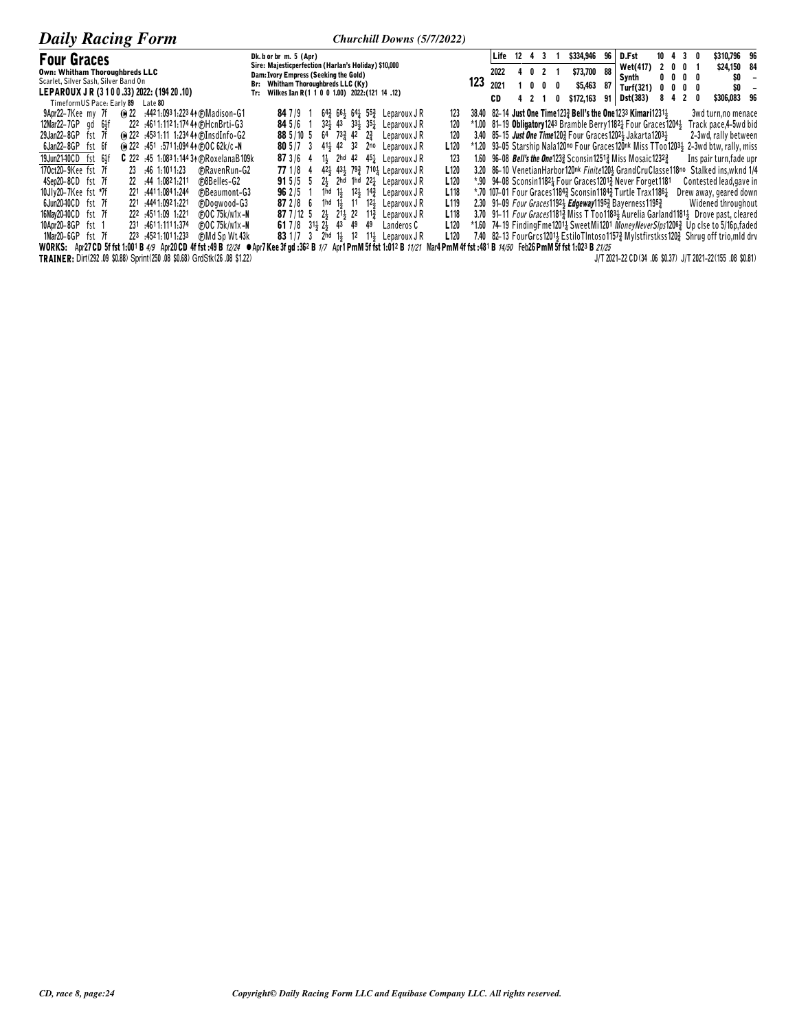**Four Graces**

Own: Whitham Thoroughbreds LLC
Scarlet, Silver Sash, Silver Band On
**LEPAROUX J R (3 1 0 0 .33) 2022: (194 20 .10)**

Dk. b or br m. 5 (Apr)
Sire: Majesticperfection (Harlan's Holiday) $10,000
Dam: Ivory Empress (Seeking the Gold)
Br: Whitham Thoroughbreds LLC (Ky)
Tr: Wilkes Ian R(1 1 0 0 1.00) 2022:(121 14 .12)

**123**

| | Starts | 1st | 2nd | 3rd | Earnings | Speed |
|---|---|---|---|---|---|---|
| Life | 12 | 4 | 3 | 1 | $334,946 | 96 |
| 2022 | 4 | 0 | 2 | 1 | $73,700 | 88 |
| 2021 | 1 | 0 | 0 | 0 | $5,463 | 87 |
| CD | 4 | 2 | 1 | 0 | $172,163 | 91 |

| | Starts | 1st | 2nd | 3rd | Earnings | Speed |
|---|---|---|---|---|---|---|
| D.Fst | 10 | 4 | 3 | 0 | $310,796 | 96 |
| Wet(417) | 2 | 0 | 0 | 1 | $24,150 | 84 |
| Synth | 0 | 0 | 0 | 0 | $0 | – |
| Turf(321) | 0 | 0 | 0 | 0 | $0 | – |
| Dst(383) | 8 | 4 | 2 | 0 | $306,083 | 96 |

TimeformUS Pace: Early **89** Late **80**

```
9Apr22–7Kee my 7f   ⓦ 22  :442 1:093 1:223 4↑ ⒻMadison-G1      84 7/9  1  64¾ 66½ 64¼ 55¾  Leparoux J R   123   38.40 82–14 Just One Time123¾ Bell's the One123³ Kimari1231½        3wd turn,no menace
12Mar22–7GP gd 6½f      22² :461 1:112 1:174 4↑ ⒻHcnBrti-G3      84 5/6  1  32½ 43  33½ 35¼  Leparoux J R   120   *1.00 81–19 Obligatory124³ Bramble Berry1182¼ Four Graces1204½   Track pace,4–5wd bid
29Jan22–8GP fst 7f  ⓦ 22² :453 1:11  1:234 4↑ ⒻInsdInfo-G2      88 5/10 5  64  73¾ 42  2¾   Leparoux J R   120    3.40 85–15 Just One Time120¾ Four Graces120²½ Jakarta1203½       2–3wd, rally between
6Jan22–8GP fst 6f   ⓦ 22² :451  :571 1:094 4↑ ⒻOC 62k/c -N    80 5/7  3  41½ 42  32  2no  Leparoux J R   L120   *1.20 93–05 Starship Nala120no Four Graces120nk Miss TToo1203½ 2–3wd btw, rally, miss
19Jun21-10CD fst 6½f C 22² :45 1:083 1:144 3↑ ⒻRoxelanaB109k    87 3/6  4  1½  2hd 42  45¼  Leparoux J R   123    1.60 96–08 Bell's the One123¾ Sconsin1251¾ Miss Mosaic1232¾      Ins pair turn,fade upr
17Oct20–9Kee fst 7f     23   :46 1:101 1:23   ⒻRavenRun-G2      77 1/8  4  42½ 43½ 79¾ 710¼ Leparoux J R   L120   3.20 86–10 VenetianHarbor120nk Finite120½ GrandCruClasse118no  Stalked ins,wknd 1/4
4Sep20–8CD fst 7f       22   :44 1:082 1:211  Ⓕ8Belles-G2       91 5/5  5  2½  2hd 1hd 22½  Leparoux J R   L120   *.90 94–08 Sconsin1182½ Four Graces1201¾ Never Forget1181    Contested lead,gave in
10Jly20–7Kee fst *7f    22¹ :441 1:084 1:244  ⒻBeaumont-G3      96 2/5  1  1hd 1½  12½ 14¾  Leparoux J R   L118   *.70 107–01 Four Graces1184¾ Sconsin1184¾ Turtle Trax1186¼     Drew away, geared down
6Jun20-10CD fst 7f      22¹ :444 1:092 1:221  ⒻDogwood-G3       87 2/8  6  1hd 1½  11  12½  Leparoux J R   L119   2.30 91–09 Four Graces1192½ Edgeway1195¾ Bayerness1195¾           Widened throughout
16May20-10CD fst 7f     22² :451 1:09 1:221   ⒻOC 75k/n1x -N    87 7/12 5  2½  21½ 22  11¾  Leparoux J R   L118   3.70 91–11 Four Graces1181¾ Miss T Too1183½ Aurelia Garland1181½ Drove past, cleared
10Apr20–8GP fst 1       23¹ :461 1:111 1:374  ⒻOC 75k/n1x -N    61 7/8  31½ 2½ 43  49  49   Landeros C     L120   *1.60 74–19 FindingFme1201¼ SweetMi1201 MoneyNeverSlps1206¾ Up clse to 5/16p,faded
1Mar20–6GP fst 7f       22³ :452 1:101 1:233  ⒻMd Sp Wt 43k     83 1/7  3  2hd 1½  12  11½  Leparoux J R   L120   7.40 82–13 FourGrcs1201½ EstiloTlntoso1157¾ Mylstfirstkss120¾ Shrug off trio,mld drv
```

**WORKS:** Apr27 CD 5f fst 1:00¹ B 4/9 Apr20 CD 4f fst :49 B 12/24 ●Apr7 Kee 3f gd :36² B 1/7 Apr1 PmM 5f fst 1:01² B 11/21 Mar4 PmM 4f fst :48¹ B 14/50 Feb26 PmM 5f fst 1:02³ B 21/25

**TRAINER:** Dirt(292 .09 $0.88) Sprint(250 .08 $0.68) GrdStk(26 .08 $1.22)

J/T 2021-22 CD(34 .06 $0.37) J/T 2021-22(155 .08 $0.81)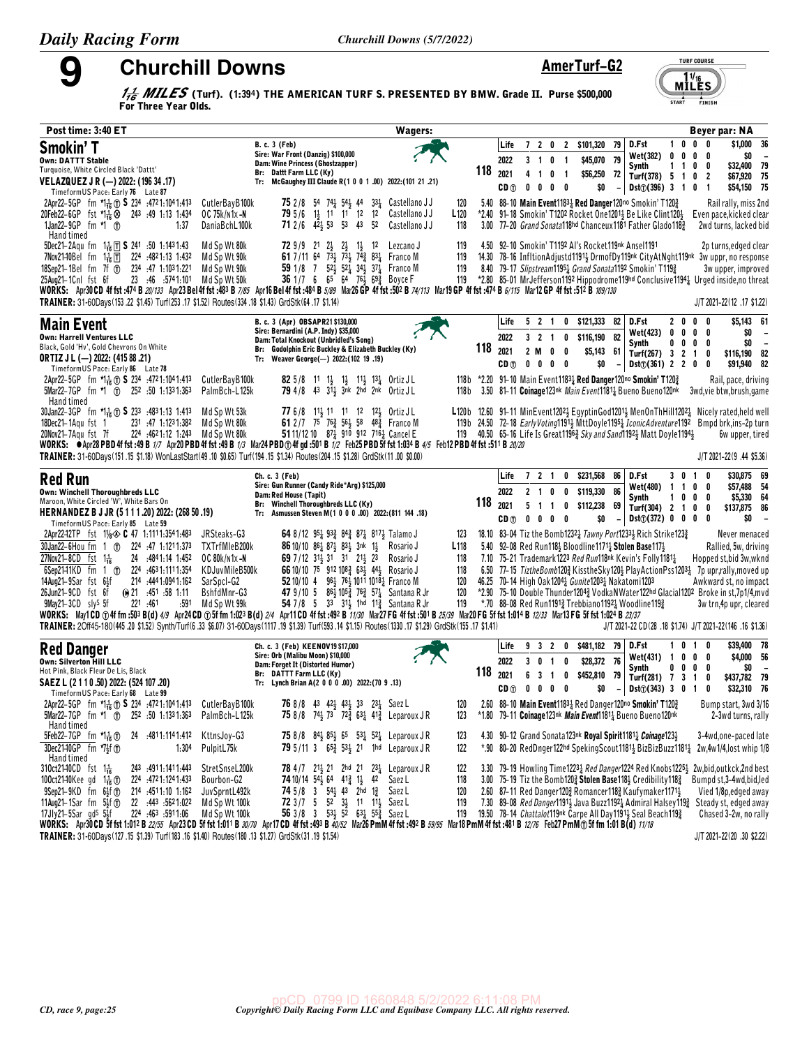# 9 Churchill Downs

**AmerTurf–G2**

*1 1/16 MILES* (Turf). (1:39⁴) THE AMERICAN TURF S. PRESENTED BY BMW. Grade II. Purse $500,000 For Three Year Olds.

TURF COURSE 1 1/16 MILES START FINISH

Post time: 3:40 ET — Wagers: — Beyer par: NA

## Smokin' T

Own: DATTT Stable
Turquoise, White Circled Black 'Dattt'
VELAZQUEZ J R (—) 2022: (196 34 .17)

B. c. 3 (Feb)
Sire: War Front (Danzig) $100,000
Dam: Wine Princess (Ghostzapper)
Br: Dattt Farm LLC (Ky)
Tr: McGaughey III Claude R(1 0 0 1 .00) 2022:(101 21 .21)

118

| | | | | | | | |
|---|---|---|---|---|---|---|---|
| Life | 7 2 0 2 | $101,320 | 79 | D.Fst | 1 0 0 0 | $1,000 | 36 |
| 2022 | 3 1 0 1 | $45,070 | 79 | Wet(382) | 0 0 0 0 | $0 | – |
| 2021 | 4 1 0 1 | $56,250 | 72 | Synth | 1 1 0 0 | $32,400 | 79 |
| CD ⓣ | 0 0 0 0 | $0 | – | Turf(378) | 5 1 0 2 | $67,920 | 75 |
| | | | | Dst ⓣ(396) | 3 1 0 1 | $54,150 | 75 |

TimeformUS Pace: Early 76 Late 87

2Apr22–5GP fm *1 1/16 ⓣ S 23⁴ :47²1:10⁴1:41³ CutlerBayB100k 75 2/8 5⁴ 7⁴½ 5⁴½ 4⁴ 3³½ Castellano J J 120 5.40 88–10 Main Event118³½ Red Danger120no Smokin' T120³ Rail rally, miss 2nd
20Feb22–6GP fst *1 1/16 ⊗ 24³ :49 1:13 1:43⁴ OC 75k/n1x-N 79 5/6 1½ 1¹ 1¹ 1² 1² Castellano J J L120 *2.40 91–18 Smokin' T120² Rocket One120¹½ Be Like Clint120½ Even pace,kicked clear
1Jan22–9GP fm *1 ⓣ 1:37 DaniaBchL100k 71 2/6 4²½ 5³ 5³ 4³ 5² Castellano J J 118 3.00 77–20 Grand Sonata118hd Chanceux118¹ Father Glado118¾ 2wd turns, lacked bid
Hand timed
5Dec21–2Aqu fm 1 1/16 Ⓣ S 24¹ :50 1:14³1:43 Md Sp Wt 80k 72 9/9 2¹ 2½ 2½ 1½ 1² Lezcano J 119 4.50 92–10 Smokin' T119² Al's Rocket119nk Ansel119¹ 2p turns,edged clear
7Nov21-10Bel fm 1 1/16 Ⓣ 22⁴ :48²1:13 1:43² Md Sp Wt 90k 61 7/11 6⁴ 7³½ 7³½ 7⁴¾ 8³½ Franco M 119 14.30 78–16 InfltionAdjustd119¹½ DrmofDy119nk CityAtNght119nk 3w uppr, no response
18Sep21–1Bel fm 7f ⓣ 23⁴ :47 1:10³1:22¹ Md Sp Wt 90k 59 1/8 7 5²½ 5²½ 3⁴½ 3⁷½ Franco M 119 8.40 79–17 Slipstream119⁵½ Grand Sonata119² Smokin' T119¾ 3w upper, improved
25Aug21–1Cnl fst 6f 23 :46 :57⁴1:10¹ Md Sp Wt 50k 36 1/7 6 6⁵ 6⁴ 7⁶½ 6⁹¾ Boyce F 119 *2.80 85–01 MrJefferson119² Hippodrome119hd Conclusive119⁴½ Urged inside,no threat

WORKS: Apr30 CD 4f fst :47⁴ B 20/133 Apr23 Bel 4f fst :48³ B 7/85 Apr16 Bel 4f fst :48⁴ B 5/89 Mar26 GP 4f fst :50² B 74/113 Mar19 GP 4f fst :47⁴ B 6/115 Mar12 GP 4f fst :51² B 109/130
TRAINER: 31-60Days(153 .22 $1.45) Turf(253 .17 $1.52) Routes(334 .18 $1.43) GrdStk(64 .17 $1.14) — J/T 2021-22(12 .17 $1.22)

## Main Event

Own: Harrell Ventures LLC
Black, Gold 'Hv', Gold Chevrons On White
ORTIZ J L (—) 2022: (415 88 .21)

B. c. 3 (Apr) OBSAPR21 $130,000
Sire: Bernardini (A.P. Indy) $35,000
Dam: Total Knockout (Unbridled's Song)
Br: Godolphin Eric Buckley & Elizabeth Buckley (Ky)
Tr: Weaver George(—) 2022:(102 19 .19)

118

| | | | | | | | |
|---|---|---|---|---|---|---|---|
| Life | 5 2 1 0 | $121,333 | 82 | D.Fst | 2 0 0 0 | $5,143 | 61 |
| 2022 | 3 2 1 0 | $116,190 | 82 | Wet(423) | 0 0 0 0 | $0 | – |
| 2021 | 2 M 0 0 | $5,143 | 61 | Synth | 0 0 0 0 | $0 | – |
| CD ⓣ | 0 0 0 0 | $0 | – | Turf(267) | 3 2 1 0 | $116,190 | 82 |
| | | | | Dst ⓣ(361) | 2 2 0 0 | $91,940 | 82 |

TimeformUS Pace: Early 86 Late 78

2Apr22–5GP fm *1 1/16 ⓣ S 23⁴ :47²1:10⁴1:41³ CutlerBayB100k 82 5/8 1¹ 1½ 1½ 1¹½ 1³½ Ortiz J L 118b *2.20 91–10 Main Event118³½ Red Danger120no Smokin' T120³ Rail rally, pace, driving
5Mar22–7GP fm *1 ⓣ 25² :50 1:13³1:36³ PalmBch-L125k 79 4/8 4³ 3¹½ 3nk 2hd 2nk Ortiz J L 118b 3.50 81–11 Coinage123nk Main Event118¹¼ Bueno Bueno120nk 3wd,vie btw,brush,game
Hand timed
30Jan22–3GP fm *1 1/16 ⓣ S 23³ :48³1:13 1:41³ Md Sp Wt 53k 77 6/8 1¹½ 1¹ 1¹ 1² 1²½ Ortiz J L L120b 12.60 91–11 MinEvent120²½ EgyptinGod120¹½ MenOnThHill120²¼ Nicely rated,held well
18Dec21–1Aqu fst 1 23¹ :47 1:12³1:38² Md Sp Wt 80k 61 2/7 7⁵ 7⁶¾ 5⁶½ 5⁸ 4⁸¾ Franco M 119b 24.50 72–18 EarlyVoting119¹½ MttDoyle119⁵¼ IconicAdventure119² Bmpd brk,ins–2p turn
20Nov21–7Aqu fst 7f 22⁴ :46²1:12 1:24³ Md Sp Wt 80k 51 11/12 10 8⁷½ 9¹⁰ 9¹² 7¹⁶¼ Cancel E 119 40.50 65–16 Life Is Great119⁶¾ Sky and Sand119²½ Matt Doyle119⁴½ 6w upper, tired

WORKS: ●Apr28 PBD 4f fst :49 B 1/7 Apr20 PBD 4f fst :49 B 1/3 Mar24 PBD ⓣ 4f gd :50¹ B 1/2 Feb25 PBD 5f fst 1:03⁴ B 4/5 Feb12 PBD 4f fst :51¹ B 20/20
TRAINER: 31-60Days(151 .15 $1.18) WonLastStart(49 .10 $0.65) Turf(194 .15 $1.34) Routes(204 .15 $1.28) GrdStk(11 .00 $0.00) — J/T 2021-22(9 .44 $5.36)

## Red Run

Own: Winchell Thoroughbreds LLC
Maroon, White Circled 'W', White Bars On
HERNANDEZ B J JR (5 1 1 1 .20) 2022: (268 50 .19)

Ch. c. 3 (Feb)
Sire: Gun Runner (Candy Ride*Arg) $125,000
Dam: Red House (Tapit)
Br: Winchell Thoroughbreds LLC (Ky)
Tr: Asmussen Steven M(1 0 0 0 .00) 2022:(811 144 .18)

118

| | | | | | | | |
|---|---|---|---|---|---|---|---|
| Life | 7 2 1 0 | $231,568 | 86 | D.Fst | 3 0 1 0 | $30,875 | 69 |
| 2022 | 2 1 0 0 | $119,330 | 86 | Wet(480) | 1 1 0 0 | $57,488 | 54 |
| 2021 | 5 1 1 0 | $112,238 | 69 | Synth | 1 0 0 0 | $5,330 | 64 |
| CD ⓣ | 0 0 0 0 | $0 | – | Turf(304) | 2 1 0 0 | $137,875 | 86 |
| | | | | Dst ⓣ(372) | 0 0 0 0 | $0 | – |

TimeformUS Pace: Early 85 Late 59

2Apr22-12TP fst 1⅛ ⊗ C 47 1:11¹1:35⁴1:48³ JRSteaks-G3 64 8/12 9⁵½ 9³¾ 8⁴¾ 8⁷¼ 8¹⁷½ Talamo J 123 18.10 83–04 Tiz the Bomb123²½ Tawny Port123³½ Rich Strike123¾ Never menaced
30Jan22–6Hou fm 1 ⓣ 22⁴ :47 1:12¹1:37³ TXTrfMleB200k 86 10/10 8⁶½ 8⁷½ 8³½ 3nk 1½ Rosario J L118 5.40 92–08 Red Run118½ Bloodline117¹½ Stolen Base117½ Rallied, 5w, driving
27Nov21–8CD fst 1 1/16 24 :48⁴1:14 1:45² OC 80k/n1x-N 69 7/12 3¹½ 3¹ 3¹ 2¹½ 2³ Rosario J 118 7.10 75–21 Trademark122³ Red Run118nk Kevin's Folly118¹¼ Hopped st,bid 3w,wknd
6Sep21-11KD fm 1 ⓣ 22⁴ :46³1:11¹1:35⁴ KDJuvMileB500k 66 10/10 7⁵ 9¹² 10⁸½ 6³½ 4⁴½ Rosario J 118 6.50 77–15 TiztheBomb120¾ KisstheSky120½ PlayActionPss120³¼ 7p upr,rally,moved up
14Aug21–9Sar fst 6½f 21⁴ :44¹1:09⁴1:16² SarSpcl-G2 52 10/10 4 9⁶½ 7⁶½ 10¹¹ 10¹⁸½ Franco M 120 46.25 70–14 High Oak120⁴¼ Gunite120³½ Nakatomi120³ Awkward st, no impact
26Jun21–9CD fst 6f ⊛ 21 :45¹ :58 1:11 BshfdMnr-G3 47 9/10 5 8⁶½ 10⁵¾ 7⁶¾ 5⁷¼ Santana R Jr 120 *2.90 75–10 Double Thunder120⁴¾ VodkaNWater122hd Glacial120² Broke in st,7p1/4,mvd
9May21–3CD sly⁵ 5f 22¹ :46¹ :59¹ Md Sp Wt 99k 54 7/8 5 3³ 3¹½ 1hd 1¹¾ Santana R Jr 119 *.70 88–08 Red Run119¹¾ Trebbiano119²½ Woodline119¾ 3w trn,4p upr, cleared

WORKS: May1 CD ⓣ 4f fm :50³ B(d) 4/9 Apr24 CD ⓣ 5f fm 1:02³ B(d) 2/4 Apr11 CD 4f fst :49² B 11/30 Mar27 FG 4f fst :50¹ B 25/39 Mar20 FG 5f fst 1:01⁴ B 12/33 Mar13 FG 5f fst 1:02⁴ B 23/37
TRAINER: 2Off45-180(445 .20 $1.52) Synth/Turf(6 .33 $6.07) 31-60Days(1117 .19 $1.39) Turf(593 .14 $1.15) Routes(1330 .17 $1.29) GrdStk(155 .17 $1.41) — J/T 2021-22 CD(28 .18 $1.74) J/T 2021-22(146 .16 $1.36)

## Red Danger

Own: Silverton Hill LLC
Hot Pink, Black Fleur De Lis, Black
SAEZ L (2 1 1 0 .50) 2022: (524 107 .20)

Ch. c. 3 (Feb) KEENOV19 $17,000
Sire: Orb (Malibu Moon) $10,000
Dam: Forget It (Distorted Humor)
Br: DATTT Farm LLC (Ky)
Tr: Lynch Brian A(2 0 0 0 .00) 2022:(70 9 .13)

118

| | | | | | | | |
|---|---|---|---|---|---|---|---|
| Life | 9 3 2 0 | $481,182 | 79 | D.Fst | 1 0 1 0 | $39,400 | 78 |
| 2022 | 3 0 1 0 | $28,372 | 76 | Wet(431) | 1 0 0 0 | $4,000 | 56 |
| 2021 | 6 3 1 0 | $452,810 | 79 | Synth | 0 0 0 0 | $0 | – |
| CD ⓣ | 0 0 0 0 | $0 | – | Turf(281) | 7 3 1 0 | $437,782 | 79 |
| | | | | Dst ⓣ(343) | 3 0 1 0 | $32,310 | 76 |

TimeformUS Pace: Early 68 Late 99

2Apr22–5GP fm *1 1/16 ⓣ S 23⁴ :47²1:10⁴1:41³ CutlerBayB100k 76 8/8 4³ 4²½ 4³½ 3³ 2³½ Saez L 120 2.60 88–10 Main Event118³½ Red Danger120no Smokin' T120³ Bump start, 3wd 3/16
5Mar22–7GP fm *1 ⓣ 25² :50 1:13³1:36³ PalmBch-L125k 75 8/8 7⁴½ 7³ 7²¾ 6³¼ 4¹¾ Leparoux J R 123 *1.80 79–11 Coinage123nk Main Event118¹¼ Bueno Bueno120nk 2–3wd turns, rally
Hand timed
5Feb22–7GP fm *1 1/16 ⓣ 24 :48¹1:11⁴1:41² KttnsJoy-G3 75 8/8 8⁴½ 8⁵½ 6⁵ 5³¼ 5²½ Leparoux J R 123 4.30 90–12 Grand Sonata123nk Royal Spirit118¹¼ Coinage123½ 3–4wd,one-paced late
3Dec21-10GP fm *7½f ⓣ 1:30⁴ PulpitL75k 79 5/11 3 6⁵¾ 5³½ 2¹ 1hd Leparoux J R 122 *.90 80–20 RedDnger122hd SpekingScout118¹½ BizBizBuzz118¹¼ 2w,4w1/4,lost whip 1/8
Hand timed
31Oct21-10CD fst 1 1/16 24³ :49¹1:14¹1:44³ StretSneL200k 78 4/7 2¹½ 2¹ 2hd 2¹ 2³½ Leparoux J R 122 3.30 79–19 Howling Time122³¼ Red Danger122⁴ Red Knobs122⁵½ 2w,bid,outkck,2nd best
10Oct21-10Kee gd 1 1/16 ⓣ 22⁴ :47²1:12⁴1:43³ Bourbon-G2 74 10/14 5⁴½ 6⁴ 4¹¾ 1½ 4² Saez L 118 3.00 75–19 Tiz the Bomb120¾ Stolen Base118½ Credibility118¾ Bumpd st,3–4wd,bid,led
9Sep21–9KD fm 6½f ⓣ 21⁴ :45¹1:10 1:16² JuvSprntL492k 74 5/8 3 5⁴½ 4³ 2hd 1¾ Saez L 120 2.60 87–11 Red Danger120¾ Romancer118¾ Kaufymaker117¹½ Vied 1/8p,edged away
11Aug21–1Sar fm 5½f ⓣ 22 :44³ :56²1:02² Md Sp Wt 100k 72 3/7 5 5² 3½ 1¹ 1¹½ Saez L 119 7.30 89–08 Red Danger119¹½ Java Buzz119²¼ Admiral Halsey119¾ Steady st, edged away
17Jly21–5Sar gd⁵ 5½f 22⁴ :46³ :59¹1:06 Md Sp Wt 100k 56 3/8 3 5³½ 5² 6³¼ 5⁵¾ Saez L 119 19.50 78–14 Chattalot119nk Carpe All Day119¹½ Seal Beach119¾ Chased 3–2w, no rally

WORKS: Apr30 CD 5f fst 1:01² B 22/55 Apr23 CD 5f fst 1:01¹ B 30/70 Apr17 CD 4f fst :49³ B 40/52 Mar26 PmM 4f fst :49² B 59/95 Mar18 PmM 4f fst :48¹ B 12/76 Feb27 PmM ⓣ 5f fm 1:01 B(d) 11/18
TRAINER: 31-60Days(127 .15 $1.39) Turf(183 .16 $1.40) Routes(180 .13 $1.27) GrdStk(31 .19 $1.54) — J/T 2021-22(20 .30 $2.22)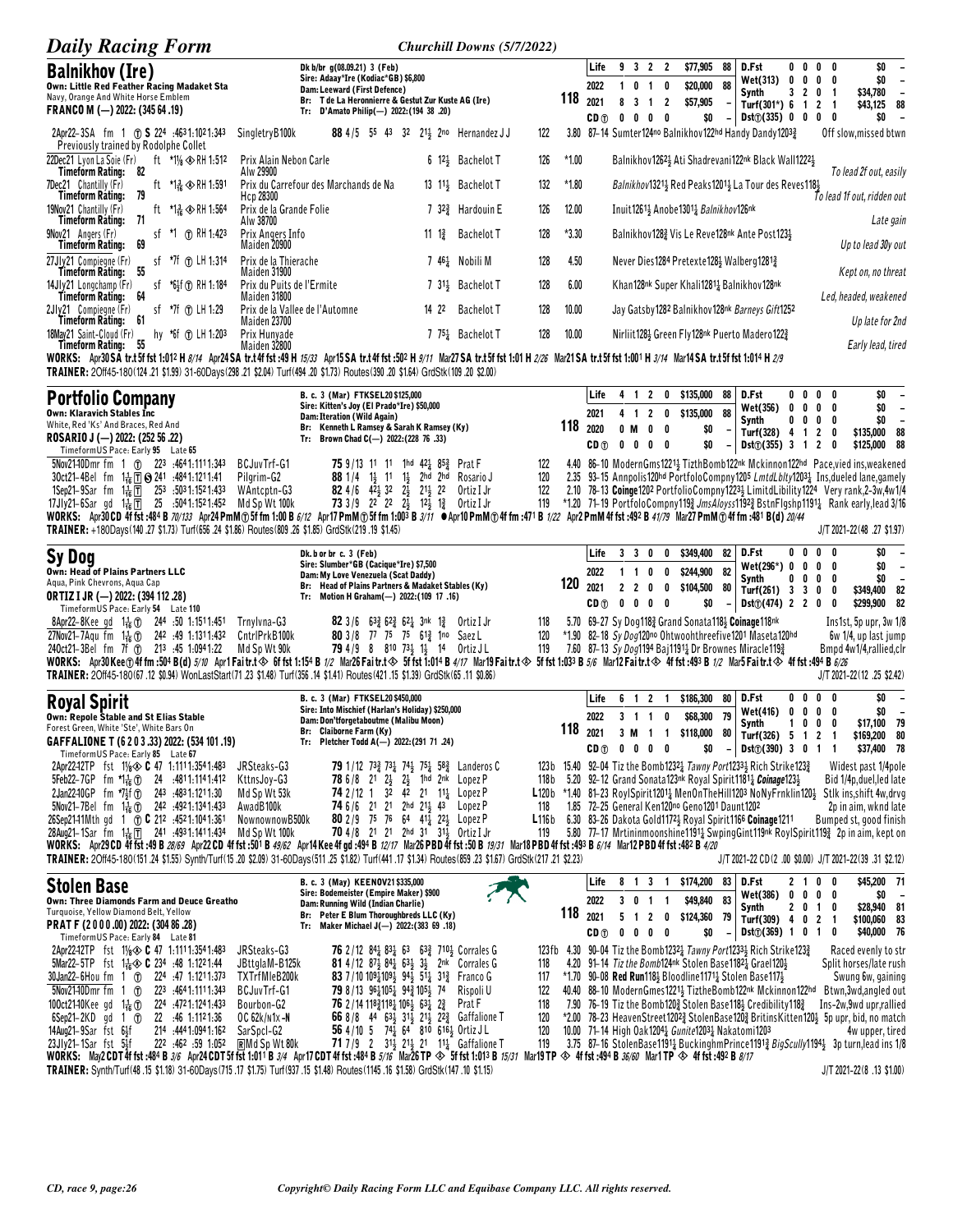## Balnikhov (Ire)

Dk b/br g(08.09.21) 3 (Feb)
Sire: Adaay*Ire (Kodiac*GB) $6,800
Dam: Leeward (First Defence)
Br: T de La Heronniere & Gestut Zur Kuste AG (Ire)
Tr: D'Amato Philip(—) 2022:(194 38 .20)

Own: Little Red Feather Racing Madaket Sta
Navy, Orange And White Horse Emblem
FRANCO M (—) 2022: (345 64 .19)

118

| | | | | | | | | | | | | | |
|---|---|---|---|---|---|---|---|---|---|---|---|---|---|
| Life | 9 | 3 | 2 | 2 | $77,905 | 88 | D.Fst | 0 | 0 | 0 | 0 | $0 | – |
| 2022 | 1 | 0 | 1 | 0 | $20,000 | 88 | Wet(313) | 0 | 0 | 0 | 0 | $0 | – |
| 2021 | 8 | 3 | 1 | 2 | $57,905 | – | Synth | 3 | 2 | 0 | 1 | $34,780 | – |
| CD ⓣ | 0 | 0 | 0 | 0 | $0 | – | Turf(301*) | 6 | 1 | 2 | 1 | $43,125 | 88 |
| | | | | | | | Dst ⓣ(335) | 0 | 0 | 0 | 0 | $0 | – |

2Apr22–3SA fm 1 ⓣ S 22⁴ :46³1:10²1:34³ SingletryB100k **88** 4/5 5⁵ 4³ 3² 2½ 2no Hernandez J J 122 3.80 87–14 Sumter124no Balnikhov122hd Handy Dandy120¾ Off slow,missed btwn
Previously trained by Rodolphe Collet
22Dec21 Lyon La Soie (Fr) ft *1⅛ ◈ RH 1:51² Prix Alain Nebon Carle Alw 29900 — Timeform Rating: 82 — 6 1²½ Bachelot T 126 *1.00 Balnikhov126²½ Ati Shadrevani122nk Black Wall1222½ To lead 2f out, easily
7Dec21 Chantilly (Fr) ft *1¹⁄₁₆ ◈ RH 1:59¹ Prix du Carrefour des Marchands de Na Hcp 28300 — Timeform Rating: 79 — 13 1¹½ Bachelot T 132 *1.80 *Balnikhov*132¹½ Red Peaks120¹½ La Tour des Reves118½ To lead 1f out, ridden out
19Nov21 Chantilly (Fr) ft *1¹⁄₁₆ ◈ RH 1:56⁴ Prix de la Grande Folie Alw 38700 — Timeform Rating: 71 — 7 3²¾ Hardouin E 126 12.00 Inuit126¹½ Anobe130¹¼ *Balnikhov*126nk Late gain
9Nov21 Angers (Fr) sf *1 ⓣ RH 1:42³ Prix Angers Info Maiden 20900 — Timeform Rating: 69 — 11 1¾ Bachelot T 128 *3.30 Balnikhov128¾ Vis Le Reve128nk Ante Post123½ Up to lead 30y out
27Jly21 Compiegne (Fr) sf *7f ⓣ LH 1:31⁴ Prix de la Thierache Maiden 31900 — Timeform Rating: 55 — 7 4⁶¼ Nobili M 128 4.50 Never Dies128⁴ Pretexte128½ Walberg128¹¾ Kept on, no threat
14Jly21 Longchamp (Fr) sf *6½f ⓣ RH 1:18⁴ Prix du Puits de l'Ermite Maiden 31800 — Timeform Rating: 64 — 7 3¹½ Bachelot T 128 6.00 Khan128nk Super Khali128¹¼ Balnikhov128nk Led, headed, weakened
2Jly21 Compiegne (Fr) sf *7f ⓣ LH 1:29 Prix de la Vallee de l'Automne Maiden 23700 — Timeform Rating: 61 — 14 2² Bachelot T 128 10.00 Jay Gatsby128² Balnikhov128nk *Barneys Gift*125² Up late for 2nd
18May21 Saint-Cloud (Fr) hy *6f ⓣ LH 1:20³ Prix Hunyade Maiden 32800 — Timeform Rating: 55 — 7 7⁵¼ Bachelot T 128 10.00 Nirliit128½ Green Fly128nk Puerto Madero122¾ Early lead, tired

WORKS: Apr30 SA tr.t 5f fst 1:01² H 8/14 Apr24 SA tr.t 4f fst :49 H 15/33 Apr15 SA tr.t 4f fst :50² H 9/11 Mar27 SA tr.t 5f fst 1:01 H 2/26 Mar21 SA tr.t 5f fst 1:00¹ H 3/14 Mar14 SA tr.t 5f fst 1:01⁴ H 2/9
TRAINER: 2Off45-180(124 .21 $1.99) 31-60Days(298 .21 $2.04) Turf(494 .20 $1.73) Routes(390 .20 $1.64) GrdStk(109 .20 $2.00)

## Portfolio Company

B. c. 3 (Mar) FTKSEL20 $125,000
Sire: Kitten's Joy (El Prado*Ire) $50,000
Dam: Iteration (Wild Again)
Br: Kenneth L Ramsey & Sarah K Ramsey (Ky)
Tr: Brown Chad C(—) 2022:(228 76 .33)

Own: Klaravich Stables Inc
White, Red 'Ks' And Braces, Red And
ROSARIO J (—) 2022: (252 56 .22)
TimeformUS Pace: Early 95 Late 65

118

| | | | | | | | | | | | | | |
|---|---|---|---|---|---|---|---|---|---|---|---|---|---|
| Life | 4 | 1 | 2 | 0 | $135,000 | 88 | D.Fst | 0 | 0 | 0 | 0 | $0 | – |
| 2021 | 4 | 1 | 2 | 0 | $135,000 | 88 | Wet(356) | 0 | 0 | 0 | 0 | $0 | – |
| 2020 | 0 | M | 0 | 0 | $0 | – | Synth | 0 | 0 | 0 | 0 | $0 | – |
| CD ⓣ | 0 | 0 | 0 | 0 | $0 | – | Turf(328) | 4 | 1 | 2 | 0 | $135,000 | 88 |
| | | | | | | | Dst ⓣ(355) | 3 | 1 | 2 | 0 | $125,000 | 88 |

5Nov21–10Dmr fm 1 ⓣ 22³ :46⁴1:11¹1:34³ BCJuvTrf-G1 **75** 9/13 11 11 1hd 4²½ 8⁵¾ Prat F 122 4.40 86–10 ModernGms122¹¼ TizthBomb122nk Mckinnon122hd Pace,vied ins,weakened
30Oct21–4Bel fm 1¹⁄₁₆ ⓣ Ⓢ 24¹ :48⁴1:12¹1:41 Pilgrim-G2 **88** 1/4 1½ 11 1½ 2hd 2hd Rosario J 120 2.35 93–15 Annpolis120hd PortfoloCompny120⁵ *LmtdLblty*120³¼ Ins,dueled lane,gamely
1Sep21–9Sar fm 1¹⁄₁₆ ⓣ 25³ :50³1:15²1:43³ WAntcptn-G3 **82** 4/6 4²½ 3² 2½ 2¹½ 2² Ortiz I Jr 122 2.10 78–13 Coinge120² PortfolioCompny122³½ LimitdLiblity122⁴ Very rank,2-3w,4w1/4
17Jly21–6Sar gd 1¹⁄₁₆ ⓣ 25 :50⁴1:15²1:45² Md Sp Wt 100k **73** 3/9 2² 2² 2½ 1²½ 1¾ Ortiz I Jr 119 *1.20 71–19 PortfolioCompny119¾ *JmsAloyss*119²¾ BstnFlgshp119¹¼ Rank early,lead 3/16

WORKS: Apr30 CD 4f fst :48⁴ B 70/133 Apr24 PmM ⓣ 5f fm 1:00 B 6/12 Apr17 PmM ⓣ 5f fm 1:00³ B 3/11 ● Apr10 PmM ⓣ 4f fm :47¹ B 1/22 Apr2 PmM 4f fst :49² B 41/79 Mar27 PmM ⓣ 4f fm :48¹ B(d) 20/44
TRAINER: +180Days(140 .27 $1.73) Turf(656 .24 $1.86) Routes(809 .26 $1.85) GrdStk(219 .19 $1.45) J/T 2021-22(48 .27 $1.97)

## Sy Dog

Dk. b or br c. 3 (Feb)
Sire: Slumber*GB (Cacique*Ire) $7,500
Dam: My Love Venezuela (Scat Daddy)
Br: Head of Plains Partners & Madaket Stables (Ky)
Tr: Motion H Graham(—) 2022:(109 17 .16)

Own: Head of Plains Partners LLC
Aqua, Pink Chevrons, Aqua Cap
ORTIZ I JR (—) 2022: (394 112 .28)
TimeformUS Pace: Early 54 Late 110

120

| | | | | | | | | | | | | | |
|---|---|---|---|---|---|---|---|---|---|---|---|---|---|
| Life | 3 | 3 | 0 | 0 | $349,400 | 82 | D.Fst | 0 | 0 | 0 | 0 | $0 | – |
| 2022 | 1 | 1 | 0 | 0 | $244,900 | 82 | Wet(296*) | 0 | 0 | 0 | 0 | $0 | – |
| 2021 | 2 | 2 | 0 | 0 | $104,500 | 80 | Synth | 0 | 0 | 0 | 0 | $0 | – |
| CD ⓣ | 0 | 0 | 0 | 0 | $0 | – | Turf(261) | 3 | 3 | 0 | 0 | $349,400 | 82 |
| | | | | | | | Dst ⓣ(474) | 2 | 2 | 0 | 0 | $299,900 | 82 |

8Apr22–8Kee gd 1¹⁄₁₆ ⓣ 24⁴ :50 1:15¹1:45¹ Trnylvna-G3 **82** 3/6 6³¾ 6²¾ 6²¼ 3nk 1¾ Ortiz I Jr 118 5.70 69–27 Sy Dog118¾ Grand Sonata118½ **Coinage**118nk Ins1st, 5p upr, 3w 1/8
27Nov21–7Aqu fm 1¹⁄₁₆ ⓣ 24² :49 1:13¹1:43² CntrlPrkB100k **80** 3/8 7⁷ 7⁵ 7⁵ 6¹¾ 1no Saez L 120 *1.90 82–18 *Sy Dog*120no Ohtwoohthreefive120¹ Maseta120hd 6w 1/4, up last jump
24Oct21–3Bel fm 7f ⓣ 21³ :45 1:09⁴1:22 Md Sp Wt 90k **79** 4/9 8 8¹⁰ 7³½ 1½ 1⁴ Ortiz J L 119 7.60 87–13 *Sy Dog*119⁴ Baj119¹½ Dr Brownes Miracle119¾ Bmpd 4w1/4,rallied,clr

WORKS: Apr30 Kee ⓣ 4f fm :50⁴ B(d) 5/10 Apr1 Fai tr.t ◈ 6f fst 1:15⁴ B 1/2 Mar26 Fai tr.t ◈ 5f fst 1:01⁴ B 4/17 Mar19 Fai tr.t ◈ 5f fst 1:03³ B 5/6 Mar12 Fai tr.t ◈ 4f fst :49³ B 1/2 Mar5 Fai tr.t ◈ 4f fst :49⁴ B 6/26
TRAINER: 2Off45-180(67 .12 $0.94) WonLastStart(71 .23 $1.48) Turf(356 .14 $1.41) Routes(421 .15 $1.39) GrdStk(65 .11 $0.86) J/T 2021-22(12 .25 $2.42)

## Royal Spirit

B. c. 3 (Mar) FTKSEL20 $450,000
Sire: Into Mischief (Harlan's Holiday) $250,000
Dam: Don'tforgetaboutme (Malibu Moon)
Br: Claiborne Farm (Ky)
Tr: Pletcher Todd A(—) 2022:(291 71 .24)

Own: Repole Stable and St Elias Stable
Forest Green, White 'Ste', White Bars On
GAFFALIONE T (6 2 0 3 .33) 2022: (534 101 .19)
TimeformUS Pace: Early 85 Late 67

118

| | | | | | | | | | | | | | |
|---|---|---|---|---|---|---|---|---|---|---|---|---|---|
| Life | 6 | 1 | 2 | 1 | $186,300 | 80 | D.Fst | 0 | 0 | 0 | 0 | $0 | – |
| 2022 | 3 | 1 | 1 | 0 | $68,300 | 79 | Wet(416) | 0 | 0 | 0 | 0 | $0 | – |
| 2021 | 3 | M | 1 | 1 | $118,000 | 80 | Synth | 1 | 0 | 0 | 0 | $17,100 | 79 |
| CD ⓣ | 0 | 0 | 0 | 0 | $0 | – | Turf(326) | 5 | 1 | 2 | 1 | $169,200 | 80 |
| | | | | | | | Dst ⓣ(390) | 3 | 0 | 1 | 1 | $37,400 | 78 |

2Apr22–42TP fst 1⅛ ◈ C 47 1:11¹1:35⁴1:48³ JRSteaks-G3 **79** 1/12 7³¾ 7³¼ 7⁴½ 7⁵¼ 5⁸¾ Landeros C 123b 15.40 92–04 Tiz the Bomb123²¾ *Tawny Port*123³½ Rich Strike123¾ Widest past 1/4pole
5Feb22–7GP fm *1¹⁄₁₆ ⓣ 24 :48¹1:11⁴1:41² KttnsJoy-G3 **78** 6/8 2¹ 2½ 2½ 1hd 2nk Lopez P 118b 5.20 92–12 Grand Sonata123nk Royal Spirit118¹½ *Coinage*123½ Bid 1/4p,duel,led late
2Jan22–10GP fm *7½f ⓣ 24³ :48³1:12¹1:30 Md Sp Wt 53k **74** 2/12 1 3² 4² 2¹ 1¹½ Lopez P L120b *1.40 81–23 RoylSpirit120¹½ MenOnTheHill120³ NoNyFrnklin120½ Stlk ins,shift 4w,drvg
5Nov21–7Bel fm 1¹⁄₁₆ ⓣ 24² :49²1:13⁴1:43² AwadB100k **74** 6/6 2¹ 2¹ 2hd 2¹½ 4³ Lopez P 118 1.85 72–25 General Ken120no Geno120¹ Daunt120² 2p in aim, wknd late
26Sep21–11Mth gd 1 ⓣ C 21² :45²1:10⁴1:36¹ NownownowB500k **80** 2/9 7⁵ 7⁶ 6⁴ 4¹¼ 2²½ Lopez P L116b 6.30 83–26 Dakota Gold117²½ Royal Spirit116⁶ **Coinage**121¹ Bumped st, good finish
28Aug21–1Sar fm 1¹⁄₁₆ ⓣ 24¹ :49³1:14¹1:43⁴ Md Sp Wt 100k **70** 4/8 2¹ 2¹ 2hd 3¹ 3¹½ Ortiz I Jr 119 5.80 77–17 Mrtininmoonshine119¹½ SwpingGint119nk RoylSpirit119¾ 2p in aim, kept on

WORKS: Apr29 CD 4f fst :49 B 28/69 Apr22 CD 4f fst :50¹ B 49/62 Apr14 Kee 4f gd :49⁴ B 12/17 Mar26 PBD 4f fst :50 B 19/31 Mar18 PBD 4f fst :49³ B 6/14 Mar12 PBD 4f fst :48² B 4/20
TRAINER: 2Off45-180(151 .24 $1.55) Synth/Turf(15 .20 $2.09) 31-60Days(511 .25 $1.82) Turf(441 .17 $1.34) Routes(859 .23 $1.67) GrdStk(217 .21 $2.23) J/T 2021-22 CD(2 .00 $0.00) J/T 2021-22(39 .31 $2.12)

## Stolen Base

B. c. 3 (May) KEENOV21 $335,000
Sire: Bodemeister (Empire Maker) $900
Dam: Running Wild (Indian Charlie)
Br: Peter E Blum Thoroughbreds LLC (Ky)
Tr: Maker Michael J(—) 2022:(383 69 .18)

Own: Three Diamonds Farm and Deuce Greatho
Turquoise, Yellow Diamond Belt, Yellow
PRAT F (2 0 0 0 .00) 2022: (304 86 .28)
TimeformUS Pace: Early 84 Late 81

118

| | | | | | | | | | | | | | |
|---|---|---|---|---|---|---|---|---|---|---|---|---|---|
| Life | 8 | 1 | 3 | 1 | $174,200 | 83 | D.Fst | 2 | 1 | 0 | 0 | $45,200 | 71 |
| 2022 | 3 | 0 | 1 | 1 | $49,850 | 83 | Wet(386) | 0 | 0 | 0 | 0 | $0 | – |
| 2021 | 5 | 1 | 2 | 0 | $124,360 | 79 | Synth | 2 | 0 | 1 | 0 | $28,940 | 81 |
| CD ⓣ | 0 | 0 | 0 | 0 | $0 | – | Turf(309) | 4 | 0 | 2 | 1 | $100,060 | 83 |
| | | | | | | | Dst ⓣ(369) | 1 | 0 | 1 | 0 | $40,000 | 76 |

2Apr22–42TP fst 1⅛ ◈ C 47 1:11¹1:35⁴1:48³ JRSteaks-G3 **76** 2/12 8⁴½ 8³¼ 6³ 6³¾ 7¹⁰½ Corrales G 123fb 4.30 90–04 Tiz the Bomb123²¾ *Tawny Port*123³½ Rich Strike123¾ Raced evenly to str
5Mar22–5TP fst 1¹⁄₁₆ ◈ C 23⁴ :48 1:12²1:44 JBttglaM-B125k **81** 4/12 8⁷½ 8⁴½ 6³½ 3½ 2nk Corrales G 118 4.20 91–14 *Tiz the Bomb*124nk Stolen Base118²¼ Grael120½ Split horses/late rush
30Jan22–6Hou fm 1 ⓣ 22⁴ :47 1:12¹1:37³ TXTrfMleB200k **83** 7/10 10⁹½10⁹½ 9⁴½ 5¹¼ 3¹¾ Franco G 117 *1.70 90–08 **Red Run**118½ Bloodline117¹½ Stolen Base117½ Swung 6w, gaining
5Nov21–10Dmr fm 1 ⓣ 22³ :46⁴1:11¹1:34³ BCJuvTrf-G1 **79** 8/13 9⁶½10⁵ 9⁴¾10⁵½ 7⁴ Rispoli U 122 40.40 88–10 ModernGmes122¹¼ TiztheBomb122nk Mckinnon122hd Btwn,3wd,angled out
10Oct21–10Kee gd 1¹⁄₁₆ ⓣ 22⁴ :47²1:12⁴1:43³ Bourbon-G2 **76** 2/14 11⁸¾11⁸½ 10⁶½ 6³½ 2¾ Prat F 118 7.90 76–19 Tiz the Bomb120¾ StolenBase118½ Credibility118¾ Ins–2w,9wd upr,rallied
6Sep21–2KD gd 1 ⓣ 22 :46 1:11²1:36 OC 62k/n1x -N **66** 8/8 4⁴ 6³½ 3¹½ 1¹½ 2²¾ Gaffalione T 120 *2.00 78–23 HavenStreet120²¾ StolenBase120¾ BritinsKitten120½ 5p upr, bid, no match
14Aug21–9Sar fst 6½f 21⁴ :44¹1:09⁴1:16² SarSpcl-G2 **56** 4/10 5 7⁴½ 6⁴ 8¹⁰ 6¹⁶½ Ortiz J L 120 10.00 71–14 High Oak120⁴½ *Gunite*120³½ Nakatomi120³ 4w upper, tired
23Jly21–1Sar fst 5½f 22² :46² :59 1:05² Ⓡ Md Sp Wt 80k **71** 7/9 2 3¹½ 2¹½ 2¹ 1¹¾ Gaffalione T 119 3.75 87–16 StolenBase119¹¾ BuckinghamPrince119¹¾ *BigScully*119⁴½ 3p turn,lead ins 1/8

WORKS: May2 CDT 4f fst :48⁴ B 3/6 Apr24 CDT 5f fst 1:01¹ B 3/4 Apr17 CDT 4f fst :49 B 5/15 Mar26 TP ◈ 5f fst 1:01³ B 15/31 Mar19 TP ◈ 4f fst :49⁴ B 36/60 Mar1 TP ◈ 4f fst :49² B 8/17
TRAINER: Synth/Turf(48 .15 $1.18) 31-60Days(715 .17 $1.75) Turf(937 .15 $1.48) Routes(1145 .16 $1.58) GrdStk(147 .10 $1.15) J/T 2021-22(8 .13 $1.00)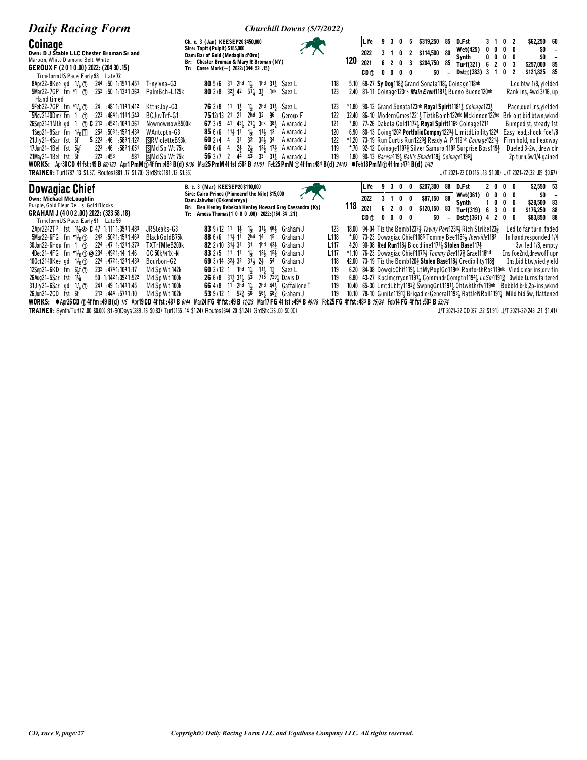## Coinage

**Own: D J Stable LLC Chester Broman Sr and**
Maroon, White Diamond Belt, White
**GEROUX F (2 0 1 0 .00) 2022: (204 30 .15)**
TimeformUS Pace: Early 93 Late 72

Ch. c. 3 (Jan) KEESEP20 $450,000
Sire: Tapit (Pulpit) $185,000
Dam: Bar of Gold (Medaglia d'Oro)
Br: Chester Broman & Mary R Broman (NY)
Tr: Casse Mark(—) 2022:(344 52 .15)

**120**

| | | | | | | | |
|---|---|---|---|---|---|---|---|
| Life | 9 3 0 5 | $319,250 | 85 | D.Fst | 3 1 0 2 | $62,250 | 60 |
| 2022 | 3 1 0 2 | $114,500 | 80 | Wet(425) | 0 0 0 0 | $0 | – |
| 2021 | 6 2 0 3 | $204,750 | 85 | Synth | 0 0 0 0 | $0 | – |
| CD ⓣ | 0 0 0 0 | $0 | – | Turf(321) | 6 2 0 3 | $257,000 | 85 |
| | | | | Dst ⓣ(383) | 3 1 0 2 | $121,825 | 85 |

8Apr22–8Kee gd 1 1/16 ⓣ 24⁴ :50 1:15¹1:45¹ Trnylvna-G3 **80** 5/6 3¹ 2hd 1½ 1hd 3¹¼ Saez L 118 5.10 68-27 **Sy Dog**118¾ Grand Sonata118½ Coinage118nk Led btw 1/8, yielded
5Mar22–7GP fm *1 ⓣ 25² :50 1:13³1:36³ PalmBch-L125k **80** 2/8 3²½ 4² 5¹¼ 3½ 1nk Saez L 123 2.40 81-11 Coinage123nk *Main Event*118¹¼ Bueno Bueno120nk Rank ins, 4wd 3/16, up
Hand timed
5Feb22–7GP fm *1 1/16 ⓣ 24 :48¹1:11⁴1:41² KttnsJoy-G3 **76** 2/8 1¹ 1½ 1½ 2hd 3¹½ Saez L 123 *1.80 90-12 Grand Sonata123nk **Royal Spirit**118¹¼ *Coinage*123½ Pace,duel ins,yielded
5Nov21–10Dmr fm 1 ⓣ 22³ :46⁴1:11¹1:34³ BCJuvTrf-G1 **75** 12/13 2¹ 2¹ 2hd 3² 9⁶ Geroux F 122 32.40 86-10 ModernGmes1221½ TizthBomb122nk Mckinnon122hd Brk out,bid btwn,wknd
26Sep21–11Mth gd 1 ⓣ C 21² :45²1:10⁴1:36¹ NownownowB500k **67** 3/9 4¹ 4³½ 2¹½ 3nk 3⁸½ Alvarado J 121 *.80 77-26 Dakota Gold1172½ **Royal Spirit**1166 Coinage1211 Bumped st, steady 1st
1Sep21–9Sar fm 1 1/16 ⓣ 25³ :50³1:15²1:43³ WAntcptn-G3 **85** 6/6 1¹½ 1¹ 1½ 1¹½ 1² Alvarado J 120 6.90 80-13 Coing1202 **PortfolioCompny**1223½ LimitdLibility1224 Easy lead,shook foe1/8
21Jly21–4Sar fst 6f **S** 22³ :46 :58³1:12² ⓈRVioletteB93k **60** 2/4 4 3¹ 3² 3⁵½ 3⁴ Alvarado J 122 *1.20 73-19 Run Curtis Run1223¾ Ready A. P.119nk *Coinage*1221½ Firm hold, no headway
17Jun21–1Bel fst 5½f 22³ :46 :58²1:05¹ ⓈMd Sp Wt 75k **60** 6/6 4 2½ 2½ 1²½ 1⁷¾ Alvarado J 119 *.70 92-12 Coinage1197¾ Silver Samurai1192 Surprise Boss119½ Dueled 3-2w, drew clr
21May21–1Bel fst 5f 22³ :45³ :58¹ ⓈMd Sp Wt 75k **56** 3/7 2 4⁴ 4³ 3³ 3¹¼ Alvarado J 119 1.80 90-13 *Barese*119½ *Bali's Shade*119¾ Coinage1196¾ 2p turn,5w1/4,gained

**WORKS:** Apr30 CD 4f fst :49 B *88/133* Apr1 PmM ⓣ 4f fm :48³ B(d) *9/30* Mar25 PmM 4f fst :50² B *41/51* Feb25 PmM ⓣ 4f fm :48⁴ B(d) *24/43* ●Feb18 PmM ⓣ 4f fm :47⁴ B(d) *1/40*

**TRAINER:** Turf(787 .13 $1.37) Routes(881 .17 $1.70) GrdStk(181 .12 $1.35) J/T 2021-22 CD(15 .13 $1.08) J/T 2021-22(32 .09 $0.67)

## Dowagiac Chief

**Own: Michael McLoughlin**
Purple, Gold Fleur De Lis, Gold Blocks
**GRAHAM J (4 0 0 2 .00) 2022: (323 58 .18)**
TimeformUS Pace: Early 91 Late 59

B. c. 3 (Mar) KEESEP20 $110,000
Sire: Cairo Prince (Pioneerof the Nile) $15,000
Dam: Jahwhol (Eskendereya)
Br: Ben Henley Rebekah Henley Howard Gray Cassandra (Ky)
Tr: Amoss Thomas(1 0 0 0 .00) 2022:(164 34 .21)

**118**

| | | | | | | | |
|---|---|---|---|---|---|---|---|
| Life | 9 3 0 0 | $207,300 | 88 | D.Fst | 2 0 0 0 | $2,550 | 53 |
| 2022 | 3 1 0 0 | $87,150 | 88 | Wet(361) | 0 0 0 0 | $0 | – |
| 2021 | 6 2 0 0 | $120,150 | 83 | Synth | 1 0 0 0 | $28,500 | 83 |
| CD ⓣ | 0 0 0 0 | $0 | – | Turf(319) | 6 3 0 0 | $176,250 | 88 |
| | | | | Dst ⓣ(361) | 4 2 0 0 | $83,850 | 88 |

2Apr22–12TP fst 1⅛ ◈ C 47 1:11¹1:35⁴1:48³ JRSteaks-G3 **83** 9/12 1¹ 1½ 1½ 3¹½ 4⁶½ Graham J 123 18.00 94-04 Tiz the Bomb1232¼ *Tawny Port*1233½ Rich Strike123¾ Led to far turn, faded
5Mar22–6FG fm *1 1/16 ⓣ 24² :50²1:15¹1:46³ BlackGoldB75k **88** 6/6 1¹½ 1¹ 2hd 1⁴ 1⁵ Graham J L118 *.60 73-23 Dowagiac Chief1185 Tommy Bee1186½ *Iberville*1182 In hand,responded 1/4
30Jan22–6Hou fm 1 ⓣ 22⁴ :47 1:12¹1:37³ TXTrfMleB200k **82** 2/10 3¹½ 3¹ 3¹ 1hd 4²½ Graham J L117 4.20 90-08 **Red Run**118½ Bloodline1171¼ **Stolen Base**117½ 3w, led 1/8, empty
4Dec21–4FG fm *1 1/16 ⓣ Ⓢ 23⁴ :49²1:15 1:46 OC 50k/n1x-N **83** 2/5 1¹ 1¹ 1½ 1²½ 1⁵½ Graham J L117 *1.10 76-23 Dowagiac Chief1175½ *Tommy Bee*1173¾ Grael118hd Ins foe2nd,drewoff upr
10Oct21–10Kee gd 1 1/16 ⓣ 22⁴ :47²1:12⁴1:43³ Bourbon-G2 **69** 3/14 3²½ 3² 3¹½ 2½ 5⁴ Graham J 118 42.00 73-19 Tiz the Bomb120¾ **Stolen Base**118½ Credibility118¾ Ins,bid btw,vied,yield
12Sep21–6KD fm 6½f ⓣ 23² :47⁴1:10⁴1:17 Md Sp Wt 142k **60** 2/12 1 1hd 1½ 1¹½ 1½ Saez L 119 6.20 84-08 DowgicChif119½ LtMyPoplGo119nk RonforthRos119nk Vied,clear,ins,drv fin
26Aug21–5Sar fst 1⅛ 50 1:14²1:39²1:52² Md Sp Wt 100k **26** 6/8 3¹½ 3¹½ 5³ 7¹⁵ 7²⁹½ Davis D 119 6.80 43-27 Kpclmcrryon1191½ CommndrComptn1194½ *LnSm*1191¾ 3wide turns,faltered
31Jly21–6Sar gd 1 1/16 ⓣ 24¹ :49 1:14¹1:45 Md Sp Wt 100k **66** 4/8 1¹ 2hd 1½ 2hd 4⁴½ Gaffalione T 119 10.40 65-30 LmtdLblty1192¾ SwpngGnt1191½ Ohtwhthrfv119nk Bobbld brk,2p-ins,wknd
26Jun21–2CD fst 6f 21³ :44⁴ :57¹1:10 Md Sp Wt 102k **53** 9/12 1 5²¾ 6⁶ 5⁶½ 6⁸¾ Graham J 119 10.10 78-10 Gunite1191½ BrigadierGeneral1193½ RattleNRoll1191¼ Mild bid 5w, flattened

**WORKS:** ●Apr26 CD ⓣ 4f fm :49 B(d) *1/5* Apr19 CD 4f fst :48¹ B *6/44* Mar24 FG 4f fst :49 B *11/23* Mar17 FG 4f fst :49⁴ B *40/78* Feb25 FG 4f fst :48³ B *15/34* Feb14 FG 4f fst :50² B *53/74*

**TRAINER:** Synth/Turf(2 .00 $0.00) 31-60Days(289 .16 $0.83) Turf(155 .14 $1.24) Routes(344 .20 $1.24) GrdStk(26 .00 $0.00) J/T 2021-22 CD(67 .22 $1.91) J/T 2021-22(243 .21 $1.41)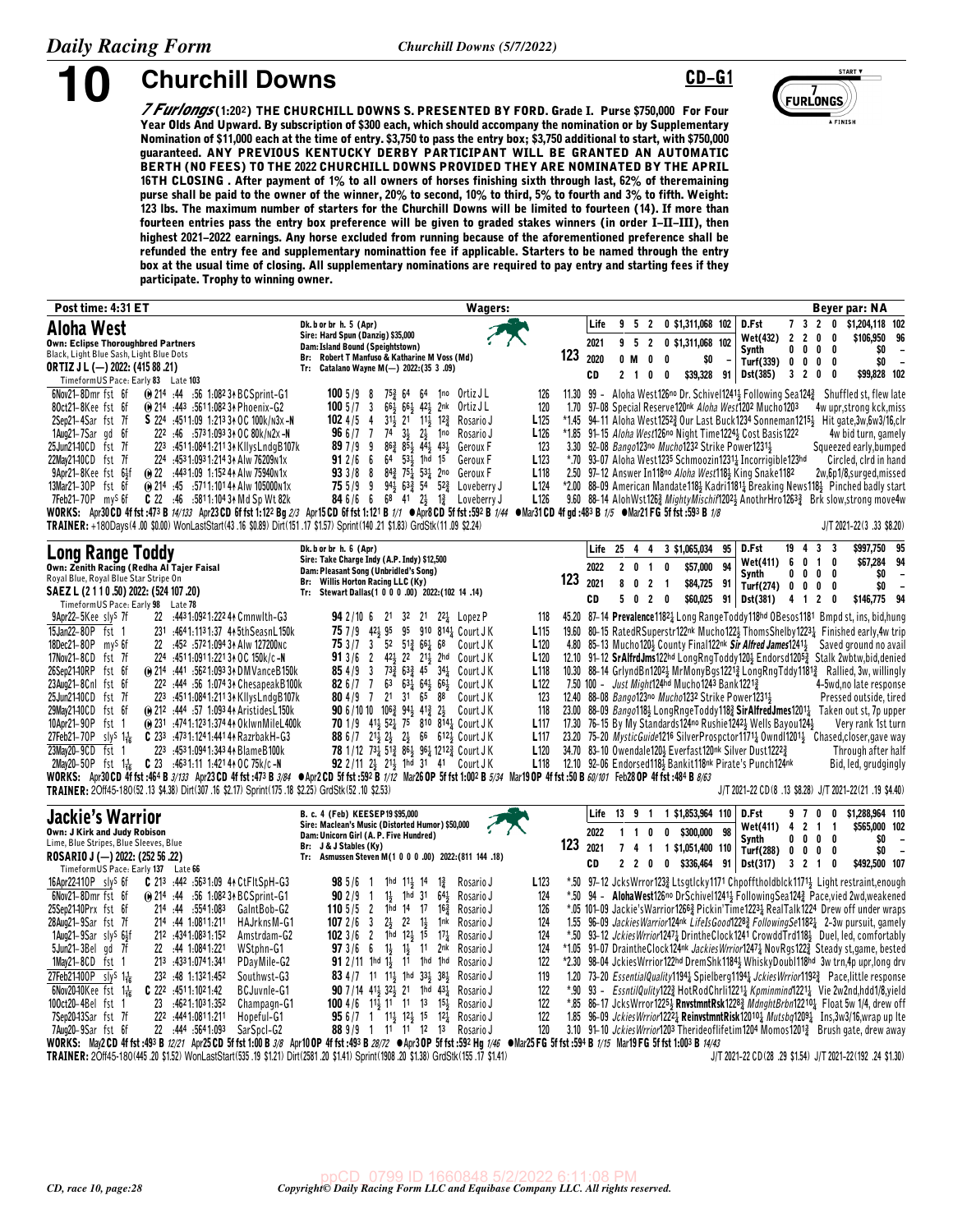# 10 Churchill Downs

**CD–G1**

*7 Furlongs* (1:20²) **THE CHURCHILL DOWNS S. PRESENTED BY FORD. Grade I. Purse $750,000 For Four Year Olds And Upward.** By subscription of $300 each, which should accompany the nomination or by Supplementary Nomination of $11,000 each at the time of entry. $3,750 to pass the entry box; $3,750 additional to start, with $750,000 guaranteed. **ANY PREVIOUS KENTUCKY DERBY PARTICIPANT WILL BE GRANTED AN AUTOMATIC BERTH (NO FEES) TO THE 2022 CHURCHILL DOWNS PROVIDED THEY ARE NOMINATED BY THE APRIL 16TH CLOSING.** After payment of 1% to all owners of horses finishing sixth through last, 62% of theremaining purse shall be paid to the owner of the winner, 20% to second, 10% to third, 5% to fourth and 3% to fifth. Weight: 123 lbs. The maximum number of starters for the Churchill Downs will be limited to fourteen (14). If more than fourteen entries pass the entry box preference will be given to graded stakes winners (in order I–II–III), then highest 2021–2022 earnings. Any horse excluded from running because of the aforementioned preference shall be refunded the entry fee and supplementary nominattion fee if applicable. Starters to be named through the entry box at the usual time of closing. All supplementary nominations are required to pay entry and starting fees if they participate. Trophy to winning owner.

**Post time: 4:31 ET** — Wagers: — Beyer par: NA

## Aloha West

Own: Eclipse Thoroughbred Partners
Black, Light Blue Sash, Light Blue Dots
**ORTIZ J L (—) 2022: (415 88 .21)**
TimeformUS Pace: Early 83 Late 103

Dk. b or br h. 5 (Apr)
Sire: Hard Spun (Danzig) $35,000
Dam: Island Bound (Speightstown)
Br: Robert T Manfuso & Katharine M Voss (Md)
Tr: Catalano Wayne M(—) 2022:(35 3 .09)

**123**

| | | | | | | | | | | | | |
|---|---|---|---|---|---|---|---|---|---|---|---|---|
| Life | 9 | 5 | 2 | 0 | $1,311,068 | 102 | D.Fst | 7 | 3 | 2 | 0 | $1,204,118 102 |
| 2021 | 9 | 5 | 2 | 0 | $1,311,068 | 102 | Wet(432) | 2 | 2 | 0 | 0 | $106,950 96 |
| 2020 | 0 | M | 0 | 0 | $0 | – | Synth | 0 | 0 | 0 | 0 | $0 – |
| CD | 2 | 1 | 0 | 0 | $39,328 | 91 | Turf(339) | 0 | 0 | 0 | 0 | $0 – |
| | | | | | | | Dst(385) | 3 | 2 | 0 | 0 | $99,828 102 |

```
6Nov21–8Dmr fst 6f   ⓐ 214 :44  :56 1:082 3↑ BCSprint-G1   100 5/9  8  75¾ 64  64  1no  Ortiz J L    126   11.30 99 – Aloha West126no Dr. Schivel1241½ Following Sea124¾   Shuffled st, flew late
8Oct21–8Kee fst 6f   ⓐ 214 :443 :5611:082 3↑ Phoenix-G2     100 5/7  3  66½ 66½ 42½ 2nk  Ortiz J L    120    1.70 97–08 Special Reserve120nk Aloha West1202 Mucho1203   4w upr,strong kck,miss
2Sep21–4Sar fst 7f   S 224 :4511:09 1:213 3↑ OC 100k/n3x -N  102 4/5  4  31½ 21  11½ 12¾  Rosario J    L125 *1.45 94–11 Aloha West1252¾ Our Last Buck1234 Sonneman1215½  Hit gate,3w,6w3/16,clr
1Aug21–7Sar gd 6f    222 :4541:093 3↑ OC 80k/n2x -N      96 6/7  7  74  3½  2½  1no  Rosario J    L126 *1.85 91–15 Aloha West126no Night Time1224½ Cost Basis1222   4w bid turn, gamely
25Jun21-10CD fst 7f  223 :4511:0811:211 3↑ KllysLndgB107k   89 7/9  9  86¾ 85½ 44½ 43½  Geroux F     123    3.30 92–08 Bango123no Mucho1232 Strike Power1231½   Squeezed early,bumped
22May21-10CD fst 7f  224 :4531:0931:214 3↑ Alw 76209n1x     91 2/6  6  64  53½ 1hd 15   Geroux F     L123  *.70 93–07 Aloha West1235 Schmoozin1231¾ Incorrigible123hd   Circled, clrd in hand
9Apr21–8Kee fst 6½f ⓐ 22 :4431:09 1:152 4↑ Alw 75940n1x     93 3/8  8  84¾ 75½ 53¼ 2no  Geroux F     L118   2.50 97–12 Answer In118no Aloha West118½ King Snake1182   2w,6p1/8,surged,missed
13Mar21–3OP fst 6f   ⓐ 214 :45  :5711:101 4↑ Alw 105000n1x   75 5/9  9  94½ 63¾ 54  52¾  Loveberry J  L124  *2.00 88–09 American Mandate118½ Kadri1181¼ Breaking News118½  Pinched badly start
7Feb21–7OP my$ 6f    C 22 :46  :5811:104 3↑ Md Sp Wt 82k     84 6/6  6  68  41  2½  1¾   Loveberry J  L126   9.60 88–14 AlohWst126¾ MightyMischif12021 AnothrHro1263¾  Brk slow,strong move4w
```

WORKS: Apr30 CD 4f fst :473 B 14/133 Apr23 CD 6f fst 1:122 Bg 2/3 Apr15 CD 6f fst 1:121 B 1/1 ●Apr8 CD 5f fst :592 B 1/44 ●Mar31 CD 4f gd :483 B 1/5 ●Mar21 FG 5f fst :593 B 1/8

TRAINER: +180Days(4 .00 $0.00) WonLastStart(43 .16 $0.89) Dirt(151 .17 $1.57) Sprint(140 .21 $1.83) GrdStk(11 .09 $2.24) — J/T 2021–22(3 .33 $8.20)

## Long Range Toddy

Own: Zenith Racing (Redha Al Tajer Faisal
Royal Blue, Royal Blue Star Stripe On
**SAEZ L (2 1 1 0 .50) 2022: (524 107 .20)**
TimeformUS Pace: Early 98 Late 78

Dk. b or br h. 6 (Apr)
Sire: Take Charge Indy (A.P. Indy) $12,500
Dam: Pleasant Song (Unbridled's Song)
Br: Willis Horton Racing LLC (Ky)
Tr: Stewart Dallas(1 0 0 0 .00) 2022:(102 14 .14)

**123**

| | | | | | | | | | | | | |
|---|---|---|---|---|---|---|---|---|---|---|---|---|
| Life | 25 | 4 | 4 | 3 | $1,065,034 | 95 | D.Fst | 19 | 4 | 3 | 3 | $997,750 95 |
| 2022 | 2 | 0 | 1 | 0 | $57,000 | 94 | Wet(411) | 6 | 0 | 1 | 0 | $67,284 94 |
| 2021 | 8 | 0 | 2 | 1 | $84,725 | 91 | Synth | 0 | 0 | 0 | 0 | $0 – |
| CD | 5 | 0 | 2 | 0 | $60,025 | 91 | Turf(274) | 0 | 0 | 0 | 0 | $0 – |
| | | | | | | | Dst(381) | 4 | 1 | 2 | 0 | $146,775 94 |

```
9Apr22–5Kee sly$ 7f  22  :4431:0921:222 4↑ Cmnwlth-G3      94 2/10 6  21  32  21  22¼  Lopez P     118   45.20 87–14 Prevalence1182¼ Long RangeToddy118hd OBesos1181  Bmpd st, ins, bid,hung
15Jan22–8OP fst 1    231 :4641:1131:37 4↑ 5thSeasnL150k   75 7/9  42½ 95  95  910 814¼ Court J K   L115   19.60 80–15 RatedRSuperstr122nk Mucho122½ ThomsShelby1223¼  Finished early,4w trip
18Dec21–8OP my$ 6f   22  :452 :5721:094 3↑ Alw 127200nc    75 3/7  3  52  51¾ 66¼ 68   Court J K   L120    4.80 85–13 Mucho120½ County Final122nk Sir Alfred James1241½  Saved ground no avail
17Nov21–8CD fst 7f   224 :4511:0911:221 3↑ OC 150k/c -N    91 3/6  2  42½ 22  21½ 2hd  Court J K   L120   12.10 91–12 SrAlfrdJms122hd LongRngToddy120½ Endorsd1205¾  Stalk 2wbtw,bid,denied
26Sep21–10RP fst 6f  ⓐ 214 :441 :5621:093 3↑ DMVanceB150k   85 4/9  3  73¾ 63¾ 45  34½  Court J K   L118   10.30 88–14 GrlyndBn1202½ MrMonyBgs1221¾ LongRngTddy1181¾  Rallied, 3w, willingly
23Aug21–8Cnl fst 6f  222 :444 :56 1:074 3↑ ChesapeakB100k  82 6/7  7  63  63½ 64½ 66½  Court J K   L122    7.50 100 – Just Might124hd Mucho1243 Bank1221¾   4–5wd,no late response
25Jun21–10CD fst 7f  223 :4511:0811:211 3↑ KllysLndgB107k  80 4/9  7  21  31  65  88   Court J K   123    12.40 88–08 Bango123no Mucho1232 Strike Power1231½   Pressed outside, tired
29May21–10CD fst 6f  ⓐ 212 :444 :57 1:093 4↑ AristidesL150k 90 6/10 10 106¾ 94½ 41¾ 2½  Court J K   118    23.00 88–09 Bango118½ LongRngeToddy118¾ SirAlfredJmes1201¼  Taken out st, 7p upper
10Apr21–9OP fst 1    ⓐ 231 :4741:1231:374 4↑ OklwnMileL400k 70 1/9  41½ 52¼ 75  810 814¼ Court J K   L117   17.30 76–15 By My Standards124no Rushie1242½ Wells Bayou124½  Very rank 1st turn
27Feb21–7OP sly$ 1 1/16 C 233 :4731:1241:441 4↑ RazrbakH-G3  88 6/7  21½ 2½  2½  66  612½ Court J K   L117   23.20 75–20 MysticGuide1216 SilverProspctor1171¼ Owndl1201½  Chased,closer,gave way
23May20–9CD fst 1    223 :4531:0941:343 4↑ BlameB100k       78 1/12 73¼ 51¾ 86½ 96¼ 1212¾ Court J K   L120   34.70 83–10 Owendale120½ Everfast120nk Silver Dust1222¾   Through after half
2May20–5OP fst 1 1/16  C 23 :4631:11 1:421 4↑ OC 75k/c -N     92 1/11 2½  21½ 1hd 31  41   Court J K   L118   12.10 92–06 Endorsed118½ Bankit118nk Pirate's Punch124nk   Bid, led, grudgingly
```

WORKS: Apr30 CD 4f fst :464 B 3/133 Apr23 CD 4f fst :473 B 3/84 ●Apr2 CD 5f fst :592 B 1/12 Mar26 OP 5f fst 1:002 B 5/34 Mar19 OP 4f fst :50 B 60/101 Feb28 OP 4f fst :484 B 8/63

TRAINER: 2Off45-180(52 .13 $4.38) Dirt(307 .16 $2.17) Sprint(175 .18 $2.25) GrdStk(52 .10 $2.53) — J/T 2021–22 CD(8 .13 $8.28) J/T 2021–22(21 .19 $4.40)

## Jackie's Warrior

Own: J Kirk and Judy Robison
Lime, Blue Stripes, Blue Sleeves, Blue
**ROSARIO J (—) 2022: (252 56 .22)**
TimeformUS Pace: Early 137 Late 66

B. c. 4 (Feb) KEESEP19 $95,000
Sire: Maclean's Music (Distorted Humor) $50,000
Dam: Unicorn Girl (A.P. Five Hundred)
Br: J & J Stables (Ky)
Tr: Asmussen Steven M(1 0 0 0 .00) 2022:(811 144 .18)

**123**

| | | | | | | | | | | | | |
|---|---|---|---|---|---|---|---|---|---|---|---|---|
| Life | 13 | 9 | 1 | 1 | $1,853,964 | 110 | D.Fst | 9 | 7 | 0 | 0 | $1,288,964 110 |
| 2022 | 1 | 1 | 0 | 0 | $300,000 | 98 | Wet(411) | 4 | 2 | 1 | 1 | $565,000 102 |
| 2021 | 7 | 4 | 1 | 1 | $1,051,400 | 110 | Synth | 0 | 0 | 0 | 0 | $0 – |
| CD | 2 | 2 | 0 | 0 | $336,464 | 91 | Turf(288) | 0 | 0 | 0 | 0 | $0 – |
| | | | | | | | Dst(317) | 3 | 2 | 1 | 0 | $492,500 107 |

```
16Apr22-11OP sly$ 6f  C 213 :442 :5631:09 4↑ CtFltSpH-G3    98 5/6  1  1hd 11½ 14  1¾   Rosario J   L123  *.50 97–12 JcksWrror123¾ Ltsgtlcky1171 Chpofftholdblck1171½  Light restraint,enough
6Nov21–8Dmr fst 6f   ⓐ 214 :44  :56 1:082 3↑ BCSprint-G1    90 2/9  1  1½  1hd 31  64½  Rosario J   124   *.50 94 – AlohaWest126no DrSchivel1241½ FollowingSea124¾  Pace,vied 2wd,weakened
25Sep21-10Prx fst 6f  214 :44  :5541:083  GalntBob-G2       110 5/5  2  1hd 14  17  16¾  Rosario J   126  *.05 101–09 Jackie'sWarrior1266¾ Pickin'Time1223¼ RealTalk1224  Drew off under wraps
28Aug21–9Sar fst 7f   214 :44  1:0811:211  HAJrknsM-G1      107 2/6  3  2½  22  1½  1nk  Rosario J   124   1.55 96–09 JackiesWarrior124nk LifeIsGood1228¾ FollowingSe1182¼  2–3w pursuit, gamely
1Aug21–9Sar sly$ 6½f  212 :4341:0831:152  Amsterdm-G2      102 3/6  2  1hd 12½ 15  17¼  Rosario J   124   *.50 93–12 JckiesWrrior1247¼ DrintheClock1241 CrowddTrd118½  Duel, led, comfortably
5Jun21–3Bel gd 7f     22  :44 1:0841:221  WStphn-G1        97 3/6  6  1½  1½  11  2nk  Rosario J   124  *1.05 91–07 DraintheClock124nk JackiesWrrior1247¼ NovRgs122¾  Steady st,game, bested
1May21–8CD fst 1      213 :4331:0741:341  PDayMile-G2       91 2/11 1hd 1½  11  1hd 1hd  Rosario J   122  *2.30 98–04 JckiesWrrior122hd DremShk1184½ WhiskyDoubl118hd  3w trn,4p upr,long drv
27Feb21-10OP sly$ 1 1/16 232 :48 1:1321:452 Southwst-G3     83 4/7  11  11½ 1hd 33½ 38½  Rosario J   119   1.20 73–20 EssentialQuality1194¼ Spielberg1194¼ JckiesWrrior1192¾  Pace,little response
6Nov20-10Kee fst 1 1/16 C 222 :4511:1021:42 BCJuvnle-G1    90 7/14 41½ 32½ 21  1hd 43½  Rosario J   122   *.90 93 – EssntilQulity122¾ HotRodChrli1221¼ Kpminmind1221¼  Vie 2w2nd,hdd1/8,yield
10Oct20–4Bel fst 1    23  :4621:1031:352  Champagn-G1       100 4/6  11½ 11  11  13  15½  Rosario J   122   *.85 86–17 JcksWrror1225½ RnvstmntRsk1228¾ MdnghtBrbn12210¼  Float 5w 1/4, drew off
7Sep20-13Sar fst 7f   222 :4441:0811:211  Hopeful-G1        95 6/7  1  11½ 12½ 15  12¼  Rosario J   122   1.85 96–09 JckiesWrrior1222¼ ReinvestmntRisk12010½ Mutsbq1209¼  Ins,3w3/16,wrap up lte
7Aug20–9Sar fst 6f    22  :444 :5641:093  SarSpcl-G2        88 9/9  1  11  11  12  13   Rosario J   120   3.10 91–10 JckiesWrrior1203 Therideoflifetim1204 Momos1201¾  Brush gate, drew away
```

WORKS: May2 CD 4f fst :493 B 12/21 Apr25 CD 5f fst 1:00 B 3/8 Apr10 OP 4f fst :493 B 28/72 ●Apr3 OP 5f fst :592 Hg 1/46 ●Mar25 FG 5f fst :594 B 1/15 Mar19 FG 5f fst 1:003 B 14/43

TRAINER: 2Off45-180(445 .20 $1.52) WonLastStart(535 .19 $1.21) Dirt(2581 .20 $1.41) Sprint(1908 .20 $1.38) GrdStk(155 .17 $1.41) — J/T 2021–22 CD(28 .29 $1.54) J/T 2021–22(192 .24 $1.30)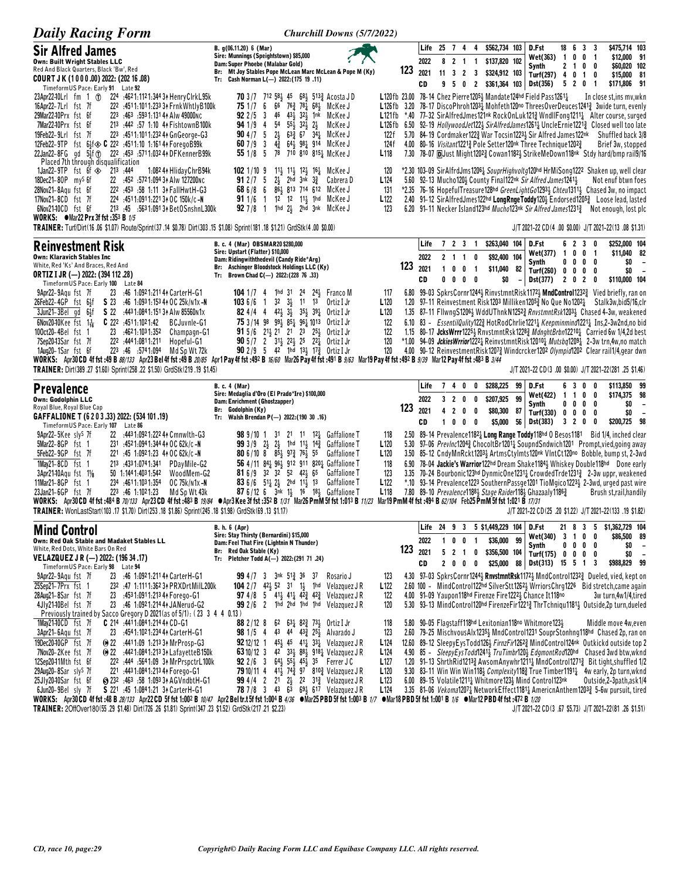## Sir Alfred James

**Own: Built Wright Stables LLC**
Red And Black Quarters, Black 'Bw', Red
**COURT J K (1 0 0 0 .00) 2022: (202 16 .08)**
TimeformUS Pace: Early 91 Late 92

B. g(06.11.20) 6 (Mar)
Sire: Munnings (Speightstown) $85,000
Dam: Super Phoebe (Malabar Gold)
Br: Mt Joy Stables Pope McLean Marc McLean & Pope M (Ky)
Tr: Cash Norman L(—) 2022:(175 19 .11)

123

| | | | | | | | | |
|---|---|---|---|---|---|---|---|---|
| Life | 25 | 7 | 4 | 4 | $562,734 | 103 | D.Fst | 18 6 3 3 $475,714 103 |
| 2022 | 8 | 2 | 1 | 1 | $137,820 | 102 | Wet(363) | 1 0 0 1 $12,000 91 |
| 2021 | 11 | 3 | 2 | 3 | $324,912 | 103 | Synth | 2 1 0 0 $60,020 102 |
| CD | 9 | 5 | 0 | 2 | $361,364 | 103 | Turf(297) | 4 0 1 0 $15,000 81 |
| | | | | | | | Dst(356) | 5 2 0 1 $171,806 91 |

```
23Apr22-10Lrl fm 1 ⓣ 224 :4621:1121:344 3↑ HenryClrkL95k 70 3/7 712 58½ 45 68½ 513¾ Acosta J D L120fb 23.00 78-14 Chez Pierre1205½ Mandate124hd Field Pass1261¼ In close st,ins mv,wkn
16Apr22-7Lrl fst 7f 222 :4511:1011:233 3↑ FrnkWhtlyB100k 75 1/7 6 66 76¾ 78¼ 68½ McKee J L126fb 3.20 78-17 DiscoPhroh1203¼ Mohfeth120no ThreesOverDeuces1241¾ 3wide turn, evenly
29Mar22-10Prx fst 6f 223 :463 :5931:131 4↑ Alw 49000nc 92 2/5 3 46 43½ 32½ 1nk McKee J L121fb *.40 77-32 SirAlfredJmes121nk RockOnLuk121¾ WndllFong1211¼ Alter course, surged
7Mar22-10Prx fst 6f 213 :442 :57 1:10 4↑ FishtownB100k 94 1/9 4 54 55½ 32½ 2½ McKee J L126fb 6.50 92-19 HollywoodJet122½ SirAlfredJames1261¼ UncleErnie1221¾ Closed well too late
19Feb22-9Lrl fst 7f 223 :4511:1011:232 4↑ GnGeorge-G3 90 4/7 5 2½ 63¾ 67 34½ McKee J 122f 5.70 84-19 Cordmaker122¾ War Tocsin1223½ Sir Alfred James122nk Shuffled back 3/8
12Feb22-9TP fst 6½f ◈ C 222 :4511:10 1:161 4↑ ForegoB99k 60 7/9 3 4¾ 64½ 98¼ 914 McKee J 124f 4.00 80-16 Visitant1221¾ Pole Setter120nk Three Technique1202¾ Brief 3w, stopped
22Jan22-8FG gd 5½f ⓣ 222 :453 :5711:032 4↑ DFKennerB99k 55 1/8 5 78 710 810 815¼ McKee J L118 7.30 78-07 DJust Might1202¾ Cowan1182½ StrikeMeDown118nk Stdy hard/bmp rail9/16
Placed 7th through disqualification
1Jan22-9TP fst 6f ◈ 213 :444 1:082 4↑ HlidayChrB94k 102 1/10 9 11½ 11½ 12½ 16½ McKee J 120 *2.30 103-09 SirAlfrdJms1206½ SouprHighvoltg120hd HrMiSong1222 Shaken up, well clear
18Dec21-8OP mys 6f 22 :452 :5721:094 3↑ Alw 127200nc 91 2/7 5 2½ 2hd 3nk 3¾ Cabrera D L124 5.60 92-13 Mucho120½ County Final122nk Sir Alfred James1241½ Not enuf btwn foes
28Nov21-8Aqu fst 6f 222 :453 :58 1:11 3↑ FallHwtH-G3 68 6/8 6 86½ 813 714 612 McKee J 131 *2.35 76-16 HopefulTreasure128hd GreenLightGo1293¼ Chteu1311½ Chased 3w, no impact
17Nov21-8CD fst 7f 224 :4511:0911:221 3↑ OC 150k/c-N 91 1/6 1 12 12 11½ 1hd McKee J L122 2.40 91-12 SirAlfredJmes122hd LongRngeToddy120½ Endorsed1205¾ Loose lead, lasted
6Nov21-10CD fst 6f 213 :45 :5631:091 3↑ BetOSnshnL300k 92 7/8 1 1hd 2½ 2hd 3nk McKee J 123 6.20 91-11 Necker Island123hd Mucho123nk Sir Alfred James1231¾ Not enough, lost plc
```

WORKS: ●Mar22 Prx 3f fst :353 B 1/5
TRAINER: Turf/Dirt(16 .06 $1.07) Route/Sprint(37 .14 $0.78) Dirt(303 .15 $1.08) Sprint(181 .18 $1.21) GrdStk(4 .00 $0.00)
J/T 2021-22 CD(4 .00 $0.00) J/T 2021-22(13 .08 $1.31)

## Reinvestment Risk

**Own: Klaravich Stables Inc**
White, Red 'Ks' And Braces, Red And
**ORTIZ I JR (—) 2022: (394 112 .28)**
TimeformUS Pace: Early 100 Late 84

B. c. 4 (Mar) OBSMAR20 $280,000
Sire: Upstart (Flatter) $10,000
Dam: Ridingwiththedevil (Candy Ride*Arg)
Br: Aschinger Bloodstock Holdings LLC (Ky)
Tr: Brown Chad C(—) 2022:(228 76 .33)

123

| | | | | | | | | |
|---|---|---|---|---|---|---|---|---|
| Life | 7 | 2 | 3 | 1 | $263,040 | 104 | D.Fst | 6 2 3 0 $252,000 104 |
| 2022 | 2 | 1 | 1 | 0 | $92,400 | 104 | Wet(377) | 1 0 0 1 $11,040 82 |
| 2021 | 1 | 0 | 0 | 1 | $11,040 | 82 | Synth | 0 0 0 0 $0 – |
| CD | 0 | 0 | 0 | 0 | $0 | – | Turf(260) | 0 0 0 0 $0 – |
| | | | | | | | Dst(377) | 2 0 2 0 $110,000 104 |

```
9Apr22-9Aqu fst 7f 23 :46 1:0921:211 4↑ CarterH-G1 104 1/7 4 1hd 31 24 24½ Franco M 117 6.80 99-03 SpkrsCornr1244¾ RinvstmntRsk1172½ MndControl1232¾ Vied briefly, ran on
26Feb22-4GP fst 6½f S 23 :46 1:0931:153 4↑ OC 25k/n1x-N 103 6/6 1 32 3½ 11 13 Ortiz I Jr L120 1.20 97-11 Reinvestment Risk1203 Milliken1205¾ No Que No1202½ Stalk3w,bid5/16,clr
3Jun21-3Bel gd 6½f S 22 :4431:0841:151 3↑ Alw 85560n1x 82 4/4 4 42½ 3½ 35½ 39¼ Ortiz I Jr L120 1.35 87-11 FllwngS1206½ WddUThnkN1252¾ RnvstmntRsk1203½ Chased 4-3w, weakened
6Nov20-10Kee fst 1⅟₁₆ C 222 :4511:1021:42 BCJuvnle-G1 75 3/14 98 99½ 85¼ 96¼ 1013 Ortiz I Jr 122 6.10 83 - EssentilQulity122¾ HotRodChrlie1221¼ Keepminmind1221¼ Ins,2-3w2nd,no bid
10Oct20-8Kee fst 1 23 :4621:1031:352 Champagn-G1 91 5/6 21½ 21 21 23 25½ Ortiz I Jr 122 1.15 80-17 JcksWrrr1225½ RnvstmntRsk1228¾ MdnghtBrbn12210½ Carried 6w 1/4,2d best
7Sep20-13Sar fst 7f 222 :4441:0811:211 Hopeful-G1 90 5/7 2 31½ 22½ 25 22¼ Ortiz I Jr 120 *1.00 94-09 JckiesWrrior1222¼ ReinvstmntRsk12010½ Mutsbq1209½ 2-3w trn,4w,no match
1Aug20-1Sar fst 6f 223 :46 :5741:094 Md Sp Wt 72k 90 2/9 5 42 1hd 13½ 17¾ Ortiz I Jr 120 4.00 90-12 ReinvestmentRisk1207¾ Windcrcker1202 Olympid1202 Clear rail1/4,gear dwn
```

WORKS: Apr30 CD 4f fst :49 B 88/133 Apr23 Bel 4f fst :49 B 20/85 Apr1 Pay 4f fst :492 B 16/60 Mar26 Pay 4f fst :491 B 9/63 Mar19 Pay 4f fst :492 B 9/39 Mar12 Pay 4f fst :483 B 3/44
TRAINER: Dirt(389 .27 $1.60) Sprint(258 .22 $1.50) GrdStk(219 .19 $1.45)
J/T 2021-22 CD(3 .00 $0.00) J/T 2021-22(281 .25 $1.46)

## Prevalence

**Own: Godolphin LLC**
Royal Blue, Royal Blue Cap
**GAFFALIONE T (6 2 0 3 .33) 2022: (534 101 .19)**
TimeformUS Pace: Early 107 Late 86

B. c. 4 (Mar)
Sire: Medaglia d'Oro (El Prado*Ire) $100,000
Dam: Enrichment (Ghostzapper)
Br: Godolphin (Ky)
Tr: Walsh Brendan P(—) 2022:(190 30 .16)

123

| | | | | | | | | |
|---|---|---|---|---|---|---|---|---|
| Life | 7 | 4 | 0 | 0 | $288,225 | 99 | D.Fst | 6 3 0 0 $113,850 99 |
| 2022 | 3 | 2 | 0 | 0 | $207,925 | 99 | Wet(422) | 1 1 0 0 $174,375 98 |
| 2021 | 4 | 2 | 0 | 0 | $80,300 | 87 | Synth | 0 0 0 0 $0 – |
| CD | 1 | 0 | 0 | 0 | $5,000 | 56 | Turf(330) | 0 0 0 0 $0 – |
| | | | | | | | Dst(383) | 3 2 0 0 $200,725 98 |

```
9Apr22-5Kee slys 7f 22 :4431:0921:222 4↑ Cmnwlth-G3 98 9/10 1 31 21 11 12¼ Gaffalione T 118 2.50 89-14 Prevalence1182¼ Long Range Toddy118hd O Besos1181 Bid 1/4, inched clear
5Mar22-8GP fst 1 231 :4521:0941:344 4↑ OC 62k/c-N 99 3/9 2½ 2½ 1hd 11½ 14¾ Gaffalione T L120 5.30 97-06 PrevInc1204¾ ChocoltBr1201¼ SoupndSndwich1201 Prompt,vied,going away
5Feb22-9GP fst 7f 221 :45 1:0921:23 4↑ OC 62k/c-N 80 6/10 8 85½ 97¾ 76½ 55 Gaffalione T L120 3.50 85-12 CndyMnRckt1203½ ArtmsCtylmts120nk VlntCt120no Bobble, bump st, 2-3wd
1May21-8CD fst 1 213 :4331:0741:341 PDayMile-G2 56 4/11 84½ 96½ 912 911 820¼ Gaffalione T 118 6.90 78-04 Jackie's Warrior122hd Dream Shake1184½ Whiskey Double118hd Done early
3Apr21-10Aqu fst 1⅛ 50 1:1441:4031:542 WoodMem-G2 81 6/9 32 32 52 42½ 65 Gaffalione T 123 3.35 70-24 Bourbonic123hd DynmicOne1231¼ CrowdedTrde1231¾ 2-3w uppr, weakened
11Mar21-8GP fst 7f 234 :4611:1031:354 OC 75k/n1x-N 83 6/6 51½ 2½ 2hd 11½ 13 Gaffalione T L122 *.10 93-14 Prevalence1223 SouthernPassge1201 TioMgico1223½ 2-3wd, urged past wire
23Jan21-6GP fst 7f 223 :46 1:1021:23 Md Sp Wt 43k 87 6/12 6 3nk 1½ 16 18½ Gaffalione T L118 7.80 89-10 Prevalence1188½ Stage Raider118½ Ghazaaly1186¾ Brush st,rail,handily
```

WORKS: Apr30 CD 4f fst :484 B 70/133 Apr23 CD 4f fst :483 B 19/84 ●Apr3 Kee 3f fst :352 B 1/31 Mar26 PmM 5f fst 1:013 B 11/23 Mar19 PmM 4f fst :494 B 62/104 Feb25 PmM 5f fst 1:021 B 17/31
TRAINER: WonLastStart(103 .17 $1.70) Dirt(253 .18 $1.86) Sprint(245 .18 $1.98) GrdStk(69 .13 $1.17)
J/T 2021-22 CD(25 .20 $1.22) J/T 2021-22(133 .19 $1.82)

## Mind Control

**Own: Red Oak Stable and Madaket Stables LLC**
White, Red Dots, White Bars On Red
**VELAZQUEZ J R (—) 2022: (196 34 .17)**
TimeformUS Pace: Early 98 Late 94

B. h. 6 (Apr)
Sire: Stay Thirsty (Bernardini) $15,000
Dam: Feel That Fire (Lightnin N Thunder)
Br: Red Oak Stable (Ky)
Tr: Pletcher Todd A(—) 2022:(291 71 .24)

123

| | | | | | | | | |
|---|---|---|---|---|---|---|---|---|
| Life | 24 | 9 | 3 | 5 | $1,449,229 | 104 | D.Fst | 21 8 3 5 $1,362,729 104 |
| 2022 | 1 | 0 | 0 | 1 | $36,000 | 99 | Wet(340) | 3 1 0 0 $86,500 89 |
| 2021 | 5 | 2 | 1 | 0 | $356,500 | 104 | Synth | 0 0 0 0 $0 – |
| CD | 2 | 0 | 0 | 0 | $25,000 | 88 | Turf(175) | 0 0 0 0 $0 – |
| | | | | | | | Dst(313) | 15 5 1 3 $988,829 99 |

```
9Apr22-9Aqu fst 7f 23 :46 1:0921:211 4↑ CarterH-G1 99 4/7 3 3nk 51¾ 36 37 Rosario J 123 4.30 97-03 SpkrsCornr1244¾ RnvstmntRsk1172½ MndControl1232¾ Dueled, vied, kept on
25Sep21-7Prx fst 1 232 :47 1:1111:362 3↑ PRXDrtMilL200k 104 2/7 42½ 52 31 1½ 1hd Velazquez J R L122 2.60 100 - MindControl122hd SilverStt1262½ WrriorsChrg1226 Bid stretch,came again
28Aug21-8Sar fst 7f 23 :4531:0911:213 4↑ Forego-G1 97 4/8 5 41½ 41¼ 42¾ 42¾ Velazquez J R 122 4.00 91-09 Yaupon118hd Firenze Fire1222½ Chance It118no 3w turn,4w1/4,tired
4Jly21-10Bel fst 7f 23 :46 1:0921:214 4↑ JANerud-G2 99 2/6 2 1hd 2hd 1hd 1hd Velazquez J R 120 5.30 93-13 MindControl120hd FirenzeFir1221¾ ThrTchniqu1181½ Outside,2p turn,dueled
Previously trained by Sacco Gregory D 2021(as of 5/1): (23 3 4 4 0.13)
1May21-10CD fst 7f C 214 :4411:0841:214 4↑ CD-G1 88 2/12 8 62 63½ 82¾ 73½ Ortiz I Jr 118 5.80 90-05 Flagstaff118hd Lexitonian118no Whitmore123½ Middle move 4w,even
3Apr21-6Aqu fst 7f 23 :4541:1021:234 4↑ CarterH-G1 98 1/5 4 43 44 43¾ 25¼ Alvarado J 123 2.60 79-25 MischvousAlx1235¼ MndControl1231 SouprStonhng118hd Chased 2p, ran on
19Dec20-10GP fst 7f ⓐ 22 :4411:09 1:213 3↑ MrProsp-G3 92 12/12 1 45½ 45 41¼ 33½ Velazquez J R L124 12.60 89-12 SleepyEysTodd126½ FirnzFir1262¾ MindControl124nk Outkickd outside top 2
7Nov20-2Kee fst 7f ⓐ 22 :4421:0841:213 3↑ LafayetteB150k 63 10/12 3 42 33½ 88½ 918¼ Velazquez J R L124 4.90 85 - SleepyEysTodd1241½ TruTimbr120½ EdgmontRod120hd Chased 3wd btw,wknd
12Sep20-11Mth fst 6f 222 :444 :5641:09 3↑ MrPrspctrL100k 92 2/6 3 64½ 55½ 45½ 35 Ferrer J C L127 1.20 91-13 ShrthRid1213¾ AwsomAnywhr1211¼ MndControl1271¾ Bit tight,shuffled 1/2
29Aug20-8Sar slys 7f 221 :4431:0841:213 4↑ Forego-G1 79 10/11 4 41½ 74¾ 97 810¾ Velazquez J R L120 9.30 83-11 Win Win Win118½ Complexity118¾ True Timber1191¼ 4w early, 2p turn,wknd
25Jly20-10Sar fst 6f ⓢ 232 :463 :58 1:093 3↑ AGVndbtH-G1 99 4/4 2 21 2½ 22 31¾ Velazquez J R L123 6.00 89-15 Volatile1211¼ Whitmore123½ Mind Control123nk Outside,2-3path,ask1/4
6Jun20-9Bel sly 7f S 221 :45 1:0841:21 3↑ CarterH-G1 78 7/8 3 43 63 69½ 617 Velazquez J R L124 3.35 81-06 Vekoma1207¾ NetworkEffect1181¼ AmericnAnthem1203¾ 5-6w pursuit, tired
```

WORKS: Apr30 CD 4f fst :48 B 28/133 Apr22 CD 5f fst 1:002 B 10/47 Apr2 Bel tr.t 5f fst 1:004 B 4/36 ●Mar25 PBD 5f fst 1:003 B 1/7 ●Mar18 PBD 5f fst 1:001 B 1/6 ●Mar12 PBD 4f fst :472 B 1/20
TRAINER: 2OffOver180(55 .29 $1.48) Dirt(726 .26 $1.81) Sprint(347 .23 $1.52) GrdStk(217 .21 $2.23)
J/T 2021-22 CD(3 .67 $5.73) J/T 2021-22(81 .26 $1.51)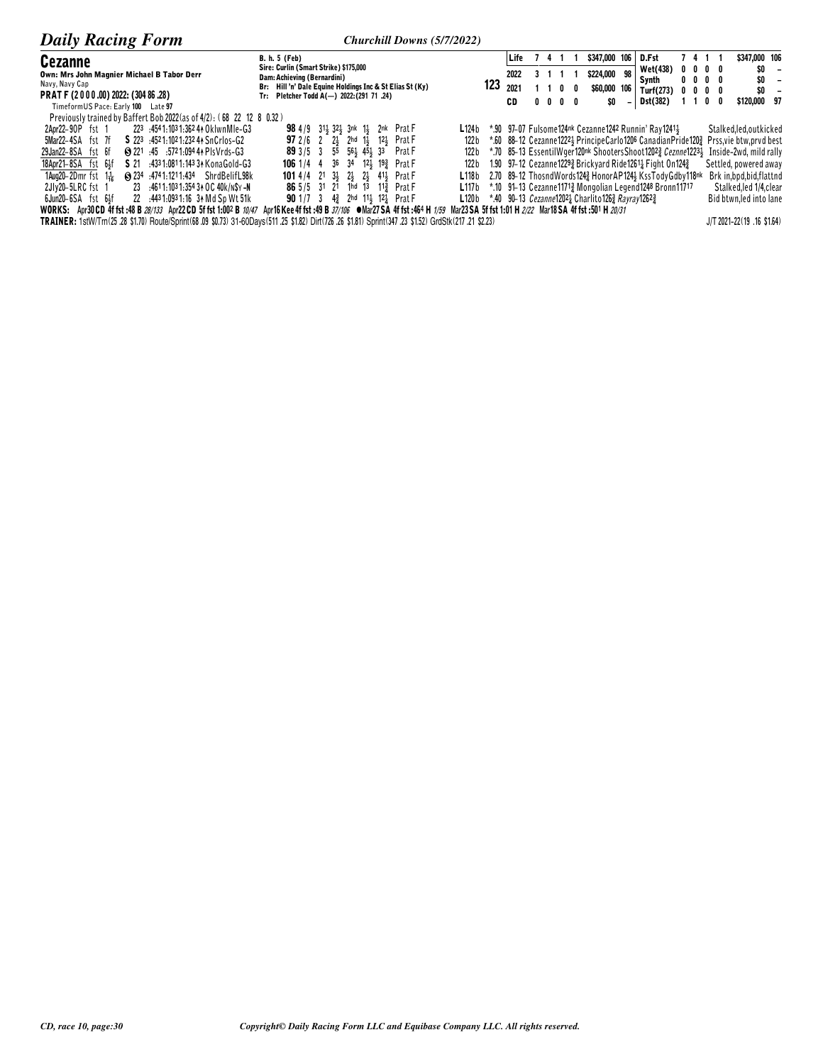## Cezanne

Own: Mrs John Magnier Michael B Tabor Derr
Navy, Navy Cap
**PRAT F (2 0 0 0 .00) 2022: (304 86 .28)**
TimeformUS Pace: Early **100** Late **97**

B. h. 5 (Feb)
Sire: Curlin (Smart Strike) $175,000
Dam: Achieving (Bernardini)
Br: Hill 'n' Dale Equine Holdings Inc & St Elias St (Ky)
Tr: Pletcher Todd A(—) 2022:(291 71 .24)

**123**

| | | | | | | | |
|---|---|---|---|---|---|---|---|
| Life | 7 | 4 | 1 | 1 | $347,000 | 106 | |
| 2022 | 3 | 1 | 1 | 1 | $224,000 | 98 | |
| 2021 | 1 | 1 | 0 | 0 | $60,000 | 106 | |
| CD | 0 | 0 | 0 | 0 | $0 | – | |

| | | | | | | |
|---|---|---|---|---|---|---|
| D.Fst | 7 | 4 | 1 | 1 | $347,000 | 106 |
| Wet(438) | 0 | 0 | 0 | 0 | $0 | – |
| Synth | 0 | 0 | 0 | 0 | $0 | – |
| Turf(273) | 0 | 0 | 0 | 0 | $0 | – |
| Dst(382) | 1 | 1 | 0 | 0 | $120,000 | 97 |

Previously trained by Baffert Bob 2022(as of 4/2): (68 22 12 8 0.32)

| Date/Track | Cond/Dist | Fractions / Race | Speed/PP | Calls | Jockey | Wt | Odds | Top Finishers | Comment |
|---|---|---|---|---|---|---|---|---|---|
| 2Apr22–9OP | fst 1 | 22³ :45⁴1:10³1:36² 4↑ OklwnMle-G3 | **98** 4/9 | 31½ 32½ 3nk 1½ 2nk | Prat F | L124b | *.90 | 97–07 Fulsome124nk Cezanne1242 Runnin' Ray1241½ | Stalked,led,outkicked |
| 5Mar22–4SA | fst 7f | S 22³ :45²1:10²1:23² 4↑ SnCrlos-G2 | **97** 2/6 | 2 2½ 2hd 1½ 12½ | Prat F | 122b | *.60 | 88–12 Cezanne12221½ PrincipeCarlo1206 CanadianPride120¾ | Prss,vie btw,prvd best |
| 29Jan22–8SA | fst 6f | ⓢ 22¹ :45 :57²1:09⁴ 4↑ PlsVrds-G3 | **89** 3/5 | 3 55 56½ 45½ 33 | Prat F | 122b | *.70 | 85–13 EssentilWger120nk ShootersShoot120²¾ Cezanne1223½ | Inside-2wd, mild rally |
| 18Apr21–8SA | fst 6½f | S 21 :43³1:08¹1:14³ 3↑ KonaGold-G3 | **106** 1/4 | 4 36 34 12½ 19¾ | Prat F | 122b | 1.90 | 97–12 Cezanne1229¾ Brickyard Ride1261¼ Fight On124¾ | Settled, powered away |
| 1Aug20–2Dmr | fst 1 1/16 | ⓢ 23⁴ :47⁴1:12¹1:43⁴ ShrdBelifL98k | **101** 4/4 | 21 3½ 2½ 2½ 41½ | Prat F | L118b | 2.70 | 89–12 ThosndWords124¾ HonorAP124½ KssTodyGdby118nk | Brk in,bpd,bid,flattnd |
| 2Jly20–5LRC | fst 1 | 23 :46¹1:10³1:35⁴ 3↑ OC 40k/n$y -N | **86** 5/5 | 31 21 1hd 13 11¾ | Prat F | L117b | *.10 | 91–13 Cezanne1171¾ Mongolian Legend1248 Bronn11717 | Stalked,led 1/4,clear |
| 6Jun20–6SA | fst 6½f | 22 :44³1:09³1:16 3↑ Md Sp Wt 51k | **90** 1/7 | 3 4¾ 2hd 11½ 12¼ | Prat F | L120b | *.40 | 90–13 *Cezanne*120²¼ Charlito126¾ *Rayray*126²¾ | Bid btwn,led into lane |

**WORKS:** Apr30 **CD** 4f fst :48 B *28/133* Apr22 **CD** 5f fst 1:00² B *10/47* Apr16 **Kee** 4f fst :49 B *37/106* ●Mar27 **SA** 4f fst :46⁴ H *1/59* Mar23 **SA** 5f fst 1:01 H *2/22* Mar18 **SA** 4f fst :50¹ H *20/31*

**TRAINER:** 1stW/Trn(25 .28 $1.70) Route/Sprint(68 .09 $0.73) 31-60Days(511 .25 $1.82) Dirt(726 .26 $1.81) Sprint(347 .23 $1.52) GrdStk(217 .21 $2.23)

J/T 2021-22(19 .16 $1.64)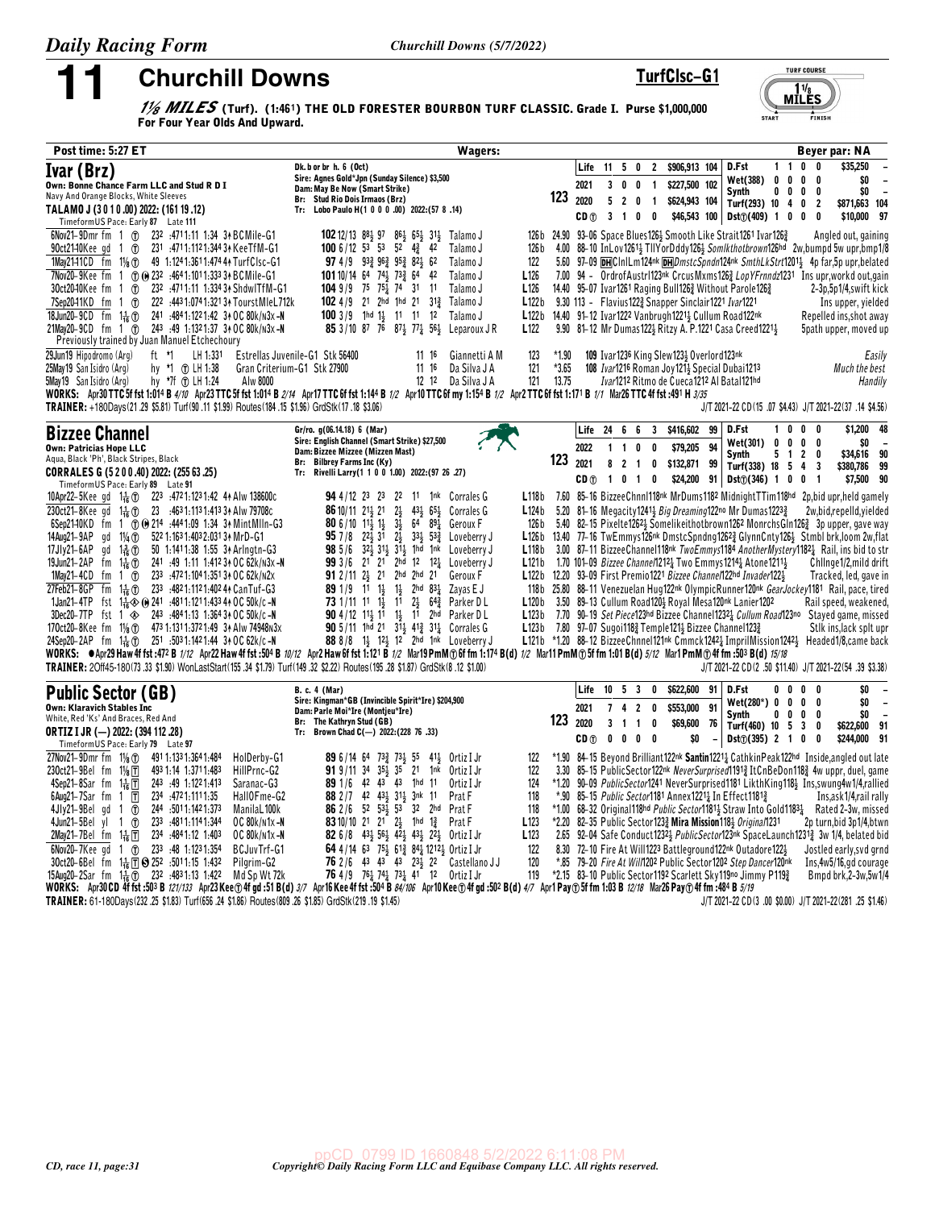# 11 Churchill Downs

**TurfClsc-G1**

***1⅛ MILES*** **(Turf). (1:46¹) THE OLD FORESTER BOURBON TURF CLASSIC. Grade I. Purse $1,000,000 For Four Year Olds And Upward.**

TURF COURSE 1⅛ MILES START FINISH

Post time: 5:27 ET — Wagers: — Beyer par: NA

---

## Ivar (Brz)

Own: Bonne Chance Farm LLC and Stud R D I
Navy And Orange Blocks, White Sleeves
**TALAMO J (3 0 1 0 .00) 2022: (161 19 .12)**
TimeformUS Pace: Early 87 Late 111

Dk. b or br h. 6 (Oct)
Sire: Agnes Gold*Jpn (Sunday Silence) $3,500
Dam: May Be Now (Smart Strike)
Br: Stud Rio Dois Irmaos (Brz)
Tr: Lobo Paulo H(1 0 0 0 .00) 2022:(57 8 .14)

**123**

| | | | | | | | | | | |
|---|---|---|---|---|---|---|---|---|---|---|
| Life | 11 | 5 | 0 | 2 | $906,913 | 104 | D.Fst | 1 1 0 0 | $35,250 | – |
| 2021 | 3 | 0 | 0 | 1 | $227,500 | 102 | Wet(388) | 0 0 0 0 | $0 | – |
| 2020 | 5 | 2 | 0 | 1 | $624,943 | 104 | Synth | 0 0 0 0 | $0 | – |
| | | | | | | | Turf(293) | 10 4 0 2 | $871,663 | 104 |
| CD ⓣ | 3 | 1 | 0 | 0 | $46,543 | 100 | Dst ⓣ(409) | 1 0 0 0 | $10,000 | 97 |

```
6Nov21-9Dmr fm 1 ⓣ 232 :4711:11 1:34 3↑BCMile-G1        102 12/13 88½ 97 86½ 65½ 31½ Talamo J      126b 24.90 93-06 Space Blues126½ Smooth Like Strait1261 Ivar126¾      Angled out, gaining
9Oct21-10Kee gd 1 ⓣ 231 :4711:112 1:344 3↑KeeTfM-G1     100 6/12 53 53 52 4¾ 42 Talamo J       126b 4.00 88-10 InLov1261½ TllYorDddy126½ Somlkthotbrown126hd 2w,bumpd 5w upr,bmp1/8
1May21-11CD fm 1⅛ ⓣ 49 1:124 1:3611:474 4↑TurfClsc-G1   97 4/9 93¾ 96¾ 95¾ 82½ 62 Talamo J      122 5.60 97-09 DHClnlLm124nk DHDmsctSpndn124nk SmthLkStrt1201½ 4p far,5p upr,belated
7Nov20-9Kee fm 1 ⓣ ⓗ 232 :4641:1011:333 3↑BCMile-G1      101 10/14 64 74½ 73¾ 64 42 Talamo J     L126 7.00 94 - OrdrofAustrl123nk CrcusMxms126¾ LopYFrnndz1231 Ins upr,workd out,gain
3Oct20-10Kee fm 1 ⓣ 232 :4711:11 1:334 3↑ShdwlTfM-G1     104 9/9 75 75½ 74 31 11 Talamo J      L126 14.40 95-07 Ivar1261 Raging Bull126¾ Without Parole126¾        2-3p,5p1/4,swift kick
7Sep20-11KD fm 1 ⓣ 222 :4431:0741:321 3↑TourstMleL712k 102 4/9 21 2hd 1hd 21 31¾ Talamo J     L122b 9.30 113 - Flavius122¾ Snapper Sinclair1221 Ivar1221     Ins upper, yielded
18Jun20-9CD fm 1⁄16 ⓣ 241 :4841:1221:42 3↑OC 80k/n3x -N 100 3/9 1hd 1½ 11 11 12 Talamo J      L122b 14.40 91-12 Ivar1222 Vanbrugh1221½ Cullum Road122nk       Repelled ins,shot away
21May20-9CD fm 1 ⓣ 243 :49 1:1321:37 3↑OC 80k/n3x -N   85 3/10 87 76 87½ 77¼ 56½ Leparoux J R  L122 9.90 81-12 Mr Dumas122½ Ritzy A. P.1221 Casa Creed1221½    5path upper, moved up
Previously trained by Juan Manuel Etchechoury
29Jun19 Hipodromo (Arg)   ft *1   LH 1:331 Estrellas Juvenile-G1 Stk 56400   11 16 Giannetti A M  123 *1.90   109 Ivar1236 King Slew123½ Overlord123nk        Easily
25May19 San Isidro (Arg)  hy *1 ⓣ LH 1:38 Gran Criterium-G1 Stk 27900      11 16 Da Silva J A   121 *3.65   108 Ivar1216 Roman Joy121½ Special Dubai1213     Much the best
5May19 San Isidro (Arg)   hy *7f ⓣ LH 1:24 Alw 8000                       12 12 Da Silva J A   121 13.75       Ivar1212 Ritmo de Cueca1212 Al Batal121hd   Handily
```

WORKS: Apr30 TTC 5f fst 1:01⁴ B 4/10 Apr23 TTC 5f fst 1:01⁴ B 2/14 Apr17 TTC 6f fst 1:14⁴ B 1/2 Apr10 TTC 6f my 1:15⁴ B 1/2 Apr2 TTC 6f fst 1:17¹ B 1/1 Mar26 TTC 4f fst :49¹ H 3/35

TRAINER: +180Days(21 .29 $5.81) Turf(90 .11 $1.99) Routes(184 .15 $1.96) GrdStk(17 .18 $3.06) — J/T 2021-22 CD(15 .07 $4.43) J/T 2021-22(37 .14 $4.56)

---

## Bizzee Channel

Own: Patricias Hope LLC
Aqua, Black 'Ph', Black Stripes, Black
**CORRALES G (5 2 0 0 .40) 2022: (255 63 .25)**
TimeformUS Pace: Early 89 Late 91

Gr/ro. g(06.14.18) 6 (Mar)
Sire: English Channel (Smart Strike) $27,500
Dam: Bizzee Mizzee (Mizzen Mast)
Br: Bilbrey Farms Inc (Ky)
Tr: Rivelli Larry(1 1 0 0 1.00) 2022:(97 26 .27)

**123**

| | | | | | | | | | | |
|---|---|---|---|---|---|---|---|---|---|---|
| Life | 24 | 6 | 6 | 3 | $416,602 | 99 | D.Fst | 1 0 0 0 | $1,200 | 48 |
| 2022 | 1 | 1 | 0 | 0 | $79,295 | 94 | Wet(301) | 0 0 0 0 | $0 | – |
| 2021 | 8 | 2 | 1 | 0 | $132,871 | 99 | Synth | 5 1 2 0 | $34,616 | 90 |
| | | | | | | | Turf(338) | 18 5 4 3 | $380,786 | 99 |
| CD ⓣ | 1 | 0 | 1 | 0 | $24,200 | 91 | Dst ⓣ(346) | 1 0 0 1 | $7,500 | 90 |

```
10Apr22-5Kee gd 1⁄16 ⓣ 223 :4721:1231:42 4↑Alw 138600c    94 4/12 23 23 22 11 1nk Corrales G    L118b 7.60 85-16 BizzeeChnnl118nk MrDums1182 MidnightTTim118hd 2p,bid upr,held gamely
23Oct21-8Kee gd 1⁄16 ⓣ 23 :4631:1131:413 3↑Alw 79708c     86 10/11 21½ 21 2½ 43½ 65½ Corrales G  L124b 5.20 81-16 Megacity1241½ Big Dreaming122no Mr Dumas1223¾   2w,bid,repelld,yielded
6Sep21-10KD fm 1 ⓣ ⓗ 214 :4441:09 1:34 3↑MintMlln-G3   80 6/10 11½ 1½ 3½ 64 89¼ Geroux F      126b 5.40 82-15 Pixelte1262½ Somelikeithotbrown1262 MonrchsGln126¾ 3p upper, gave way
14Aug21-9AP gd 1¼ ⓣ 522 1:1631:4032:031 3↑MrD-G1        95 7/8 22¾ 31 2½ 33½ 53¾ Loveberry J  L126b 13.40 77-16 TwEmmys126nk DmstcSpndng1262¾ GlynnCnty126½ Stmbl brk,loom 2w,flat
17Jly21-6AP gd 1⅞ ⓣ 50 1:1411:38 1:55 3↑Arlngtn-G3     98 5/6 32½ 31½ 31½ 1hd 1nk Loveberry J  L118b 3.00 87-11 BizzeeChannel118nk TwoEmmys1184 AnotherMystery1182½ Rail, ins bid to str
19Jun21-2AP fm 1⁄16 ⓣ 241 :49 1:11 1:412 3↑OC 62k/n3x -N 99 3/6 21 21 2hd 12 12¼ Loveberry J   L121b 1.70 101-09 Bizzee Channel1212¼ Two Emmys1214¾ Atone1211½  Chllnge1/2,mild drift
1May21-4CD fm 1 ⓣ 233 :4721:1041:351 3↑OC 62k/n2x      91 2/11 2½ 21 2hd 2hd 21 Geroux F      L122b 12.20 93-09 First Premio1221 Bizzee Channel122hd Invader122½   Tracked, led, gave in
27Feb21-8GP fm 1⁄16 ⓣ 233 :4821:1121:402 4↑CanTuf-G3    89 1/9 11 1½ 1½ 2hd 83¼ Zayas E J     118b 25.80 88-11 Venezuelan Hug122nk OlympicRunner120nk GearJockey1181 Rail, pace, tired
1Jan21-4TP fst 1⁄16 ◈ ⓗ 241 :4811:1211:433 4↑OC 50k/c -N 73 1/11 11 1½ 11 2½ 64¾ Parker D L    L120b 3.50 89-13 Cullum Road120½ Royal Mesa120nk Lanier1202   Rail speed, weakened,
3Dec20-7TP fst 1 ◈ 243 :4841:13 1:364 3↑OC 50k/c -N      90 4/12 11½ 11 1½ 11 2hd Parker D L   L123b 7.70 90-19 Set Piece123hd Bizzee Channel1232¼ Cullum Road123no Stayed game, missed
17Oct20-8Kee fm 1⅛ ⓣ 473 1:1311:3721:49 3↑Alw 74948n3x  90 5/11 1hd 21 31½ 41¾ 31¼ Corrales G    L123b 7.80 97-07 Sugoi118¾ Temple121½ Bizzee Channel123¾     Stlk ins,lack splt upr
24Sep20-2AP fm 1⁄16 ⓣ 251 :5031:1421:44 3↑OC 62k/c -N   88 8/8 1½ 12½ 12 2hd 1nk Loveberry J   L121b *1.20 88-12 BizzeeChnnl121nk Cmmck1242½ ImprilMission1242½ Headed1/8,came back
```

WORKS: ●Apr29 Haw 4f fst :47² B 1/12 Apr22 Haw 4f fst :50⁴ B 10/12 Apr2 Haw 6f fst 1:12¹ B 1/2 Mar19 PmM ⓣ 6f fm 1:17⁴ B(d) 1/2 Mar11 PmM ⓣ 5f fm 1:01 B(d) 5/12 Mar1 PmM ⓣ 4f fm :50³ B(d) 15/18

TRAINER: 2Off45-180(73 .33 $1.90) WonLastStart(155 .34 $1.79) Turf(149 .32 $2.22) Routes(195 .28 $1.87) GrdStk(8 .12 $1.00) — J/T 2021-22 CD(2 .50 $11.40) J/T 2021-22(54 .39 $3.38)

---

## Public Sector (GB)

Own: Klaravich Stables Inc
White, Red 'Ks' And Braces, Red And
**ORTIZ I JR (—) 2022: (394 112 .28)**
TimeformUS Pace: Early 79 Late 97

B. c. 4 (Mar)
Sire: Kingman*GB (Invincible Spirit*Ire) $204,900
Dam: Parle Moi*Ire (Montjeu*Ire)
Br: The Kathryn Stud (GB)
Tr: Brown Chad C(—) 2022:(228 76 .33)

**123**

| | | | | | | | | | | |
|---|---|---|---|---|---|---|---|---|---|---|
| Life | 10 | 5 | 3 | 0 | $622,600 | 91 | D.Fst | 0 0 0 0 | $0 | – |
| 2021 | 7 | 4 | 2 | 0 | $553,000 | 91 | Wet(280*) | 0 0 0 0 | $0 | – |
| 2020 | 3 | 1 | 1 | 0 | $69,600 | 76 | Synth | 0 0 0 0 | $0 | – |
| | | | | | | | Turf(460) | 10 5 3 0 | $622,600 | 91 |
| CD ⓣ | 0 | 0 | 0 | 0 | $0 | – | Dst ⓣ(395) | 2 1 0 0 | $244,000 | 91 |

```
27Nov21-9Dmr fm 1⅛ ⓣ 491 1:1331:3641:484 HolDerby-G1      89 6/14 64 73¾ 73½ 55 41½ Ortiz I Jr   122 *1.90 84-15 Beyond Brilliant122nk Santin1221¼ CathkinPeak122hd Inside,angled out late
23Oct21-9Bel fm 1⅛ ⓣ 493 1:14 1:3711:483 HillPrnc-G2    91 9/11 34 35½ 35 21 1nk Ortiz I Jr   122 3.30 85-15 PublicSector122nk NeverSurprised1191¾ ItCnBeDon118¾ 4w uppr, duel, game
4Sep21-8Sar fm 1⁄16 ⓣ 243 :49 1:1221:413 Saranac-G3       89 1/6 42 43 43 1hd 11 Ortiz I Jr   124 *1.20 90-09 PublicSector1241 NeverSurprised1181 LikthKing118½ Ins,swung4w1/4,rallied
6Aug21-7Sar fm 1 ⓣ 234 :4721:1111:35 HallOFme-G2       88 2/7 42 43½ 31¼ 3nk 11 Prat F      118 *.90 85-15 Public Sector1181 Annex1221¼ In Effect1181¾    Ins,ask1/4,rail rally
4Jly21-9Bel gd 1 ⓣ 244 :5011:1421:373 ManilaL100k       86 2/6 52 53½ 53 32 2hd Prat F      118 *1.00 68-32 Original118hd Public Sector1181½ Straw Into Gold1183¼ Rated 2-3w, missed
4Jun21-5Bel yl 1 ⓣ 233 :4811:1141:344 OC 80k/n1x -N     83 10/10 21 21 2½ 1hd 1¾ Prat F     L123 *2.20 82-35 Public Sector123¾ Mira Mission118½ Original1231  2p turn,bid 3p1/4,btwn
2May21-7Bel fm 1⁄16 ⓣ 234 :4841:12 1:403 OC 80k/n1x -N   82 6/8 43½ 56½ 42½ 43½ 22½ Ortiz I Jr  L123 2.65 92-04 Safe Conduct1232½ PublicSector123nk SpaceLaunch1231¾ 3w 1/4, belated bid
6Nov20-7Kee gd 1 ⓣ 233 :48 1:1231:354 BCJuvTrf-G1       64 4/14 63 75½ 61¾ 84¼ 1212½ Ortiz I Jr 122 8.30 72-10 Fire At Will1223 Battleground122nk Outadore122½  Jostled early,svd grnd
30Oct20-6Bel fm 1⁄16 ⓣ Ⓢ 252 :5011:15 1:432 Pilgrim-G2   76 2/6 43 43 43 23½ 22 Castellano J J 120 *.85 79-20 Fire At Will1202 Public Sector1202 Step Dancer120nk Ins,4w5/16,gd courage
15Aug20-2Sar fm 1⁄16 ⓣ 232 :4831:13 1:422 Md Sp Wt 72k     76 4/9 76¾ 74¾ 73¼ 41 12 Ortiz I Jr   119 *2.15 83-10 Public Sector1192 Scarlett Sky119no Jimmy P119¾  Bmpd brk,2-3w,5w1/4
```

WORKS: Apr30 CD 4f fst :50³ B 121/133 Apr23 Kee ⓣ 4f gd :51 B(d) 3/7 Apr16 Kee 4f fst :50⁴ B 84/106 Apr10 Kee ⓣ 4f gd :50² B(d) 4/7 Apr1 Pay ⓣ 5f fm 1:03 B 12/18 Mar26 Pay ⓣ 4f fm :48⁴ B 5/19

TRAINER: 61-180Days(232 .25 $1.83) Turf(656 .24 $1.86) Routes(809 .26 $1.85) GrdStk(219 .19 $1.45) — J/T 2021-22 CD(3 .00 $0.00) J/T 2021-22(281 .25 $1.46)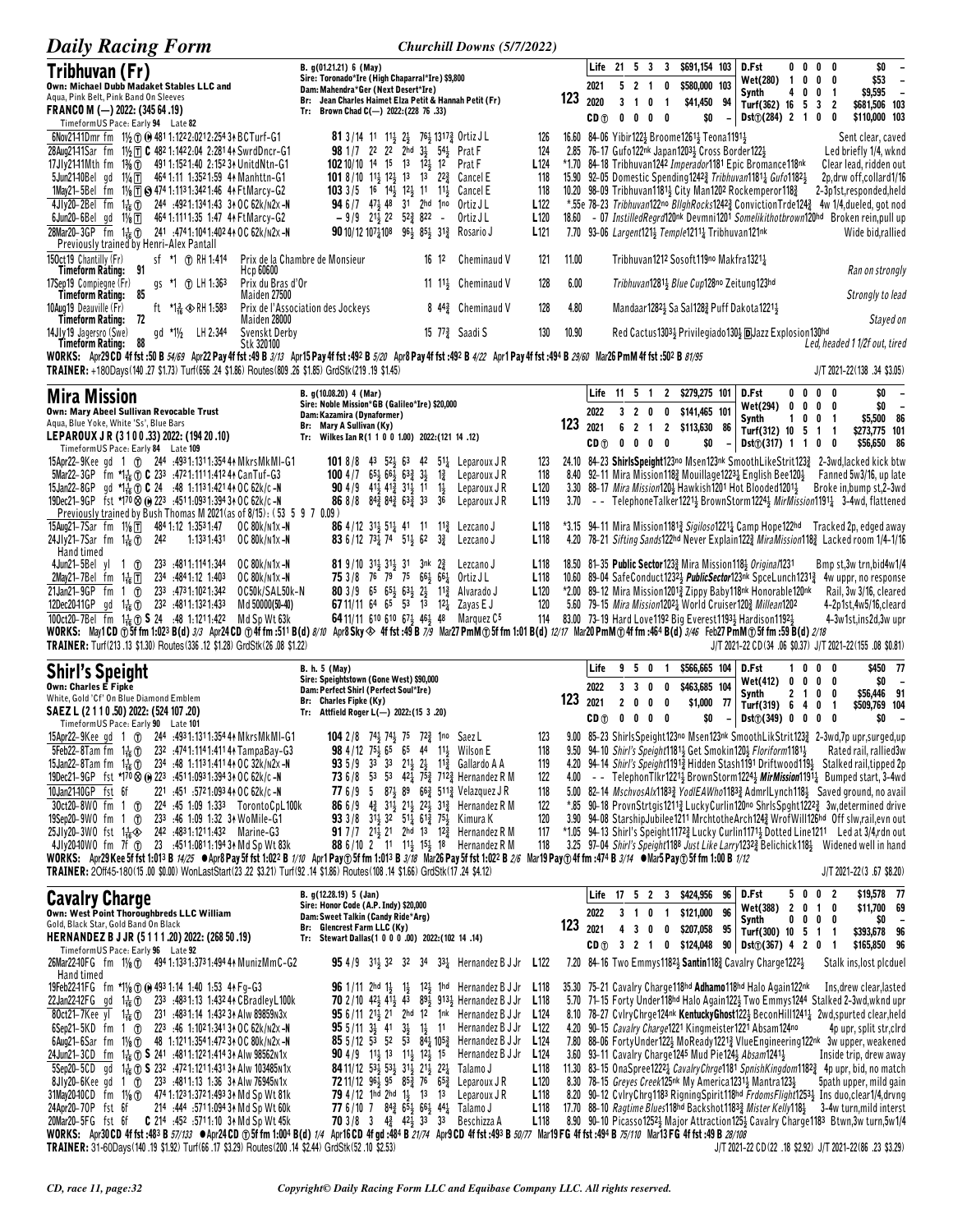## Tribhuvan (Fr)

Own: Michael Dubb Madaket Stables LLC and
Aqua, Pink Belt, Pink Band On Sleeves
**FRANCO M (—) 2022: (345 64 .19)**
TimeformUS Pace: Early 94 Late 82

B. g(01.21.21) 6 (May)
Sire: Toronado*Ire (High Chaparral*Ire) $9,800
Dam: Mahendra*Ger (Next Desert*Ire)
Br: Jean Charles Haimet Elza Petit & Hannah Petit (Fr)
Tr: Brown Chad C(—) 2022:(228 76 .33)

**123**

| | | | | | | | |
|---|---|---|---|---|---|---|---|
| Life | 21 | 5 | 3 | 3 | $691,154 | 103 | D.Fst 0 0 0 0 $0 – |
| 2021 | 5 | 2 | 1 | 0 | $580,000 | 103 | Wet(280) 1 0 0 0 $53 – |
| 2020 | 3 | 1 | 0 | 1 | $41,450 | 94 | Synth 4 0 0 1 $9,595 – |
| CD ⓣ | 0 | 0 | 0 | 0 | $0 | – | Turf(362) 16 5 3 2 $681,506 103 |
| | | | | | | | Dst ⓣ(284) 2 1 0 0 $110,000 103 |

6Nov21-11Dmr fm 1½ ⓣ ⓗ 481 1:122 2:012 2:254 3↑ BCTurf-G1 **81** 3/14 11 11½ 2½ 76½ 1317¾ Ortiz J L 126 16.60 84-06 Yibir122½ Broome1261½ Teona1191½ Sent clear, caved
28Aug21-11Sar fm 1½ Ⓣ C 482 1:142 2:04 2:281 4↑ SwrdDncr-G1 **98** 1/7 22 22 2hd 3½ 54½ Prat F 124 2.85 76-17 Gufo122nk Japan1203½ Cross Border122½ Led briefly 1/4, wknd
17Jly21-11Mth fm 1⅜ ⓣ 491 1:152 1:40 2:152 3↑ UnitdNtn-G1 **102** 10/10 14 15 13 12½ 12 Prat F L124 *1.70 84-18 Tribhuvan1242 Imperador1181 Epic Bromance118nk Clear lead, ridden out
5Jun21-10Bel gd 1¼ Ⓣ 464 1:11 1:352 1:59 4↑ Manhttn-G1 **101** 8/10 11½ 12½ 13 13 22¾ Cancel E 118 15.90 92-05 Domestic Spending1242¾ Tribhuvan1181¼ Gufo1182½ 2p,drw off,collard1/16
1May21-5Bel fm 1⅛ Ⓣ ⓢ 474 1:113 1:342 1:46 4↑ FtMarcy-G2 **103** 3/5 16 14½ 12½ 11 11¼ Cancel E 118 10.20 98-09 Tribhuvan1181¼ City Man1202 Rockemperor118¾ 2-3p1st,responded,held
4Jly20-2Bel fm 1 1/16 ⓣ 244 :492 1:134 1:43 3↑ OC 62k/n2x-N **94** 6/7 47¼ 48 31 2hd 1no Ortiz J L L122 *.55e 78-23 Tribhuvan122no BllghRocks1242¾ ConvictionTrde124¾ 4w 1/4,dueled, got nod
6Jun20-6Bel gd 1⅛ Ⓣ 464 1:111 1:35 1:47 4↑ FtMarcy-G2 **–** 9/9 21½ 22 52¾ 822 – Ortiz J L L120 18.60 – 07 InstilledRegrd120nk Devmni1201 Somelikithotbrown120hd Broken rein,pull up
28Mar20-3GP fm 1 1/16 ⓣ 241 :474 1:104 1:402 4↑ OC 62k/n2x-N **90** 10/12 107½ 108 96½ 85½ 31¾ Rosario J L121 7.70 93-06 Largent121½ Temple1211¼ Tribhuvan121nk Wide bid,rallied
Previously trained by Henri-Alex Pantall
15Oct19 Chantilly (Fr) sf *1 ⓣ RH 1:414 Prix de la Chambre de Monsieur 16 12 Cheminaud V 121 11.00 Tribhuvan1212 Sosoft119no Makfra1321¼ Ran on strongly
Timeform Rating: 91 Hcp 60600
17Sep19 Compiegne (Fr) gs *1 ⓣ LH 1:363 Prix du Bras d'Or 11 11½ Cheminaud V 128 6.00 Tribhuvan1281½ Blue Cup128no Zeitung123hd Strongly to lead
Timeform Rating: 85 Maiden 27500
10Aug19 Deauville (Fr) ft *1 3/16 ◈ RH 1:583 Prix de l'Association des Jockeys 8 44¾ Cheminaud V 128 4.80 Mandaar1282½ Sa Sal128¾ Puff Dakota1221½ Stayed on
Timeform Rating: 72 Maiden 28000
14Jly19 Jagersro (Swe) gd *1½ LH 2:344 Svenskt Derby 15 77¾ Saadi S 130 10.90 Red Cactus1303½ Privilegiado130½ ⓓJazz Explosion130hd Led, headed 1 1/2f out, tired
Timeform Rating: 88 Stk 320100

WORKS: Apr29 CD 4f fst :50 B 54/69 Apr22 Pay 4f fst :49 B 3/13 Apr15 Pay 4f fst :492 B 5/20 Apr8 Pay 4f fst :492 B 4/22 Apr1 Pay 4f fst :494 B 29/60 Mar26 PmM 4f fst :502 B 81/95
TRAINER: +180Days(140 .27 $1.73) Turf(656 .24 $1.86) Routes(809 .26 $1.85) GrdStk(219 .19 $1.45) J/T 2021-22(138 .34 $3.05)

## Mira Mission

Own: Mary Abeel Sullivan Revocable Trust
Aqua, Blue Yoke, White 'Ss', Blue Bars
**LEPAROUX J R (3 1 0 0 .33) 2022: (194 20 .10)**
TimeformUS Pace: Early 84 Late 109

B. g(10.08.20) 4 (Mar)
Sire: Noble Mission*GB (Galileo*Ire) $20,000
Dam: Kazamira (Dynaformer)
Br: Mary A Sullivan (Ky)
Tr: Wilkes Ian R(1 1 0 0 1.00) 2022:(121 14 .12)

**123**

| | | | | | | | |
|---|---|---|---|---|---|---|---|
| Life | 11 | 5 | 1 | 2 | $279,275 | 101 | D.Fst 0 0 0 0 $0 – |
| 2022 | 3 | 2 | 0 | 0 | $141,465 | 101 | Wet(294) 0 0 0 0 $0 – |
| 2021 | 6 | 2 | 1 | 2 | $113,630 | 86 | Synth 1 0 0 1 $5,500 86 |
| CD ⓣ | 0 | 0 | 0 | 0 | $0 | – | Turf(312) 10 5 1 1 $273,775 101 |
| | | | | | | | Dst ⓣ(317) 1 1 0 0 $56,650 86 |

15Apr22-9Kee gd 1 ⓣ 244 :493 1:131 1:354 4↑ MkrsMkMl-G1 **101** 8/8 43 52½ 63 42 51¼ Leparoux J R 123 24.10 84-23 ShirlsSpeight123no Msen123nk SmoothLikeStrit123¾ 2-3wd,lacked kick btw
5Mar22-3GP fm *1 1/16 ⓣ C 233 :472 1:111 1:412 4↑ CanTuf-G3 **100** 4/7 65½ 66½ 63¾ 3½ 1¾ Leparoux J R 118 8.40 92-11 Mira Mission118¾ Mouillage1223½ English Bee120½ Fanned 5w3/16, up late
15Jan22-8GP gd *1 1/16 ⓣ C 24 :48 1:113 1:421 4↑ OC 62k/n2x-N **90** 4/9 41½ 41¾ 31½ 11 1½ Leparoux J R L120 3.30 88-17 Mira Mission120½ Hawkish1201 Hot Blooded1201½ Broke in,bump st,2-3wd
19Dec21-9GP fst *170 ⊗ ⓗ 223 :451 1:093 1:394 3↑ OC 62k/n2x-N **86** 8/8 84¾ 84¾ 63¾ 33 36 Leparoux J R L119 3.70 – – TelephoneTalker1221½ BrownStorm1224½ MirMission1191¼ 3-4wd, flattened
Previously trained by Bush Thomas M 2021(as of 8/15): (53 5 9 7 0.09)
15Aug21-7Sar fm 1⅛ Ⓣ 484 1:12 1:353 1:47 OC 80k/n1x-N **86** 4/12 31½ 51½ 41 11 11¾ Lezcano J L118 *3.15 94-11 Mira Mission1181¾ Sigiloso1221¼ Camp Hope122hd Tracked 2p, edged away
24Jly21-7Sar fm 1 1/16 ⓣ 242 1:133 1:431 OC 80k/n1x-N **83** 6/12 73¾ 74 51½ 62 3¾ Lezcano J L118 4.20 78-21 Sifting Sands122hd Never Explain122¾ MiraMission118¾ Lacked room 1/4-1/16
Hand timed
4Jun21-5Bel yl 1 ⓣ 233 :481 1:114 1:344 OC 80k/n1x-N **81** 9/10 31½ 31½ 31 3nk 2¾ Lezcano J L118 18.50 81-35 **Public Sector**123¾ Mira Mission118½ Original1231 Bmp st,3w trn,bid4w1/4
2May21-7Bel fm 1 1/16 Ⓣ 234 :484 1:12 1:403 OC 80k/n1x-N **75** 3/8 76 79 75 66½ 66¼ Ortiz J L L118 10.60 89-04 SafeConduct1232½ **PublicSector**123nk SpceLunch123¾ 4w uppr, no response
21Jan21-9GP fm 1 ⓣ 233 :473 1:021 1:342 OC50k/SAL50k-N **80** 3/9 65 65½ 63½ 2½ 11¾ Alvarado J L120 *2.00 89-12 Mira Mission1201¾ Zippy Baby118nk Honorable120nk Rail, 3w 3/16, cleared
12Dec20-11GP gd 1 1/16 ⓣ 232 :481 1:123 1:433 Md 50000(50-40) **67** 11/11 64 65 53 13 12¼ Zayas E J 120 5.60 79-15 Mira Mission1202¼ World Cruiser120¾ Millean1202 4-2p1st,4w5/16,cleard
10Oct20-7Bel fm 1 1/16 ⓣ S 24 :48 1:121 1:422 Md Sp Wt 63k **64** 11/11 610 610 67¾ 46½ 48 Marquez C5 114 83.00 73-19 Hard Love119¾ Big Everest1193½ Hardison1192½ 4-3w1st,ins2d,3w upr

WORKS: May1 CD ⓣ 5f fm 1:023 B(d) 3/3 Apr24 CD ⓣ 4f fm :511 B(d) 8/10 Apr8 Sky ◈ 4f fst :49 B 7/9 Mar27 PmM ⓣ 5f fm 1:01 B(d) 12/17 Mar20 PmM ⓣ 4f fm :464 B(d) 3/46 Feb27 PmM ⓣ 5f fm :59 B(d) 2/18
TRAINER: Turf(213 .13 $1.30) Routes(336 .12 $1.28) GrdStk(26 .08 $1.22) J/T 2021-22 CD(34 .06 $0.37) J/T 2021-22(155 .08 $0.81)

## Shirl's Speight

Own: Charles E Fipke
White, Gold 'Cf' On Blue Diamond Emblem
**SAEZ L (2 1 1 0 .50) 2022: (524 107 .20)**
TimeformUS Pace: Early 90 Late 101

B. h. 5 (May)
Sire: Speightstown (Gone West) $90,000
Dam: Perfect Shirl (Perfect Soul*Ire)
Br: Charles Fipke (Ky)
Tr: Attfield Roger L(—) 2022:(15 3 .20)

**123**

| | | | | | | | |
|---|---|---|---|---|---|---|---|
| Life | 9 | 5 | 0 | 1 | $566,665 | 104 | D.Fst 1 0 0 0 $450 77 |
| 2022 | 3 | 3 | 0 | 0 | $463,685 | 104 | Wet(412) 0 0 0 0 $0 – |
| 2021 | 2 | 0 | 0 | 0 | $1,000 | 77 | Synth 2 1 0 0 $56,446 91 |
| CD ⓣ | 0 | 0 | 0 | 0 | $0 | – | Turf(319) 6 4 0 1 $509,769 104 |
| | | | | | | | Dst ⓣ(349) 0 0 0 0 $0 – |

15Apr22-9Kee gd 1 ⓣ 244 :493 1:131 1:354 4↑ MkrsMkMl-G1 **104** 2/8 74½ 74½ 75 72¾ 1no Saez L 123 9.00 85-23 ShirlsSpeight123no Msen123nk SmoothLikStrit123¾ 2-3wd,7p upr,surged,up
5Feb22-8Tam fm 1 1/16 ⓣ 232 :474 1:114 1:411 4↑ TampaBay-G3 **98** 4/12 75½ 65 65 44 11½ Wilson E 118 9.50 94-10 Shirl's Speight118½ Get Smokin120½ Floriform1181½ Rated rail, rallied3w
15Jan22-8Tam fm 1 1/16 ⓣ 23 :48 1:113 1:414 4↑ OC 32k/n2x-N **93** 5/9 33 31 21½ 2½ 11¾ Gallardo A A 119 4.20 94-14 Shirl's Speight1191¾ Hidden Stash1191 Driftwood119½ Stalked rail,tipped 2p
19Dec21-9GP fst *170 ⊗ ⓗ 223 :451 1:093 1:394 3↑ OC 62k/n2x-N **73** 6/8 53 53 42½ 75¾ 712¾ Hernandez R M 122 4.00 – – TelephonTlkr1221½ BrownStorm1224½ **MirMission**1191¼ Bumped start, 3-4wd
10Jan21-10GP fst 6f 221 :451 :572 1:093 4↑ OC 62k/n2x-N **77** 6/9 5 87½ 89 66¾ 511¾ Velazquez J R 118 5.00 82-14 MschvsAlx1183¾ YodlEAWho1183¾ AdmrlLynch118½ Saved ground, no avail
30Oct20-8WO fm 1 ⓣ 224 :45 1:09 1:333 TorontoCpL100k **86** 6/9 4¾ 31½ 21½ 22½ 31¾ Hernandez R M 122 *.85 90-18 ProvnStrtgis1211¾ LuckyCurlin120no ShrlsSpght1222¾ 3w,determined drive
19Sep20-9WO fm 1 ⓣ 233 :46 1:09 1:32 3↑ WoMile-G1 **93** 3/8 31½ 32 51½ 61¾ 75½ Kimura K 120 3.90 94-08 StarshipJubilee1211 MrchtotheArch124¾ WrofWill126hd Off slw,rail,evn out
25Jly20-3WO fst 1 1/16 ◈ 242 :483 1:121 1:432 Marine-G3 **91** 7/7 21½ 21 2hd 13 12¾ Hernandez R M 117 *1.05 94-13 Shirl's Speight1172¾ Lucky Curlin1171½ Dotted Line1211 Led at 3/4,rdn out
4Jly20-10WO fm 7f ⓣ 23 :451 1:081 1:194 3↑ Md Sp Wt 83k **88** 6/10 2 11 11½ 15½ 18 Hernandez R M 118 3.25 97-04 Shirl's Speight1188 Just Like Larry1232¾ Belichick118½ Widened well in hand

WORKS: Apr29 Kee 5f fst 1:013 B 14/25 ●Apr8 Pay 5f fst 1:01 B(d) 1/10 Apr1 Pay ⓣ 5f fm 1:013 B(d) 3/18 Mar26 Pay 5f fst 1:022 B 2/6 Mar19 Pay ⓣ 4f fm :474 B 3/14 ●Mar5 Pay ⓣ 5f fm 1:00 B 1/12
TRAINER: 2Off45-180(15 .00 $0.00) WonLastStart(23 .22 $3.21) Turf(92 .14 $1.86) Routes(108 .14 $1.66) GrdStk(17 .24 $4.12) J/T 2021-22(3 .67 $8.20)

## Cavalry Charge

Own: West Point Thoroughbreds LLC William
Gold, Black Star, Gold Band On Black
**HERNANDEZ B J JR (5 1 1 1 .20) 2022: (268 50 .19)**
TimeformUS Pace: Early 96 Late 92

B. g(12.28.19) 5 (Jan)
Sire: Honor Code (A.P. Indy) $20,000
Dam: Sweet Talkin (Candy Ride*Arg)
Br: Glencrest Farm LLC (Ky)
Tr: Stewart Dallas(1 0 0 0 .00) 2022:(102 14 .14)

**123**

| | | | | | | | |
|---|---|---|---|---|---|---|---|
| Life | 17 | 5 | 2 | 3 | $424,956 | 96 | D.Fst 5 0 0 2 $19,578 77 |
| 2022 | 3 | 1 | 0 | 1 | $121,000 | 96 | Wet(388) 2 0 1 0 $11,700 69 |
| 2021 | 4 | 3 | 0 | 0 | $207,058 | 95 | Synth 0 0 0 0 $0 – |
| CD ⓣ | 3 | 2 | 1 | 0 | $124,048 | 90 | Turf(300) 10 5 1 1 $393,678 96 |
| | | | | | | | Dst ⓣ(367) 4 2 0 1 $165,850 96 |

26Mar22-10FG fm 1⅛ ⓣ 494 1:133 1:373 1:494 4↑ MunizMmC-G2 **95** 4/9 31½ 32 32 34 33¼ Hernandez B J Jr L122 7.20 84-16 Two Emmys1182½ **Santin**118¾ Cavalry Charge1222½ Stalk ins,lost plcduel
Hand timed
19Feb22-11FG fm *1⅛ ⓣ ⓗ 493 1:14 1:40 1:53 4↑ Fg-G3 **96** 1/11 2hd 1½ 1½ 12½ 1hd Hernandez B J Jr L118 35.30 75-21 Cavalry Charge118hd **Adhamo**118hd Halo Again122nk Ins,drew clear,lasted
22Jan22-12FG gd 1 1/16 ⓣ 233 :483 1:13 1:432 4↑ CBradleyL100k **70** 2/10 42½ 41½ 43 89½ 913½ Hernandez B J Jr L118 5.70 71-15 Forty Under118hd Halo Again122½ Two Emmys1244 Stalked 2-3wd,wknd upr
8Oct21-7Kee yl 1 1/16 ⓣ 231 :483 1:14 1:432 3↑ Alw 89859n3x **95** 6/11 21½ 21 2hd 12 1nk Hernandez B J Jr L124 8.10 78-27 CvlryChrge124nk KentuckyGhost122½ BeconHill1241½ 2wd,spurted clear,held
6Sep21-5KD fm 1 ⓣ 223 :46 1:102 1:341 3↑ OC 62k/n2x-N **95** 5/11 3½ 41 3½ 1½ 11 Hernandez B J Jr L122 4.20 90-15 Cavalry Charge1221 Kingmeister1221 Absam124no 4p upr, split str,clrd
6Aug21-6Sar fm 1⅛ ⓣ 48 1:121 1:354 1:472 3↑ OC 80k/n2x-N **85** 5/12 53 52 53 84½ 105¾ Hernandez B J Jr L124 7.80 88-06 FortyUnder122½ MoReady1221¾ VlueEngineering122nk 3w upper, weakened
24Jun21-3CD fm 1 1/16 ⓣ S 241 :481 1:122 1:414 3↑ Alw 98562n1x **90** 4/9 11½ 13 11½ 12½ 15 Hernandez B J Jr L124 3.60 93-11 Cavalry Charge1245 Mud Pie124½ Absam1241½ Inside trip, drew away
5Sep20-5CD gd 1 1/16 ⓣ S 232 :472 1:121 1:431 3↑ Alw 103485n1x **84** 11/12 53½ 53½ 31½ 21½ 22¼ Talamo J L118 11.30 83-15 OnaSpree1222¼ CavalryChrge1181 SpnishKingdom1182¾ 4p upr, bid, no match
8Jly20-6Kee gd 1 ⓣ 233 :483 1:13 1:36 3↑ Alw 76945n1x **72** 11/12 96½ 95 85¾ 76 65¾ Leparoux J R L120 8.30 78-15 Greyes Creek125nk My America1231½ Mantra123½ 5path upper, mild gain
31May20-10CD fm 1⅛ ⓣ 474 1:123 1:372 1:493 3↑ Md Sp Wt 81k **79** 4/12 1hd 2hd 1½ 13 13 Leparoux J R L118 8.20 90-12 CvlryChrg1183 RigningSpirit118hd FrdomsFlight1253½ Ins duo,clear1/4,drvng
24Apr20-7OP fst 6f 214 :444 :571 1:094 3↑ Md Sp Wt 80k **77** 6/10 7 84¾ 65½ 66½ 44¼ Talamo J L118 17.70 88-10 Ragtime Blues118hd Backshot1183¾ Mister Kelly118½ 3-4w turn,mild interst
20Mar20-5FG fst 6f C 214 :452 :571 1:10 3↑ Md Sp Wt 45k **70** 3/8 3 4¾ 42½ 33 33 Beschizza A L118 8.90 90-10 Picasso1252½ Major Attraction125½ Cavalry Charge1183 Btwn,3w turn,5w1/4

WORKS: Apr30 CD 4f fst :483 B 57/133 ●Apr24 CD ⓣ 5f fm 1:004 B(d) 1/4 Apr16 CD 4f gd :484 B 21/74 Apr9 CD 4f fst :493 B 50/77 Mar19 FG 4f fst :494 B 75/110 Mar13 FG 4f fst :49 B 28/108
TRAINER: 31-60Days(140 .19 $1.92) Turf(66 .17 $3.29) Routes(200 .14 $2.44) GrdStk(52 .10 $2.53) J/T 2021-22 CD(22 .18 $2.92) J/T 2021-22(86 .23 $3.29)

CD, race 11, page:32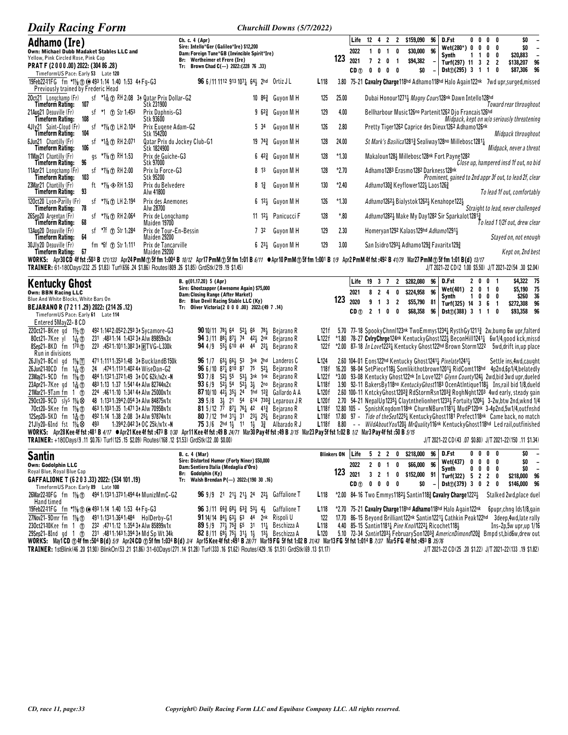## Adhamo (Ire)

**Own: Michael Dubb Madaket Stables LLC and**
Yellow, Pink Circled Rose, Pink Cap
**PRAT F (2 0 0 0 .00) 2022: (304 86 .28)**
TimeformUS Pace: Early 53 Late 120

Ch. c. 4 (Apr)
Sire: Intello*Ger (Galileo*Ire) $12,200
Dam: Foreign Tune*GB (Invincible Spirit*Ire)
Br: Wertheimer et Frere (Ire)
Tr: Brown Chad C(—) 2022:(228 76 .33)

**123**

| | | | | | | | | | | | | |
|---|---|---|---|---|---|---|---|---|---|---|---|---|
| Life | 12 | 4 | 2 | 2 | $159,090 | 96 | D.Fst | 0 | 0 | 0 | 0 | $0 – |
| 2022 | 1 | 0 | 1 | 0 | $30,000 | 96 | Wet(280*) | 0 | 0 | 0 | 0 | $0 – |
| 2021 | 7 | 2 | 0 | 1 | $94,382 | – | Synth | 1 | 1 | 0 | 0 | $20,883 – |
| CD ⓣ | 0 | 0 | 0 | 0 | $0 | – | Turf(297) | 11 | 3 | 2 | 2 | $138,207 96 |
| | | | | | | | Dst ⓣ(295) | 3 | 1 | 1 | 0 | $87,306 96 |

19Feb22-11FG fm *1⅛ ⓣ ⓗ :49³ 1:14 1:40 1:53 4↑ Fg-G3 — **96** 6/11 11¹² 9¹³ 10⁷¼ 6⁴½ 2hd Ortiz J L L118 3.80 75–21 **Cavalry Charge**118hd **Adhamo**118hd Halo Again122nk 7wd upr,surged,missed
Previously trained by Frederic Head

20Oct21 Longchamp (Fr) sf *1⅜ ⓣ RH 2:08 3↑ Qatar Prix Dollar-G3 Stk 231900 — 10 8⁶¾ Guyon M H 125 25.00 Dubai Honour127¹½ *Magny Cours*128nk Dawn Intello128hd — Toward rear throughout. Timeform Rating: 107

21Aug21 Deauville (Fr) sf *1 ⓣ Str 1:45³ Prix Daphnis-G3 Stk 93600 — 9 6²¾ Guyon M H 129 4.00 Bellharbour Music126no Partenit126² Djo Francais126hd — Midpack, kept on w/o seriously threatening. Timeform Rating: 108

4Jly21 Saint-Cloud (Fr) sf *1¼ ⓣ LH 2:10⁴ Prix Eugene Adam-G2 Stk 154200 — 5 3⁴ Guyon M H 126 2.80 Pretty Tiger126² Caprice des Dieux126² Adhamo126nk — Midpack throughout. Timeform Rating: 104

6Jun21 Chantilly (Fr) sf *1⁵⁄₁₆ ⓣ RH 2:07¹ Qatar Prix du Jockey Club-G1 Stk 1824900 — 19 7⁴¾ Guyon M H 128 24.00 *St Mark's Basilica*128¹¾ Sealiway128no Millebosc128¹¼ — Midpack, never a threat. Timeform Rating: 106

11May21 Chantilly (Fr) gs *1⅛ ⓣ RH 1:53 Prix de Guiche-G3 Stk 97000 — 6 4²¾ Guyon M H 128 *1.30 Makaloun128½ Millebosc128nk Fort Payne128² — Close up, hampered insd 1f out, no bid. Timeform Rating: 96

11Apr21 Longchamp (Fr) sf *1⅛ ⓣ RH 2:00 Prix la Force-G3 Stk 95200 — 8 1³ Guyon M H 128 *2.70 Adhamo128³ Erasmo128² Darkness128nk — Prominent, gained to 2nd appr 3f out, to lead 2f, clear. Timeform Rating: 103

23Mar21 Chantilly (Fr) ft *1⅛ ◈ RH 1:53 Prix du Belvedere Alw 41800 — 8 1¾ Guyon M H 130 *2.40 *Adhamo*130¾ Keyflower122½ Laos126¾ — To lead 1f out, comfortably. Timeform Rating: 93

12Oct20 Lyon-Parilly (Fr) sf *1¼ ⓣ LH 2:19⁴ Prix des Anemones Alw 28700 — 6 1²½ Guyon M H 126 *1.30 *Adhamo*126²½ Bialystok126²½ Kenahope122½ — Straight to lead, never challenged. Timeform Rating: 78

26Sep20 Argentan (Fr) sf *1¼ ⓣ RH 2:06⁴ Prix de Longchamp Maiden 19700 — 11 1²½ Panicucci F 128 *.80 *Adhamo*128²½ Make My Day128² Sir Sparkalot128¹¾ — To lead 1 1/2f out, drew clear. Timeform Rating: 68

13Aug20 Deauville (Fr) sf *7f ⓣ Str 1:28⁴ Prix de Tour-En-Bessin Maiden 29200 — 7 3² Guyon M H 129 2.30 Homeryan129² Kalaos129hd *Adhamo*129¹½ — Stayed on, not enough. Timeform Rating: 64

30Jly20 Deauville (Fr) fm *6f ⓣ Str 1:11¹ Prix de Tancarville Maiden 29200 — 6 2³½ Guyon M H 129 3.00 San Isidro129³½ Adhamo129¾ Favaritx129¾ — Kept on, 2nd best. Timeform Rating: 67

**WORKS:** Apr30 CD 4f fst :50³ B *121/133* Apr24 PmM ⓣ 5f fm 1:00⁴ B *10/12* Apr17 PmM ⓣ 5f fm 1:01 B *6/11* ●Apr10 PmM ⓣ 5f fm 1:00¹ B *1/9* Apr2 PmM 4f fst :49² B *41/79* Mar27 PmM ⓣ 5f fm 1:01 B(d) *13/17*
**TRAINER:** 61-180Days(232 .25 $1.83) Turf(656 .24 $1.86) Routes(809 .26 $1.85) GrdStk(219 .19 $1.45) — J/T 2021-22 CD(2 1.00 $5.50) J/T 2021-22(54 .30 $2.04)

## Kentucky Ghost

**Own: BBN Racing LLC**
Blue And White Blocks, White Bars On
**BEJARANO R (7 2 1 1 .29) 2022: (214 26 .12)**
TimeformUS Pace: Early 61 Late 114

B. g(01.17.20) 5 (Apr)
Sire: Ghostzapper (Awesome Again) $75,000
Dam: Closing Range (After Market)
Br: Blue Devil Racing Stable LLC (Ky)
Tr: Oliver Victoria(2 0 0 0 .00) 2022:(49 7 .14)

**123**

| | | | | | | | | | | | | |
|---|---|---|---|---|---|---|---|---|---|---|---|---|
| Life | 19 | 3 | 7 | 2 | $282,080 | 96 | D.Fst | 2 | 0 | 0 | 1 | $4,322 75 |
| 2021 | 8 | 2 | 4 | 0 | $224,958 | 96 | Wet(401) | 2 | 0 | 1 | 0 | $5,190 75 |
| 2020 | 9 | 1 | 3 | 2 | $55,790 | 81 | Synth | 1 | 0 | 0 | 0 | $260 36 |
| CD ⓣ | 2 | 1 | 0 | 0 | $68,358 | 96 | Turf(325) | 14 | 3 | 6 | 1 | $272,308 96 |
| | | | | | | | Dst ⓣ(388) | 3 | 1 | 1 | 0 | $93,358 96 |

Entered 5May22- 8 CD

22Oct21-8Kee gd 1½ ⓣ :49² 1:14² 2:05² 2:29³ 3↑ Sycamore-G3 — **90** 10/11 7⁸½ 6⁴ 5²½ 6⁶ 7⁸½ Bejarano R 121f 5.70 77–18 SpookyChnnl123nk TwoEmmys1234¼ RysthGy1211¾ 2w,bump 6w upr,falterd

8Oct21-7Kee yl 1⁵⁄₁₆ ⓣ 23¹ :48³ 1:14 1:43² 3↑ Alw 89859n3x — **94** 3/11 8⁸½ 8⁷½ 7⁴ 4²½ 2nk Bejarano R L122f *1.80 78–27 **CvlryChrge**124nk KentuckyGhost122½ BeconHill124¹¼ 6w1/4,good kck,missd

8Sep21-8KD fm 1⁷⁰ ⓣ 22³ :45² 1:01¹ 1:38² 3↑ ⓇTVG-L330k — **94** 4/9 5⁵½ 6¹⁰ 4⁴ 4⁴ 2²¼ Bejarano R 122f *2.00 87–18 *In Love*122²¼ Kentucky Ghost122hd Brown Storm122² 5wd,drift in,up place
Run in divisions

26Jly21-8Cnl gd 1⅛ Ⓣ 47¹ 1:11¹ 1:35³ 1:48 3↑ BucklandB150k — **96** 1/7 6⁵½ 6⁶½ 5³ 3nk 2hd Landeros C L124 2.60 104–01 Eons122hd Kentucky Ghost124¹¼ *Pixelate*124¹¼ Settle ins,4wd,caught

26Jun21-10CD fm 1⁵⁄₁₆ ⓣ 24 :47⁴ 1:11³ 1:40² 4↑ WiseDan-G2 — **96** 6/10 8⁷½ 8¹⁰ 8⁷ 7⁵ 5²¼ Bejarano R 118f 16.20 98–04 SetPiece118½ Somlikithotbrown120¹½ RidComt118hd 4p2nd,6p1/4,belatedly

23May21-9CD fm 1⅛ ⓣ 48⁴ 1:12³ 1:37² 1:49 3↑ OC 62k/n2x-N — **93** 7/8 5²½ 5⁵ 5³½ 3nk 1nk Bejarano R L122f *3.00 93–08 Kentucky Ghost122nk In Love122¹ *Glynn County*124½ 2wd,bid 3wd upr,dueled

23Apr21-7Kee gd 1⅜ ⓣ 48³ 1:13 1:37 1:54¹ 4↑ Alw 82744n2x — **93** 6/9 5²½ 5⁴ 5²½ 3½ 2no Bejarano R L118f 3.90 92–11 BakersBy118no *KentuckyGhost*118³ OcenAtlntique118½ Ins,rail bid 1/8,dueld

21Mar21-9Tam fm 1 ⓣ 22⁴ :46¹ 1:10 1:34¹ 4↑ Alw 25000n1x — **87** 10/10 4²½ 3⁵½ 2⁴ 1hd 1²¾ Gallardo A A L120f 2.60 100–11 KntckyGhost120²¾ RdStormRsn120³¾ RoghNght120³ 4wd early, steady gain

29Oct20-9CD sly⁵ 1¼ ⊗ 48 1:13¹ 1:39² 2:05⁴ 3↑ Alw 84875n1x — **39** 5/8 3½ 2¹ 5⁴ 6¹⁴ 7³⁰¾ Leparoux J R L120f 2.70 54–21 NepalUp1235½ Claytnthelionhert1233½ Fortuity1206½ 2–3w,btw 2nd,wknd 1/4

7Oct20-5Kee fm 1⅛ ⓣ 46³ 1:10³ 1:35 1:47¹ 3↑ Alw 70958n1x — **81** 5/12 7⁷ 8⁷¼ 7⁶½ 4² 4¹¾ Bejarano R L118f 12.80 105 – SpnishKngdom118nk ChurnNBurn118¹¼ MudP120nk 3–4p2nd,5w1/4,outfnshd

12Sep20-5KD fm 1⁵⁄₁₆ ⓣ 49² 1:14 1:38 2:08 3↑ Alw 97874n1x — **80** 7/12 1hd 3¹½ 3¹ 2³½ 2⁵½ Bejarano R L118f 17.80 97 – *Tide of theSea*122⁵¼ KentuckyGhost118¹ Prefect118nk Came back, no match

21Jly20-6Ind fst 1¼ ⊗ 49³ 1:39⁴ 2:04² 3↑ OC 25k/n1x-N — **75** 3/6 2hd 1½ 1¹ 1½ 3¾ Albarado R J L118f 8.80 – – *WildAboutYou*120½ *MrQuality*116nk KentuckyGhost118hd Led rail,outfinished

**WORKS:** Apr28 Kee 4f fst :48¹ B *4/17* ●Apr21 Kee 4f fst :47³ B *1/30* Apr11 Kee 4f fst :49 B *24/71* Mar30 Pay 4f fst :49 B *3/15* Mar23 Pay 5f fst 1:02 B *1/2* Mar3 Pay 4f fst :50 B *5/15*
**TRAINER:** +180Days(9 .11 $0.76) Turf(125 .15 $2.09) Routes(168 .12 $1.53) GrdStk(22 .00 $0.00) — J/T 2021-22 CD(43 .07 $0.80) J/T 2021-22(150 .11 $1.34)

## Santin

**Own: Godolphin LLC**
Royal Blue, Royal Blue Cap
**GAFFALIONE T (6 2 0 3 .33) 2022: (534 101 .19)**
TimeformUS Pace: Early 89 Late 100

B. c. 4 (Mar)
Sire: Distorted Humor (Forty Niner) $50,000
Dam: Sentiero Italia (Medaglia d'Oro)
Br: Godolphin (Ky)
Tr: Walsh Brendan P(—) 2022:(190 30 .16)

**Blinkers ON** **123**

| | | | | | | | | | | | | |
|---|---|---|---|---|---|---|---|---|---|---|---|---|
| Life | 5 | 2 | 2 | 0 | $218,000 | 96 | D.Fst | 0 | 0 | 0 | 0 | $0 – |
| 2022 | 2 | 0 | 1 | 0 | $66,000 | 96 | Wet(437) | 0 | 0 | 0 | 0 | $0 – |
| 2021 | 3 | 2 | 1 | 0 | $152,000 | 91 | Synth | 0 | 0 | 0 | 0 | $0 – |
| CD ⓣ | 0 | 0 | 0 | 0 | $0 | – | Turf(322) | 5 | 2 | 2 | 0 | $218,000 96 |
| | | | | | | | Dst ⓣ(379) | 3 | 0 | 2 | 0 | $146,000 96 |

26Mar22-10FG fm 1⅛ ⓣ ⓗ 49⁴ 1:13¹ 1:37³ 1:49⁴ 4↑ MunizMmC-G2 — **96** 9/9 2¹ 2¹½ 2¹½ 2⁴ 2²½ Gaffalione T L118 *2.00 84–16 Two Emmys118²½ Santin118¾ **Cavalry Charge**122²½ Stalked 2wd,place duel
Hand timed

19Feb22-11FG fm *1⅛ ⓣ ⓗ :49³ 1:14 1:40 1:53 4↑ Fg-G3 — **96** 3/11 6⁶¾ 6⁸½ 6³¾ 5³½ 4½ Gaffalione T L118 *2.70 75–21 **Cavalry Charge**118hd **Adhamo**118hd Halo Again122nk 6pupr,chng lds1/8,gain

27Nov21-9Dmr fm 1⅛ ⓣ 49¹ 1:13¹ 1:36⁴ 1:48⁴ HolDerby-G1 — **91** 14/14 8⁴½ 6³½ 6³ 4⁴ 2nk Rispoli U 122 17.70 86–15 Beyond Brilliant122nk Santin122¹¼ Cathkin Peak122hd 3deep,4wd,late rally

23Oct21-10Kee fm 1 ⓣ 23² :47¹ 1:12 1:35⁴ 3↑ Alw 85899n1x — **89** 5/9 7⁷½ 7⁵¾ 6⁵ 3¹ 1¹¼ Beschizza A L118 4.40 85–15 Santin118¹¼ *Pine Knoll*122²¼ Ricochet118½ Ins–2p,5w upr,up 1/16

29Sep21-8Ind gd 1 ⓣ 23¹ :48¹ 1:13⁴ 1:39⁴ 3↑ Md Sp Wt 34k — **82** 8/11 6⁹½ 7⁵½ 3¹½ 1½ 1³¼ Beschizza A L120 5.10 72–34 *Santin*120³¼ FebruarySon120³¾ AmericnDimond120¾ Bmpd st,bid6w,drew out

**WORKS:** May1 CD ⓣ 4f fm :50⁴ B(d) *5/9* Apr24 CD ⓣ 5f fm 1:03⁴ B(d) *3/4* Apr15 Kee 4f fst :49¹ B *28/71* Mar19 FG 5f fst 1:02 B *31/43* Mar13 FG 5f fst 1:01⁴ B *7/37* Mar5 FG 4f fst :49³ B *35/76*
**TRAINER:** 1stBlink(46 .20 $1.90) BlinkOn(53 .21 $1.86) 31-60Days(271 .14 $1.28) Turf(333 .16 $1.62) Routes(429 .16 $1.51) GrdStk(69 .13 $1.17) — J/T 2021-22 CD(25 .20 $1.22) J/T 2021-22(133 .19 $1.82)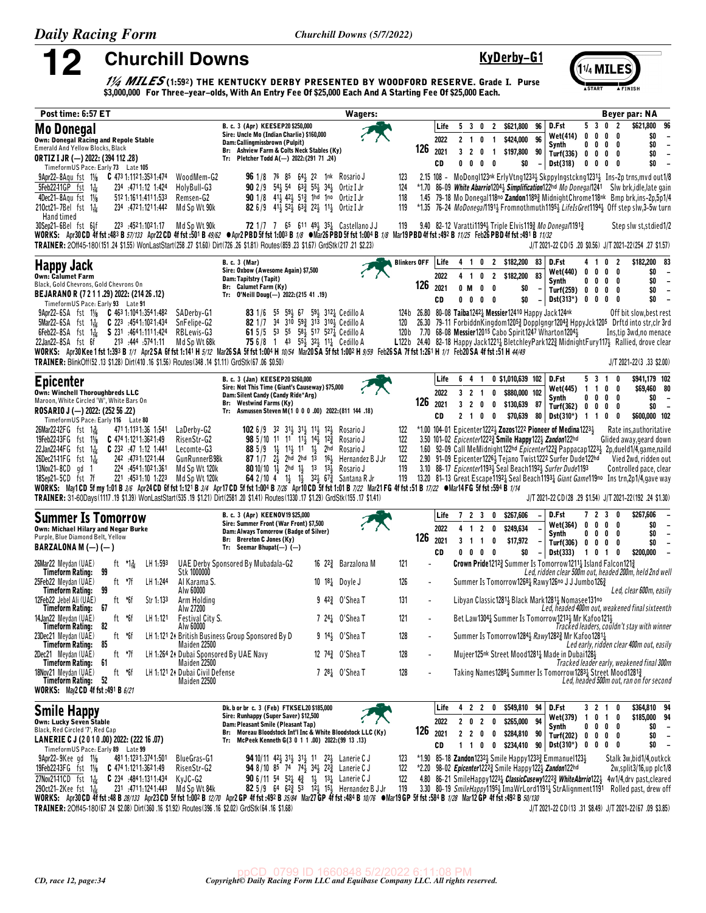# 12 Churchill Downs

**KyDerby-G1** — 1¼ MILES

*1¼ MILES* (1:59²) **THE KENTUCKY DERBY PRESENTED BY WOODFORD RESERVE. Grade I. Purse $3,000,000 For Three-year-olds, With An Entry Fee Of $25,000 Each And A Starting Fee Of $25,000 Each.**

**Post time: 6:57 ET** — **Wagers:** — **Beyer par: NA**

---

## Mo Donegal

**Own: Donegal Racing and Repole Stable**
Emerald And Yellow Blocks, Black
**ORTIZ I JR (—) 2022: (394 112 .28)**
TimeformUS Pace: Early 73 Late 105

B. c. 3 (Apr) KEESEP20 $250,000
Sire: Uncle Mo (Indian Charlie) $160,000
Dam: Callingmissbrown (Pulpit)
Br: Ashview Farm & Colts Neck Stables (Ky)
Tr: Pletcher Todd A(—) 2022:(291 71 .24)

126

| | | | | | |
|---|---|---|---|---|---|
| Life | 5 3 0 2 | $621,800 96 | D.Fst | 5 3 0 2 | $621,800 96 |
| 2022 | 2 1 0 1 | $424,000 96 | Wet(414) | 0 0 0 0 | $0 – |
| 2021 | 3 2 0 1 | $197,800 90 | Synth | 0 0 0 0 | $0 – |
| CD | 0 0 0 0 | $0 – | Turf(336) | 0 0 0 0 | $0 – |
| | | | Dst(318) | 0 0 0 0 | $0 – |

```
9Apr22-8Aqu fst 1⅛  C 47³ 1:11²1:35³1:47⁴ WoodMem-G2  96 1/8 76 85 64½ 22 1nk Rosario J 123  2.15 108 - MoDongl123nk ErlyVtng1233½ Skppylngstckng1231½ Ins-2p trns,mvd out1/8
5Feb22-11GP fst 1 1/16  23⁴ :47¹1:12 1:42⁴ HolyBull-G3  90 2/9 54½ 54 63¾ 55½ 34½ Ortiz I Jr 124  *1.70 86-09 White Abarrio1204½ Simplification122hd Mo Donegal1241  Slw brk,idle,late gain
4Dec21-8Aqu fst 1⅛  51² 1:16¹1:41¹1:53³ Remsen-G2  90 1/8 41½ 42½ 51¾ 1hd 1no Ortiz I Jr 118  1.45 79-18 Mo Donegal118no Zandon1189¾ MidnightChrome118nk Bmp brk,ins-2p,5p1/4
21Oct21-7Bel fst 1 1/16  23⁴ :47²1:12¹1:44² Md Sp Wt 90k  82 6/9 41½ 52½ 63¾ 22½ 11½ Ortiz I Jr 119  *1.35 76-24 MoDonegal1191½ Fromnothmuth1195½ LifeIsGret1194½ Off step slw,3-5w turn
   Hand timed
30Sep21-6Bel fst 6½f  22³ :45²1:10²1:17 Md Sp Wt 90k  72 1/7 7 65 611 49½ 35½ Castellano J J 119  9.40 82-12 Varatti1194½ Triple Elvis119¾ Mo Donegal1913¾  Step slw st,stdied1/2
```

**WORKS:** Apr30 CD 4f fst :48³ B 57/133 Apr22 CD 4f fst :50¹ B 49/62 ●Apr2 PBD 5f fst 1:00³ B 1/8 ●Mar26 PBD 5f fst 1:00⁴ B 1/8 Mar19 PBD 4f fst :49² B 11/25 Feb26 PBD 4f fst :49¹ B 11/32
**TRAINER:** 2Off45-180(151 .24 $1.55) WonLastStart(258 .27 $1.60) Dirt(726 .26 $1.81) Routes(859 .23 $1.67) GrdStk(217 .21 $2.23)
J/T 2021-22 CD(5 .20 $0.56) J/T 2021-22(254 .27 $1.57)

---

## Happy Jack

**Own: Calumet Farm**
Black, Gold Chevrons, Gold Chevrons On
**BEJARANO R (7 2 1 1 .29) 2022: (214 26 .12)**
TimeformUS Pace: Early 93 Late 91

B. c. 3 (Mar)
Sire: Oxbow (Awesome Again) $7,500
Dam: Tapitstry (Tapit)
Br: Calumet Farm (Ky)
Tr: O'Neill Doug(—) 2022:(215 41 .19)

Blinkers OFF — 126

| | | | | | |
|---|---|---|---|---|---|
| Life | 4 1 0 2 | $182,200 83 | D.Fst | 4 1 0 2 | $182,200 83 |
| 2022 | 4 1 0 2 | $182,200 83 | Wet(440) | 0 0 0 0 | $0 – |
| 2021 | 0 M 0 0 | $0 – | Synth | 0 0 0 0 | $0 – |
| CD | 0 0 0 0 | $0 – | Turf(259) | 0 0 0 0 | $0 – |
| | | | Dst(313*) | 0 0 0 0 | $0 – |

```
9Apr22-6SA fst 1⅛  C 46³ 1:10⁴1:35⁴1:48² SADerby-G1  83 1/6 55 59½ 67 59½ 312½ Cedillo A 124b 26.80 80-08 Taiba1242¼ Messier12410 Happy Jack124nk  Off bit slow,best rest
5Mar22-6SA fst 1 1/16  C 22³ :45⁴1:10²1:43⁴ SnFelipe-G2  82 1/7 34 310 59¾ 313 310½ Cedillo A 120  26.30 79-11 ForbiddnKingdom1205¾ Dopplgngr1204¾ HppyJck1205  Drftd into str,clr 3rd
6Feb22-8SA fst 1 1/16  S 23¹ :46⁴1:11¹1:42⁴ RBLewis-G3  61 5/5 53 55 58½ 517 527¼ Cedillo A 120b  7.70 68-08 Messier12015 Cabo Spirit1247 Wharton1204½  Ins,tip 3wd,no menace
22Jan22-8SA fst 6f  21³ :44⁴ :57⁴1:11 Md Sp Wt 68k  75 6/8 1 43 55½ 32½ 11½ Cedillo A L122b 24.40 82-18 Happy Jack1221¼ BletchleyPark122¾ MidnightFury117½ Rallied, drove clear
```

**WORKS:** Apr30 Kee 1 fst 1:39³ B 1/1 Apr2 SA 6f fst 1:14¹ H 5/12 Mar26 SA 5f fst 1:00⁴ H 10/54 Mar20 SA 5f fst 1:00² H 9/59 Feb26 SA 7f fst 1:26¹ H 1/1 Feb20 SA 4f fst :51 H 44/49
**TRAINER:** BlinkOff(52 .13 $1.28) Dirt(410 .16 $1.56) Routes(348 .14 $1.11) GrdStk(67 .06 $0.50)
J/T 2021-22(3 .33 $2.00)

---

## Epicenter

**Own: Winchell Thoroughbreds LLC**
Maroon, White Circled 'W', White Bars On
**ROSARIO J (—) 2022: (252 56 .22)**
TimeformUS Pace: Early 116 Late 80

B. c. 3 (Jan) KEESEP20 $260,000
Sire: Not This Time (Giant's Causeway) $75,000
Dam: Silent Candy (Candy Ride*Arg)
Br: Westwind Farms (Ky)
Tr: Asmussen Steven M(1 0 0 0 .00) 2022:(811 144 .18)

126

| | | | | | |
|---|---|---|---|---|---|
| Life | 6 4 1 0 | $1,010,639 102 | D.Fst | 5 3 1 0 | $941,179 102 |
| 2022 | 3 2 1 0 | $880,000 102 | Wet(445) | 1 1 0 0 | $69,460 80 |
| 2021 | 3 2 0 0 | $130,639 87 | Synth | 0 0 0 0 | $0 – |
| CD | 2 1 0 0 | $70,639 80 | Turf(362) | 0 0 0 0 | $0 – |
| | | | Dst(310*) | 1 1 0 0 | $600,000 102 |

```
26Mar22-12FG fst 1⅜  47¹ 1:11³1:36 1:54¹ LaDerby-G2  102 6/9 32 31½ 31½ 11½ 12½ Rosario J 122  *1.00 104-01 Epicenter1222½ Zozos1222 Pioneer of Medina1223½  Rate ins,authoritative
19Feb22-13FG fst 1⅛  C 47⁴ 1:12¹1:36²1:49 RisenStr-G2  98 5/10 11 11 14½ 12¾ Rosario J 122  3.50 101-02 Epicenter1222¾ Smile Happy122½ Zandon122hd  Glided away,geard down
22Jan22-14FG fst 1 1/16  C 23² :47 1:12 1:44¹ Lecomte-G3  88 5/9 1½ 11½ 11 1½ 2hd Rosario J 122  1.60 92-09 Call MeMidnight122hd Epicenter122¾ Pappacap1223½ 2p,dueld1/4,game,naild
26Dec21-11FG fst 1 1/16  24² :47³1:12²1:44 GunRunnerB98k  87 1/7 2½ 2hd 2hd 13 16½ Hernandez B J Jr 122  2.90 91-09 Epicenter1226½ Tejano Twist1222 Surfer Dude122hd  Vied 2wd, ridden out
13Nov21-8CD gd 1  22⁴ :45⁴1:10²1:36¹ Md Sp Wt 120k  80 10/10 1½ 2hd 1½ 13 13½ Rosario J 119  3.10 88-17 Epicenter1193½ Seal Beach1192½ Surfer Dude1193  Controlled pace, clear
18Sep21-5CD fst 7f  22¹ :45³1:10 1:23³ Md Sp Wt 120k  64 2/10 4 1½ 1½ 32½ 67¾ Santana R Jr 119  13.20 81-13 Great Escape1192¼ Seal Beach1193¼ Giant Game119no Ins trn,2p1/4,gave way
```

**WORKS:** May1 CD 5f my 1:01 B 3/6 Apr24 CD 6f fst 1:12¹ B 3/4 Apr17 CD 5f fst 1:00⁴ B 7/26 Apr10 CD 5f fst 1:01 B 7/22 Mar21 FG 4f fst :51 B 17/22 ●Mar14 FG 5f fst :59⁴ B 1/14
**TRAINER:** 31-60Days(1117 .19 $1.39) WonLastStart(535 .19 $1.21) Dirt(2581 .20 $1.41) Routes(1330 .17 $1.29) GrdStk(155 .17 $1.41)
J/T 2021-22 CD(28 .29 $1.54) J/T 2021-22(192 .24 $1.30)

---

## Summer Is Tomorrow

**Own: Michael Hilary and Negar Burke**
Purple, Blue Diamond Belt, Yellow
**BARZALONA M (—) (—)**

B. c. 3 (Apr) KEENOV19 $25,000
Sire: Summer Front (War Front) $7,500
Dam: Always Tomorrow (Badge of Silver)
Br: Brereton C Jones (Ky)
Tr: Seemar Bhupat(—) (—)

126

| | | | | | |
|---|---|---|---|---|---|
| Life | 7 2 3 0 | $267,606 – | D.Fst | 7 2 3 0 | $267,606 – |
| 2022 | 4 1 2 0 | $249,634 – | Wet(364) | 0 0 0 0 | $0 – |
| 2021 | 3 1 1 0 | $17,972 – | Synth | 0 0 0 0 | $0 – |
| CD | 0 0 0 0 | $0 – | Turf(306) | 0 0 0 0 | $0 – |
| | | | Dst(333) | 1 0 1 0 | $200,000 – |

```
26Mar22 Meydan (UAE)  ft *1 3/16  LH 1:59³  UAE Derby Sponsored By Mubadala-G2 Stk 1000000  16 2¾ Barzalona M 121  -  Crown Pride1212¾ Summer Is Tomorrow1211½ Island Falcon121¾
   Timeform Rating: 99   Led, ridden clear 500m out, headed 200m, held 2nd well
25Feb22 Meydan (UAE)  ft *7f  LH 1:24⁴  Al Karama S. Alw 60000  10 18½ Doyle J 126  -  Summer Is Tomorrow1268½ Rawy126no J J Jumbo126¾
   Timeform Rating: 99   Led, clear 600m, easily
12Feb22 Jebel Ali (UAE)  ft *6f  Str 1:13³  Arm Holding Alw 27200  9 42¾ O'Shea T 131  -  Libyan Classic1281½ Black Mark1281¼ Nomasee131no
   Timeform Rating: 67   Led, headed 400m out, weakened final sixteenth
14Jan22 Meydan (UAE)  ft *6f  LH 1:12¹  Festival City S. Alw 60000  7 24¼ O'Shea T 121  -  Bet Law1304¼ Summer Is Tomorrow1213¼ Mr Kafoo121½
   Timeform Rating: 82   Tracked leaders, couldn't stay with winner
23Dec21 Meydan (UAE)  ft *6f  LH 1:12¹ 2+ British Business Group Sponsored By D Maiden 22500  9 14½ O'Shea T 128  -  Summer Is Tomorrow1284½ Rawy1282¾ Mr Kafoo1281¼
   Timeform Rating: 85   Led early, ridden clear 400m out, easily
2Dec21 Meydan (UAE)  ft *7f  LH 1:26⁴ 2+ Dubai Sponsored By UAE Navy Maiden 22500  12 74¾ O'Shea T 128  -  Mujeer125nk Street Mood1281¼ Made in Dubai128½
   Timeform Rating: 61   Tracked leader early, weakened final 300m
18Nov21 Meydan (UAE)  ft *6f  LH 1:12¹ 2+ Dubai Civil Defense Maiden 22500  7 28¼ O'Shea T 128  -  Taking Names1288¼ Summer Is Tomorrow1283¼ Street Mood1281¾
   Timeform Rating: 52   Led, headed 500m out, ran on for second
```

**WORKS:** May2 CD 4f fst :49¹ B 6/21

---

## Smile Happy

**Own: Lucky Seven Stable**
Black, Red Circled '7', Red Cap
**LANERIE C J (2 0 1 0 .00) 2022: (222 16 .07)**
TimeformUS Pace: Early 89 Late 99

Dk. b or br c. 3 (Feb) FTKSEL20 $185,000
Sire: Runhappy (Super Saver) $12,500
Dam: Pleasant Smile (Pleasant Tap)
Br: Moreau Bloodstock Int'l Inc & White Bloodstock LLC (Ky)
Tr: McPeek Kenneth G(3 0 1 1 .00) 2022:(99 13 .13)

126

| | | | | | |
|---|---|---|---|---|---|
| Life | 4 2 2 0 | $549,810 94 | D.Fst | 3 2 1 0 | $364,810 94 |
| 2022 | 2 0 2 0 | $265,000 94 | Wet(379) | 1 0 1 0 | $185,000 94 |
| 2021 | 2 2 0 0 | $284,810 90 | Synth | 0 0 0 0 | $0 – |
| CD | 1 1 0 0 | $234,410 90 | Turf(202) | 0 0 0 0 | $0 – |
| | | | Dst(310*) | 0 0 0 0 | $0 – |

```
9Apr22-9Kee gd 1⅛  48¹ 1:12³1:37⁴1:50¹ BlueGras-G1  94 10/11 42½ 31½ 31½ 11 22½ Lanerie C J 123  *1.90 85-18 Zandon1232½ Smile Happy1233¾ Emmanuel123½  Stalk 3w,bid1/4,outkck
19Feb22-13FG fst 1⅛  C 47⁴ 1:12¹1:36²1:49 RisenStr-G2  94 8/10 85 74 74½ 34½ 22¾ Lanerie C J 122  *2.20 98-02 Epicenter1222¾ Smile Happy122½ Zandon122hd  2w,split3/16,up plc1/8
27Nov21-11CD fst 1 1/16  C 23⁴ :48⁴1:13¹1:43⁴ KyJC-G2  90 6/11 54 52½ 42 1½ 13½ Lanerie C J 122  4.80 86-21 SmileHappy1223½ ClassicCusewy1222¾ WhiteAbrrio122½ 4w1/4,drv past,cleared
29Oct21-2Kee fst 1 1/16  23¹ :47¹1:12⁴1:45¹ Md Sp Wt 84k  82 5/9 64 62¾ 53 12½ 15½ Hernandez B J Jr 119  3.30 80-19 SmileHappy1195½ ImaWrLord1191½ StrAlignment1191  Rolled past, drew off
```

**WORKS:** Apr30 CD 4f fst :48 B 28/133 Apr23 CD 5f fst 1:00² B 12/70 Apr2 GP 4f fst :49² B 35/84 Mar27 GP 4f fst :48⁴ B 10/76 ●Mar19 GP 5f fst :58⁴ B 1/28 Mar12 GP 4f fst :49² B 50/130
**TRAINER:** 2Off45-180(67 .24 $2.08) Dirt(360 .16 $1.92) Routes(396 .16 $2.02) GrdStk(64 .16 $1.68)
J/T 2021-22 CD(13 .31 $8.49) J/T 2021-22(67 .09 $3.85)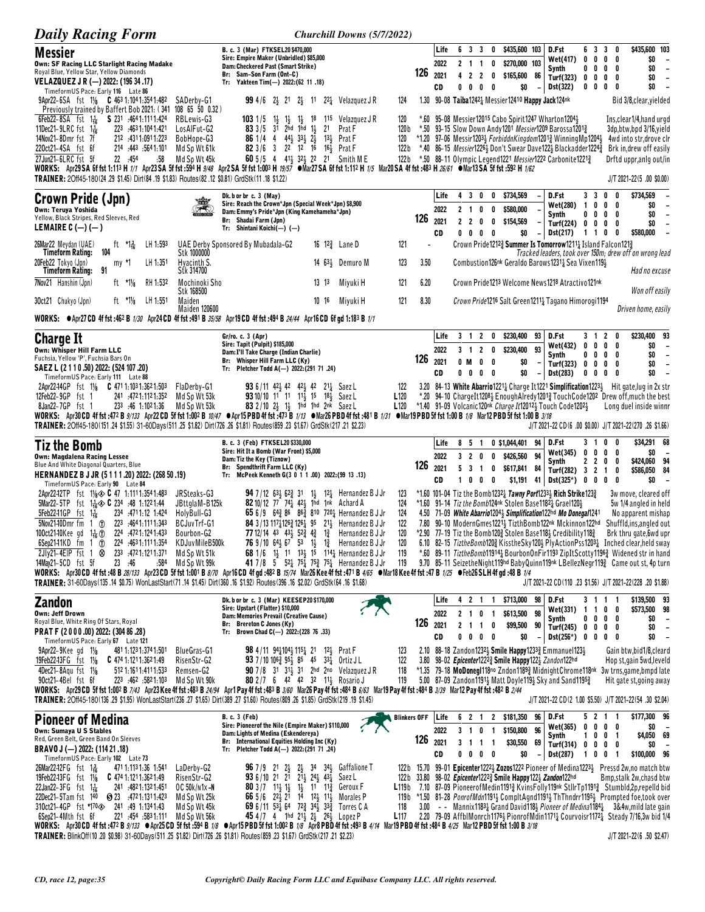## Messier

B. c. 3 (Mar) FTKSEL20 $470,000
Sire: Empire Maker (Unbridled) $85,000
Dam: Checkered Past (Smart Strike)
Br: Sam-Son Farm (Ont-C)
Tr: Yakteen Tim(—) 2022:(62 11 .18)

Own: SF Racing LLC Starlight Racing Madake
Royal Blue, Yellow Star, Yellow Diamonds
VELAZQUEZ J R (—) 2022: (196 34 .17)

126

| | | | | | | | | | | | | | |
|---|---|---|---|---|---|---|---|---|---|---|---|---|---|
| Life | 6 | 3 | 3 | 0 | $435,600 | 103 | D.Fst | 6 | 3 | 3 | 0 | $435,600 | 103 |
| 2022 | 2 | 1 | 1 | 0 | $270,000 | 103 | Wet(417) | 0 | 0 | 0 | 0 | $0 | – |
| 2021 | 4 | 2 | 2 | 0 | $165,600 | 86 | Synth | 0 | 0 | 0 | 0 | $0 | – |
| CD | 0 | 0 | 0 | 0 | $0 | – | Turf(323) | 0 | 0 | 0 | 0 | $0 | – |
| | | | | | | | Dst(322) | 0 | 0 | 0 | 0 | $0 | – |

TimeformUS Pace: Early 116 Late 86

9Apr22–6SA fst 1⅛ C 46³ 1:10⁴1:35⁴1:48² SADerby-G1 **99** 4/6 2½ 2¹ 2½ 1¹ 2²¾ Velazquez J R 124 1.30 90–08 Taiba1242¾ Messier12410 Happy Jack124nk Bid 3/8,clear,yielded
Previously trained by Baffert Bob 2021: ( 341 108 65 50 0.32 )
6Feb22–8SA fst 1 1/16 S 23¹ :46⁴1:11¹1:42⁴ RBLewis-G3 **103** 1/5 1½ 1½ 1½ 1⁸ 1¹⁵ Velazquez J R 120 \*.60 95–08 Messier12015 Cabo Spirit1247 Wharton1204½ Ins,clear1/4,hand urgd
11Dec21–9LRC fst 1 1/16 22³ :46³1:10⁴1:42¹ LosAlFut-G2 **83** 3/5 3¹ 2hd 1hd 1½ 2¹ Prat F 120b \*.50 93–15 Slow Down Andy1201 Messier1209 Barossa1201¾ 3dp,btw,bpd 3/16,yield
14Nov21–8Dmr fst 7f 21² :43¹:09¹1:22³ BobHope-G3 **86** 1/4 4 4⁴½ 3³½ 2½ 1³½ Prat F 120 \*1.20 97–06 Messier1203½ ForbiddnKingdom1201¾ WinningMp1204½ 4wd into str,drove clr
22Oct21–4SA fst 6f 21⁴ :44³ :56⁴1:10¹ Md Sp Wt 61k **82** 3/6 3 2² 1² 1⁶ 1⁶½ Prat F 122b \*.40 86–15 Messier1226½ Don't Swear Dave122½ Blackadder1224¾ Brk in,drew off easily
27Jun21–6LRC fst 5f 22 :45⁴ :58 Md Sp Wt 45k **60** 5/5 4 4¹½ 3²½ 2² 2¹ Smith M E 122b \*.50 88–11 Olympic Legend1221 Messier1222 Carbonite1221¾ Drftd uppr,anlg out/in

WORKS: Apr29 SA 6f fst 1:11³ H 1/1 Apr23 SA 5f fst :59⁴ H 9/48 Apr2 SA 5f fst 1:00³ H 19/57 ●Mar27 SA 6f fst 1:11² H 1/5 Mar20 SA 4f fst :48³ H 26/61 ●Mar13 SA 5f fst :59² H 1/62

TRAINER: 2Off45-180(24 .29 $1.45) Dirt(84 .19 $1.83) Routes(82 .12 $0.81) GrdStk(11 .18 $1.22) J/T 2021-22(5 .00 $0.00)

## Crown Pride (Jpn)

Dk. b or br c. 3 (May)
Sire: Reach the Crown\*Jpn (Special Week\*Jpn) $8,900
Dam: Emmy's Pride\*Jpn (King Kamehameha\*Jpn)
Br: Shadai Farm (Jpn)
Tr: Shintani Koichi(—) (—)

Own: Teruya Yoshida
Yellow, Black Stripes, Red Sleeves, Red
LEMAIRE C (—) (—)

126

| | | | | | | | | | | | | | |
|---|---|---|---|---|---|---|---|---|---|---|---|---|---|
| Life | 4 | 3 | 0 | 0 | $734,569 | – | D.Fst | 3 | 3 | 0 | 0 | $734,569 | – |
| 2022 | 2 | 1 | 0 | 0 | $580,000 | – | Wet(280) | 1 | 0 | 0 | 0 | $0 | – |
| 2021 | 2 | 2 | 0 | 0 | $154,569 | – | Synth | 0 | 0 | 0 | 0 | $0 | – |
| CD | 0 | 0 | 0 | 0 | $0 | – | Turf(224) | 0 | 0 | 0 | 0 | $0 | – |
| | | | | | | | Dst(217) | 1 | 1 | 0 | 0 | $580,000 | – |

26Mar22 Meydan (UAE) ft \*1 3/16 LH 1:59³ UAE Derby Sponsored By Mubadala-G2 Stk 1000000 16 1²¾ Lane D 121 – Crown Pride1212¾ Summer Is Tomorrow1211¼ Island Falcon121¾
Timeform Rating: 104 Tracked leaders, took over 150m; drew off on wrong lead
20Feb22 Tokyo (Jpn) my \*1 LH 1:35¹ Hyacinth S. Stk 314700 14 6³½ Demuro M 123 3.50 Combustion126nk Geraldo Barows1231¼ Sea Vixen119½
Timeform Rating: 91 Had no excuse
7Nov21 Hanshin (Jpn) ft \*1⅛ RH 1:53² Mochinoki Sho Stk 158500 13 1³ Miyuki H 121 6.20 Crown Pride1213 Welcome News1218 Atractivo121nk Won off easily
3Oct21 Chukyo (Jpn) ft \*1⅛ LH 1:55¹ Maiden Maiden 120600 10 1⁶ Miyuki H 121 8.30 Crown Pride1216 Salt Green1211¼ Tagano Himorogi1194 Driven home, easily

WORKS: ●Apr27 CD 4f fst :46² B 1/30 Apr24 CD 4f fst :49¹ B 35/58 Apr19 CD 4f fst :49⁴ B 24/44 Apr16 CD 6f gd 1:18³ B 1/1

## Charge It

Gr/ro. c. 3 (Apr)
Sire: Tapit (Pulpit) $185,000
Dam: I'll Take Charge (Indian Charlie)
Br: Whisper Hill Farm LLC (Ky)
Tr: Pletcher Todd A(—) 2022:(291 71 .24)

Own: Whisper Hill Farm LLC
Fuchsia, Yellow 'P', Fuchsia Bars On
SAEZ L (2 1 1 0 .50) 2022: (524 107 .20)

126

| | | | | | | | | | | | | | |
|---|---|---|---|---|---|---|---|---|---|---|---|---|---|
| Life | 3 | 1 | 2 | 0 | $230,400 | 93 | D.Fst | 3 | 1 | 2 | 0 | $230,400 | 93 |
| 2022 | 3 | 1 | 2 | 0 | $230,400 | 93 | Wet(432) | 0 | 0 | 0 | 0 | $0 | – |
| 2021 | 0 | M | 0 | 0 | $0 | – | Synth | 0 | 0 | 0 | 0 | $0 | – |
| CD | 0 | 0 | 0 | 0 | $0 | – | Turf(323) | 0 | 0 | 0 | 0 | $0 | – |
| | | | | | | | Dst(283) | 0 | 0 | 0 | 0 | $0 | – |

TimeformUS Pace: Early 111 Late 88

2Apr22–14GP fst 1⅛ C 47¹ 1:10³1:36²1:50³ FlaDerby-G1 **93** 6/11 4²½ 4² 4²½ 4² 2¹¼ Saez L 122 3.20 84–13 White Abarrio1221¼ Charge It1221 Simplification1223½ Hit gate,lug in 2x str
12Feb22–9GP fst 1 24¹ :47²1:11²1:35² Md Sp Wt 53k **93** 10/10 11 11 11½ 1⁵ 1⁸½ Saez L L120 \*.20 94–10 ChargeIt1208½ EnoughAlrdy1201¾ TouchCode1202 Drew off,much the best
8Jan22–7GP fst 1 23³ :46 1:10²1:36 Md Sp Wt 53k **83** 2/10 2½ 1½ 1hd 1hd 2nk Saez L L120 \*1.40 91–09 Volcanic120nk Charge It12012½ Touch Code1202½ Long duel inside winnr

WORKS: Apr30 CD 4f fst :47² B 9/133 Apr22 CD 5f fst 1:00² B 10/47 ●Apr15 PBD 4f fst :47³ B 1/13 ●Mar26 PBD 4f fst :48¹ B 1/31 ●Mar19 PBD 5f fst 1:00 B 1/8 Mar12 PBD 5f fst 1:00 B 3/18

TRAINER: 2Off45-180(151 .24 $1.55) 31-60Days(511 .25 $1.82) Dirt(726 .26 $1.81) Routes(859 .23 $1.67) GrdStk(217 .21 $2.23) J/T 2021-22 CD(6 .00 $0.00) J/T 2021-22(270 .26 $1.66)

## Tiz the Bomb

B. c. 3 (Feb) FTKSEL20 $330,000
Sire: Hit It a Bomb (War Front) $5,000
Dam: Tiz the Key (Tiznow)
Br: Spendthrift Farm LLC (Ky)
Tr: McPeek Kenneth G(3 0 1 1 .00) 2022:(99 13 .13)

Own: Magdalena Racing Lessee
Blue And White Diagonal Quarters, Blue
HERNANDEZ B J JR (5 1 1 1 .20) 2022: (268 50 .19)

126

| | | | | | | | | | | | | | |
|---|---|---|---|---|---|---|---|---|---|---|---|---|---|
| Life | 8 | 5 | 1 | 0 | $1,044,401 | 94 | D.Fst | 3 | 1 | 0 | 0 | $34,291 | 68 |
| 2022 | 3 | 2 | 0 | 0 | $426,560 | 94 | Wet(345) | 0 | 0 | 0 | 0 | $0 | – |
| 2021 | 5 | 3 | 1 | 0 | $617,841 | 84 | Synth | 2 | 2 | 0 | 0 | $424,060 | 94 |
| CD | 1 | 0 | 0 | 0 | $1,191 | 41 | Turf(282) | 3 | 2 | 1 | 0 | $586,050 | 84 |
| | | | | | | | Dst(325\*) | 0 | 0 | 0 | 0 | $0 | – |

TimeformUS Pace: Early 90 Late 84

2Apr22–12TP fst 1⅛◈ C 47 1:11¹1:35⁴1:48³ JRSteaks-G3 **94** 7/12 6³½ 6²¾ 3¹ 1½ 1²½ Hernandez B J Jr 123 \*1.60 101–04 Tiz the Bomb1232½ Tawny Port1233½ Rich Strike123¾ 3w move, cleared off
5Mar22–5TP fst 1 1/16◈ C 23⁴ :48 1:12²1:44 JBttglaM-B125k **82** 10/12 7⁷ 7⁴½ 4²½ 1hd 1nk Achard A 124 \*1.60 91–14 Tiz the Bomb124nk Stolen Base1182½ Grael120½ 5w 1/4 angled in held
5Feb22–11GP fst 1 1/16 23⁴ :47¹1:12 1:42⁴ HolyBull-G3 **65** 6/9 6⁴¾ 8⁶ 8⁶½ 8¹⁰ 7²⁰¼ Hernandez B J Jr 124 4.50 71–09 White Abarrio1204½ Simplification122hd Mo Donegal1241 No apparent mishap
5Nov21–10Dmr fm 1 ⓣ 22³ :46⁴1:11¹1:34³ BCJuvTrf-G1 **84** 3/13 11⁷½12⁶¾ 12⁶½ 9⁵ 2¹½ Hernandez B J Jr 122 7.80 90–10 ModernGmes1221½ TizthBomb122nk Mckinnon122hd Shuffld,ins,angled out
10Oct21–10Kee gd 1 1/16 ⓣ 22⁴ :47²1:12⁴1:43³ Bourbon-G2 **77** 12/14 4³ 4³½ 5²¾ 4¾ 1¾ Hernandez B J Jr 120 \*2.90 77–19 Tiz the Bomb120¾ Stolen Base118½ Credibility118¾ Brk thru gate,6wd upr
6Sep21–11KD fm 1 ⓣ 22⁴ :46³1:11¹1:35⁴ KDJuvMileB500k **76** 9/10 6⁴½ 6⁷ 5³ 1½ 1¾ Hernandez B J Jr 120 6.10 82–15 TiztheBomb120¾ KisstheSky120½ PlyActionPss1203½ Inched clear,held sway
2Jly21–4EIP fst 1 ⊗ 23³ :47²1:12¹1:37¹ Md Sp Wt 51k **68** 1/6 1½ 1¹ 1³½ 1⁵ 1¹⁴¼ Hernandez B J Jr 119 \*.60 89–11 TiztheBomb11914¼ BourbonOnFir1193 ZipItScotty1196¾ Widened str in hand
14May21–5CD fst 5f 23 :46 :58⁴ Md Sp Wt 99k **41** 7/8 5 5²½ 7⁵½ 7⁵¾ 7⁵½ Hernandez B J Jr 119 9.70 85–11 SeizetheNight119hd BabyQuinn119nk LBellezNegr119¾ Came out st, 4p turn

WORKS: Apr30 CD 4f fst :48 B 28/133 Apr23 CD 5f fst 1:00¹ B 8/70 Apr16 CD 4f gd :48² B 15/74 Mar26 Kee 4f fst :47¹ B 4/65 ●Mar18 Kee 4f fst :47 B 1/25 ●Feb26 SLH 4f gd :48 B 1/4

TRAINER: 31-60Days(135 .14 $0.75) WonLastStart(71 .14 $1.45) Dirt(360 .16 $1.92) Routes(396 .16 $2.02) GrdStk(64 .16 $1.68) J/T 2021-22 CD(110 .23 $1.56) J/T 2021-22(228 .20 $1.88)

## Zandon

Dk. b or br c. 3 (Mar) KEESEP20 $170,000
Sire: Upstart (Flatter) $10,000
Dam: Memories Prevail (Creative Cause)
Br: Brereton C Jones (Ky)
Tr: Brown Chad C(—) 2022:(228 76 .33)

Own: Jeff Drown
Royal Blue, White Ring Of Stars, Royal
PRAT F (2 0 0 0 .00) 2022: (304 86 .28)

126

| | | | | | | | | | | | | | |
|---|---|---|---|---|---|---|---|---|---|---|---|---|---|
| Life | 4 | 2 | 1 | 1 | $713,000 | 98 | D.Fst | 3 | 1 | 1 | 1 | $139,500 | 93 |
| 2022 | 2 | 1 | 0 | 1 | $613,500 | 98 | Wet(331) | 1 | 1 | 0 | 0 | $573,500 | 98 |
| 2021 | 2 | 1 | 1 | 0 | $99,500 | 90 | Synth | 0 | 0 | 0 | 0 | $0 | – |
| CD | 1 | 0 | 0 | 0 | $0 | – | Turf(245) | 0 | 0 | 0 | 0 | $0 | – |
| | | | | | | | Dst(256\*) | 0 | 0 | 0 | 0 | $0 | – |

TimeformUS Pace: Early 67 Late 121

9Apr22–9Kee gd 1⅛ 48¹ 1:12³1:37⁴1:50¹ BlueGras-G1 **98** 4/11 9⁴½10⁴½ 11⁵½ 2¹ 1²½ Prat F 123 2.10 88–18 Zandon1232½ Smile Happy1233¾ Emmanuel123½ Gain btw,bid1/8,cleard
19Feb22–13FG fst 1⅛ C 47⁴ 1:12¹1:36²1:49 RisenStr-G2 **93** 7/10 10⁶¾ 9⁵½ 8⁵ 4⁵ 3³¼ Ortiz J L 122 3.80 98–02 Epicenter1222¾ Smile Happy122½ Zandon122hd Hop st,gain 5wd,leveld
4Dec21–8Aqu fst 1⅛ 51² 1:16¹1:41¹1:53³ Remsen-G2 **86** 7/8 3¹ 3¹½ 3¹ 2hd 2no Velazquez J R 118 \*1.35 79–18 MoDonegl118no Zndon1189¾ MidnightChrome118nk 3w trns,game,bmpd late
9Oct21–4Bel fst 6f 22³ :46² :58²1:10³ Md Sp Wt 90k **80** 2/7 6 4² 4² 3² 1¹½ Rosario J 119 5.00 87–09 Zandon1191½ Matt Doyle119½ Sky and Sand1195¾ Hit gate st,going away

WORKS: Apr29 CD 5f fst 1:00² B 7/43 Apr23 Kee 4f fst :48³ B 24/94 Apr1 Pay 4f fst :48³ B 3/60 Mar26 Pay 4f fst :48⁴ B 6/63 Mar19 Pay 4f fst :48⁴ B 3/39 Mar12 Pay 4f fst :48² B 2/44

TRAINER: 2Off45-180(136 .29 $1.95) WonLastStart(236 .27 $1.65) Dirt(389 .27 $1.60) Routes(809 .26 $1.85) GrdStk(219 .19 $1.45) J/T 2021-22 CD(2 1.00 $5.50) J/T 2021-22(54 .30 $2.04)

## Pioneer of Medina

B. c. 3 (Feb)
Sire: Pioneerof the Nile (Empire Maker) $110,000
Dam: Lights of Medina (Eskendereya)
Br: International Equities Holding Inc (Ky)
Tr: Pletcher Todd A(—) 2022:(291 71 .24)

Own: Sumaya U S Stables
Red, Green Belt, Green Band On Sleeves
BRAVO J (—) 2022: (114 21 .18)

Blinkers OFF

126

| | | | | | | | | | | | | | |
|---|---|---|---|---|---|---|---|---|---|---|---|---|---|
| Life | 6 | 2 | 1 | 2 | $181,350 | 96 | D.Fst | 5 | 2 | 1 | 1 | $177,300 | 96 |
| 2022 | 3 | 1 | 0 | 1 | $150,800 | 96 | Wet(365) | 0 | 0 | 0 | 0 | $0 | – |
| 2021 | 3 | 1 | 1 | 1 | $30,550 | 69 | Synth | 1 | 0 | 0 | 1 | $4,050 | 69 |
| CD | 0 | 0 | 0 | 0 | $0 | – | Turf(314) | 0 | 0 | 0 | 0 | $0 | – |
| | | | | | | | Dst(287) | 1 | 0 | 0 | 1 | $100,000 | 96 |

TimeformUS Pace: Early 102 Late 73

26Mar22–12FG fst 1 3/16 47¹ 1:11³1:36 1:54¹ LaDerby-G2 **96** 7/9 2¹ 2½ 2½ 3⁴ 3⁴½ Gaffalione T 122b 15.70 99–01 Epicenter1222½ Zozos1222 Pioneer of Medina1223½ Pressd 2w,no match btw
19Feb22–13FG fst 1⅛ C 47⁴ 1:12¹1:36²1:49 RisenStr-G2 **93** 6/10 2¹ 2¹ 2¹½ 2⁴½ 4³¼ Saez L 122b 33.80 98–02 Epicenter1222¾ Smile Happy122½ Zandon122hd Bmp,stalk 2w,chasd btw
22Jan22–3FG fst 1 1/16 24¹ :48²1:13²1:45¹ OC 50k/n1x-N **80** 3/7 1¹½ 1½ 1½ 1¹ 1¹¾ Geroux F L119b 7.10 87–09 PioneerofMedin1191¾ KvinsFolly119nk StllrTp1191¾ Stumbld,2p,repelld bid
22Dec21–5Tam fst 1⁴⁰ ⓢ 23 :47²1:13¹1:42³ Md Sp Wt 25k **66** 5/6 2²½ 2¹ 1⁴ 1²½ 1¹½ Morales P 119b \*1.50 81–28 PonrofMdn1191½ CompltAgnd11911½ ThThndrr1195½ Prompted foe,took over
31Oct21–4GP fst \*1⁷⁰◈ 24¹ :49 1:13⁴1:44⁴ Md Sp Wt 45k **69** 6/11 5³½ 6⁴ 7²¾ 3⁴½ 3³¾ Torres C A 118 3.00 – – Mannix1183½ Grand David118½ Pioneer of Medina1184½ 3&4w,mild late gain
6Sep21–4Mth fst 6f 22¹ :45⁴ :58³1:11¹ Md Sp Wt 56k **45** 4/7 4 1hd 2¹½ 2½ 2⁶½ Lopez P L117 2.20 79–09 AfflMonrch1176½ PionrofMdin1171¼ Courvoisr1172¼ Steady 7/16,3w bid 1/4

WORKS: Apr30 CD 4f fst :47² B 4/133 ●Apr25 CD 5f fst :59⁴ B 1/8 ●Apr15 PBD 5f fst 1:00² B 1/8 Apr8 PBD 4f fst :49³ B 4/14 Mar19 PBD 4f fst :48⁴ B 4/25 Mar12 PBD 5f fst 1:00 B 3/18

TRAINER: BlinkOff(10 .20 $0.98) 31-60Days(511 .25 $1.82) Dirt(726 .26 $1.81) Routes(859 .23 $1.67) GrdStk(217 .21 $2.23) J/T 2021-22(6 .50 $2.47)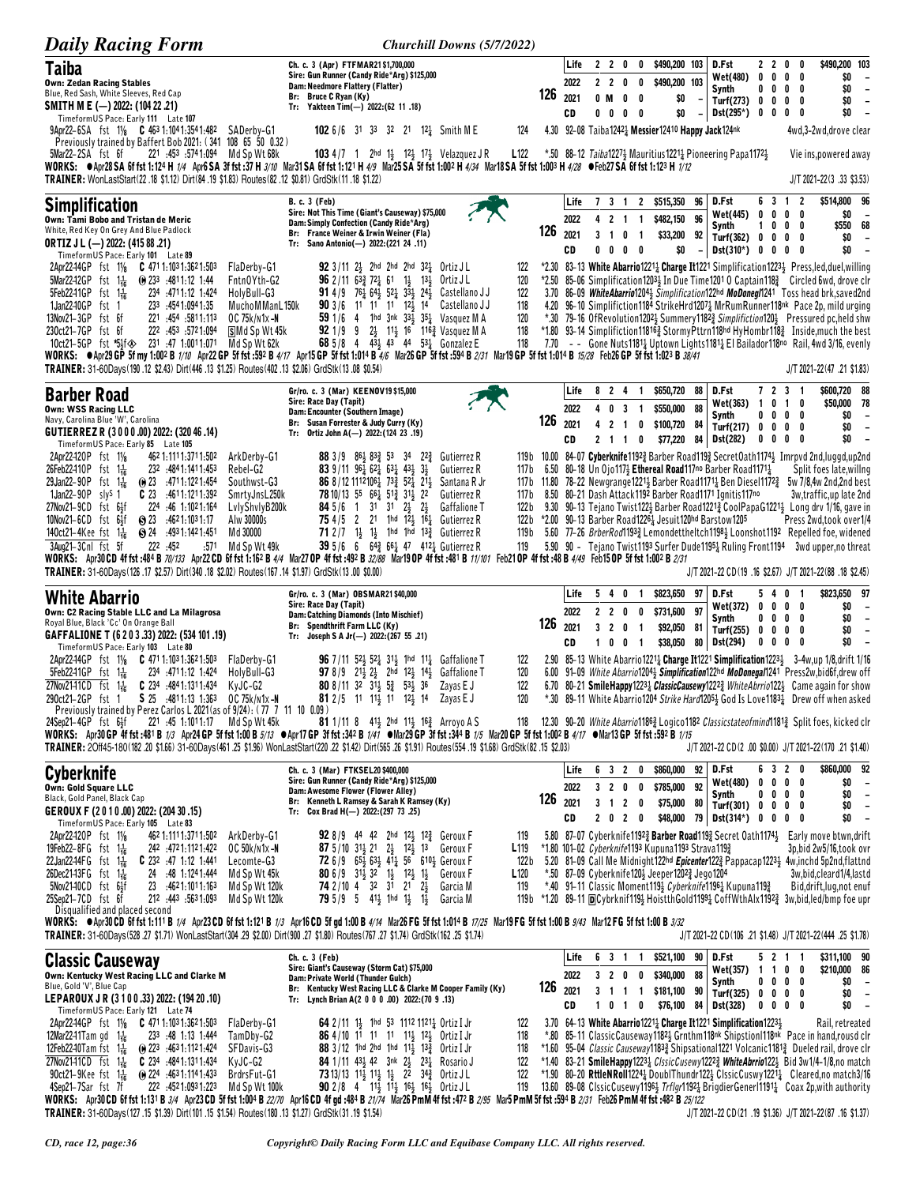## Taiba

**Own: Zedan Racing Stables**
Blue, Red Sash, White Sleeves, Red Cap
**SMITH M E (—) 2022: (104 22 .21)**
TimeformUS Pace: Early 111 Late 107

Ch. c. 3 (Apr) FTFMAR21 $1,700,000
Sire: Gun Runner (Candy Ride*Arg) $125,000
Dam: Needmore Flattery (Flatter)
Br: Bruce C Ryan (Ky)
Tr: Yakteen Tim(—) 2022:(62 11 .18)

126

| | Starts | 1st | 2nd | 3rd | Earnings | Speed |
|---|---|---|---|---|---|---|
| Life | 2 | 2 | 0 | 0 | $490,200 | 103 |
| 2022 | 2 | 2 | 0 | 0 | $490,200 | 103 |
| 2021 | 0 | M | 0 | 0 | $0 | – |
| CD | 0 | 0 | 0 | 0 | $0 | – |

| | Starts | 1st | 2nd | 3rd | Earnings | Speed |
|---|---|---|---|---|---|---|
| D.Fst | 2 | 2 | 0 | 0 | $490,200 | 103 |
| Wet(480) | 0 | 0 | 0 | 0 | $0 | – |
| Synth | 0 | 0 | 0 | 0 | $0 | – |
| Turf(273) | 0 | 0 | 0 | 0 | $0 | – |
| Dst(295*) | 0 | 0 | 0 | 0 | $0 | – |

9Apr22–6SA fst 1⅛ C 46³ 1:10⁴1:35⁴1:48² SADerby-G1 102 6/6 3¹ 3³ 3² 2¹ 1²½ Smith M E 124 4.30 92–08 Taiba1242½ Messier12410 Happy Jack124nk 4wd,3-2wd,drove clear
Previously trained by Baffert Bob 2021: (341 108 65 50 0.32)
5Mar22–2SA fst 6f 22¹ :45³ :57⁴1:09⁴ Md Sp Wt 68k 103 4/7 1 2hd 1½ 1²½ 1⁷½ Velazquez J R L122 *.50 88–12 Taiba1227½ Mauritius1221¼ Pioneering Papa1172½ Vie ins,powered away

WORKS: ●Apr28 SA 6f fst 1:12⁴ H 1/4 Apr6 SA 3f fst :37 H 3/10 Mar31 SA 6f fst 1:12¹ H 4/9 Mar25 SA 5f fst 1:00² H 4/34 Mar18 SA 5f fst 1:00³ H 4/28 ●Feb27 SA 6f fst 1:12³ H 1/12
TRAINER: WonLastStart(22 .18 $1.12) Dirt(84 .19 $1.83) Routes(82 .12 $0.81) GrdStk(11 .18 $1.22) J/T 2021-22(3 .33 $3.53)

## Simplification

**Own: Tami Bobo and Tristan de Meric**
White, Red Key On Grey And Blue Padlock
**ORTIZ J L (—) 2022: (415 88 .21)**
TimeformUS Pace: Early 101 Late 89

B. c. 3 (Feb)
Sire: Not This Time (Giant's Causeway) $75,000
Dam: Simply Confection (Candy Ride*Arg)
Br: France Weiner & Irwin Weiner (Fla)
Tr: Sano Antonio(—) 2022:(221 24 .11)

126

| | Starts | 1st | 2nd | 3rd | Earnings | Speed |
|---|---|---|---|---|---|---|
| Life | 7 | 3 | 1 | 2 | $515,350 | 96 |
| 2022 | 4 | 2 | 1 | 1 | $482,150 | 96 |
| 2021 | 3 | 1 | 0 | 1 | $33,200 | 92 |
| CD | 0 | 0 | 0 | 0 | $0 | – |

| | Starts | 1st | 2nd | 3rd | Earnings | Speed |
|---|---|---|---|---|---|---|
| D.Fst | 6 | 3 | 1 | 2 | $514,800 | 96 |
| Wet(445) | 0 | 0 | 0 | 0 | $0 | – |
| Synth | 1 | 0 | 0 | 0 | $550 | 68 |
| Turf(362) | 0 | 0 | 0 | 0 | $0 | – |
| Dst(310*) | 0 | 0 | 0 | 0 | $0 | – |

2Apr22–12GP fst 1⅛ C 47¹ 1:10³1:36²1:50³ FlaDerby-G1 92 3/11 2½ 2hd 2hd 2hd 3²¼ Ortiz J L 122 *2.30 83–13 White Abarrio1221¼ Charge It1221 Simplification1223½ Press,led,duel,willing
5Mar22–12GP fst 1¹⁄₁₆ ⓦ 23³ :48¹1:12 1:44 FntnOYth-G2 96 2/11 6³½ 7²¼ 6¹ 1½ 1³¼ Ortiz J L 120 *2.50 85–06 Simplification1203¼ In Due Time1201 O Captain118¾ Circled 6wd, drove clr
5Feb22–11GP fst 1¹⁄₁₆ 23⁴ :47¹1:12 1:42⁴ HolyBull-G3 91 4/9 7⁶½ 6⁴½ 5²½ 3³½ 2⁴½ Castellano J J 122 3.70 86–09 WhiteAbarrio1204½ Simplification122hd MoDonegl1241 Toss head brk,saved2nd
1Jan22–10GP fst 1 23³ :45⁴1:09⁴1:35 MuchoMManL150k 90 3/6 1¹ 1¹ 1¹ 1²½ 1⁴ Castellano J J 118 4.20 96–10 Simplifiction1184 StrikeHrd1207¼ MrRumRunner118nk Pace 2p, mild urging
13Nov21–3GP fst 6f 22¹ :45⁴ :58¹1:11³ OC 75k/n1x -N 59 1/6 4 1hd 3nk 3³½ 3⁵½ Vasquez M A 120 *.30 79–16 OfRevolution1202¼ Summery1182¾ Simplifiction120½ Pressured pc,held shw
23Oct21–7GP fst 6f 22² :45³ :57²1:09⁴ Ⓢ Md Sp Wt 45k 92 1/9 9 2½ 1¹½ 1⁶ 1¹⁶¾ Vasquez M A 118 *1.80 93–14 Simplifiction11816¾ StormyPttrn118hd HyHombr118¾ Inside,much the best
10ct21–5GP fst *5½f ⊗ 23¹ :47 1:00¹1:07¹ Md Sp Wt 62k 68 5/8 4 4³½ 4³ 4⁴ 5³½ Gonzalez E 118 7.70 – – Gone Nuts1181½ Uptown Lights1181½ El Bailador118no Rail, 4wd 3/16, evenly

WORKS: ●Apr29 GP 5f my 1:00² B 1/10 Apr22 GP 5f fst :59² B 4/17 Apr15 GP 5f fst 1:01⁴ B 4/6 Mar26 GP 5f fst :59⁴ B 2/31 Mar19 GP 5f fst 1:01⁴ B 15/28 Feb26 GP 5f fst 1:02³ B 38/41
TRAINER: 31-60Days(190 .12 $2.43) Dirt(446 .13 $1.25) Routes(402 .13 $2.06) GrdStk(13 .08 $0.54) J/T 2021-22(47 .21 $1.83)

## Barber Road

**Own: WSS Racing LLC**
Navy, Carolina Blue 'W', Carolina
**GUTIERREZ R (3 0 0 0 .00) 2022: (320 46 .14)**
TimeformUS Pace: Early 85 Late 105

Gr/ro. c. 3 (Mar) KEENOV19 $15,000
Sire: Race Day (Tapit)
Dam: Encounter (Southern Image)
Br: Susan Forrester & Judy Curry (Ky)
Tr: Ortiz John A(—) 2022:(124 23 .19)

126

| | Starts | 1st | 2nd | 3rd | Earnings | Speed |
|---|---|---|---|---|---|---|
| Life | 8 | 2 | 4 | 1 | $650,720 | 88 |
| 2022 | 4 | 0 | 3 | 1 | $550,000 | 88 |
| 2021 | 4 | 2 | 1 | 0 | $100,720 | 84 |
| CD | 2 | 1 | 1 | 0 | $77,220 | 84 |

| | Starts | 1st | 2nd | 3rd | Earnings | Speed |
|---|---|---|---|---|---|---|
| D.Fst | 7 | 2 | 3 | 1 | $600,720 | 88 |
| Wet(363) | 1 | 0 | 1 | 0 | $50,000 | 78 |
| Synth | 0 | 0 | 0 | 0 | $0 | – |
| Turf(217) | 0 | 0 | 0 | 0 | $0 | – |
| Dst(282) | 0 | 0 | 0 | 0 | $0 | – |

2Apr22–12OP fst 1⅛ 46² 1:11¹1:37¹1:50² ArkDerby-G1 88 3/9 8⁶½ 8³¾ 5³ 3⁴ 2²¾ Gutierrez R 119b 10.00 84–07 Cyberknife1192¾ Barber Road119¾ SecretOath1174½ Imrpvd 2nd,luggd,up2nd
26Feb22–11OP fst 1¹⁄₁₆ 23² :48⁴1:14¹1:45³ Rebel-G2 83 9/11 9⁶½ 6²½ 6³¼ 4³½ 3½ Gutierrez R 117b 6.50 80–18 Un Ojo117½ Ethereal Road117no Barber Road1171½ Split foes late,willing
29Jan22–9OP fst 1¹⁄₁₆ ⓦ 23 :47¹1:12²1:45⁴ Southwest-G3 86 8/12 11¹²10⁶½ 7³¾ 5²½ 2¹½ Santana R Jr 117b 11.80 78–22 Newgrange1221½ Barber Road1171¼ Ben Diesel1172¾ 5w 7/8,4w 2nd,2nd best
1Jan22–9OP sly⁵ 1 C 23 :46¹1:12¹1:39² SmrtyJnsL250k 78 10/13 5⁵ 6⁶½ 5¹¾ 3¹½ 2² Gutierrez R 117b 8.50 80–21 Dash Attack1192 Barber Road11712 Ignitis117no 3w,traffic,up late 2nd
27Nov21–9CD fst 6½f 22⁴ :46 1:10²1:16⁴ LvlyShvlyB200k 84 5/6 1 3¹ 3¹ 2½ 2½ Gaffalione T 122b 9.30 90–13 Tejano Twist122½ Barber Road1221¾ CoolPapaG1221½ Long drv 1/16, gave in
10Nov21–6CD fst 6½f Ⓢ 23 :46²1:10³1:17 Alw 30000s 75 4/5 2 2¹ 1hd 1²½ 1⁶¼ Gutierrez R 122b *2.00 90–13 Barber Road1226¼ Jesuit120hd Barstow1205 Press 2wd,took over1/4
14Oct21–4Kee fst 1¹⁄₁₆ Ⓢ 24 :49³1:14²1:45¹ Md 30000 71 2/7 1½ 1½ 1hd 1hd 1³¾ Gutierrez R 119b 5.60 77–26 BrberRod1193¾ Lemondettheltch1198½ Loonshot1192 Repelled foe, widened
3Aug21–3Cnl fst 5f 22² :45² :57¹ Md Sp Wt 49k 39 5/6 6 6⁴¾ 6⁶½ 4⁷ 4¹²¼ Gutierrez R 119 5.90 – Tejano Twist1193 Surfer Dude1195¼ Ruling Front1194 3wd upper,no threat

WORKS: Apr30 CD 4f fst :48⁴ B 70/133 Apr24 CD 4f fst :49² B 32/88 Mar19 OP 4f fst :48¹ B 11/101 Feb21 OP 4f fst :48 B 4/49 Feb15 OP 5f fst 1:00² B 2/31
TRAINER: 31-60Days(126 .17 $2.57) Dirt(340 .18 $2.02) Routes(167 .14 $1.97) GrdStk(13 .00 $0.00) J/T 2021-22 CD(19 .16 $2.67) J/T 2021-22(88 .18 $2.45)

## White Abarrio

**Own: C2 Racing Stable LLC and La Milagrosa**
Royal Blue, Black 'Cc' On Orange Ball
**GAFFALIONE T (6 2 0 3 .33) 2022: (534 101 .19)**
TimeformUS Pace: Early 103 Late 80

Gr/ro. c. 3 (Mar) OBSMAR21 $40,000
Sire: Race Day (Tapit)
Dam: Catching Diamonds (Into Mischief)
Br: Spendthrift Farm LLC (Ky)
Tr: Joseph S A Jr(—) 2022:(267 55 .21)

126

| | Starts | 1st | 2nd | 3rd | Earnings | Speed |
|---|---|---|---|---|---|---|
| Life | 5 | 4 | 0 | 1 | $823,650 | 97 |
| 2022 | 2 | 2 | 0 | 0 | $731,600 | 97 |
| 2021 | 3 | 2 | 0 | 1 | $92,050 | 81 |
| CD | 1 | 0 | 0 | 1 | $38,050 | 80 |

| | Starts | 1st | 2nd | 3rd | Earnings | Speed |
|---|---|---|---|---|---|---|
| D.Fst | 5 | 4 | 0 | 1 | $823,650 | 97 |
| Wet(372) | 0 | 0 | 0 | 0 | $0 | – |
| Synth | 0 | 0 | 0 | 0 | $0 | – |
| Turf(255) | 0 | 0 | 0 | 0 | $0 | – |
| Dst(294) | 0 | 0 | 0 | 0 | $0 | – |

2Apr22–12GP fst 1⅛ C 47¹ 1:10³1:36²1:50³ FlaDerby-G1 96 7/11 5²½ 5²½ 3¹½ 1hd 1¹¼ Gaffalione T 122 2.90 85–13 White Abarrio1221¼ Charge It1221 Simplification1223½ 3-4w,up 1/8,drift 1/16
5Feb22–11GP fst 1¹⁄₁₆ 23⁴ :47¹1:12 1:42⁴ HolyBull-G3 97 8/9 2¹½ 2½ 2hd 1²½ 1⁴½ Gaffalione T 120 6.00 91–09 White Abarrio1204½ Simplification122hd MoDonegal1241 Press2w,bid6f,drew off
27Nov21–11CD fst 1¹⁄₁₆ C 23⁴ :48⁴1:13¹1:43⁴ KyJC-G2 80 8/11 3² 3¹½ 5¾ 5³½ 3⁶ Zayas E J 122 6.70 80–21 SmileHappy1223¼ ClassicCausewy1222¾ WhiteAbrrio122½ Came again for show
29Oct21–2GP fst 1 S 23 :48¹1:13 1:36³ OC 75k/n1x -N 81 2/5 1¹ 1¹½ 1¹ 1²½ 1⁴ Zayas E J 120 *.30 89–11 White Abarrio1204 Strike Hard1205½ God Is Love1183¼ Drew off when asked
Previously trained by Perez Carlos L 2021(as of 9/24): (77 7 11 10 0.09)
24Sep21–4GP fst 6½f 22¹ :45 1:00¹1:17 Md Sp Wt 45k 81 1/11 8 4¹½ 2hd 1¹½ 1⁶¾ Arroyo A S 118 12.30 90–20 White Abarrio1186¾ Logico1182 Classicstateofmind1181¾ Split foes, kicked clr

WORKS: Apr30 GP 4f fst :48¹ B 1/3 Apr24 GP 5f fst 1:00 B 5/13 ●Apr17 GP 3f fst :34² B 1/41 ●Mar29 GP 3f fst :34⁴ B 1/5 Mar20 GP 5f fst 1:00² B 4/17 ●Mar13 GP 5f fst :59² B 1/15
TRAINER: 2Off45-180(182 .20 $1.66) 31-60Days(461 .25 $1.96) WonLastStart(220 .22 $1.42) Dirt(565 .26 $1.91) Routes(554 .19 $1.68) GrdStk(82 .15 $2.03) J/T 2021-22 CD(2 .00 $0.00) J/T 2021-22(170 .21 $1.40)

## Cyberknife

**Own: Gold Square LLC**
Black, Gold Panel, Black Cap
**GEROUX F (2 0 1 0 .00) 2022: (204 30 .15)**
TimeformUS Pace: Early 105 Late 83

Ch. c. 3 (Mar) FTKSEL20 $400,000
Sire: Gun Runner (Candy Ride*Arg) $125,000
Dam: Awesome Flower (Flower Alley)
Br: Kenneth L Ramsey & Sarah K Ramsey (Ky)
Tr: Cox Brad H(—) 2022:(297 73 .25)

126

| | Starts | 1st | 2nd | 3rd | Earnings | Speed |
|---|---|---|---|---|---|---|
| Life | 6 | 3 | 2 | 0 | $860,000 | 92 |
| 2022 | 3 | 2 | 0 | 0 | $785,000 | 92 |
| 2021 | 3 | 1 | 2 | 0 | $75,000 | 80 |
| CD | 2 | 0 | 2 | 0 | $48,000 | 79 |

| | Starts | 1st | 2nd | 3rd | Earnings | Speed |
|---|---|---|---|---|---|---|
| D.Fst | 6 | 3 | 2 | 0 | $860,000 | 92 |
| Wet(480) | 0 | 0 | 0 | 0 | $0 | – |
| Synth | 0 | 0 | 0 | 0 | $0 | – |
| Turf(301) | 0 | 0 | 0 | 0 | $0 | – |
| Dst(314*) | 0 | 0 | 0 | 0 | $0 | – |

2Apr22–12OP fst 1⅛ 46² 1:11¹1:37¹1:50² ArkDerby-G1 92 8/9 4⁴ 4² 2hd 1²½ 1²¾ Geroux F 119 5.80 87–07 Cyberknife1192¾ Barber Road119¾ Secret Oath1174½ Early move btwn,drift
19Feb22–8FG fst 1¹⁄₁₆ 24² :47²1:11²1:42² OC 50k/n1x -N 87 5/10 3¹½ 2¹ 2½ 1²½ 1³ Geroux F L119 *1.80 101–02 Cyberknife1193 Kupuna1193 Strava119¾ 3p,bid 2w5/16,took ovr
22Jan22–4FG fst 1¹⁄₁₆ C 23² :47 1:12 1:44¹ Lecomte-G3 72 6/9 6⁵½ 6³½ 4¹½ 5⁶ 6¹⁰½ Geroux F 122b 5.20 81–09 Call Me Midnight122hd Epicenter122¾ Pappacap1223½ 4w,inchd 5p2nd,flattnd
26Dec21–13FG fst 1¹⁄₁₆ 24 :48 1:12⁴1:44⁴ Md Sp Wt 45k 80 6/9 3¹½ 3² 1½ 1²½ 1½ Geroux F L120 *.50 87–09 Cyberknife120½ Jeeper1202¾ Jego1204 3w,bid,cleard1/4,lastd
5Nov21–10CD fst 6½f 23 :46²1:10³1:16³ Md Sp Wt 120k 74 2/10 4 3² 3¹ 2¹ 2½ Garcia M 119 *.40 91–11 Classic Moment119½ Cyberknife1196¼ Kupuna119¾ Bid,drift,lug,not enuf
25Sep21–7CD fst 6f 21² :44³ :56³1:09³ Md Sp Wt 120k 79 5/9 5 4¹½ 1hd 1½ 1½ Garcia M 119b *1.20 89–11 ⓓCybrknif119½ HoisttheGold1199¼ CoffWthAlx1192¾ 3w,bid,led/bmp foe upr
Disqualified and placed second

WORKS: ●Apr30 CD 6f fst 1:11¹ B 1/4 Apr23 CD 6f fst 1:12¹ B 1/3 Apr16 CD 5f gd 1:00 B 4/14 Mar26 FG 5f fst 1:01⁴ B 17/25 Mar19 FG 5f fst 1:00² B 9/43 Mar12 FG 5f fst 1:00 B 3/32
TRAINER: 31-60Days(528 .27 $1.71) WonLastStart(304 .29 $2.00) Dirt(900 .27 $1.80) Routes(767 .27 $1.74) GrdStk(162 .25 $1.74) J/T 2021-22 CD(106 .21 $1.48) J/T 2021-22(444 .25 $1.78)

## Classic Causeway

**Own: Kentucky West Racing LLC and Clarke M**
Blue, Gold 'V', Blue Cap
**LEPAROUX J R (3 1 0 0 .33) 2022: (194 20 .10)**
TimeformUS Pace: Early 121 Late 74

Ch. c. 3 (Feb)
Sire: Giant's Causeway (Storm Cat) $75,000
Dam: Private World (Thunder Gulch)
Br: Kentucky West Racing LLC & Clarke M Cooper Family (Ky)
Tr: Lynch Brian A(2 0 0 0 .00) 2022:(70 9 .13)

126

| | Starts | 1st | 2nd | 3rd | Earnings | Speed |
|---|---|---|---|---|---|---|
| Life | 6 | 3 | 1 | 1 | $521,100 | 90 |
| 2022 | 3 | 2 | 0 | 0 | $340,000 | 88 |
| 2021 | 3 | 1 | 1 | 1 | $181,100 | 90 |
| CD | 1 | 0 | 1 | 0 | $76,100 | 84 |

| | Starts | 1st | 2nd | 3rd | Earnings | Speed |
|---|---|---|---|---|---|---|
| D.Fst | 5 | 2 | 1 | 1 | $311,100 | 90 |
| Wet(357) | 1 | 1 | 0 | 0 | $210,000 | 86 |
| Synth | 0 | 0 | 0 | 0 | $0 | – |
| Turf(325) | 0 | 0 | 0 | 0 | $0 | – |
| Dst(328) | 0 | 0 | 0 | 0 | $0 | – |

2Apr22–12GP fst 1⅛ C 47¹ 1:10³1:36²1:50³ FlaDerby-G1 64 2/11 1½ 1hd 5³ 11¹² 11²¹¼ Ortiz I Jr 122 3.70 64–13 White Abarrio1221¼ Charge It1221 Simplification1223½ Rail, retreated
12Mar22–11Tam gd 1¹⁄₁₆ 23³ :48 1:13 1:44⁴ TamDby-G2 86 4/10 1¹ 1¹ 1¹ 1¹½ 1²½ Ortiz I Jr 118 *.80 85–11 ClassicCauseway1182½ Grnthm118nk ShipstionI118nk Pace in hand,rousd clr
12Feb22–10Tam fst 1¹⁄₁₆ ⓦ 22³ :46³1:11²1:43² SFDarvis-G3 88 3/12 1hd 2hd 1hd 1¹½ 1³¾ Ortiz I Jr 118 *1.60 95–04 ClassicCauseway1183¾ Shipsational1221 Volcanic1181¾ Dueled rail, drove clr
27Nov21–11CD fst 1¹⁄₁₆ C 23⁴ :48⁴1:13¹1:43⁴ KyJC-G2 84 1/11 4³½ 4² 3nk 2½ 2³¼ Rosario J 122 *1.40 83–21 SmileHappy1223¼ ClssicCusewy1222¾ WhiteAbrrio122½ Bid 3w1/4-1/8,no match
9Oct21–9Kee fst 1¹⁄₁₆ ⓦ 22⁴ :46³1:11⁴1:43³ BrdrsFut-G1 73 13/13 1¹½ 1¹½ 1½ 2² 3⁴¾ Ortiz J L 122 *1.90 80–20 RtlleNRoll1224¼ DoublThundr122½ ClssicCuswy1221¼ Cleared,no match3/16
4Sep21–7Sar fst 7f 22² :45²1:09³1:22³ Md Sp Wt 100k 90 2/8 4 1¹½ 1¹½ 1⁶½ 1⁶½ Ortiz J L 119 13.60 89–08 ClssicCuswy1196½ Trflgr1192¼ BrigdierGenerl1191¼ Coax 2p,with authority

WORKS: Apr30 CD 6f fst 1:13¹ B 3/4 Apr23 CD 5f fst 1:00⁴ B 22/70 Apr16 CD 4f gd :48⁴ B 21/74 Mar26 PmM 4f fst :47² B 2/95 Mar5 PmM 5f fst :59⁴ B 2/31 Feb26 PmM 4f fst :48² B 25/122
TRAINER: 31-60Days(127 .15 $1.39) Dirt(101 .15 $1.54) Routes(180 .13 $1.27) GrdStk(31 .19 $1.54) J/T 2021-22 CD(21 .19 $1.36) J/T 2021-22(87 .16 $1.37)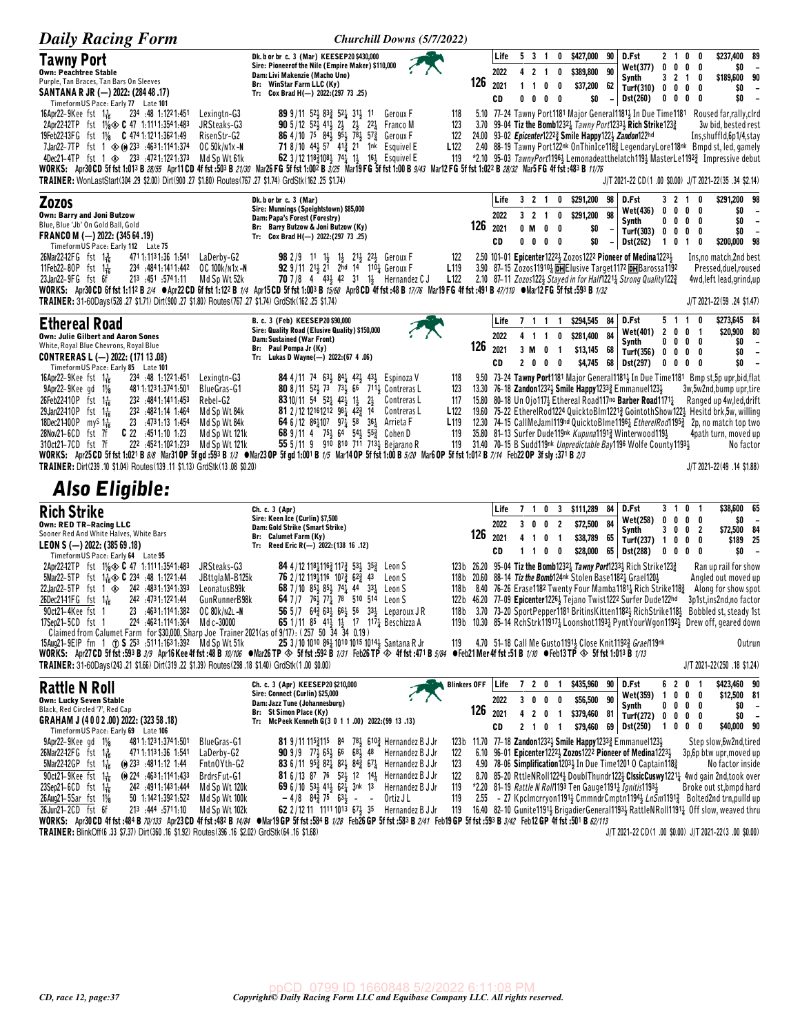## Tawny Port

**Own: Peachtree Stable**
Purple, Tan Braces, Tan Bars On Sleeves
**SANTANA R JR (—) 2022: (284 48 .17)**
TimeformUS Pace: Early 77 Late 101

Dk. b or br c. 3 (Mar) KEESEP20 $430,000
Sire: Pioneerof the Nile (Empire Maker) $110,000
Dam: Livi Makenzie (Macho Uno)
Br: WinStar Farm LLC (Ky)
Tr: Cox Brad H(—) 2022:(297 73 .25)

126

| | | | | | | | | | | | | | | |
|---|---|---|---|---|---|---|---|---|---|---|---|---|---|---|
| Life | 5 | 3 | 1 | 0 | $427,000 | 90 | D.Fst | 2 | 1 | 0 | 0 | $237,400 | 89 |
| 2022 | 4 | 2 | 1 | 0 | $389,800 | 90 | Wet(377) | 0 | 0 | 0 | 0 | $0 | – |
| 2021 | 1 | 1 | 0 | 0 | $37,200 | 62 | Synth | 3 | 2 | 1 | 0 | $189,600 | 90 |
| CD | 0 | 0 | 0 | 0 | $0 | – | Turf(310) | 0 | 0 | 0 | 0 | $0 | – |
| | | | | | | | Dst(260) | 0 | 0 | 0 | 0 | $0 | – |

16Apr22–9Kee fst 1 1/16 :234 :48 1:122 1:451 Lexingtn-G3 89 9/11 52½ 83¾ 52½ 31½ 11 Geroux F 118 5.10 77–24 Tawny Port1181 Major General1181½ In Due Time1181 Roused far,rally,clrd
2Apr22-12TP fst 1 1/8 ◈ C 47 1:111 1:354 1:483 JRSteaks-G3 90 5/12 52½ 41½ 2½ 2½ 22¼ Franco M 123 3.70 99–04 Tiz the Bomb1232¼ Tawny Port1233½ Rich Strike123¾ 3w bid, bested rest
19Feb22-13FG fst 1 1/8 C 474 1:121 1:362 1:49 RisenStr-G2 86 4/10 75 84½ 95½ 78½ 57¾ Geroux F 122 24.00 93–02 Epicenter1222¾ Smile Happy122½ Zandon122hd Ins,shuffld,6p1/4,stay
7Jan22–7TP fst 1 ◈ ⓗ 23 :463 1:114 1:374 OC 50k/n1x-N 71 8/10 44½ 57 41¾ 21 1nk Esquivel E L122 2.40 88–19 Tawny Port122nk OnThinIce118¾ LegendaryLore118nk Bmpd st, led, gamely
4Dec21–4TP fst 1 ◈ 233 :472 1:123 1:373 Md Sp Wt 61k 62 3/12 118¾108½ 74¼ 1½ 16½ Esquivel E 119 *2.10 95–03 TawnyPort1196½ Lemonadeathelatch119½ MasterLe1192¾ Impressive debut

**WORKS:** Apr30 CD 5f fst 1:013 B 28/55 Apr11 CD 4f fst :503 B 21/30 Mar26 FG 5f fst 1:002 B 3/25 Mar19 FG 5f fst 1:00 B 9/43 Mar12 FG 5f fst 1:022 B 28/32 Mar5 FG 4f fst :483 B 11/76
**TRAINER:** WonLastStart(304 .29 $2.00) Dirt(900 .27 $1.80) Routes(767 .27 $1.74) GrdStk(162 .25 $1.74) J/T 2021-22 CD(1 .00 $0.00) J/T 2021-22(35 .34 $2.14)

## Zozos

**Own: Barry and Joni Butzow**
Blue, Blue 'Jb' On Gold Ball, Gold
**FRANCO M (—) 2022: (345 64 .19)**
TimeformUS Pace: Early 112 Late 75

Dk. b or br c. 3 (Mar)
Sire: Munnings (Speightstown) $85,000
Dam: Papa's Forest (Forestry)
Br: Barry Butzow & Joni Butzow (Ky)
Tr: Cox Brad H(—) 2022:(297 73 .25)

126

| | | | | | | | | | | | | | | |
|---|---|---|---|---|---|---|---|---|---|---|---|---|---|---|
| Life | 3 | 2 | 1 | 0 | $291,200 | 98 | D.Fst | 3 | 2 | 1 | 0 | $291,200 | 98 |
| 2022 | 3 | 2 | 1 | 0 | $291,200 | 98 | Wet(436) | 0 | 0 | 0 | 0 | $0 | – |
| 2021 | 0 | M | 0 | 0 | $0 | – | Synth | 0 | 0 | 0 | 0 | $0 | – |
| CD | 0 | 0 | 0 | 0 | $0 | – | Turf(303) | 0 | 0 | 0 | 0 | $0 | – |
| | | | | | | | Dst(262) | 1 | 0 | 1 | 0 | $200,000 | 98 |

26Mar22-12FG fst 1 3/16 471 1:113 1:36 1:541 LaDerby-G2 98 2/9 11 1½ 1½ 21½ 22¼ Geroux F 122 2.50 101–01 Epicenter1222¼ Zozos1222 Pioneer of Medina1223½ Ins,no match,2nd best
11Feb22–8OP fst 1 1/16 234 :484 1:141 1:442 OC 100k/n1x-N 92 9/11 21½ 21 2hd 14 110¼ Geroux F L119 3.90 87–15 Zozos11910¼ DH Elusive Target1172 DH Barossa1192 Pressed,duel,roused
23Jan22–9FG fst 6f 213 :451 :574 1:11 Md Sp Wt 52k 70 7/8 4 43½ 42 31 1½ Hernandez C J L122 2.10 87–11 Zozos122½ Stayed in for Half1221¼ Strong Quality122¾ 4wd,left lead,grind,up

**WORKS:** Apr30 CD 6f fst 1:112 B 2/4 ●Apr22 CD 6f fst 1:122 B 1/4 Apr15 CD 5f fst 1:003 B 15/60 Apr8 CD 4f fst :48 B 17/76 Mar19 FG 4f fst :491 B 47/110 ●Mar12 FG 5f fst :593 B 1/32
**TRAINER:** 31-60Days(528 .27 $1.71) Dirt(900 .27 $1.80) Routes(767 .27 $1.74) GrdStk(162 .25 $1.74) J/T 2021-22(59 .24 $1.47)

## Ethereal Road

**Own: Julie Gilbert and Aaron Sones**
White, Royal Blue Chevrons, Royal Blue
**CONTRERAS L (—) 2022: (171 13 .08)**
TimeformUS Pace: Early 85 Late 101

B. c. 3 (Feb) KEESEP20 $90,000
Sire: Quality Road (Elusive Quality) $150,000
Dam: Sustained (War Front)
Br: Paul Pompa Jr (Ky)
Tr: Lukas D Wayne(—) 2022:(67 4 .06)

126

| | | | | | | | | | | | | | | |
|---|---|---|---|---|---|---|---|---|---|---|---|---|---|---|
| Life | 7 | 1 | 1 | 1 | $294,545 | 84 | D.Fst | 5 | 1 | 1 | 0 | $273,645 | 84 |
| 2022 | 4 | 1 | 1 | 0 | $281,400 | 84 | Wet(401) | 2 | 0 | 0 | 1 | $20,900 | 80 |
| 2021 | 3 | M | 0 | 1 | $13,145 | 68 | Synth | 0 | 0 | 0 | 0 | $0 | – |
| CD | 2 | 0 | 0 | 0 | $4,745 | 68 | Turf(356) | 0 | 0 | 0 | 0 | $0 | – |
| | | | | | | | Dst(297) | 0 | 0 | 0 | 0 | $0 | – |

16Apr22–9Kee fst 1 1/16 234 :48 1:122 1:451 Lexingtn-G3 84 4/11 74 63½ 84¼ 42½ 43½ Espinoza V 118 9.50 73–24 Tawny Port1181 Major General1181½ In Due Time1181 Bmp st,5p upr,bid,flat
9Apr22–9Kee gd 1 1/8 481 1:121 1:374 1:501 BlueGras-G1 80 8/11 52½ 73 73½ 66 711¼ Contreras L 123 13.30 76–18 Zandon1232½ Smile Happy1233¾ Emmanuel123½ 3w,5w2nd,bump upr,tire
26Feb22-11OP fst 1 1/16 232 :484 1:141 1:453 Rebel-G2 83 10/11 54 52½ 42½ 1½ 2½ Contreras L 117 15.80 80–18 Un Ojo117½ Ethereal Road117no Barber Road1171¼ Ranged up 4w,led,drift
29Jan22-11OP fst 1 1/16 232 :482 1:14 1:464 Md Sp Wt 84k 81 2/12 1216 1212 98¼ 42¾ 14 Contreras L L122 19.60 75–22 EtherelRod1224 QuicktoBlm1221¾ GointothShow122½ Hesitd brk,5w, willing
18Dec21-4OP my^S 1 1/16 23 :473 1:13 1:454 Md Sp Wt 84k 64 6/12 86¾107 97¼ 58 36½ Arrieta F L119 12.30 74–15 CallMeJaml119hd QuicktoBlme1196¼ EtherelRod1195¾ 2p, no match top two
28Nov21–6CD fst 7f C 22 :451 1:10 1:23 Md Sp Wt 121k 68 9/11 4 75½ 64 54½ 55¾ Cohen D 119 35.80 81–13 Surfer Dude119nk Kupuna1191¾ Winterwood119½ 4path turn, moved up
31Oct21–7CD fst 7f 222 :452 1:102 1:233 Md Sp Wt 121k 55 5/11 9 910 810 711 713½ Bejarano R 119 31.40 70–15 B Sudd119nk Unpredictable Bay1196 Wolfe County1193½ No factor

**WORKS:** Apr25 CD 5f fst 1:021 B 8/8 Mar31 OP 5f gd :593 B 1/3 ●Mar23 OP 5f gd 1:001 B 1/5 Mar14 OP 5f fst 1:00 B 5/20 Mar6 OP 5f fst 1:012 B 7/14 Feb22 OP 3f sly :371 B 2/3
**TRAINER:** Dirt(239 .10 $1.04) Routes(139 .11 $1.13) GrdStk(13 .08 $0.20) J/T 2021-22(49 .14 $1.88)

# *Also Eligible:*

## Rich Strike

**Own: RED TR-Racing LLC**
Sooner Red And White Halves, White Bars
**LEON S (—) 2022: (385 69 .18)**
TimeformUS Pace: Early 64 Late 95

Ch. c. 3 (Apr)
Sire: Keen Ice (Curlin) $7,500
Dam: Gold Strike (Smart Strike)
Br: Calumet Farm (Ky)
Tr: Reed Eric R(—) 2022:(138 16 .12)

126

| | | | | | | | | | | | | | | |
|---|---|---|---|---|---|---|---|---|---|---|---|---|---|---|
| Life | 7 | 1 | 0 | 3 | $111,289 | 84 | D.Fst | 3 | 1 | 0 | 1 | $38,600 | 65 |
| 2022 | 3 | 0 | 0 | 2 | $72,500 | 84 | Wet(258) | 0 | 0 | 0 | 0 | $0 | – |
| 2021 | 4 | 1 | 0 | 1 | $38,789 | 65 | Synth | 3 | 0 | 0 | 2 | $72,500 | 84 |
| CD | 1 | 1 | 0 | 0 | $28,000 | 65 | Turf(237) | 1 | 0 | 0 | 0 | $189 | 25 |
| | | | | | | | Dst(288) | 0 | 0 | 0 | 0 | $0 | – |

2Apr22-12TP fst 1 1/8 ◈ C 47 1:111 1:354 1:483 JRSteaks-G3 84 4/12 116¾116¾ 117¾ 53½ 35¾ Leon S 123b 26.20 99–04 Tiz the Bomb1232¼ Tawny Port1233½ Rich Strike123¾ Ran up rail for show
5Mar22–5TP fst 1 1/16 ◈ C 234 :48 1:122 1:44 JBttglaM-B125k 76 2/12 119¾116 107¾ 62¾ 43 Leon S 118b 20.60 88–14 Tiz the Bomb124nk Stolen Base1182¼ Grael120½ Angled out moved up
22Jan22–5TP fst 1 ◈ 242 :483 1:134 1:393 LeonatusB99k 68 7/10 85½ 85½ 74¼ 44 33½ Leon S 118b 8.40 76–26 Erase1182 Twenty Four Mamba1181¼ Rich Strike118¾ Along for show spot
26Dec21-11FG fst 1 1/16 242 :473 1:122 1:44 GunRunnerB98k 64 7/7 76½ 77¼ 78 510 514 Leon S 122b 46.20 77–09 Epicenter1226½ Tejano Twist1222 Surfer Dude122hd 3p1st,ins2nd,no factor
9Oct21–4Kee fst 1 23 :463 1:113 1:382 OC 80k/n2L-N 56 5/7 64¾ 63½ 66½ 56 33½ Leparoux J R 118b 3.70 73–20 SportPepper1181 BritinsKitten1182½ RichStrike118½ Bobbled st, steady 1st
17Sep21–5CD fst 1 224 :462 1:114 1:364 Md c-30000 65 1/11 85 41½ 1½ 17 117¼ Beschizza A 119b 10.30 85–14 RchStrk11917¼ Loonshot1193½ PyntYourWgon1192½ Drew off, geared down
Claimed from Calumet Farm for $30,000, Sharp Joe Trainer 2021(as of 9/17): (257 50 34 34 0.19)
15Aug21–9EIP fm 1 ⓣ S 253 :511 1:163 1:392 Md Sp Wt 51k 25 3/10 86½ 1010 1015 1014½ Santana R Jr 119 4.70 51–18 Call Me Gusto1191¼ Close Knit1192¾ Grael119nk Outrun

**WORKS:** Apr27 CD 5f fst :593 B 3/9 Apr16 Kee 4f fst :48 B 10/106 ●Mar26 TP ◈ 5f fst :592 B 1/31 Feb26 TP ◈ 4f fst :471 B 5/84 ●Feb21 Mer 4f fst :51 B 1/10 ●Feb13 TP ◈ 5f fst 1:013 B 1/13
**TRAINER:** 31-60Days(243 .21 $1.66) Dirt(319 .22 $1.39) Routes(298 .18 $1.40) GrdStk(1 .00 $0.00) J/T 2021-22(250 .18 $1.24)

## Rattle N Roll

**Own: Lucky Seven Stable**
Black, Red Circled '7', Red Cap
**GRAHAM J (4 0 0 2 .00) 2022: (323 58 .18)**
TimeformUS Pace: Early 69 Late 106

Ch. c. 3 (Apr) KEESEP20 $210,000
Sire: Connect (Curlin) $25,000
Dam: Jazz Tune (Johannesburg)
Br: St Simon Place (Ky)
Tr: McPeek Kenneth G(3 0 1 1 .00) 2022:(99 13 .13)

Blinkers OFF

126

| | | | | | | | | | | | | | | |
|---|---|---|---|---|---|---|---|---|---|---|---|---|---|---|
| Life | 7 | 2 | 0 | 1 | $435,960 | 90 | D.Fst | 6 | 2 | 0 | 1 | $423,460 | 90 |
| 2022 | 3 | 0 | 0 | 0 | $56,500 | 90 | Wet(359) | 1 | 0 | 0 | 0 | $12,500 | 81 |
| 2021 | 4 | 2 | 0 | 1 | $379,460 | 81 | Synth | 0 | 0 | 0 | 0 | $0 | – |
| CD | 2 | 1 | 0 | 1 | $79,460 | 69 | Turf(272) | 0 | 0 | 0 | 0 | $0 | – |
| | | | | | | | Dst(250) | 1 | 0 | 0 | 0 | $40,000 | 90 |

9Apr22–9Kee gd 1 1/8 481 1:121 1:374 1:501 BlueGras-G1 81 9/11 115¾115 84 78½ 610¾ Hernandez B J Jr 123b 11.70 77–18 Zandon1232½ Smile Happy1233¾ Emmanuel123½ Step slow,6w2nd,tired
26Mar22-12FG fst 1 3/16 471 1:113 1:36 1:541 LaDerby-G2 90 9/9 77½ 65½ 66 68½ 48 Hernandez B J Jr 122 6.10 96–01 Epicenter1222¼ Zozos1222 Pioneer of Medina1223½ 3p,6p btw upr,moved up
5Mar22-12GP fst 1 1/16 ⓗ 233 :481 1:12 1:44 FntnOYth-G2 83 6/11 95¾ 82¼ 82½ 84¾ 67¼ Hernandez B J Jr 123 4.90 78–06 Simplification1203½ In Due Time1201 O Captain118¾ No factor inside
9Oct21–9Kee fst 1 1/16 ⓗ 224 :463 1:114 1:433 BrdrsFut-G1 81 6/13 87 76 52½ 12 14¼ Hernandez B J Jr 122 8.70 85–20 RttleNRoll1224¼ DoublThundr122½ ClssicCuswy1221¼ 4wd gain 2nd,took over
23Sep21–6CD fst 1 1/16 242 :491 1:143 1:444 Md Sp Wt 120k 69 6/10 53½ 41½ 42½ 3nk 13 Hernandez B J Jr 119 *2.20 81–19 Rattle N Roll1193 Ten Gauge1191¼ Ignitis1193½ Broke out st,bmpd hard
26Aug21–5Sar fst 1 1/8 50 1:142 1:392 1:522 Md Sp Wt 100k – 4/8 84¾ 75 63¼ - - Ortiz J L 119 2.55 - 27 Kpclmcrryon1191½ CmmndrCmptn1194½ LnSm1191¾ Bolted2nd trn,pulld up
26Jun21–2CD fst 6f 213 :444 :571 1:10 Md Sp Wt 102k 62 2/12 11 1111 1013 67½ 35 Hernandez B J Jr 119 16.40 82–10 Gunite1191½ BrigadierGeneral1193½ RattleNRoll1191¼ Off slow, weaved thru

**WORKS:** Apr30 CD 4f fst :484 B 70/133 Apr23 CD 4f fst :482 B 14/84 ●Mar19 GP 5f fst :584 B 1/28 Feb26 GP 5f fst :583 B 2/41 Feb19 GP 5f fst :593 B 3/42 Feb12 GP 4f fst :501 B 62/113
**TRAINER:** BlinkOff(6 .33 $7.37) Dirt(360 .16 $1.92) Routes(396 .16 $2.02) GrdStk(64 .16 $1.68) J/T 2021-22 CD(1 .00 $0.00) J/T 2021-22(3 .00 $0.00)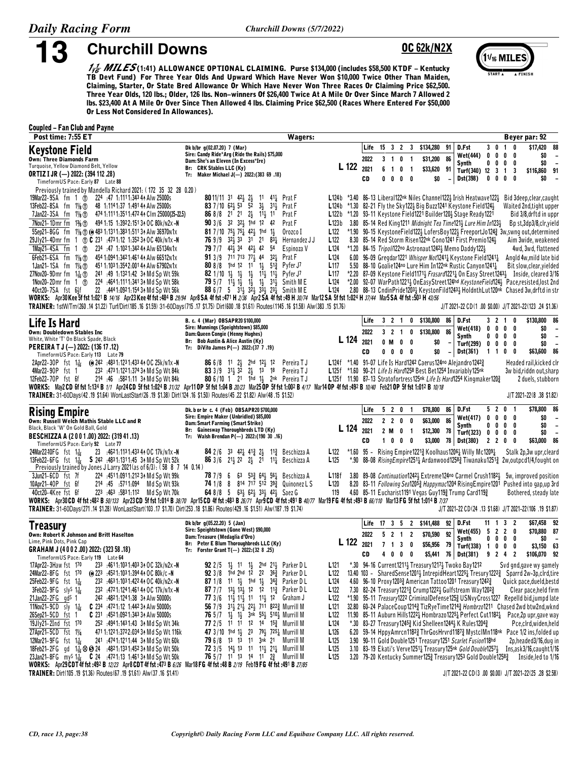# 13 Churchill Downs

**OC 62k/N2X**

**1 1/16 MILES** (1:41) ALLOWANCE OPTIONAL CLAIMING. Purse $134,000 (includes $58,500 KTDF – Kentucky TB Devt Fund) For Three Year Olds And Upward Which Have Never Won $10,000 Twice Other Than Maiden, Claiming, Starter, Or State Bred Allowance Or Which Have Never Won Three Races Or Claiming Price $62,500. Three Year Olds, 120 lbs.; Older, 126 lbs. Non-winners Of $26,400 Twice At A Mile Or Over Since March 7 Allowed 2 lbs. $23,400 At A Mile Or Over Since Then Allowed 4 lbs. Claiming Price $62,500 (Races Where Entered For $50,000 Or Less Not Considered In Allowances).

**Coupled – Fan Club and Payne**

Post time: 7:55 ET | Wagers: | Beyer par: 92

---

## Keystone Field

Own: Three Diamonds Farm
Turquoise, Yellow Diamond Belt, Yellow
**ORTIZ I JR (—) 2022: (394 112 .28)**
TimeformUS Pace: Early 87 Late 88

Dk b/br g(02.07.20) 7 (Mar)
Sire: Candy Ride\*Arg (Ride the Rails) $75,000
Dam: She's an Eleven (In Excess\*Ire)
Br: CRK Stables LLC (Ky)
Tr: Maker Michael J(—) 2022:(383 69 .18)

L 122

| | | | | | | | | | | | | | |
|---|---|---|---|---|---|---|---|---|---|---|---|---|---|
| Life | 15 | 3 | 2 | 3 | $134,280 | 91 | D.Fst | 3 | 0 | 1 | 0 | $17,420 | 88 |
| 2022 | 3 | 1 | 0 | 1 | $31,200 | 86 | Wet(444) | 0 | 0 | 0 | 0 | $0 | – |
| 2021 | 6 | 1 | 0 | 1 | $33,620 | 91 | Synth | 0 | 0 | 0 | 0 | $0 | – |
| CD | 0 | 0 | 0 | 0 | $0 | – | Turf(340) | 12 | 3 | 1 | 3 | $116,860 | 91 |
| | | | | | | | Dst(398) | 0 | 0 | 0 | 0 | $0 | – |

Previously trained by Mandella Richard 2021: ( 172 35 32 28 0.20 )

```
19Mar22-9SA fm 1 ⓣ 224 :47 1:1111:343 4↑ Alw 25000s      80 11/11 31 42½ 2½ 11 41¼ Prat F          L124b *3.40 86-13 Liberal122nk Niles Channel122½ Irish Heatwave122½   Bid 3deep,clear,caught
13Feb22-8SA fm 1⅛ ⓣ 48 1:1141:37 1:491 4↑ Alw 25000s     83 7/10 62½ 53 52 3½ 31½ Prat F           L124b *1.30 82-21 Fly the Sky122½ Big Buzz1241 Keystone Field124½    Waited 2nd,tight upper
7Jan22-3SA fm 1⅛ ⓣ 474 1:1111:3511:472 4↑ Clm 25000(25-22.5) 86 8/8 21 21 2½ 11½ 11 Prat F        L122b *1.20 93-11 Keystone Field1221 Builder120½ Stage Ready1221      Bid 3/8,drftd in uppr
7Nov21-1Dmr fm 1⅜ ⓣ 494 1:15 1:3922:151 3↑ OC 80k/n2x-N  90 3/6 32 32½ 1hd 12 42 Prat F           L123b 3.80 85-14 Red King1211 Midnight Tea Time121½ Lure Him In123½   Bp st,3dp3/8,clr,yield
5Sep21-8GG fm 1⅛ ⓣ Ⓦ 483 1:1311:3831:511 3↑ Alw 36970n1x 81 7/10 75¼ 75¾ 4½ 1hd 1½ Orozco I        L122 *1.90 90-15 KeystoneField122½ LofersBoy122½ FreeportJo124¾  3w,swng out,determined
29Jly21-4Dmr fm 1 ⓣ C 231 :4731:12 1:352 3↑ OC 40k/n1x-N 76 9/9 32½ 33 31 21 83¼ Hernandez J J    L122 8.30 85-14 Red Storm Risen122nk Cono1241 First Premio124½    Aim 3wide, weakened
1May21-4SA fm 1 ⓣ 234 :47 1:1021:342 4↑ Alw 65134n1x    79 7/7 42½ 34 42½ 42 54 Espinoza V        L124 *1.20 84-15 Tripoli122no Astronaut1242½ Memo Daddy122½       4wd, 3wd, flattened
6Feb21-6SA fm 1⅛ ⓣ 454 1:0941:3421:461 4↑ Alw 66512n1x  91 3/9 711 713 77½ 44 32¼ Prat F           L124 6.00 96-09 Gregdar1221 Whisper Not1241¼ Keystone Field1241¼  Angld 4w,mild late bid
1Jan21-1SA fm 1¼ ⓣ 451 1:1031:3542:001 4↑ Alw 67902n1x  80 8/8 1hd 12 11 1½ 51¾ Pyfer J7          L117 5.50 88-10 Goalie124no Lure Him In122nk Rustic Canyon1241¼   Bit slow,clear,yielded
27Nov20-9Dmr fm 1⅛ ⓣ 241 :49 1:1321:42 3↑ Md Sp Wt 59k   82 1/10 1½ 1½ 1½ 11½ 11½ Pyfer J7         L117 *2.20 87-09 Keystone Field1171½ Frasard1221¼ On Easy Street1243½  Inside, cleared 3/16
1Nov20-2Dmr fm 1 ⓣ 224 :4641:1111:341 3↑ Md Sp Wt 58k   79 5/7 11½ 1½ 1½ 1½ 31½ Smith M E         L124 *2.00 92-07 WarPath1221½ OnEasyStreet124hd KeystoneField124½ Pace,resisted,lost 2nd
4Oct20-7SA fst 6½f 22 :4441:0921:154 3↑ Md Sp Wt 56k    88 6/7 5 31½ 32½ 33½ 23½ Smith M E        L124 2.80 88-13 CndinPride1203½ KeystonFild12431½ HoldnthLut120nk  Chased 3w,drftd in str
```

WORKS: Apr30 Kee 5f fst 1:021 B 14/16 Apr23 Kee 4f fst :484 B 29/94 Apr8 SA 4f fst :471 H 2/36 Apr2 SA 4f fst :49 H 30/74 Mar12 SA 5f fst 1:024 H 37/44 Mar5 SA 4f fst :503 H 43/56

TRAINER: 1stW/Trn(260 .14 $1.22) Turf/Dirt(185 .16 $1.59) 31-60Days(715 .17 $1.75) Dirt(600 .18 $1.61) Routes(1145 .16 $1.58) Alw(383 .15 $1.76) J/T 2021-22 CD(1 .00 $0.00) J/T 2021-22(123 .24 $1.36)

---

## Life Is Hard

Own: Doubledown Stables Inc
White, White 'T' On Black Spade, Black
**PEREIRA T J (—) 2022: (136 17 .12)**
TimeformUS Pace: Early 113 Late 79

B. c. 4 (Mar) OBSAPR20 $100,000
Sire: Munnings (Speightstown) $85,000
Dam: Queen Congie (Henny Hughes)
Br: Bob Austin & Alice Austin (Ky)
Tr: DiVito James P(—) 2022:(37 7 .19)

L 124

| | | | | | | | | | | | | | |
|---|---|---|---|---|---|---|---|---|---|---|---|---|---|
| Life | 3 | 2 | 1 | 0 | $130,800 | 86 | D.Fst | 3 | 2 | 1 | 0 | $130,800 | 86 |
| 2022 | 3 | 2 | 1 | 0 | $130,800 | 86 | Wet(418) | 0 | 0 | 0 | 0 | $0 | – |
| 2021 | 0 | M | 0 | 0 | $0 | – | Synth | 0 | 0 | 0 | 0 | $0 | – |
| CD | 0 | 0 | 0 | 0 | $0 | – | Turf(299) | 0 | 0 | 0 | 0 | $0 | – |
| | | | | | | | Dst(361) | 1 | 1 | 0 | 0 | $63,600 | 86 |

```
2Apr22-30P fst 1 1/16 Ⓦ 242 :4831:1231:433 4↑ OC 25k/n1x-N 86 6/8 11 2½ 2hd 12½ 12 Pereira T J   L124f *1.40 91-07 Life Is Hard1242 Caerus124no Alejandro1242¾       Headed rail,kicked clr
4Mar22-9OP fst 1 232 :4731:1221:374 3↑ Md Sp Wt 84k          83 3/9 31½ 32 2½ 13 18 Pereira T J    L125f *1.60 90-21 Life Is Hard1258 Best Bet1254 Invariably125nk     3w bid,riddn out,sharp
12Feb22-7OP fst 6f 214 :46 :5821:11 3↑ Md Sp Wt 84k          80 6/10 1 21 1hd 1½ 2nk Pereira T J    L125f 11.90 87-13 Stratofortress125nk Life Is Hard1254 Kingmaker120¾  2 duels, stubborn
```

WORKS: May2 CD 6f fst 1:134 B 1/1 Apr24 CD 5f fst 1:024 B 31/32 Apr11 OP 5f fst 1:04 B 20/23 Mar25 OP 5f fst 1:002 B 4/17 Mar14 OP 4f fst :492 B 10/40 Feb21 OP 5f fst 1:012 B 10/18

TRAINER: 31-60Days(42 .19 $1.64) WonLastStart(26 .19 $1.38) Dirt(124 .16 $1.50) Routes(45 .22 $1.82) Alw(48 .15 $1.52) J/T 2021-22(8 .38 $1.82)

---

## Rising Empire

Own: Russell Welch Mathis Stable LLC and R
Black, Black 'W' On Gold Ball, Gold
**BESCHIZZA A (2 0 0 1 .00) 2022: (319 41 .13)**
TimeformUS Pace: Early 92 Late 77

Dk. b or br c. 4 (Feb) OBSAPR20 $700,000
Sire: Empire Maker (Unbridled) $85,000
Dam: Smart Farming (Smart Strike)
Br: Gainesway Thoroughbreds LTD (Ky)
Tr: Walsh Brendan P(—) 2022:(190 30 .16)

L 124

| | | | | | | | | | | | | | |
|---|---|---|---|---|---|---|---|---|---|---|---|---|---|
| Life | 5 | 2 | 0 | 1 | $78,800 | 86 | D.Fst | 5 | 2 | 0 | 1 | $78,800 | 86 |
| 2022 | 2 | 2 | 0 | 0 | $63,000 | 86 | Wet(417) | 0 | 0 | 0 | 0 | $0 | – |
| 2021 | 2 | M | 0 | 0 | $12,300 | 78 | Synth | 0 | 0 | 0 | 0 | $0 | – |
| CD | 1 | 0 | 0 | 0 | $3,000 | 78 | Turf(323) | 0 | 0 | 0 | 0 | $0 | – |
| | | | | | | | Dst(380) | 2 | 2 | 0 | 0 | $63,000 | 86 |

```
24Mar22-10FG fst 1 1/16 23 :4621:1131:433 4↑ OC 17k/n1x-N  84 2/6 33 42½ 41¾ 2½ 11¾ Beschizza A     L122 *1.60 95 – Rising Empire1221¾ Koolhaus1206½ Willy Mc1209½    Stalk 2p,3w upr,cleard
13Feb22-6FG fst 1 1/16 S 242 :4831:1311:45 3↑ Md Sp Wt 52k  86 3/6 21½ 22 2½ 21 11¼ Beschizza A     L125 *.90 88-08 RisingEmpire1251¼ Ardanwood1258¾ Tiwanaku1251¾  2w,outpcd1/4,fought on
Previously trained by Jones J Larry 2021(as of 6/3): ( 58 8 7 14 0.14 )
3Jun21-6CD fst 7f 224 :4511:0911:212 3↑ Md Sp Wt 99k        78 7/9 6 63 53¾ 64½ 56¼ Beschizza A      L118f 3.80 89-08 Continuation1242½ Extreme124no Carmel Crush118¾½  5w, improved position
10Apr21-4OP fst 6f 214 :45 :5711:094 Md Sp Wt 93k           74 1/8 8 814 717 512 39¾ Quinonez L S    L120 8.20 83-11 Following Sea1205½ Happymac1204 RisingEmpire1201  Pushed into gap,up 3rd
4Oct20-4Kee fst 6f 223 :463 :5831:112 Md Sp Wt 70k          64 8/8 5 63½ 62½ 33½ 42½ Saez G          119 4.60 85-11 Eucharist1191 Vegas Guy119¾ Trump Card119¾      Bothered, steady late
```

WORKS: Apr30 CD 4f fst :482 B 50/133 Apr23 CD 5f fst 1:014 B 38/70 Apr15 CD 4f fst :483 B 26/71 Apr9 CD 4f fst :491 B 40/77 Mar19 FG 4f fst :493 B 66/110 Mar13 FG 5f fst 1:014 B 7/37

TRAINER: 31-60Days(271 .14 $1.28) WonLastStart(103 .17 $1.70) Dirt(253 .18 $1.86) Routes(429 .16 $1.51) Alw(187 .19 $1.74) J/T 2021-22 CD(24 .13 $1.68) J/T 2021-22(106 .19 $1.87)

---

## Treasury

Own: Robert K Johnson and Britt Haselton
Lime, Pink Dots, Pink Cap
**GRAHAM J (4 0 0 2 .00) 2022: (323 58 .18)**
TimeformUS Pace: Early 119 Late 64

Dk b/br g(05.22.20) 5 (Jan)
Sire: Speightstown (Gone West) $90,000
Dam: Treasure (Medaglia d'Oro)
Br: Peter E Blum Thoroughbreds LLC (Ky)
Tr: Forster Grant T(—) 2022:(32 8 .25)

L 122

| | | | | | | | | | | | | | |
|---|---|---|---|---|---|---|---|---|---|---|---|---|---|
| Life | 17 | 3 | 5 | 2 | $141,488 | 92 | D.Fst | 11 | 1 | 3 | 2 | $67,458 | 92 |
| 2022 | 5 | 2 | 1 | 2 | $70,590 | 92 | Wet(455) | 5 | 2 | 2 | 0 | $70,880 | 87 |
| 2021 | 7 | 1 | 3 | 0 | $56,956 | 79 | Synth | 0 | 0 | 0 | 0 | $0 | – |
| CD | 4 | 0 | 0 | 0 | $5,441 | 76 | Turf(338) | 1 | 0 | 0 | 0 | $3,150 | 63 |
| | | | | | | | Dst(381) | 9 | 2 | 4 | 2 | $106,070 | 92 |

```
17Apr22-3Haw fst 170 233 :4611:1031:403 3↑ OC 32k/n2x-N     92 2/5 1½ 11 1½ 2hd 21½ Parker D L      L121 *.30 94-16 Current1211½ Treasury1217½ Twoko Bay121²           Svd gnd,gave wy gamely
24Mar22-8FG fst 170 Ⓦ 23 :4521:1031:394 4↑ OC 80k/c-N      92 3/8 1hd 2hd 12 22 36¾ Parker D L      L122 13.40 103 – SharedSense1201¼ IntrepidHeart1225¼ Tresury1222¾  Sparrd 2w-3p,clrd,tire
25Feb22-9FG fst 1 1/16 232 :4631:1031:422 4↑ OC 40k/n2x-N   87 1/8 11 1½ 1hd 1½ 34¾ Parker D L      L124 4.60 96-10 Proxy1203¾ American Tattoo1201 Treasury1242¾     Quick pace,dueld,bestd
3Feb22-9FG sly⁵ 1 1/16 232 :4721:1241:461 4↑ OC 17k/n1x-N   87 7/7 13½ 13½ 12 12 11¾ Parker D L      L122 7.30 82-24 Treasury1221¾ Crump1222½ Gulfstream Way1202¾      Clear pace,held firm
21Jan22-2FG gd⁵ 1 242 :4821:1241:38 3↑ Alw 50000s            77 3/6 11½ 11½ 11 11½ 12 Graham J        L122 *1.90 95-11 Treasury1222 CriminalDefense125¾ USNvyCross1227  Repelld bid,jumpd late
11Nov21-9CD sly 1 1/16 C 234 :4721:12 1:442 3↑ Alw 50000s   56 1/9 31½ 21½ 22½ 711 822¾ Murrill M       L121 32.80 60-24 PalaceCoup1214¾ TizRyeTime1214¾ Hombrzo1211    Chased 2wd btw2nd,wknd
26Sep21-5CD fst 1 C 231 :4521:0921:343 3↑ Alw 50000s        76 5/7 1½ 1½ 3nk 55½ 510½ Murrill M       L121 11.90 85-11 Auburn Hills1205½ Hombrazo1225¼ Perfect Cut1182½  Pace,2p upr,gave way
19Jly21-2Ind fst 170 252 :4941:1431:43 3↑ Md Sp Wt 34k      77 2/5 11 11 12 14 15¾ Murrill M        L124 *.30 83-17 Treasury1245¾ Kid Shelleen1244½ K Rules1204¾     Pce,clrd,widen,held
27Apr21-5CD fst 1¼ 471 1:1221:3722:034 3↑ Md Sp Wt 116k    47 3/10 1hd 1½ 23 79½ 725¼ Murrill M      L126 6.20 59-14 HppyAmrcn1182¾ ThrGosHrvrd1187¾ MystclMn118nk  Pace 1/2 ins,folded up
12Mar21-9FG fst 1 1/16 241 :4741:1211:44 3↑ Md Sp Wt 60k    79 6/8 13 13 11 3nk 21 Murrill M         L125 3.90 90-11 Gold Double1251 Treasury1251 Scarlet Fusion118hd  2p,headed3/16,dug in
18Feb21-2FG gd 1 1/16 ⊗ Ⓢ 24 :4821:1331:452 3↑ Md Sp Wt 50k 72 3/5 14½ 13 11 11½ 21¼ Murrill M       L125 3.10 83-19 Ekati's Verve1251¼ Treasury125nk Gold Double1257½  Ins,ask3/16,caught1/16
23Jan21-8FG my⁵ 1 1/16 C 24 :4721:13 1:461 3↑ Md Sp Wt 50k  76 5/7 11 13 14 11 2¾ Murrill M          L125 3.20 79-20 Kentucky Summer125¾ Treasury1253 Gold Double1258¾  Inside,led to 1/16
```

WORKS: Apr29 CD T 4f fst :492 B 12/23 Apr8 CD T 4f fst :473 B 6/26 Mar18 FG 4f fst :48 B 2/19 Feb19 FG 4f fst :491 B 27/85

TRAINER: Dirt(105 .19 $1.36) Routes(67 .19 $1.61) Alw(37 .16 $1.41) J/T 2021-22 CD(3 .00 $0.00) J/T 2021-22(25 .28 $2.58)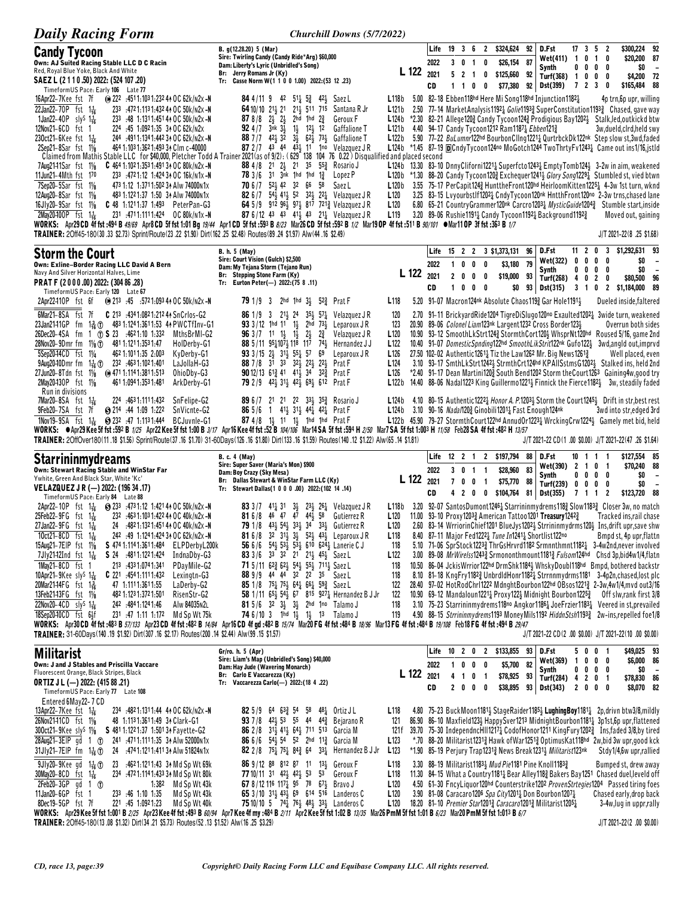## Candy Tycoon

Own: AJ Suited Racing Stable LLC D C Racin
Red, Royal Blue Yoke, Black And White
**SAEZ L (2 1 1 0 .50) 2022: (524 107 .20)**
TimeformUS Pace: Early 106 Late 77

B. g(12.28.20) 5 (Mar)
Sire: Twirling Candy (Candy Ride*Arg) $60,000
Dam: Liberty's Lyric (Unbridled's Song)
Br: Jerry Romans Jr (Ky)
Tr: Casse Norm W(1 1 0 0 1.00) 2022:(53 12 .23)

L 122

| | | | | | | | |
|---|---|---|---|---|---|---|---|
| Life | 19 | 3 | 6 | 2 | $324,624 | 92 | D.Fst 17 3 5 2 $300,224 92 |
| 2022 | 3 | 0 | 1 | 0 | $26,154 | 87 | Wet(411) 1 0 1 0 $20,200 87 |
| 2021 | 5 | 2 | 1 | 0 | $125,660 | 92 | Synth 0 0 0 0 $0 – |
| | | | | | | | Turf(368) 1 0 0 0 $4,200 72 |
| CD | 1 | 1 | 0 | 0 | $77,380 | 92 | Dst(399) 7 2 3 0 $165,484 88 |

```
16Apr22–7Kee fst 7f   ⓐ 222 :4511:1031:232 4↑ OC 62k/n2x -N    84 4/11 9  42  51½ 5¾  42½  Saez L         L118b  5.00 82–18 Ebben118hd Here Mi Song118hd Injunction1182½          4p trn,6p upr, willing
22Jan22–7OP  fst 1⅛    233 :4721:1131:432 4↑ OC 50k/n2x -N     64 10/10 21½ 21  21½ 511 715  Santana R Jr   L121b  2.50 77–14 MarketAnalysis1192½ Golie1193¾ SuperConstitution1193¾  Chased, gave way
1Jan22–4OP  sly⁵ 1⅛   233 :48  1:1311:451 4↑ OC 50k/n2x -N     87 8/8  2½  2½  2hd 1hd 2¾   Geroux F       L124b *2.30 82–21 Allege120¾ Candy Tycoon124¾ Prodigious Bay1202½  Stalk,led,outkickd btw
12Nov21–6CD  fst 1     224 :45  1:0921:35  3↑ OC 62k/n2x       92 4/7  3nk 3½  1½  12½ 12   Gaffalione T   L121b  4.40 94–17 Candy Tycoon1212 Ram11871¾ Ebben121¾           3w,dueld,clrd,held swy
23Oct21–6Kee fst 1⅛    244 :4911:1341:442 3↑ OC 62k/n2x -N     88 7/7  42½ 32  3½  62½ 73¼  Gaffalione T   L122b  5.90 77–22 BuLumnr122hd BourbonCllng1221½ QurtrbckDk122nk  Step slow st,3wd,faded
2Sep21–8Sar  fst 1⅛    464 1:1031:3621:493 3↑ Clm c-40000      87 2/7  43  44  43½ 11  1no  Velazquez J R  L124b *1.45 87–19 ⒹCndyTycoon124no MoGotch1244 TwoThrtyFv1243¼  Came out ins1/16,jstld
  Claimed from Mathis Stable LLC for $40,000, Pletcher Todd A Trainer 2021(as of 9/2): (629 138 104 76 0.22 ) Disqualified and placed second
7Aug21–11Sar fst 1⅛   C 464 1:1021:3531:491 3↑ OC 80k/n2x -N    88 4/8  21  2½  21  35  55¾  Rosario J      L124b 13.30 83–10 DnnyClifornì1221¼ Superfcto1243¼ EmptyTomb124½   3–2w in aim, weakened
11Jun21–4Mth fst 170   233 :4721:12 1:424 3↑ OC 16k/n1x -N     78 3/6  31  3nk 1hd 1hd 1¾   Lopez P        L120b *1.30 88–20 Candy Tycoon120¾ Exchequer1241½ Glory Song1229¼  Stumbled st, vied btwn
7Sep20–5Sar  fst 1⅛    473 1:12 1:3711:502 3↑ Alw 74000n1x     70 6/7  52½ 42  32  66  58   Saez L         L120b  3.55 75–17 PerCapit124¾ HuntheFront120hd HeirloomKitten1225¼ 4–3w 1st turn, wknd
12Aug20–8Sar fst 1⅛    483 1:1221:37  1:50 3↑ Alw 74000n1x     82 6/7  54½ 41½ 52  32½ 22¼  Velazquez J R  L120   3.25 83–15 LvyourbstIf1202¼ CndyTycoon120nk HntthFront120no 2–3w trns,chased lane
16Jly20–9Sar fst 1⅛   C 48 1:1211:37  1:493 PeterPan-G3         64 5/9  912 96½ 97½ 817 721¾ Velazquez J R  L120   6.80 65–21 CountryGrammer120nk Carcro1203¼ MysticGuide1204¾ Stumble start,inside
2May20–10OP  fst 1⅛    231 :4711:1111:424 OC 80k/n1x -N        87 6/12 43  43  41½ 43  21¼  Velazquez J R  L119   3.20 89–06 Rushie1191¼ Candy Tycoon1192½ Background1192¾        Moved out, gaining
```

WORKS: Apr29CD 4f fst :494 B 49/69 Apr8CD 5f fst 1:01 Bg 19/44 Apr1CD 5f fst :593 B 8/23 Mar26CD 5f fst :592 B 1/2 Mar19OP 4f fst :511 B 90/101 ●Mar11OP 3f fst :363 B 1/7
TRAINER: 2Off45-180(30 .33 $2.73) Sprint/Route(23 .22 $1.90) Dirt(162 .25 $2.48) Routes(89 .24 $1.97) Alw(44 .16 $2.49)  J/T 2021-22(8 .25 $1.68)

## Storm the Court

Own: Exline-Border Racing LLC David A Bern
Navy And Silver Horizontal Halves, Lime
**PRAT F (2 0 0 0 .00) 2022: (304 86 .28)**
TimeformUS Pace: Early 120 Late 67

B. h. 5 (May)
Sire: Court Vision (Gulch) $2,500
Dam: My Tejana Storm (Tejano Run)
Br: Stepping Stone Farm (Ky)
Tr: Eurton Peter(— ) 2022:(75 8 .11)

L 122

| | | | | | | | |
|---|---|---|---|---|---|---|---|
| Life | 15 | 2 | 2 | 3 | $1,373,131 | 96 | D.Fst 11 2 0 3 $1,292,631 93 |
| 2022 | 1 | 0 | 0 | 0 | $3,180 | 79 | Wet(322) 0 0 0 0 $0 – |
| 2021 | 2 | 0 | 0 | 0 | $19,000 | 93 | Synth 0 0 0 0 $0 – |
| | | | | | | | Turf(268) 4 0 2 0 $80,500 96 |
| CD | 1 | 0 | 0 | 0 | $0 | 93 | Dst(315) 3 1 0 2 $1,184,000 89 |

```
2Apr22–10OP fst 6f   ⓐ 213 :45  :5721:093 4↑ OC 50k/n2x -N      79 1/9  3   2hd 1hd 3½  52¾  Prat F         L118   5.20 91–07 Macron124nk Absolute Chaos119¾ Gar Hole1191½        Dueled inside,faltered
6Mar21–8SA   fst 7f   C 213 :4341:0821:212 4↑ SnCrlos-G2         86 1/9  3   21½ 24  35½ 57¼  Velazquez J R   120   2.70 91–11 BrickyardRide1204 TigreDiSlugo120no Exaulted1202¼  3wide turn, weakened
23Jan21–11GP fm 1⅛ ⓣ 483 1:1241:3611:53 4↑ PWCTfInv-G1          93 3/12 1hd 11  1½  2hd 73¼  Leparoux J R     123  20.90 89–06 Colonel Liam123nk Largent123² Cross Border123½   Overrun both sides
26Dec20–4SA  fm 1  ⓣ S 23 :4621:10 1:332  MthsBrMl-G2           96 3/7  11  1½  1½  2½  2¾   Velazquez J R   L120  10.90 93–12 SmoothLkStrt124¾ StormthCort120½ WhsprNt120hd  Roused 5/16, game 2nd
28Nov20–9Dmr fm 1⅛ ⓣ 481 1:1211:353 1:47 HolDerby-G1           88 5/11 95½107½118 117  74½  Hernandez J J  L122  10.40 91–07 DomesticSpnding122hd SmoothLkStrt122nk Gufo122½  3wd,angld out,imprvd
5Sep20–14CD  fst 1¼    462 1:1011:35 2:003 KyDerby-G1           93 3/15 2½  31½ 55½ 57  69   Leparoux J R    L126  27.50 102–02 Authentic1261¼ Tiz the Law126² Mr. Big News126¹¾       Well placed, even
9Aug20–10Dmr fm 1⅛ ⓣ 232 :4631:1021:401 LaJollaH-G3            88 7/8  31  33  32½ 22½ 22½  Prat F         L124   3.10 93–17 SmthLkStrt1242½ StrmthCrt124hd KPAllSstmsG1202½  Stalked ins, held 2nd
27Jun20–8Tdn fst 1⅛  ⓐ 471 1:1141:3811:513 OhioDby-G3           90 12/13 61¾ 41  41½ 34  32¾  Prat F         L126  *2.40 91–17 Dean Martini120¾ South Bend120² Storm theCourt126³  Gaining4w,good try
2May20–13OP  fst 1⅛    461 1:0941:3531:481 ArkDerby-G1           79 2/9  42½ 31½ 42½ 69½ 612  Prat F         L122b 14.40 88–06 Nadal122³ King Guillermo1221½ Finnick the Fierce1182½  3w, steadily faded
  Run in divisions
7Mar20–8SA   fst 1⅛    224 :4631:1111:432 SnFelipe-G2           89 6/7  21  21  22  33½ 35¾  Rosario J      L124b  4.10 80–15 Authentic1222½ Honor A. P.1203½ Storm the Court1245½  Drift in str,best rest
9Feb20–7SA   fst 7f   S 214 :44  1:09 1:222 SnVicnte-G2          86 5/6  1   41½ 31½ 44½ 42½  Prat F         L124b  3.10 90–16 Nadal120¾ Ginobili1201¼ Fast Enough124nk        3wd into str,edged 3rd
1Nov19–9SA   fst 1⅛   S 232 :47  1:1131:444 BCJuvnle-G1          87 4/8  1½  11  1½  1hd 1hd  Prat F         L122b 45.90 79–27 StormthCourt122hd AnnudOr1223¼ WrckingCrw1224½  Gamely met bid, held
```

WORKS: ●Apr29 Kee 5f fst :592 B 1/25 Apr22 Kee 5f fst 1:00 B 3/17 Apr16 Kee 4f fst :52 B 104/106 Mar14 SA 5f fst :594 H 2/50 Mar7 SA 5f fst 1:003 H 11/58 Feb28 SA 4f fst :482 H 13/57
TRAINER: 2OffOver180(11 .18 $1.56) Sprint/Route(37 .16 $1.70) 31-60Days(126 .16 $1.80) Dirt(133 .16 $1.59) Routes(140 .12 $1.22) Alw(65 .14 $1.81)  J/T 2021-22 CD(1 .00 $0.00) J/T 2021-22(47 .26 $1.64)

## Starrininmydreams

Own: Stewart Racing Stable and WinStar Far
Ywhite, Green And Black Star, White 'Kc'
**VELAZQUEZ J R (— ) 2022: (196 34 .17)**
TimeformUS Pace: Early 84 Late 88

B. c. 4 (May)
Sire: Super Saver (Maria's Mon) $900
Dam: Boy Crazy (Sky Mesa)
Br: Dallas Stewart & WinStar Farm LLC (Ky)
Tr: Stewart Dallas(1 0 0 0 .00) 2022:(102 14 .14)

L 122

| | | | | | | | |
|---|---|---|---|---|---|---|---|
| Life | 12 | 2 | 1 | 2 | $197,794 | 88 | D.Fst 10 1 1 1 $127,554 85 |
| 2022 | 3 | 0 | 1 | 1 | $28,960 | 83 | Wet(390) 2 1 0 1 $70,240 88 |
| 2021 | 7 | 0 | 0 | 1 | $75,770 | 88 | Synth 0 0 0 0 $0 – |
| | | | | | | | Turf(239) 0 0 0 0 $0 – |
| CD | 4 | 2 | 0 | 0 | $104,764 | 81 | Dst(355) 7 1 1 2 $123,720 88 |

```
2Apr22–10OP fst 1⅛  S 233 :4731:12 1:421 4↑ OC 50k/n2x -N       83 3/7  41½ 31  3½  23½ 26¼  Velazquez J R  L118b  3.20 92–07 SantosDumont1246¼ Starrininmydrems118¾ Slow1183¾  Closer 3w, no match
25Feb22–9FG  fst 1⅛    232 :4631:1031:422 4↑ OC 40k/n2x -N     81 6/8  46  47  47  44½ 58   Gutierrez R     L120  11.00 93–10 Proxy1203¾ American Tattoo1201 Treasury1242¾      Tracked ins,rail chase
27Jan22–9FG  fst 1⅛    24  :4821:1321:451 4↑ OC 40k/n2x -N    79 1/8  43½ 54½ 33½ 34  33¼  Gutierrez R     L120   2.60 83–14 WrriorinChief1201 BlueJys1202½ Strrininmydrms120½ Ins,drift upr,save shw
1Oct21–8CD   fst 1⅛    242 :49 1:1241:424 3↑ OC 62k/n2x -N     81 6/8  32  31½ 3½  52½ 43½  Leparoux J R    L118   8.40 87–11 Major Fed1222½ Tune In12411¼ Shortlist122no   Bmpd st, 4p upr,flattn
15Aug21–7EIP fst 1⅛   S 474 1:1141:3611:484 ELPDerbyL200k       56 6/6  54½ 53½ 53¼ 610 624½ Lanerie C J      118   5.10 71–06 SprStock1223¾ ThrGsHrvrd118² Srmnnthmnt1182½  3–4w2nd,never involved
7Jly21–12Ind fst 1⅛   S 24 :4811:1221:424  IndnaDby-G3           83 3/6  33  32  21  21½ 45½  Saez L         L122   3.00 89–08 MrWirelss1243¾ Srmononthmount1181¾ Fulsom124hd  Chsd 3p,bid4w1/4,fltn
1May21–8CD   fst 1     213 :4331:0741:341 PDayMile-G2            71 5/11 62¾ 62½ 54½ 55½ 711¼ Saez L          118  10.50 86–06 JckisWrrior122hd DrmShk1184¾ WhskyDoubl118hd  Bmpd, bothered backstr
10Apr21–9Kee sly⁵ 1⅛  C 221 :4541:1111:432 Lexingtn-G3           88 9/9  44  44  32  22  35   Saez L          118   8.10 81–18 KngFry1182¾ UnbrdldHonr1181¼ Strrnnmydrms1181  3-4p2n,chased,lost plc
20Mar21–14FG fst 1⅜    47  1:1111:3611:55 LaDerby-G2            85 1/8  75½ 75½ 64½ 66½ 59¾  Saez L          122  28.40 97–02 HotRodChrl122² MdnghtBourbon122hd OBsos1221¾  2-3w,4w1/4,mvd out3/16
13Feb21–13FG fst 1⅛    482 1:1231:3721:501 RisenStr-G2           58 1/11 65½ 54½ 67  815 927¼ Hernandez B J Jr 122 10.90 69–12 Mandaloun1221¼ Proxy122½ Midnight Bourbon1225¾  Off slw,rank first 3/8
12Nov20–4CD  sly⁵ 1⅛   242 :4841:1241:46  Alw 84035n2L           81 5/6  32  3½  3½  2hd 1no  Talamo J        118   3.10 75–23 Starrininmydrems118no Angkor1186½ JoeFrzier1183¼  Veered in st,prevailed
18Sep20–10CD fst 6½f   231 :47 1:11 1:172  Md Sp Wt 75k          74 6/10 3   1hd 1½  1½  13   Talamo J         119   4.90 88–15 Strrininmydrems1193 MoneyMils1192 HiddnStsh1193¾  2w–ins,repelled foe1/8
```

WORKS: Apr30 CD 4f fst :483 B 57/133 Apr23 CD 4f fst :482 B 14/84 Apr16 CD 4f gd :482 B 15/74 Mar20 FG 4f fst :484 B 18/96 Mar13 FG 4f fst :484 B 19/108 Feb18 FG 4f fst :494 B 29/47
TRAINER: 31-60Days(140 .19 $1.92) Dirt(307 .16 $2.17) Routes(200 .14 $2.44) Alw(99 .15 $1.57)  J/T 2021-22 CD(2 .00 $0.00) J/T 2021-22(10 .00 $0.00)

## Militarist

Own: J and J Stables and Priscilla Vaccare
Fluorescent Orange, Black Stripes, Black
**ORTIZ J L (— ) 2022: (415 88 .21)**
TimeformUS Pace: Early 77 Late 108

Gr/ro. h. 5 (Apr)
Sire: Liam's Map (Unbridled's Song) $40,000
Dam: Hay Jude (Wavering Monarch)
Br: Carlo E Vaccarezza (Ky)
Tr: Vaccarezza Carlo(— ) 2022:(18 4 .22)

L 122

| | | | | | | | |
|---|---|---|---|---|---|---|---|
| Life | 10 | 2 | 0 | 2 | $133,855 | 93 | D.Fst 5 0 0 1 $49,025 93 |
| 2022 | 1 | 0 | 0 | 0 | $5,700 | 82 | Wet(369) 1 0 0 0 $6,000 86 |
| 2021 | 4 | 1 | 0 | 1 | $78,925 | 93 | Synth 0 0 0 0 $0 – |
| | | | | | | | Turf(284) 4 2 0 1 $78,830 86 |
| CD | 2 | 0 | 0 | 0 | $38,895 | 93 | Dst(343) 2 0 0 0 $8,070 82 |

```
  Entered 6May22- 7 CD
13Apr22–7Kee fst 1⅛    234 :4821:1311:44 4↑ OC 62k/n2x -N       82 5/9  64  63¾ 54  58  48½  Ortiz J L      L118   4.80 75–23 BuckMoon1181½ StageRaider1185½ LughingBoy1181½  2p,drivn btw3/8,mildly
26Nov21–11CD fst 1⅛    48  1:1131:3611:49 3↑ Clark-G1            93 7/8  42½ 53  55  44  44¾  Bejarano R      121  86.90 86–10 Maxfield123½ HappySver1213 MidnightBourbon1181½ 3p1st,6p upr,flattened
30Oct21–9Kee sly⁵ 1⅛  S 481 1:1221:37 1:501 3↑ Fayette-G2         86 2/8  31½ 41½ 64½ 711 513  Garcia M        121f 39.70 75–30 IndependncHll1217¼ CodofHonor1211 KingFury1202¾  Ins,faded 3/8,by tired
28Aug21–3EIP gd 1 ⓣ   241 :4711:1111:35 3↑ Alw 52000n1x         86 6/6  54½ 54  52  2hd 11¾  Garcia M        L123  *.70 88–20 Militarist1231¾ Hawk ofWar1251¾ OptimusKat118hd  2w,bid 3w upr,good kck
31Jly21–7EIP fm 1⅛ ⓣ  24  :4741:1211:411 3↑ Alw 51824n1x         82 1/8  75½ 75½ 84¾ 64  33½  Hernandez B J Jr L123 *1.90 85–19 Perjury Trap1231¾ News Break1231½ Militarist123nk  Stdy1/4,6w upr,rallied
9Jly20–9Kee gd 1⅛ ⓣ   23  :4621:1211:43 3↑ Md Sp Wt 69k         86 9/12 88  812 87  11  13½  Geroux F        L118   3.30 88–19 Militarist1183½ Mud Pie1181 Pine Knoll1183¾    Bumped st, drew away
30May20–8CD  fst 1⅛    234 :4721:1141:433 3↑ Md Sp Wt 80k        77 10/11 31  42½ 42½ 53  53   Geroux F        L118  11.30 84–15 What a Country1181¾ Bear Alley118¾ Bakers Bay1251  Chased duel,leveld off
2Feb20–3GP   gd 1 ⓣ         1:382 Md Sp Wt 43k                  67 8/12 116 117½ 95  78  67½  Bravo J        L120   4.50 61–30 FncyLiquor120hd Counterstrike1202 ProvenStrtegies1204  Passed tiring foes
11Jan20–6GP  fst 1     233 :46 1:10 1:35  Md Sp Wt 43k           65 3/10 31½ 43½ 69  614 516  Landeros C      L120   3.90 81–08 Caracaro1206 Spa City1201¼ Don Bourbon1207½   Chased early,drop back
8Dec19–5GP   fst 7f    221 :45 1:0921:23  Md Sp Wt 40k           75 10/10 5  74½ 76½ 48½ 33½  Landeros C      L120  18.20 81–10 Premier Star1201¾ Caracaro1201¾ Militarist1205¼  3–4w,lug in uppr,rally
```

WORKS: Apr29 Kee 5f fst 1:001 B 2/25 Apr23 Kee 4f fst :493 B 60/94 Apr7 Kee 4f my :484 B 2/11 Apr2 Kee 5f fst 1:02 B 13/35 Mar26 PmM 5f fst 1:01 B 6/23 Mar20 PmM 5f fst 1:013 B 6/7
TRAINER: 2Off45-180(13 .08 $1.32) Dirt(34 .21 $5.73) Routes(52 .13 $1.52) Alw(16 .25 $3.29)  J/T 2021-22(2 .00 $0.00)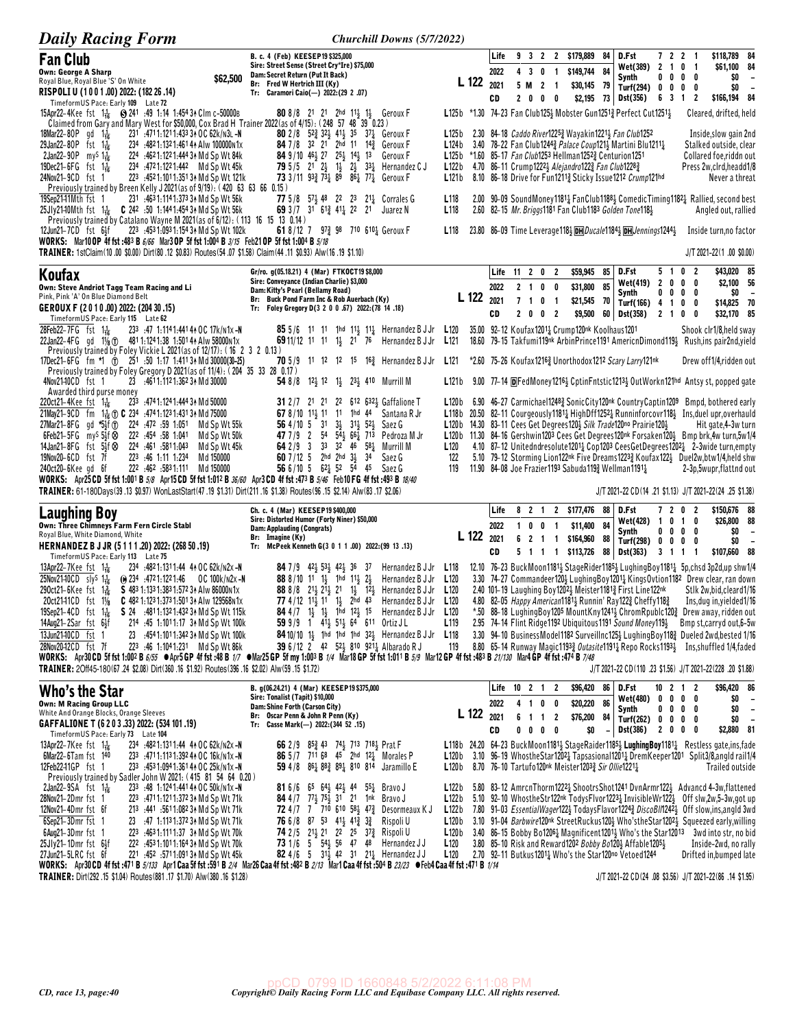## Fan Club

**Own: George A Sharp**
Royal Blue, Royal Blue 'S' On White — **$62,500**
**RISPOLI U (1 0 0 1 .00) 2022: (182 26 .14)**
TimeformUS Pace: Early 109 Late 72

B. c. 4 (Feb) KEESEP19 $325,000
Sire: Street Sense (Street Cry*Ire) $75,000
Dam: Secret Return (Put It Back)
Br: Fred W Hertrich III (Ky)
Tr: Caramori Caio(—) 2022:(29 2 .07)

**L 122**

| | | | | | | | | |
|---|---|---|---|---|---|---|---|---|
| Life | 9 | 3 | 2 | 2 | $179,889 | 84 | D.Fst | 7 2 2 1 $118,789 84 |
| 2022 | 4 | 3 | 0 | 1 | $149,744 | 84 | Wet(389) | 2 1 0 1 $61,100 84 |
| 2021 | 5 | M | 2 | 1 | $30,145 | 79 | Synth | 0 0 0 0 $0 – |
| CD | 2 | 0 | 0 | 0 | $2,195 | 73 | Turf(294) | 0 0 0 0 $0 – |
| | | | | | | | Dst(356) | 6 3 1 2 $166,194 84 |

15Apr22–4Kee fst 1 1/16 ⓢ 241 :49 1:14 1:454 3↑ Clm c–50000B 80 8/8 21 21 2hd 11½ 1½ Geroux F L125b *1.30 74–23 Fan Club125½ Mobster Gun1251¾ Perfect Cut1251½ Cleared, drifted, held
Claimed from Gary and Mary West for $50,000, Cox Brad H Trainer 2022(as of 4/15): (248 57 48 39 0.23)
18Mar22–8OP gd 1 1/16 231 :4711:1211:433 3↑ OC 62k/n3L -N 80 2/8 52¾ 32½ 41½ 35 37¼ Geroux F L125b 2.30 84–18 Caddo River1225¾ Wayakin1221½ Fan Club1252 Inside,slow gain 2nd
29Jan22–8OP fst 1 1/16 234 :4821:1321:461 4↑ Alw 100000n1x 84 7/8 32 21 2hd 11 14¾ Geroux F L124b 3.40 78–22 Fan Club1244¾ Palace Coup121½ Martini Blu1211¼ Stalked outside, clear
2Jan22–9OP my^s 1 1/16 224 :4621:1221:444 3↑ Md Sp Wt 84k 84 9/10 46½ 27 25½ 14½ 13 Geroux F L125b *1.60 85–17 Fan Club1253 Hellman1252¾ Centurion1251 Collared foe,riddn out
19Dec21–6FG fst 1 1/16 234 :4721:1221:442 Md Sp Wt 45k 79 5/5 21 2½ 1½ 2½ 33½ Hernandez C J L122b 4.70 86–11 Crump1222½ Alejandro122¾ Fan Club1228¾ Press 2w,clrd,headd1/8
24Nov21–9CD fst 1 223 :4521:1011:351 3↑ Md Sp Wt 121k 73 3/11 93¾ 73½ 89 86¼ 77¼ Geroux F L121b 8.10 86–18 Drive for Fun1211¾ Sticky Issue1212 Crump121hd Never a threat
Previously trained by Breen Kelly J 2021(as of 9/19): (420 63 63 66 0.15)
19Sep21-11Mth fst 1 231 :4631:1141:373 3↑ Md Sp Wt 56k 77 5/8 57½ 48 22 23 21¼ Corrales G L118 2.00 90–09 SoundMoney1181¼ FanClub1188½ ComedicTiming1182¼ Rallied, second best
25Jly21-10Mth fst 1 1/16 C 242 :50 1:1441:454 3↑ Md Sp Wt 56k 69 3/7 31 61¾ 41¼ 22 21 Juarez N L118 2.60 82–15 Mr. Briggs1181 Fan Club1183 Golden Tone118½ Angled out, rallied
Previously trained by Catalano Wayne M 2021(as of 6/12): (113 16 15 13 0.14)
12Jun21–7CD fst 6½f 223 :4531:0931:154 3↑ Md Sp Wt 102k 61 8/12 7 97¾ 98 710 610¼ Geroux F L118 23.80 86–09 Time Leverage118½ DH Ducale1184½ DH Jennings1244½ Inside turn,no factor

**WORKS:** Mar10 OP 4f fst :483 B 6/66 Mar3 OP 5f fst 1:004 B 3/15 Feb21 OP 5f fst 1:004 B 5/18
**TRAINER:** 1stClaim(10 .00 $0.00) Dirt(80 .12 $0.83) Routes(54 .07 $1.58) Claim(44 .11 $0.93) Alw(16 .19 $1.10) J/T 2021-22(1 .00 $0.00)

## Koufax

**Own: Steve Andriot Tagg Team Racing and Li**
Pink, Pink 'A' On Blue Diamond Belt
**GEROUX F (2 0 1 0 .00) 2022: (204 30 .15)**
TimeformUS Pace: Early 115 Late 62

Gr/ro. g(05.18.21) 4 (Mar) FTKOCT19 $8,000
Sire: Conveyance (Indian Charlie) $3,000
Dam: Kitty's Pearl (Bellamy Road)
Br: Buck Pond Farm Inc & Rob Auerbach (Ky)
Tr: Foley Gregory D(3 2 0 0 .67) 2022:(78 14 .18)

**L 122**

| | | | | | | | | |
|---|---|---|---|---|---|---|---|---|
| Life | 11 | 2 | 0 | 2 | $59,945 | 85 | D.Fst | 5 1 0 2 $43,020 85 |
| 2022 | 2 | 1 | 0 | 0 | $31,800 | 85 | Wet(419) | 2 0 0 0 $2,100 56 |
| 2021 | 7 | 1 | 0 | 1 | $21,545 | 70 | Synth | 0 0 0 0 $0 – |
| CD | 2 | 0 | 0 | 2 | $9,500 | 60 | Turf(166) | 4 1 0 0 $14,825 70 |
| | | | | | | | Dst(358) | 2 1 0 0 $32,170 85 |

28Feb22–7FG fst 1 1/16 233 :47 1:1141:441 4↑ OC 17k/n1x -N 85 5/6 11 11 1hd 11½ 11¼ Hernandez B J Jr L120 35.00 92–12 Koufax1201¼ Crump120nk Koolhaus1201 Shook clr1/8,held sway
22Jan22–4FG gd 1⅛ ⓣ 481 1:1241:38 1:501 4↑ Alw 58000n1x 69 11/12 11 11 1½ 21 76 Hernandez B J Jr L121 18.60 79–15 Takfumi119nk ArbinPrince1191 AmericnDimond119½ Rush,ins pair2nd,yield
Previously trained by Foley Vickie L 2021(as of 12/17): (16 2 3 2 0.13)
17Dec21–6FG fm *1 ⓣ 251 :50 1:17 1:411 3↑ Md 30000(30–25) 70 5/9 11 12 12 15 16¾ Hernandez B J Jr L121 *2.60 75–26 Koufax1216¾ Unorthodox1212 Scary Larry121nk Drew off1/4,ridden out
Previously trained by Foley Gregory D 2021(as of 11/4): (204 35 33 28 0.17)
4Nov21–10CD fst 1 23 :4611:1121:362 3↑ Md 30000 54 8/8 12½ 12 1½ 23½ 410 Murrill M L121b 9.00 77–14 D FedMoney1216½ CptinFntstic1213½ OutWorkn121hd Antsy st, popped gate
Awarded third purse money
22Oct21–4Kee fst 1 1/16 233 :4741:1241:444 3↑ Md 50000 31 2/7 21 21 22 612 632½ Gaffalione T L120b 6.90 46–27 Carmichael1248¾ SonicCity120nk CountryCaptin1209 Bmpd, bothered early
21May21–9CD fm 1 1/16 ⓣ C 234 :4741:1231:431 3↑ Md 75000 67 8/10 11½ 11 11 1hd 44 Santana R Jr L118b 20.50 82–11 Courgeously1181¼ HighDff1252¼ Runninforcovr118½ Ins,duel upr,overhauld
27Mar21–8FG gd *5½f ⓣ 224 :472 :59 1:051 Md Sp Wt 55k 56 4/10 5 31 3½ 31½ 52¼ Saez G L120b 14.30 83–11 Cees Get Degrees120½ Silk Trade120no Prairie120½ Hit gate,4–3w turn
6Feb21–5FG my^s 5½f ⊗ 222 :454 :58 1:041 Md Sp Wt 50k 47 7/9 2 54 54½ 66¼ 713 Pedroza M Jr L120b 11.30 84–16 Gershwin1203 Cees Get Degrees120nk Forsaken120½ Bmp brk,4w turn,5w1/4
14Jan21–8FG fst 5½f ⊗ 224 :461 :5811:043 Md Sp Wt 45k 64 2/9 3 33 32 46 58¼ Murrill M L120 4.10 87–12 Unitedndresolute1201¼ Cop1203 CeesGetDegrees1202½ 2–3wide turn,empty
19Nov20–6CD fst 7f 223 :46 1:11 1:234 Md 150000 60 7/12 5 2hd 2hd 3½ 34 Saez G 122 5.10 79–12 Storming Lion122nk Five Dreams1223¾ Koufax122½ Duel2w,btw1/4,held shw
24Oct20–6Kee gd 6f 222 :462 :5831:111 Md 150000 56 6/10 5 62½ 52 54 45 Saez G 119 11.90 84–08 Joe Frazier1193 Sabuda119¾ Wellman1191¼ 2–3p,5wupr,flattnd out

**WORKS:** Apr25 CD 5f fst 1:001 B 5/8 Apr15 CD 5f fst 1:012 B 36/60 Apr3 CD 4f fst :473 B 5/46 Feb10 FG 4f fst :493 B 18/40
**TRAINER:** 61-180Days(39 .13 $0.97) WonLastStart(47 .19 $1.31) Dirt(211 .16 $1.38) Routes(96 .15 $2.14) Alw(83 .17 $2.06) J/T 2021-22 CD(14 .21 $1.13) J/T 2021-22(24 .25 $1.38)

## Laughing Boy

**Own: Three Chimneys Farm Fern Circle Stabl**
Royal Blue, White Diamond, White
**HERNANDEZ B J JR (5 1 1 1 .20) 2022: (268 50 .19)**
TimeformUS Pace: Early 113 Late 75

Ch. c. 4 (Mar) KEESEP19 $400,000
Sire: Distorted Humor (Forty Niner) $50,000
Dam: Applauding (Congrats)
Br: Imagine (Ky)
Tr: McPeek Kenneth G(3 0 1 1 .00) 2022:(99 13 .13)

**L 122**

| | | | | | | | | |
|---|---|---|---|---|---|---|---|---|
| Life | 8 | 2 | 1 | 2 | $177,476 | 88 | D.Fst | 7 2 0 2 $150,676 88 |
| 2022 | 1 | 0 | 0 | 1 | $11,400 | 84 | Wet(428) | 1 0 1 0 $26,800 88 |
| 2021 | 6 | 2 | 1 | 1 | $164,960 | 88 | Synth | 0 0 0 0 $0 – |
| CD | 5 | 1 | 1 | 1 | $113,726 | 88 | Turf(298) | 0 0 0 0 $0 – |
| | | | | | | | Dst(363) | 3 1 1 1 $107,660 88 |

13Apr22–7Kee fst 1 1/16 234 :4821:1311:44 4↑ OC 62k/n2x -N 84 7/9 42½ 53½ 42½ 36 37 Hernandez B J Jr L118 12.10 76–23 BuckMoon1181½ StageRider1185½ LughingBoy1181¼ 5p,chsd 3p2d,up shw1/4
25Nov21–10CD sly^s 1 1/16 ⓦ 234 :4721:1221:46 OC 100k/n2x -N 88 8/10 11 1½ 1hd 11½ 2½ Hernandez B J Jr L120 3.30 74–27 Commandeer120½ LughingBoy1201¼ KingsOvtion1182 Drew clear, ran down
29Oct21–6Kee fst 1⅛ S 483 1:1331:3831:572 3↑ Alw 86000n1x 88 8/8 21½ 21½ 21 1½ 12½ Hernandez B J Jr L120 2.40 101–19 Laughing Boy1202½ Meister1181¾ First Line122nk Stlk 2w,bid,cleard1/16
2Oct21–11CD fst 1⅛ C 482 1:1231:3731:501 3↑ Alw 129568n1x 77 4/12 11½ 11 1½ 2hd 43 Hernandez B J Jr L120 4.80 82–05 Happy American1181½ Runnin' Ray122¾ Cheffy118¾ Ins,dug in,yielded1/16
19Sep21–4CD fst 1 1/16 S 24 :4811:1321:432 3↑ Md Sp Wt 115k 84 4/7 1½ 1½ 1hd 12½ 15 Hernandez B J Jr L120 *.50 88–18 LughingBoy1205 MountKny1241½ ChromRpublc120¾ Drew away, ridden out
14Aug21–2Sar fst 6½f 214 :45 1:1011:17 3↑ Md Sp Wt 100k 59 9/9 1 41½ 51½ 64 611 Ortiz J L L119 2.95 74–14 Flint Ridge1192 Ubiquitous1191 Sound Money119½ Bmp st,carryd out,6–5w
13Jun21–10CD fst 1 23 :4541:1011:342 3↑ Md Sp Wt 100k 84 10/10 1½ 1hd 1hd 1hd 32½ Hernandez B J Jr L118 3.30 94–10 BusinessModel1182 Surveillnc125½ LughingBoy118¾ Dueled 2wd,bested 1/16
28Nov20–12CD fst 7f 223 :46 1:1041:231 Md Sp Wt 86k 39 6/12 2 42 52½ 810 921¼ Albarado R J 119 8.80 65–14 Runway Magic1193¾ Outasite1191¼ Repo Rocks1191½ Ins,shuffled 1/4,faded

**WORKS:** Apr30 CD 5f fst 1:002 B 6/55 ●Apr5 GP 4f fst :48 B 1/7 ●Mar25 GP 5f my 1:003 B 1/4 Mar18 GP 5f fst 1:011 B 5/9 Mar12 GP 4f fst :483 B 21/130 Mar4 GP 4f fst :474 B 7/48
**TRAINER:** 2Off45-180(67 .24 $2.08) Dirt(360 .16 $1.92) Routes(396 .16 $2.02) Alw(59 .15 $1.72) J/T 2021-22 CD(110 .23 $1.56) J/T 2021-22(228 .20 $1.88)

## Who's the Star

**Own: M Racing Group LLC**
White And Orange Blocks, Orange Sleeves
**GAFFALIONE T (6 2 0 3 .33) 2022: (534 101 .19)**
TimeformUS Pace: Early 73 Late 104

B. g(06.24.21) 4 (Mar) KEESEP19 $375,000
Sire: Tonalist (Tapit) $10,000
Dam: Shine Forth (Carson City)
Br: Oscar Penn & John R Penn (Ky)
Tr: Casse Mark(—) 2022:(344 52 .15)

**L 122**

| | | | | | | | | |
|---|---|---|---|---|---|---|---|---|
| Life | 10 | 2 | 1 | 2 | $96,420 | 86 | D.Fst | 10 2 1 2 $96,420 86 |
| 2022 | 4 | 1 | 0 | 0 | $20,220 | 86 | Wet(480) | 0 0 0 0 $0 – |
| 2021 | 6 | 1 | 1 | 2 | $76,200 | 84 | Synth | 0 0 0 0 $0 – |
| CD | 0 | 0 | 0 | 0 | $0 | – | Turf(262) | 0 0 0 0 $0 – |
| | | | | | | | Dst(386) | 2 0 0 0 $2,880 81 |

13Apr22–7Kee fst 1 1/16 234 :4821:1311:44 4↑ OC 62k/n2x -N 66 2/9 85¾ 43 74¼ 713 718½ Prat F L118b 24.20 64–23 BuckMoon1181½ StageRaider1185½ LughingBoy1181¼ Restless gate,ins,fade
6Mar22–6Tam fst 140 233 :4711:1131:392 4↑ OC 16k/n1x -N 86 5/7 711 68 45 2hd 12½ Morales P L120b 3.10 96–19 WhostheStar1202½ Tapsasional1201¼ DremKeeper1201 Split3/8,angld rail1/4
12Feb22-11GP fst 1 233 :4531:0941:361 4↑ OC 25k/n1x -N 59 4/8 86½ 88¾ 89¼ 810 814 Jaramillo E L120b 8.70 76–10 Tartufo120nk Meister1203¾ Sir Ollie1221¼ Trailed outside
Previously trained by Sadler John W 2021: (415 81 54 64 0.20)
2Jan22–9SA fst 1 1/16 233 :48 1:1241:441 4↑ OC 50k/n1x -N 81 6/6 65 64½ 42½ 44 55¼ Bravo J L122b 5.80 83–12 AmrcnThorm1222¼ ShootrsShot1241 DvnArmr122½ Advancd 4–3w,flattened
28Nov21–2Dmr fst 1 223 :4711:1211:372 3↑ Md Sp Wt 71k 84 4/7 77½ 75½ 31 21 1nk Bravo J L122b 5.10 92–10 WhosthStr122nk TodysFlvor1223¼ InvisibleWr122½ Off slw,2w,5–3w,got up
12Nov21–4Dmr fst 6f 213 :441 :5611:082 3↑ Md Sp Wt 71k 72 4/7 7 710 610 58½ 47¾ Desormeaux K J L122b 7.80 91–03 EssentialWager122½ TodaysFlavor1224¾ DiscoBll1242½ Off slow,ins,angld 3wd
6Sep21–3Dmr fst 1 23 :47 1:1131:372 3↑ Md Sp Wt 71k 76 9/8 87 53 41½ 41¾ 3¾ Rispoli U L120b 3.10 91–04 Barbwire120nk StreetRuckus120½ Who'stheStar1202½ Squeezed early,willing
6Aug21–3Dmr fst 1 223 :4631:1111:37 3↑ Md Sp Wt 70k 74 2/5 21½ 21 22 25 37¾ Rispoli U L120b 3.40 86–15 Bobby Bo1206½ Magnificent1201½ Who's the Star12013 3wd into str, no bid
25Jly21–1Dmr fst 6½f 222 :4531:1011:164 3↑ Md Sp Wt 70k 73 1/6 5 54½ 56 47 48 Hernandez J J L120 3.80 85–10 Risk and Reward1202 Bobby Bo120½ Affable1205½ Inside–2wd, no rally
27Jun21–5LRC fst 6f 221 :452 :5711:091 3↑ Md Sp Wt 45k 82 4/6 5 31½ 42 31 21¼ Hernandez J J L120 2.70 92–11 Butkus1201¼ Who's the Star120no Vetoed1244 Drifted in,bumped late

**WORKS:** Apr30 CD 4f fst :471 B 5/133 Apr1 Caa 5f fst :591 B 2/4 Mar26 Caa 4f fst :482 B 2/13 Mar1 Caa 4f fst :504 B 23/23 ●Feb4 Caa 4f fst :471 B 1/14
**TRAINER:** Dirt(292 .15 $1.04) Routes(881 .17 $1.70) Alw(380 .16 $1.28) J/T 2021-22 CD(24 .08 $3.56) J/T 2021-22(86 .14 $1.95)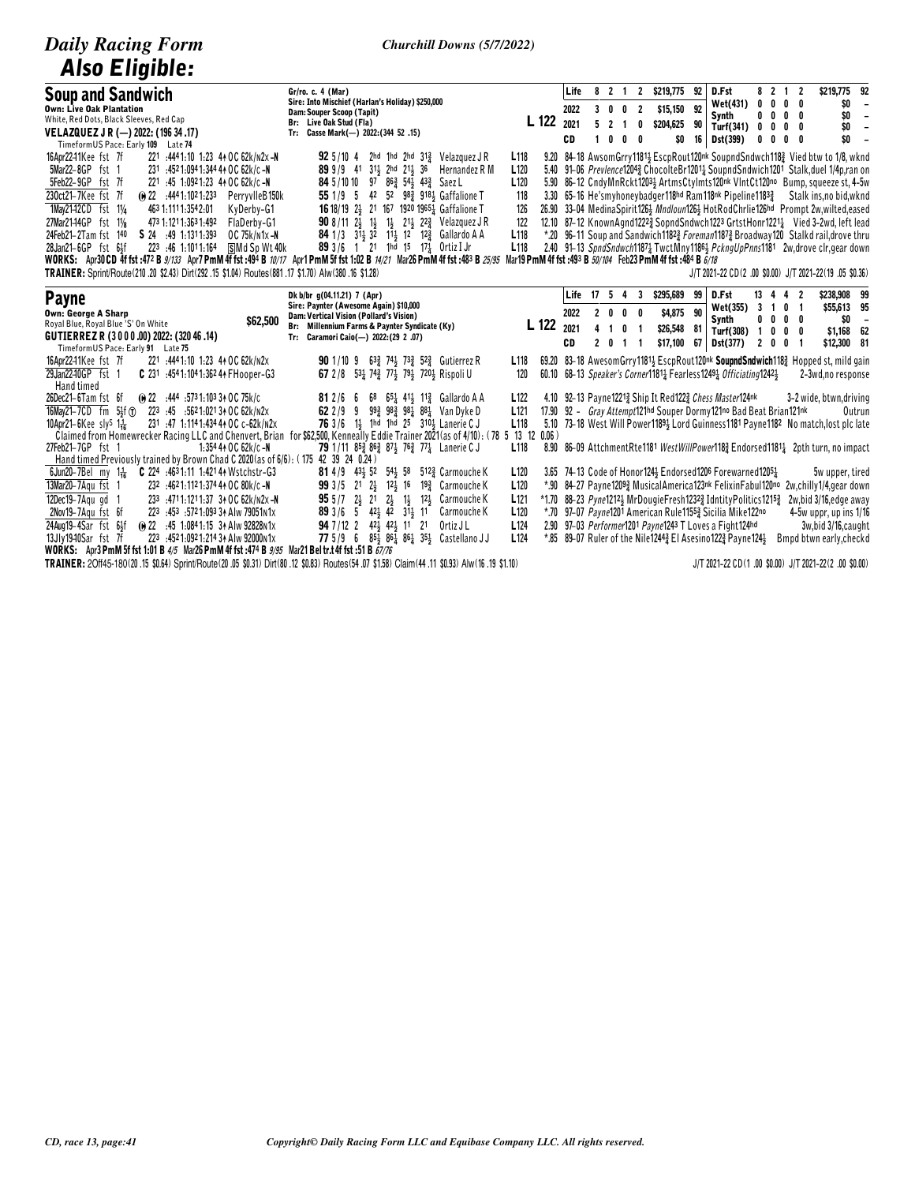# Daily Racing Form

## Also Eligible:

Churchill Downs (5/7/2022)

### Soup and Sandwich

**Own: Live Oak Plantation**
White, Red Dots, Black Sleeves, Red Cap
**VELAZQUEZ J R (—) 2022: (196 34 .17)**
TimeformUS Pace: Early 109 Late 74

Gr/ro. c. 4 (Mar)
Sire: Into Mischief (Harlan's Holiday) $250,000
Dam: Souper Scoop (Tapit)
Br: Live Oak Stud (Fla)
Tr: Casse Mark(—) 2022:(344 52 .15)

L 122

| | | | | | | | | | | | | |
|---|---|---|---|---|---|---|---|---|---|---|---|---|
| Life | 8 | 2 | 1 | 2 | $219,775 | 92 | D.Fst | 8 | 2 | 1 | 2 | $219,775 92 |
| 2022 | 3 | 0 | 0 | 2 | $15,150 | 92 | Wet(431) | 0 | 0 | 0 | 0 | $0 – |
| 2021 | 5 | 2 | 1 | 0 | $204,625 | 90 | Synth | 0 | 0 | 0 | 0 | $0 – |
| | | | | | | | Turf(341) | 0 | 0 | 0 | 0 | $0 – |
| CD | 1 | 0 | 0 | 0 | $0 | 16 | Dst(399) | 0 | 0 | 0 | 0 | $0 – |

```
16Apr22-11Kee fst 7f    221 :4441:10 1:23 4↑ OC 62k/n2x -N     92 5/10 4  2hd 1hd 2hd 31¾ Velazquez J R   L118  9.20 84-18 AwsomGrry1181½ EscpRout120nk SoupndSndwich118¾ Vied btw to 1/8, wknd
5Mar22-8GP  fst 1       231 :4521:0941:344 4↑ OC 62k/c -N      89 9/9 41 31½ 2hd 21½ 36  Hernandez R M   L120  5.40 91-06 Prevlence1204¾ ChocolteBr1201¼ SoupndSndwich1201 Stalk,duel 1/4p,ran on
5Feb22-9GP  fst 7f      221 :45 1:0921:23 4↑ OC 62k/c -N       84 5/10 10 97 86¾ 54½ 43¾ Saez L         L120  5.90 86-12 CndyMnRckt1203½ ArtmsCtylmts120nk VlntCt120no Bump, squeeze st, 4-5w
23Oct21-7Kee fst 7f   Ⓢ 22 :4441:1021:233  PerryvlleB150k    55 1/9 5  42 52 98¾ 918½ Gaffalione T   118   3.30 65-16 He'smyhoneybadger118hd Ram118nk Pipeline1183¾      Stalk ins,no bid,wknd
1May21-12CD fst 1¼     463 1:1111:3542:01  KyDerby-G1         16 18/19 2½ 21 167 1920 1965¼ Gaffalione T 126   26.90 33-04 MedinaSpirit126½ Mndloun126½ HotRodChrlie126hd Prompt 2w,wilted,eased
27Mar21-14GP fst 1⅛    473 1:1211:3631:492  FlaDerby-G1       90 8/11 2½ 1½ 1½ 21½ 22¾ Velazquez J R   122   12.10 87-12 KnownAgnd1222¾ SopndSndwch1223 GrtstHonr1221¼ Vied 3-2wd, left lead
24Feb21-2Tam fst 140  S 24 :49 1:1311:393  OC 75k/n1x -N       84 1/3 31½ 32 11½ 12 12¾ Gallardo A A    L118  *.20 96-11 Soup and Sandwich1182¾ Foreman1187¾ Broadway120 Stalkd rail,drove thru
28Jan21-6GP fst 6½f     223 :46 1:1011:164  ⓈMd Sp Wt 40k      89 3/6 1  21 1hd 15 17½ Ortiz I Jr      L118  2.40 91-13 SpndSndwch1187½ TwctMny1186½ PckngUpPnns1181 2w,drove clr,gear down
```

**WORKS:** Apr30 CD 4f fst :47² B 9/133 Apr7 PmM 4f fst :49⁴ B 10/17 Apr1 PmM 5f fst 1:02 B 14/21 Mar26 PmM 4f fst :48³ B 25/95 Mar19 PmM 4f fst :49³ B 50/104 Feb23 PmM 4f fst :48⁴ B 6/18

**TRAINER:** Sprint/Route(210 .20 $2.43) Dirt(292 .15 $1.04) Routes(881 .17 $1.70) Alw(380 .16 $1.28)
J/T 2021-22 CD(2 .00 $0.00) J/T 2021-22(19 .05 $0.36)

### Payne

**Own: George A Sharp**
Royal Blue, Royal Blue 'S' On White
**GUTIERREZ R (3 0 0 0 .00) 2022: (320 46 .14)**
TimeformUS Pace: Early 91 Late 75

$62,500

Dk b/br g(04.11.21) 7 (Apr)
Sire: Paynter (Awesome Again) $10,000
Dam: Vertical Vision (Pollard's Vision)
Br: Millennium Farms & Paynter Syndicate (Ky)
Tr: Caramori Caio(—) 2022:(29 2 .07)

L 122

| | | | | | | | | | | | | |
|---|---|---|---|---|---|---|---|---|---|---|---|---|
| Life | 17 | 5 | 4 | 3 | $295,689 | 99 | D.Fst | 13 | 4 | 4 | 2 | $238,908 99 |
| 2022 | 2 | 0 | 0 | 0 | $4,875 | 90 | Wet(355) | 3 | 1 | 0 | 1 | $55,613 95 |
| 2021 | 4 | 1 | 0 | 1 | $26,548 | 81 | Synth | 0 | 0 | 0 | 0 | $0 – |
| | | | | | | | Turf(308) | 1 | 0 | 0 | 0 | $1,168 62 |
| CD | 2 | 0 | 1 | 1 | $17,100 | 67 | Dst(377) | 2 | 0 | 0 | 1 | $12,300 81 |

```
16Apr22-11Kee fst 7f    221 :4441:10 1:23 4↑ OC 62k/n2x        90 1/10 9  63¾ 74½ 73¾ 52¾ Gutierrez R     L118  69.20 83-18 AwesomGrry1181½ EscpRout120nk SoupndSndwich118¾ Hopped st, mild gain
29Jan22-10GP fst 1    C 231 :4541:1041:362 4↑ FHooper-G3        67 2/8 53¼ 74¾ 77½ 79½ 720½ Rispoli U       120   60.10 68-13 Speaker's Corner1181¼ Fearless1249¼ Officiating1242½      2-3wd,no response
  Hand timed
26Dec21-6Tam fst 6f   Ⓢ 22 :444 :5731:103 3↑ OC 75k/c          81 2/6 6  68 65¼ 41½ 11¾ Gallardo A A    L122  4.10 92-13 Payne1221¾ Ship It Red122¾ Chess Master124nk    3-2 wide, btwn,driving
16May21-7CD fm 5½f ⓣ  223 :45 :5621:021 3↑ OC 62k/n2x         62 2/9 9  99¾ 98¾ 98¼ 88¼ Van Dyke D     L121  17.90 92 - Gray Attempt121hd Souper Dormy121no Bad Beat Brian121nk        Outrun
10Apr21-6Kee sly⁵ 1¹⁄₁₆ 231 :47 1:1141:434 4↑ OC c-62k/n2x     76 3/6 1½ 1hd 1hd 25 310½ Lanerie C J    L118  5.10 73-18 West Will Power1189½ Lord Guinness1181 Payne1182 No match,lost plc late
  Claimed from Homewrecker Racing LLC and Chenvert, Brian for $62,500, Kenneally Eddie Trainer 2021(as of 4/10): (78 5 13 12 0.06)
27Feb21-7GP fst 1            1:354 4↑ OC 62k/c -N           79 1/11 85¾ 86¾ 87½ 76¾ 77¼ Lanerie C J    L118  8.90 86-09 AttchmentRte1181 WestWillPower118¾ Endorsed1181¼ 2pth turn, no impact
  Hand timed Previously trained by Brown Chad C 2020(as of 6/6): (175 42 39 24 0.24)
6Jun20-7Bel my 1¹⁄₁₆  C 224 :4631:11 1:421 4↑ Wstchstr-G3      81 4/9 43½ 52 54½ 58 512¾ Carmouche K    L120  3.65 74-13 Code of Honor124½ Endorsed1206 Forewarned1205¼       5w upper, tired
13Mar20-7Aqu fst 1      232 :4621:1121:374 4↑ OC 80k/c -N       99 3/5 21 2½ 12½ 16 19¾ Carmouche K     L120  *.90 84-27 Payne1209¾ MusicalAmerica123nk FelixinFabul120no 2w,chilly1/4,gear down
12Dec19-7Aqu gd 1       233 :4711:1211:37 3↑ OC 62k/n2x -N      95 5/7 2½ 21 2½ 1½ 12½ Carmouche K     L121  *1.70 88-23 Pyne1212½ MrDougieFresh1232¾ IdntityPolitics1215¾ 2w,bid 3/16,edge away
2Nov19-7Aqu fst 6f      223 :453 :5721:093 3↑ Alw 79051n1x      89 3/6 5  42½ 42 31½ 11 Carmouche K     L120  *.70 97-07 Payne1201 American Rule1155¾ Sicilia Mike122no   4-5w uppr, up ins 1/16
24Aug19-4Sar fst 6½f  Ⓢ 22 :45 1:0841:15 3↑ Alw 92828n1x     94 7/12 2  42½ 42½ 11 21 Ortiz J L        L124  2.90 97-03 Performer1201 Payne1243 T Loves a Fight124hd      3w,bid 3/16,caught
13Jly19-10Sar fst 7f    223 :4521:0921:214 3↑ Alw 92000n1x      77 5/9 6  85½ 86¼ 86¼ 35½ Castellano J J L124  *.85 89-07 Ruler of the Nile1244¾ El Asesino122¾ Payne124½  Bmpd btwn early,checkd
```

**WORKS:** Apr3 PmM 5f fst 1:01 B 4/5 Mar26 PmM 4f fst :47⁴ B 9/95 Mar21 Bel tr.t 4f fst :51 B 67/76

**TRAINER:** 2Off45-180(20 .15 $0.64) Sprint/Route(20 .05 $0.31) Dirt(80 .12 $0.83) Routes(54 .07 $1.58) Claim(44 .11 $0.93) Alw(16 .19 $1.10)
J/T 2021-22 CD(1 .00 $0.00) J/T 2021-22(2 .00 $0.00)

CD, race 13, page:41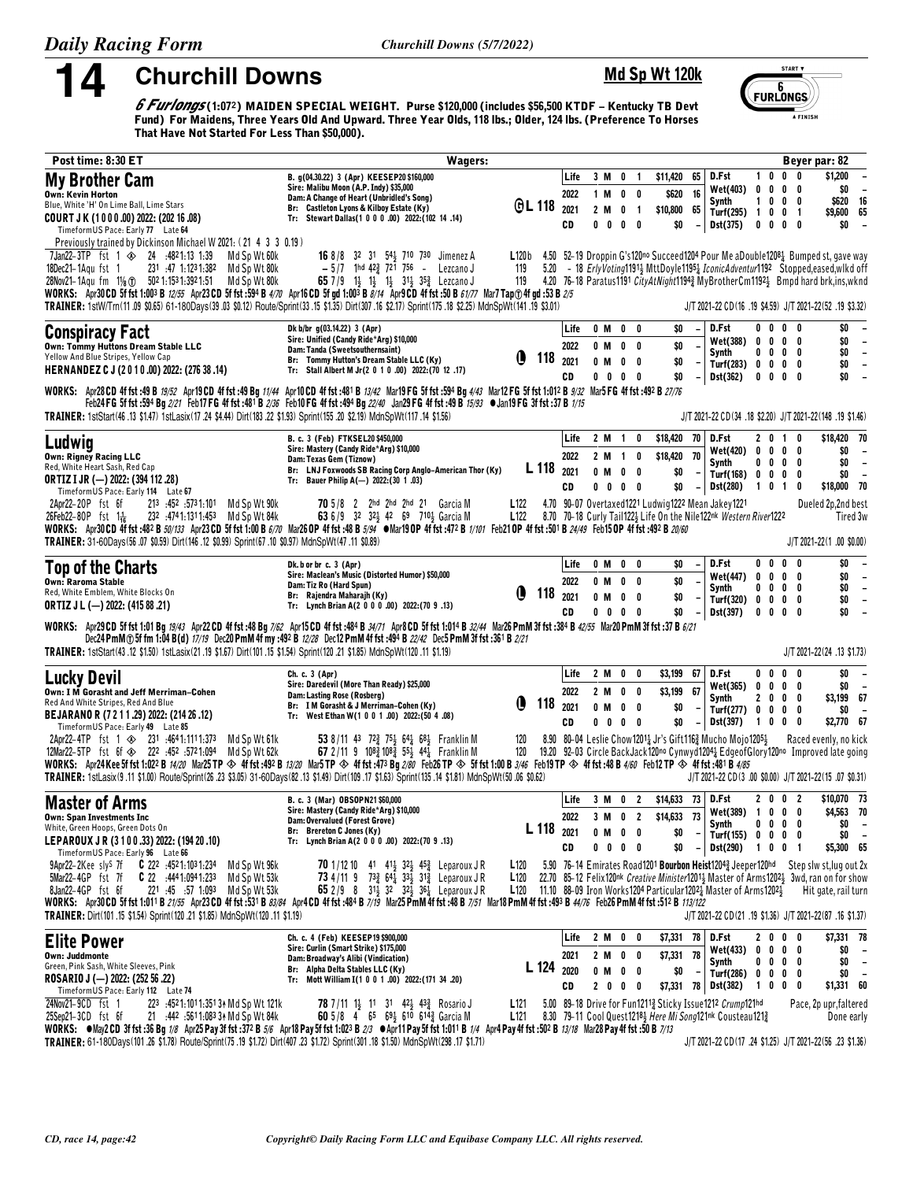# 14 Churchill Downs

**Md Sp Wt 120k**

*6 Furlongs* (1:07²) MAIDEN SPECIAL WEIGHT. Purse $120,000 (includes $56,500 KTDF – Kentucky TB Devt Fund) For Maidens, Three Years Old And Upward. Three Year Olds, 118 lbs.; Older, 124 lbs. (Preference To Horses That Have Not Started For Less Than $50,000).

Post time: 8:30 ET — Wagers: — Beyer par: 82

---

## My Brother Cam

**Own: Kevin Horton**
Blue, White 'H' On Lime Ball, Lime Stars
**COURT J K (1 0 0 0 .00) 2022: (202 16 .08)**
TimeformUS Pace: Early 77 Late 64

B. g(04.30.22) 3 (Apr) KEESEP20 $160,000
Sire: Malibu Moon (A.P. Indy) $35,000
Dam: A Change of Heart (Unbridled's Song)
Br: Castleton Lyons & Kilboy Estate (Ky)
Tr: Stewart Dallas(1 0 0 0 .00) 2022:(102 14 .14)

ⒼL 118

| | | | | | | | | | | | | | | |
|---|---|---|---|---|---|---|---|---|---|---|---|---|---|---|
| Life | 3 M 0 1 | $11,420 | 65 | D.Fst | 1 0 0 0 | $1,200 | – |
| 2022 | 1 M 0 0 | $620 | 16 | Wet(403) | 0 0 0 0 | $0 | – |
| 2021 | 2 M 0 1 | $10,800 | 65 | Synth | 1 0 0 0 | $620 | 16 |
| CD | 0 0 0 0 | $0 | – | Turf(295) | 1 0 0 1 | $9,600 | 65 |
| | | | | Dst(375) | 0 0 0 0 | $0 | – |

Previously trained by Dickinson Michael W 2021: ( 21 4 3 3 0.19 )

7Jan22–3TP fst 1 ◈ 24 :48²1:13 1:39 Md Sp Wt 60k **16** 8/8 3² 3¹ 5⁴½ 7¹⁰ 7³⁰ Jimenez A L120b 4.50 52–19 Droppin G's120no Succeed1204 Pour Me aDouble1208½ Bumped st, gave way
18Dec21–1Aqu fst 1 23¹ :47 1:12³1:38² Md Sp Wt 80k – 5/7 1hd 4²¾ 7²¹ 7⁵⁶ – Lezcano J 119 5.20 – 18 ErlyVoting1191½ MttDoyle1195½ IconicAdventur1192 Stopped,eased,wlkd off
28Nov21–1Aqu fm 1⅛ ⓣ 50² 1:15³1:39²1:51 Md Sp Wt 80k **65** 7/9 1½ 1½ 1½ 3¹½ 3⁵¾ Lezcano J 119 4.20 76–18 Paratus1191 CityAtNight1194¾ MyBrotherCm1192½ Bmpd hard brk,ins,wknd

WORKS: Apr30 CD 5f fst 1:00³ B 12/55 Apr23 CD 5f fst :59⁴ B 4/70 Apr16 CD 5f gd 1:00³ B 8/14 Apr9 CD 4f fst :50 B 61/77 Mar7 Tapⓣ 4f gd :53 B 2/5
TRAINER: 1stW/Trn(11 .09 $0.65) 61-180Days(39 .03 $0.12) Route/Sprint(33 .15 $1.35) Dirt(307 .16 $2.17) Sprint(175 .18 $2.25) MdnSpWt(141 .19 $3.01) — J/T 2021-22 CD(16 .19 $4.59) J/T 2021-22(52 .19 $3.32)

---

## Conspiracy Fact

**Own: Tommy Huttons Dream Stable LLC**
Yellow And Blue Stripes, Yellow Cap
**HERNANDEZ C J (2 0 1 0 .00) 2022: (276 38 .14)**

Dk b/br g(03.14.22) 3 (Apr)
Sire: Unified (Candy Ride*Arg) $10,000
Dam: Tanda (Sweetsouthernsaint)
Br: Tommy Hutton's Dream Stable LLC (Ky)
Tr: Stall Albert M Jr(2 0 1 0 .00) 2022:(70 12 .17)

⓿ 118

| | | | | | | | |
|---|---|---|---|---|---|---|---|
| Life | 0 M 0 0 | $0 | – | D.Fst | 0 0 0 0 | $0 | – |
| 2022 | 0 M 0 0 | $0 | – | Wet(388) | 0 0 0 0 | $0 | – |
| 2021 | 0 M 0 0 | $0 | – | Synth | 0 0 0 0 | $0 | – |
| CD | 0 0 0 0 | $0 | – | Turf(283) | 0 0 0 0 | $0 | – |
| | | | | Dst(362) | 0 0 0 0 | $0 | – |

WORKS: Apr28 CD 4f fst :49 B 19/52 Apr19 CD 4f fst :49 Bg 11/44 Apr10 CD 4f fst :48¹ B 13/42 Mar19 FG 5f fst :59⁴ Bg 4/43 Mar12 FG 5f fst 1:01² B 9/32 Mar5 FG 4f fst :49² B 27/76 Feb24 FG 5f fst :59⁴ Bg 2/21 Feb17 FG 4f fst :48¹ B 2/36 Feb10 FG 4f fst :49⁴ Bg 22/40 Jan29 FG 4f fst :49 B 15/93 ●Jan19 FG 3f fst :37 B 1/15
TRAINER: 1stStart(46 .13 $1.47) 1stLasix(17 .24 $4.44) Dirt(183 .22 $1.93) Sprint(155 .20 $2.19) MdnSpWt(117 .14 $1.56) — J/T 2021-22 CD(34 .18 $2.20) J/T 2021-22(148 .19 $1.46)

---

## Ludwig

**Own: Rigney Racing LLC**
Red, White Heart Sash, Red Cap
**ORTIZ I JR (—) 2022: (394 112 .28)**
TimeformUS Pace: Early 114 Late 67

B. c. 3 (Feb) FTKSEL20 $450,000
Sire: Mastery (Candy Ride*Arg) $10,000
Dam: Texas Gem (Tiznow)
Br: LNJ Foxwoods SB Racing Corp Anglo-American Thor (Ky)
Tr: Bauer Philip A(—) 2022:(30 1 .03)

L 118

| | | | | | | | |
|---|---|---|---|---|---|---|---|
| Life | 2 M 1 0 | $18,420 | 70 | D.Fst | 2 0 1 0 | $18,420 | 70 |
| 2022 | 2 M 1 0 | $18,420 | 70 | Wet(420) | 0 0 0 0 | $0 | – |
| 2021 | 0 M 0 0 | $0 | – | Synth | 0 0 0 0 | $0 | – |
| CD | 0 0 0 0 | $0 | – | Turf(168) | 0 0 0 0 | $0 | – |
| | | | | Dst(280) | 1 0 1 0 | $18,000 | 70 |

2Apr22–2OP fst 6f 21³ :45² :57³1:10¹ Md Sp Wt 90k **70** 5/8 2 2hd 2hd 2hd 2¹ Garcia M L122 4.70 90–07 Overtaxed1221 Ludwig1222 Mean Jakey1221 Dueled 2p,2nd best
26Feb22–8OP fst 1$\frac{1}{16}$ 23² :47⁴1:13¹1:45³ Md Sp Wt 84k **63** 6/9 3² 3²½ 4² 6⁹ 7¹⁰½ Garcia M L122 8.70 70–18 Curly Tail122½ Life On the Nile122nk Western River1222 Tired 3w

WORKS: Apr30 CD 4f fst :48² B 50/133 Apr23 CD 5f fst 1:00 B 6/70 Mar26 OP 4f fst :48 B 5/94 ●Mar19 OP 4f fst :47² B 1/101 Feb21 OP 4f fst :50¹ B 24/49 Feb15 OP 4f fst :49² B 20/60
TRAINER: 31-60Days(56 .07 $0.59) Dirt(146 .12 $0.99) Sprint(67 .10 $0.97) MdnSpWt(47 .11 $0.89) — J/T 2021-22(1 .00 $0.00)

---

## Top of the Charts

**Own: Raroma Stable**
Red, White Emblem, White Blocks On
**ORTIZ J L (—) 2022: (415 88 .21)**

Dk. b or br c. 3 (Apr)
Sire: Maclean's Music (Distorted Humor) $50,000
Dam: Tiz Ro (Hard Spun)
Br: Rajendra Maharajh (Ky)
Tr: Lynch Brian A(2 0 0 0 .00) 2022:(70 9 .13)

⓿ 118

| | | | | | | | |
|---|---|---|---|---|---|---|---|
| Life | 0 M 0 0 | $0 | – | D.Fst | 0 0 0 0 | $0 | – |
| 2022 | 0 M 0 0 | $0 | – | Wet(447) | 0 0 0 0 | $0 | – |
| 2021 | 0 M 0 0 | $0 | – | Synth | 0 0 0 0 | $0 | – |
| CD | 0 0 0 0 | $0 | – | Turf(320) | 0 0 0 0 | $0 | – |
| | | | | Dst(397) | 0 0 0 0 | $0 | – |

WORKS: Apr29 CD 5f fst 1:01 Bg 19/43 Apr22 CD 4f fst :48 Bg 7/62 Apr15 CD 4f fst :48⁴ B 34/71 Apr8 CD 5f fst 1:01⁴ B 32/44 Mar26 PmM 3f fst :38⁴ B 42/55 Mar20 PmM 3f fst :37 B 6/21 Dec24 PmMⓣ 5f fm 1:04 B(d) 17/19 Dec20 PmM 4f my :49² B 12/28 Dec12 PmM 4f fst :49⁴ B 22/42 Dec5 PmM 3f fst :36¹ B 2/21
TRAINER: 1stStart(43 .12 $1.50) 1stLasix(21 .19 $1.67) Dirt(101 .15 $1.54) Sprint(120 .21 $1.85) MdnSpWt(120 .11 $1.19) — J/T 2021-22(24 .13 $1.73)

---

## Lucky Devil

**Own: I M Gorasht and Jeff Merriman-Cohen**
Red And White Stripes, Red And Blue
**BEJARANO R (7 2 1 1 .29) 2022: (214 26 .12)**
TimeformUS Pace: Early 49 Late 85

Ch. c. 3 (Apr)
Sire: Daredevil (More Than Ready) $25,000
Dam: Lasting Rose (Rosberg)
Br: I M Gorasht & J Merriman-Cohen (Ky)
Tr: West Ethan W(1 0 0 1 .00) 2022:(50 4 .08)

⓿ 118

| | | | | | | | |
|---|---|---|---|---|---|---|---|
| Life | 2 M 0 0 | $3,199 | 67 | D.Fst | 0 0 0 0 | $0 | – |
| 2022 | 2 M 0 0 | $3,199 | 67 | Wet(365) | 0 0 0 0 | $0 | – |
| 2021 | 0 M 0 0 | $0 | – | Synth | 2 0 0 0 | $3,199 | 67 |
| CD | 0 0 0 0 | $0 | – | Turf(277) | 0 0 0 0 | $0 | – |
| | | | | Dst(397) | 1 0 0 0 | $2,770 | 67 |

2Apr22–4TP fst 1 ◈ 23¹ :46⁴1:11¹1:37³ Md Sp Wt 61k **53** 8/11 4³ 7²¾ 7⁵½ 6⁴¼ 6⁸½ Franklin M 120 8.90 80–14 Leslie Chow1201¼ Jr's Gift116¾ Mucho Mojo1205½ Raced evenly, no kick
12Mar22–5TP fst 6f ◈ 22² :45² :57²1:09⁴ Md Sp Wt 62k **67** 2/11 9 10⁸½ 10⁸¾ 5⁵½ 4⁴½ Franklin M 120 19.20 92–03 Circle BackJack120no Cynwyd1204½ EdgeofGlory120no Improved late going

WORKS: Apr24 Kee 5f fst 1:02² B 14/20 Mar25 TP ◈ 4f fst :49² B 13/20 Mar5 TP ◈ 4f fst :47³ Bg 2/80 Feb26 TP ◈ 5f fst 1:00 B 3/46 Feb19 TP ◈ 4f fst :48 B 4/60 Feb12 TP ◈ 4f fst :48¹ B 4/85
TRAINER: 1stLasix(9 .11 $1.00) Route/Sprint(26 .23 $3.05) 31-60Days(82 .13 $1.49) Dirt(109 .17 $1.63) Sprint(135 .14 $1.81) MdnSpWt(50 .06 $0.62) — J/T 2021-22 CD(3 .00 $0.00) J/T 2021-22(15 .07 $0.31)

---

## Master of Arms

**Own: Span Investments Inc**
White, Green Hoops, Green Dots On
**LEPAROUX J R (3 1 0 0 .33) 2022: (194 20 .10)**
TimeformUS Pace: Early 96 Late 66

B. c. 3 (Mar) OBSOPN21 $60,000
Sire: Mastery (Candy Ride*Arg) $10,000
Dam: Overvalued (Forest Grove)
Br: Brereton C Jones (Ky)
Tr: Lynch Brian A(2 0 0 0 .00) 2022:(70 9 .13)

L 118

| | | | | | | | |
|---|---|---|---|---|---|---|---|
| Life | 3 M 0 2 | $14,633 | 73 | D.Fst | 2 0 0 2 | $10,070 | 73 |
| 2022 | 3 M 0 2 | $14,633 | 73 | Wet(389) | 1 0 0 0 | $4,563 | 70 |
| 2021 | 0 M 0 0 | $0 | – | Synth | 0 0 0 0 | $0 | – |
| CD | 0 0 0 0 | $0 | – | Turf(155) | 0 0 0 0 | $0 | – |
| | | | | Dst(290) | 1 0 0 1 | $5,300 | 65 |

9Apr22–2Kee sly$^s$ 7f C 22² :45²1:10³1:23⁴ Md Sp Wt 96k **70** 1/12 10 4¹ 4¹½ 3²½ 4⁵¾ Leparoux J R L120 5.90 76–14 Emirates Road1201 **Bourbon Heist**1204¾ Jeeper120hd Step slw st,lug out 2x
5Mar22–4GP fst 7f C 22² :44⁴1:09⁴1:23³ Md Sp Wt 53k **73** 4/11 9 7³¾ 6⁴½ 3³½ 3¹¾ Leparoux J R L120 22.70 85–12 Felix120nk Creative Minister1201¾ Master of Arms1202½ 3wd, ran on for show
8Jan22–4GP fst 6f 22¹ :45 :57 1:09³ Md Sp Wt 53k **65** 2/9 8 3¹½ 3² 3²½ 3⁶½ Leparoux J R L120 11.10 88–09 Iron Works1204 Particular1202¾ Master of Arms1202½ Hit gate, rail turn

WORKS: Apr30 CD 5f fst 1:01¹ B 21/55 Apr23 CD 4f fst :53¹ B 83/84 Apr4 CD 4f fst :48⁴ B 7/19 Mar25 PmM 4f fst :48 B 7/51 Mar18 PmM 4f fst :49³ B 44/76 Feb26 PmM 4f fst :51² B 113/122
TRAINER: Dirt(101 .15 $1.54) Sprint(120 .21 $1.85) MdnSpWt(120 .11 $1.19) — J/T 2021-22 CD(21 .19 $1.36) J/T 2021-22(87 .16 $1.37)

---

## Elite Power

**Own: Juddmonte**
Green, Pink Sash, White Sleeves, Pink
**ROSARIO J (—) 2022: (252 56 .22)**
TimeformUS Pace: Early 112 Late 74

Ch. c. 4 (Feb) KEESEP19 $900,000
Sire: Curlin (Smart Strike) $175,000
Dam: Broadway's Alibi (Vindication)
Br: Alpha Delta Stables LLC (Ky)
Tr: Mott William I(1 0 0 1 .00) 2022:(171 34 .20)

L 124

| | | | | | | | |
|---|---|---|---|---|---|---|---|
| Life | 2 M 0 0 | $7,331 | 78 | D.Fst | 2 0 0 0 | $7,331 | 78 |
| 2021 | 2 M 0 0 | $7,331 | 78 | Wet(433) | 0 0 0 0 | $0 | – |
| 2020 | 0 M 0 0 | $0 | – | Synth | 0 0 0 0 | $0 | – |
| CD | 2 0 0 0 | $7,331 | 78 | Turf(286) | 0 0 0 0 | $0 | – |
| | | | | Dst(382) | 1 0 0 0 | $1,331 | 60 |

24Nov21–9CD fst 1 22³ :45²1:10¹1:35¹ 3↑ Md Sp Wt 121k **78** 7/11 1½ 1¹ 3¹ 4²½ 4³¾ Rosario J L121 5.00 89–18 Drive for Fun1211¾ Sticky Issue1212 Crump121hd Pace, 2p upr,faltered
25Sep21–3CD fst 6f 21 :44² :56¹1:08³ 3↑ Md Sp Wt 84k **60** 5/8 4 6⁵ 6⁹½ 6¹⁰ 6¹⁴¾ Garcia M L121 8.30 79–11 Cool Quest1218½ Here Mi Song121nk Cousteau121¾ Done early

WORKS: ●May2 CD 3f fst :36 Bg 1/8 Apr25 Pay 3f fst :37² B 5/6 Apr18 Pay 5f fst 1:02³ B 2/3 ●Apr11 Pay 5f fst 1:01¹ B 1/4 Apr4 Pay 4f fst :50² B 13/18 Mar28 Pay 4f fst :50 B 7/13
TRAINER: 61-180Days(101 .26 $1.78) Route/Sprint(75 .19 $1.72) Dirt(407 .23 $1.72) Sprint(301 .18 $1.50) MdnSpWt(298 .17 $1.71) — J/T 2021-22 CD(17 .24 $1.25) J/T 2021-22(56 .23 $1.36)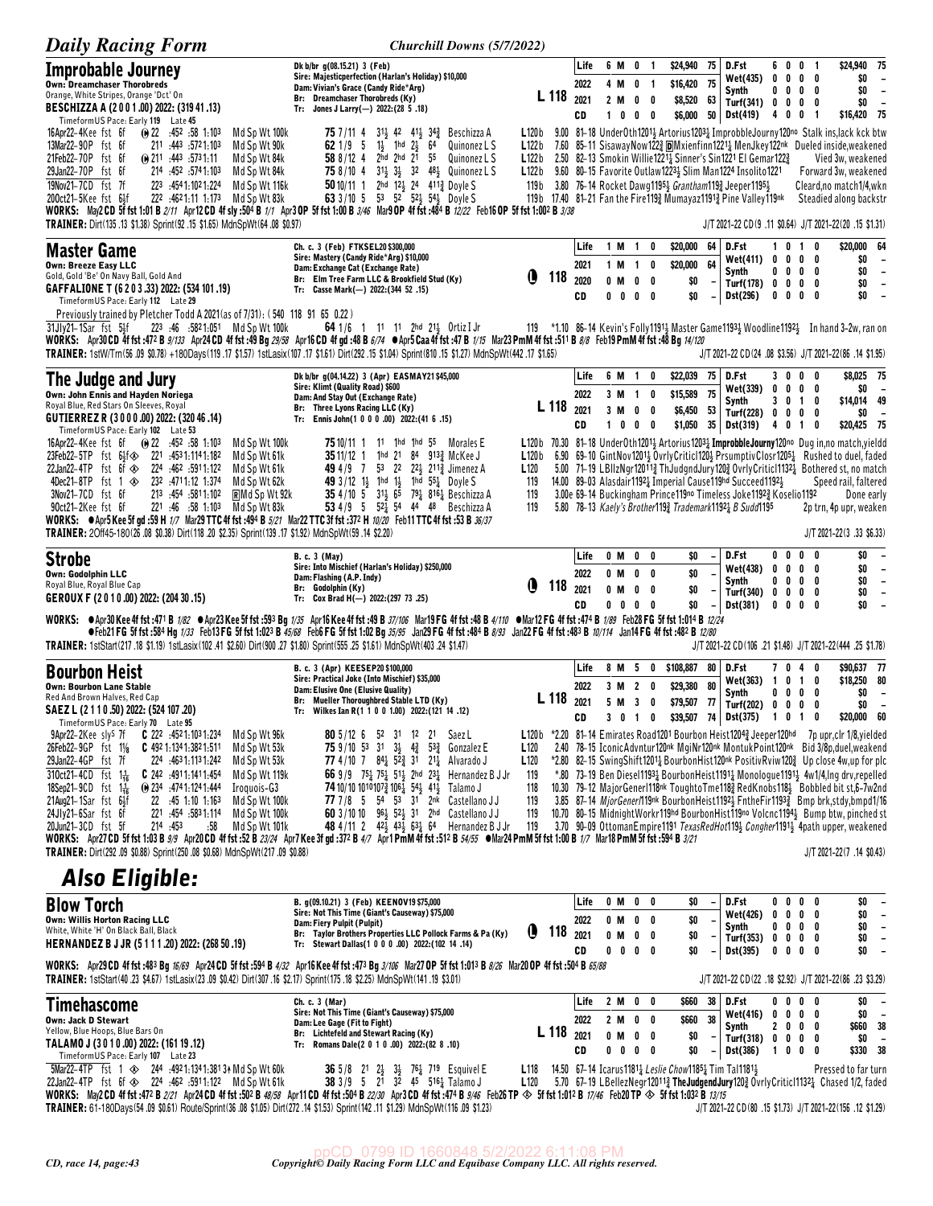# Improbable Journey

Dk b/br g(08.15.21) 3 (Feb)
Sire: Majesticperfection (Harlan's Holiday) $10,000
Dam: Vivian's Grace (Candy Ride*Arg)
Br: Dreamchaser Thorobreds (Ky)
Tr: Jones J Larry(—) 2022:(28 5 .18)

**Own: Dreamchaser Thorobreds**
Orange, White Stripes, Orange 'Dct' On
**BESCHIZZA A (2 0 0 1 .00) 2022: (319 41 .13)**
TimeformUS Pace: Early 119 Late 45

L 118

| | | | | | | |
|---|---|---|---|---|---|---|
| Life | 6 M 0 1 | $24,940 75 | D.Fst | 6 0 0 1 | $24,940 | 75 |
| 2022 | 4 M 0 1 | $16,420 75 | Wet(435) | 0 0 0 0 | $0 | – |
| 2021 | 2 M 0 0 | $8,520 63 | Synth | 0 0 0 0 | $0 | – |
| CD | 1 0 0 0 | $6,000 50 | Turf(341) | 0 0 0 0 | $0 | – |
| | | | Dst(419) | 4 0 0 1 | $16,420 | 75 |

16Apr22–4Kee fst 6f ⓢ 22 :452 :58 1:103 Md Sp Wt 100k 75 7/11 4 3½ 42 41½ 34¾ Beschizza A L120b 9.00 81–18 UnderOth1201½ Artorius1203¼ ImprobbleJourny120no Stalk ins,lack kck btw
13Mar22–9OP fst 6f 211 :443 :5721:103 Md Sp Wt 90k 62 1/9 5 1½ 1hd 2½ 64 Quinonez L S L122b 7.60 85–11 SisawayNow122¾ ◻Mxienfinn1221¼ MenJkey122nk Dueled inside,weakened
21Feb22–7OP fst 6f ⓢ 211 :443 :5731:11 Md Sp Wt 84k 58 8/12 4 2hd 2hd 21 55 Quinonez L S L122b 2.50 82–13 Smokin Willie1221¼ Sinner's Sin1221 El Gemar122¾ Vied 3w, weakened
29Jan22–7OP fst 6f 214 :452 :5741:103 Md Sp Wt 84k 75 8/10 4 3½ 3½ 32 48½ Quinonez L S L122b 9.60 80–15 Favorite Outlaw1223½ Slim Man1224 Insolito1221 Forward 3w, weakened
19Nov21–7CD fst 7f 223 :4541:1021:224 Md Sp Wt 116k 50 10/11 1 2hd 12½ 24 411¾ Doyle S 119b 3.80 76–14 Rocket Dawg1195½ *Grantham*119¾ Jeeper1195½ Cleard,no match1/4,wkn
20Oct21–5Kee fst 6½f 222 :4621:11 1:173 Md Sp Wt 83k 63 3/10 5 53 52 52½ 54½ Doyle S 119b 17.40 81–21 Fan the Fire119¾ Mumayaz1191¾ Pine Valley119nk Steadied along backstr

WORKS: May2 CD 5f fst 1:01 B *2/11* Apr12 CD 4f sly :504 B *1/1* Apr3 OP 5f fst 1:00 B *3/46* Mar9 OP 4f fst :484 B *12/22* Feb16 OP 5f fst 1:002 B *3/38*
TRAINER: Dirt(135 .13 $1.38) Sprint(92 .15 $1.65) MdnSpWt(64 .08 $0.97) J/T 2021-22 CD(9 .11 $0.64) J/T 2021-22(20 .15 $1.31)

# Master Game

Ch. c. 3 (Feb) FTKSEL20 $300,000
Sire: Mastery (Candy Ride*Arg) $10,000
Dam: Exchange Cat (Exchange Rate)
Br: Elm Tree Farm LLC & Brookfield Stud (Ky)
Tr: Casse Mark(—) 2022:(344 52 .15)

**Own: Breeze Easy LLC**
Gold, Gold 'Be' On Navy Ball, Gold And
**GAFFALIONE T (6 2 0 3 .33) 2022: (534 101 .19)**
TimeformUS Pace: Early 112 Late 29

118

| | | | | | | |
|---|---|---|---|---|---|---|
| Life | 1 M 1 0 | $20,000 64 | D.Fst | 1 0 1 0 | $20,000 | 64 |
| 2021 | 1 M 1 0 | $20,000 64 | Wet(411) | 0 0 0 0 | $0 | – |
| 2020 | 0 M 0 0 | $0 – | Synth | 0 0 0 0 | $0 | – |
| CD | 0 0 0 0 | $0 – | Turf(178) | 0 0 0 0 | $0 | – |
| | | | Dst(296) | 0 0 0 0 | $0 | – |

Previously trained by Pletcher Todd A 2021(as of 7/31): (540 118 91 65 0.22)
31Jly21–1Sar fst 5½f 223 :46 :5821:051 Md Sp Wt 100k 64 1/6 1 11 11 2hd 21½ Ortiz I Jr 119 *1.10 86–14 Kevin's Folly1191½ Master Game1193¾ Woodline1192½ In hand 3-2w, ran on

WORKS: Apr30 CD 4f fst :472 B *9/133* Apr24 CD 4f fst :49 Bg *29/58* Apr16 CD 4f gd :48 B *6/74* ●Apr5 Caa 4f fst :47 B *1/15* Mar23 PmM 4f fst :511 B *8/8* Feb19 PmM 4f fst :48 Bg *14/120*
TRAINER: 1stW/Trn(56 .09 $0.78) +180Days(119 .17 $1.57) 1stLasix(107 .17 $1.61) Dirt(292 .15 $1.04) Sprint(810 .15 $1.27) MdnSpWt(442 .17 $1.65) J/T 2021-22 CD(24 .08 $3.56) J/T 2021-22(86 .14 $1.95)

# The Judge and Jury

Dk b/br g(04.14.22) 3 (Apr) EASMAY21 $45,000
Sire: Klimt (Quality Road) $600
Dam: And Stay Out (Exchange Rate)
Br: Three Lyons Racing LLC (Ky)
Tr: Ennis John(1 0 0 0 .00) 2022:(41 6 .15)

**Own: John Ennis and Hayden Noriega**
Royal Blue, Red Stars On Sleeves, Royal
**GUTIERREZ R (3 0 0 0 .00) 2022: (320 46 .14)**
TimeformUS Pace: Early 102 Late 53

L 118

| | | | | | | |
|---|---|---|---|---|---|---|
| Life | 6 M 1 0 | $22,039 75 | D.Fst | 3 0 0 0 | $8,025 | 75 |
| 2022 | 3 M 1 0 | $15,589 75 | Wet(339) | 0 0 0 0 | $0 | – |
| 2021 | 3 M 0 0 | $6,450 53 | Synth | 3 0 1 0 | $14,014 | 49 |
| CD | 1 0 0 0 | $1,050 35 | Turf(229) | 0 0 0 0 | $0 | – |
| | | | Dst(319) | 4 0 1 0 | $20,425 | 75 |

16Apr22–4Kee fst 6f ⓢ 22 :452 :58 1:103 Md Sp Wt 100k 75 10/11 1 11 1hd 1hd 55 Morales E L120b 70.30 81–18 UnderOth1201½ Artorius1203¼ **ImprobbleJourny**120no Dug in,no match,yieldd
23Feb22–5TP fst 6½f ⊗ 221 :4531:1141:182 Md Sp Wt 61k 35 11/12 1 1hd 21 84 913¾ McKee J L120b 6.90 69–10 GintNov1201½ OvrlyCriticl120½ PrsumptivClosr1205¼ Rushed to duel, faded
22Jan22–4TP fst 6f ⊗ 224 :462 :5911:122 Md Sp Wt 61k 49 4/9 7 53 22 22½ 211¾ Jimenez A L120 5.00 71–19 LBllzNgr12011¾ ThJudgndJury120¾ OvrlyCriticl1132¼ Bothered st, no match
4Dec21–8TP fst 1 ⊗ 232 :4711:12 1:374 Md Sp Wt 62k 49 3/12 1½ 1hd 1½ 1hd 55¼ Doyle S 119 14.00 89–03 Alasdair1192¼ Imperial Cause119hd Succeed1192½ Speed rail, faltered
3Nov21–7CD fst 6f 213 :454 :5811:102 Ⓡ Md Sp Wt 92k 35 4/10 5 31½ 55 79¼ 816¼ Beschizza A 119 3.00e 69–14 Buckingham Prince119no Timeless Joke1192¾ Koselio1192 Done early
9Oct21–2Kee fst 6f 221 :46 :58 1:103 Md Sp Wt 83k 53 4/9 5 52½ 54 44 48 Beschizza A 119 5.80 78–13 *Kaely's Brother*119¾ *Trademark*1191¾ *B Sudd*1195 2p trn, 4p upr, weaken

WORKS: ●Apr5 Kee 5f gd :59 H *1/7* Mar29 TTC 4f fst :494 B *5/21* Mar22 TTC 3f fst :372 H *10/20* Feb11 TTC 4f fst :53 B *36/37*
TRAINER: 2Off45-180(26 .08 $0.38) Dirt(118 .20 $2.35) Sprint(139 .17 $1.92) MdnSpWt(59 .14 $2.20) J/T 2021-22(3 .33 $6.33)

# Strobe

B. c. 3 (May)
Sire: Into Mischief (Harlan's Holiday) $250,000
Dam: Flashing (A.P. Indy)
Br: Godolphin (Ky)
Tr: Cox Brad H(—) 2022:(297 73 .25)

**Own: Godolphin LLC**
Royal Blue, Royal Blue Cap
**GEROUX F (2 0 1 0 .00) 2022: (204 30 .15)**

118

| | | | | | | |
|---|---|---|---|---|---|---|
| Life | 0 M 0 0 | $0 – | D.Fst | 0 0 0 0 | $0 | – |
| 2022 | 0 M 0 0 | $0 – | Wet(438) | 0 0 0 0 | $0 | – |
| 2021 | 0 M 0 0 | $0 – | Synth | 0 0 0 0 | $0 | – |
| CD | 0 0 0 0 | $0 – | Turf(340) | 0 0 0 0 | $0 | – |
| | | | Dst(381) | 0 0 0 0 | $0 | – |

WORKS: ●Apr30 Kee 4f fst :471 B *1/82* ●Apr23 Kee 5f fst :593 Bg *1/35* Apr16 Kee 4f fst :49 B *37/106* Mar19 FG 4f fst :48 B *4/110* ●Mar12 FG 4f fst :474 B *1/89* Feb28 FG 5f fst 1:014 B *12/24*
●Feb21 FG 5f fst :584 Hg *1/33* Feb13 FG 5f fst 1:023 B *45/68* Feb6 FG 5f fst 1:02 Bg *35/95* Jan29 FG 4f fst :484 B *8/93* Jan22 FG 4f fst :483 B *10/114* Jan14 FG 4f fst :482 B *12/80*
TRAINER: 1stStart(217 .18 $1.19) 1stLasix(102 .41 $2.60) Dirt(900 .27 $1.80) Sprint(555 .25 $1.61) MdnSpWt(403 .24 $1.47) J/T 2021-22 CD(106 .21 $1.48) J/T 2021-22(444 .25 $1.78)

# Bourbon Heist

B. c. 3 (Apr) KEESEP20 $100,000
Sire: Practical Joke (Into Mischief) $35,000
Dam: Elusive One (Elusive Quality)
Br: Mueller Thoroughbred Stable LTD (Ky)
Tr: Wilkes Ian R(1 1 0 0 1.00) 2022:(121 14 .12)

**Own: Bourbon Lane Stable**
Red And Brown Halves, Red Cap
**SAEZ L (2 1 1 0 .50) 2022: (524 107 .20)**
TimeformUS Pace: Early 70 Late 95

L 118

| | | | | | | |
|---|---|---|---|---|---|---|
| Life | 8 M 5 0 | $108,887 80 | D.Fst | 7 0 4 0 | $90,637 | 77 |
| 2022 | 3 M 2 0 | $29,380 80 | Wet(363) | 1 0 1 0 | $18,250 | 80 |
| 2021 | 5 M 3 0 | $79,507 77 | Synth | 0 0 0 0 | $0 | – |
| CD | 3 0 1 0 | $39,507 74 | Turf(202) | 0 0 0 0 | $0 | – |
| | | | Dst(375) | 1 0 1 0 | $20,000 | 60 |

9Apr22–2Kee sly⁵ 7f **C** 222 :4521:1031:234 Md Sp Wt 96k 80 5/12 6 52 31 12 21 Saez L L120b *2.20 81–14 Emirates Road1201 Bourbon Heist1204¾ Jeeper120hd 7p upr,clr 1/8,yielded
26Feb22–9GP fst 1⅛ **C** 492 1:1341:3821:511 Md Sp Wt 53k 75 9/10 53 31 3½ 4¾ 53¾ Gonzalez E L120 2.40 78–15 IconicAdvntur120nk MgiNr120nk MontukPoint120nk Bid 3/8p,duel,weakend
29Jan22–4GP fst 7f 224 :4631:1131:242 Md Sp Wt 53k 77 4/10 7 84½ 52¾ 31 21¼ Alvarado J L120 *2.80 82–15 SwingShift1201¼ BourbonHist120nk PositivRviw120¾ Up close 4w,up for plc
31Oct21–4CD fst 1$\frac{1}{16}$ **C** 242 :4911:1411:454 Md Sp Wt 119k 66 9/9 75½ 75½ 51½ 2hd 23¼ Hernandez B J Jr 119 *.80 73–19 Ben Diesel1193¼ BourbonHeist1191½ Monologue1191½ 4w1/4,lng drv,repelled
18Sep21–9CD fst 1$\frac{1}{16}$ ⓢ 234 :4741:1241:444 Iroquois-G3 74 10/10 101010 7¾ 106¼ 54½ 41½ Talamo J 118 10.30 79–12 MajorGenerl118nk ToughtoTme118¾ RedKnobs118½ Bobbled bit st,6–7w2nd
21Aug21–1Sar fst 6½f 22 :45 1:10 1:163 Md Sp Wt 100k 77 7/8 5 54 53 31 2nk Castellano J J 119 3.85 87–14 *MjorGenerl*119nk BourbonHeist1192½ FntheFir1193¾ Bmp brk,stdy,bmpd1/16
24Jly21–6Sar fst 6f 221 :454 :5831:114 Md Sp Wt 100k 60 3/10 10 96½ 52½ 31 2hd Castellano J J 119 10.70 80–15 MidnightWorkr119hd BourbonHist119no Volcnc1194½ Bump btw, pinched st
20Jun21–3CD fst 5f 214 :453 :58 Md Sp Wt 101k 48 4/11 2 42½ 43½ 63¼ 64 Hernandez B J Jr 119 3.70 90–09 OttomanEmpire1191 *TexasRedHot*119½ *Congher*1191½ 4path upper, weakened

WORKS: Apr27 CD 5f fst 1:03 B *9/9* Apr20 CD 4f fst :52 B *23/24* Apr7 Kee 3f gd :372 B *4/7* Apr1 PmM 4f fst :512 B *54/55* ●Mar24 PmM 5f fst 1:00 B *1/7* Mar18 PmM 5f fst :594 B *3/21*
TRAINER: Dirt(292 .09 $0.88) Sprint(250 .08 $0.68) MdnSpWt(217 .09 $0.88) J/T 2021-22(7 .14 $0.43)

## Also Eligible:

# Blow Torch

B. g(09.10.21) 3 (Feb) KEENOV19 $75,000
Sire: Not This Time (Giant's Causeway) $75,000
Dam: Fiery Pulpit (Pulpit)
Br: Taylor Brothers Properties LLC Pollock Farms & Pa (Ky)
Tr: Stewart Dallas(1 0 0 0 .00) 2022:(102 14 .14)

**Own: Willis Horton Racing LLC**
White, White 'H' On Black Ball, Black
**HERNANDEZ B J JR (5 1 1 1 .20) 2022: (268 50 .19)**

118

| | | | | | | |
|---|---|---|---|---|---|---|
| Life | 0 M 0 0 | $0 – | D.Fst | 0 0 0 0 | $0 | – |
| 2022 | 0 M 0 0 | $0 – | Wet(426) | 0 0 0 0 | $0 | – |
| 2021 | 0 M 0 0 | $0 – | Synth | 0 0 0 0 | $0 | – |
| CD | 0 0 0 0 | $0 – | Turf(353) | 0 0 0 0 | $0 | – |
| | | | Dst(395) | 0 0 0 0 | $0 | – |

WORKS: Apr29 CD 4f fst :483 Bg *16/69* Apr24 CD 5f fst :594 B *4/32* Apr16 Kee 4f fst :473 Bg *3/106* Mar27 OP 5f fst 1:013 B *8/26* Mar20 OP 4f fst :504 B *65/88*
TRAINER: 1stStart(40 .23 $4.67) 1stLasix(23 .09 $0.42) Dirt(307 .16 $2.17) Sprint(175 .18 $2.25) MdnSpWt(141 .19 $3.01) J/T 2021-22 CD(22 .18 $2.92) J/T 2021-22(86 .23 $3.29)

# Timehascome

Ch. c. 3 (Mar)
Sire: Not This Time (Giant's Causeway) $75,000
Dam: Lee Gage (Fit to Fight)
Br: Lichtefeld and Stewart Racing (Ky)
Tr: Romans Dale(2 0 1 0 .00) 2022:(82 8 .10)

**Own: Jack D Stewart**
Yellow, Blue Hoops, Blue Bars On
**TALAMO J (3 0 1 0 .00) 2022: (161 19 .12)**
TimeformUS Pace: Early 107 Late 23

L 118

| | | | | | | |
|---|---|---|---|---|---|---|
| Life | 2 M 0 0 | $660 38 | D.Fst | 0 0 0 0 | $0 | – |
| 2022 | 2 M 0 0 | $660 38 | Wet(416) | 0 0 0 0 | $0 | – |
| 2021 | 0 M 0 0 | $0 – | Synth | 2 0 0 0 | $660 | 38 |
| CD | 0 0 0 0 | $0 – | Turf(318) | 0 0 0 0 | $0 | – |
| | | | Dst(386) | 1 0 0 0 | $330 | 38 |

5Mar22–4TP fst 1 ⊗ 244 :4921:1341:381 3↑ Md Sp Wt 60k 36 5/8 21 2½ 3½ 76¼ 719 Esquivel E L118 14.50 67–14 Icarus1181¼ *Leslie Chow*1185¼ Tim Tal1181½ Pressed to far turn
22Jan22–4TP fst 6f ⊗ 224 :462 :5911:122 Md Sp Wt 61k 38 3/9 5 21 32 45 516¼ Talamo J L120 5.70 67–19 LBellezNegr12011¾ **TheJudgendJury**120¾ OvrlyCriticl1132¼ Chased 1/2, faded

WORKS: May2 CD 4f fst :472 B *2/21* Apr24 CD 4f fst :502 B *48/58* Apr11 CD 4f fst :504 B *22/30* Apr3 CD 4f fst :474 B *9/46* Feb26 TP ⊗ 5f fst 1:012 B *17/46* Feb20 TP ⊗ 5f fst 1:032 B *13/15*
TRAINER: 61-180Days(54 .09 $0.61) Route/Sprint(36 .08 $1.05) Dirt(272 .14 $1.53) Sprint(142 .11 $1.29) MdnSpWt(116 .09 $1.23) J/T 2021-22 CD(80 .15 $1.73) J/T 2021-22(156 .12 $1.29)